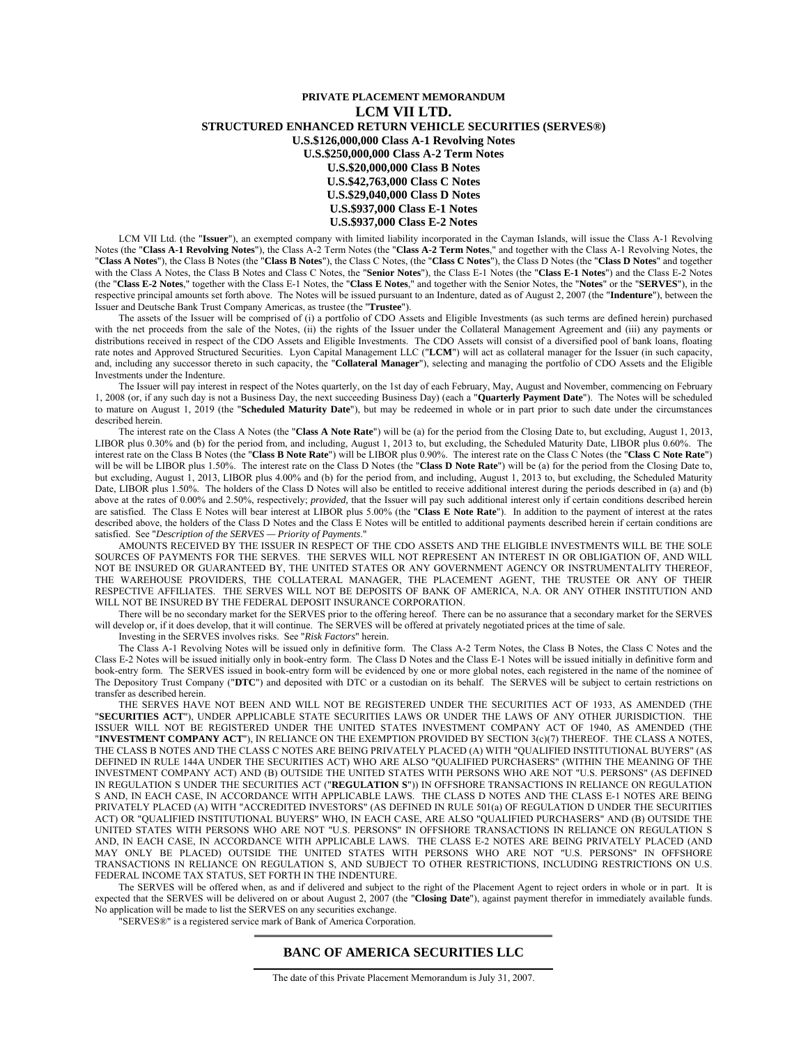**PRIVATE PLACEMENT MEMORANDUM**

# LCM VII LTD.

**STRUCTURED ENHANCED RETURN VEHICLE SECURITIES (SERVES®)**

**U.S.$126,000,000 Class A-1 Revolving Notes**
**U.S.$250,000,000 Class A-2 Term Notes**
**U.S.$20,000,000 Class B Notes**
**U.S.$42,763,000 Class C Notes**
**U.S.$29,040,000 Class D Notes**
**U.S.$937,000 Class E-1 Notes**
**U.S.$937,000 Class E-2 Notes**

LCM VII Ltd. (the "**Issuer**"), an exempted company with limited liability incorporated in the Cayman Islands, will issue the Class A-1 Revolving Notes (the "**Class A-1 Revolving Notes**"), the Class A-2 Term Notes (the "**Class A-2 Term Notes**," and together with the Class A-1 Revolving Notes, the "**Class A Notes**"), the Class B Notes (the "**Class B Notes**"), the Class C Notes, (the "**Class C Notes**"), the Class D Notes (the "**Class D Notes**" and together with the Class A Notes, the Class B Notes and Class C Notes, the "**Senior Notes**"), the Class E-1 Notes (the "**Class E-1 Notes**") and the Class E-2 Notes (the "**Class E-2 Notes**," together with the Class E-1 Notes, the "**Class E Notes**," and together with the Senior Notes, the "**Notes**" or the "**SERVES**"), in the respective principal amounts set forth above. The Notes will be issued pursuant to an Indenture, dated as of August 2, 2007 (the "**Indenture**"), between the Issuer and Deutsche Bank Trust Company Americas, as trustee (the "**Trustee**").

The assets of the Issuer will be comprised of (i) a portfolio of CDO Assets and Eligible Investments (as such terms are defined herein) purchased with the net proceeds from the sale of the Notes, (ii) the rights of the Issuer under the Collateral Management Agreement and (iii) any payments or distributions received in respect of the CDO Assets and Eligible Investments. The CDO Assets will consist of a diversified pool of bank loans, floating rate notes and Approved Structured Securities. Lyon Capital Management LLC ("**LCM**") will act as collateral manager for the Issuer (in such capacity, and, including any successor thereto in such capacity, the "**Collateral Manager**"), selecting and managing the portfolio of CDO Assets and the Eligible Investments under the Indenture.

The Issuer will pay interest in respect of the Notes quarterly, on the 1st day of each February, May, August and November, commencing on February 1, 2008 (or, if any such day is not a Business Day, the next succeeding Business Day) (each a "**Quarterly Payment Date**"). The Notes will be scheduled to mature on August 1, 2019 (the "**Scheduled Maturity Date**"), but may be redeemed in whole or in part prior to such date under the circumstances described herein.

The interest rate on the Class A Notes (the "**Class A Note Rate**") will be (a) for the period from the Closing Date to, but excluding, August 1, 2013, LIBOR plus 0.30% and (b) for the period from, and including, August 1, 2013 to, but excluding, the Scheduled Maturity Date, LIBOR plus 0.60%. The interest rate on the Class B Notes (the "**Class B Note Rate**") will be LIBOR plus 0.90%. The interest rate on the Class C Notes (the "**Class C Note Rate**") will be will be LIBOR plus 1.50%. The interest rate on the Class D Notes (the "**Class D Note Rate**") will be (a) for the period from the Closing Date to, but excluding, August 1, 2013, LIBOR plus 4.00% and (b) for the period from, and including, August 1, 2013 to, but excluding, the Scheduled Maturity Date, LIBOR plus 1.50%. The holders of the Class D Notes will also be entitled to receive additional interest during the periods described in (a) and (b) above at the rates of 0.00% and 2.50%, respectively; *provided,* that the Issuer will pay such additional interest only if certain conditions described herein are satisfied. The Class E Notes will bear interest at LIBOR plus 5.00% (the "**Class E Note Rate**"). In addition to the payment of interest at the rates described above, the holders of the Class D Notes and the Class E Notes will be entitled to additional payments described herein if certain conditions are satisfied. See "*Description of the SERVES — Priority of Payments.*"

AMOUNTS RECEIVED BY THE ISSUER IN RESPECT OF THE CDO ASSETS AND THE ELIGIBLE INVESTMENTS WILL BE THE SOLE SOURCES OF PAYMENTS FOR THE SERVES. THE SERVES WILL NOT REPRESENT AN INTEREST IN OR OBLIGATION OF, AND WILL NOT BE INSURED OR GUARANTEED BY, THE UNITED STATES OR ANY GOVERNMENT AGENCY OR INSTRUMENTALITY THEREOF, THE WAREHOUSE PROVIDERS, THE COLLATERAL MANAGER, THE PLACEMENT AGENT, THE TRUSTEE OR ANY OF THEIR RESPECTIVE AFFILIATES. THE SERVES WILL NOT BE DEPOSITS OF BANK OF AMERICA, N.A. OR ANY OTHER INSTITUTION AND WILL NOT BE INSURED BY THE FEDERAL DEPOSIT INSURANCE CORPORATION.

There will be no secondary market for the SERVES prior to the offering hereof. There can be no assurance that a secondary market for the SERVES will develop or, if it does develop, that it will continue. The SERVES will be offered at privately negotiated prices at the time of sale.

Investing in the SERVES involves risks. See "*Risk Factors*" herein.

The Class A-1 Revolving Notes will be issued only in definitive form. The Class A-2 Term Notes, the Class B Notes, the Class C Notes and the Class E-2 Notes will be issued initially only in book-entry form. The Class D Notes and the Class E-1 Notes will be issued initially in definitive form and book-entry form. The SERVES issued in book-entry form will be evidenced by one or more global notes, each registered in the name of the nominee of The Depository Trust Company ("**DTC**") and deposited with DTC or a custodian on its behalf. The SERVES will be subject to certain restrictions on transfer as described herein.

THE SERVES HAVE NOT BEEN AND WILL NOT BE REGISTERED UNDER THE SECURITIES ACT OF 1933, AS AMENDED (THE "**SECURITIES ACT**"), UNDER APPLICABLE STATE SECURITIES LAWS OR UNDER THE LAWS OF ANY OTHER JURISDICTION. THE ISSUER WILL NOT BE REGISTERED UNDER THE UNITED STATES INVESTMENT COMPANY ACT OF 1940, AS AMENDED (THE "**INVESTMENT COMPANY ACT**"), IN RELIANCE ON THE EXEMPTION PROVIDED BY SECTION 3(c)(7) THEREOF. THE CLASS A NOTES, THE CLASS B NOTES AND THE CLASS C NOTES ARE BEING PRIVATELY PLACED (A) WITH "QUALIFIED INSTITUTIONAL BUYERS" (AS DEFINED IN RULE 144A UNDER THE SECURITIES ACT) WHO ARE ALSO "QUALIFIED PURCHASERS" (WITHIN THE MEANING OF THE INVESTMENT COMPANY ACT) AND (B) OUTSIDE THE UNITED STATES WITH PERSONS WHO ARE NOT "U.S. PERSONS" (AS DEFINED IN REGULATION S UNDER THE SECURITIES ACT ("**REGULATION S**")) IN OFFSHORE TRANSACTIONS IN RELIANCE ON REGULATION S AND, IN EACH CASE, IN ACCORDANCE WITH APPLICABLE LAWS. THE CLASS D NOTES AND THE CLASS E-1 NOTES ARE BEING PRIVATELY PLACED (A) WITH "ACCREDITED INVESTORS" (AS DEFINED IN RULE 501(a) OF REGULATION D UNDER THE SECURITIES ACT) OR "QUALIFIED INSTITUTIONAL BUYERS" WHO, IN EACH CASE, ARE ALSO "QUALIFIED PURCHASERS" AND (B) OUTSIDE THE UNITED STATES WITH PERSONS WHO ARE NOT "U.S. PERSONS" IN OFFSHORE TRANSACTIONS IN RELIANCE ON REGULATION S AND, IN EACH CASE, IN ACCORDANCE WITH APPLICABLE LAWS. THE CLASS E-2 NOTES ARE BEING PRIVATELY PLACED (AND MAY ONLY BE PLACED) OUTSIDE THE UNITED STATES WITH PERSONS WHO ARE NOT "U.S. PERSONS" IN OFFSHORE TRANSACTIONS IN RELIANCE ON REGULATION S, AND SUBJECT TO OTHER RESTRICTIONS, INCLUDING RESTRICTIONS ON U.S. FEDERAL INCOME TAX STATUS, SET FORTH IN THE INDENTURE.

The SERVES will be offered when, as and if delivered and subject to the right of the Placement Agent to reject orders in whole or in part. It is expected that the SERVES will be delivered on or about August 2, 2007 (the "**Closing Date**"), against payment therefor in immediately available funds. No application will be made to list the SERVES on any securities exchange.

"SERVES®" is a registered service mark of Bank of America Corporation.

---

**BANC OF AMERICA SECURITIES LLC**

---

The date of this Private Placement Memorandum is July 31, 2007.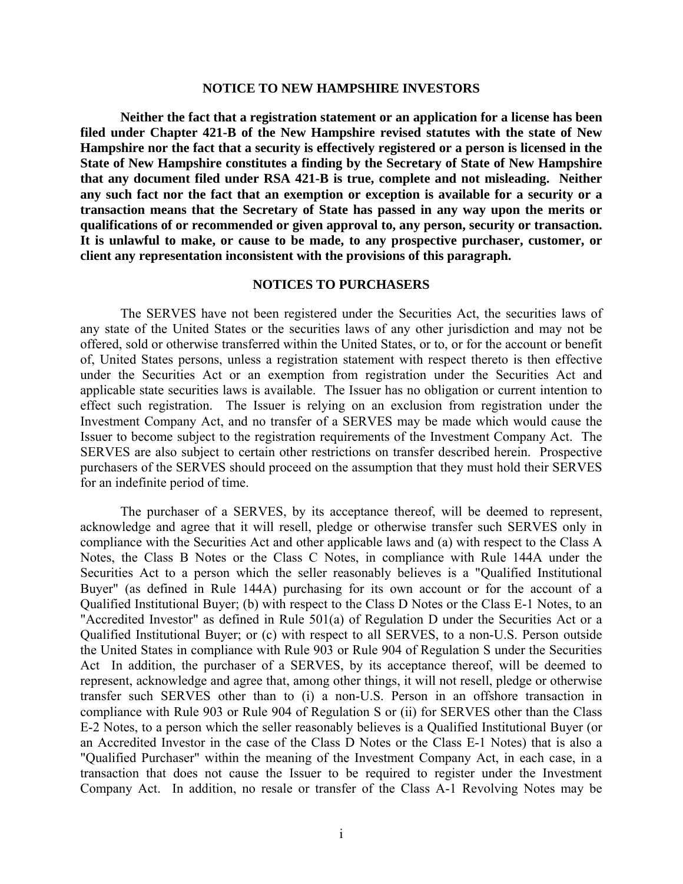## NOTICE TO NEW HAMPSHIRE INVESTORS

**Neither the fact that a registration statement or an application for a license has been filed under Chapter 421-B of the New Hampshire revised statutes with the state of New Hampshire nor the fact that a security is effectively registered or a person is licensed in the State of New Hampshire constitutes a finding by the Secretary of State of New Hampshire that any document filed under RSA 421-B is true, complete and not misleading. Neither any such fact nor the fact that an exemption or exception is available for a security or a transaction means that the Secretary of State has passed in any way upon the merits or qualifications of or recommended or given approval to, any person, security or transaction. It is unlawful to make, or cause to be made, to any prospective purchaser, customer, or client any representation inconsistent with the provisions of this paragraph.**

## NOTICES TO PURCHASERS

The SERVES have not been registered under the Securities Act, the securities laws of any state of the United States or the securities laws of any other jurisdiction and may not be offered, sold or otherwise transferred within the United States, or to, or for the account or benefit of, United States persons, unless a registration statement with respect thereto is then effective under the Securities Act or an exemption from registration under the Securities Act and applicable state securities laws is available. The Issuer has no obligation or current intention to effect such registration. The Issuer is relying on an exclusion from registration under the Investment Company Act, and no transfer of a SERVES may be made which would cause the Issuer to become subject to the registration requirements of the Investment Company Act. The SERVES are also subject to certain other restrictions on transfer described herein. Prospective purchasers of the SERVES should proceed on the assumption that they must hold their SERVES for an indefinite period of time.

The purchaser of a SERVES, by its acceptance thereof, will be deemed to represent, acknowledge and agree that it will resell, pledge or otherwise transfer such SERVES only in compliance with the Securities Act and other applicable laws and (a) with respect to the Class A Notes, the Class B Notes or the Class C Notes, in compliance with Rule 144A under the Securities Act to a person which the seller reasonably believes is a "Qualified Institutional Buyer" (as defined in Rule 144A) purchasing for its own account or for the account of a Qualified Institutional Buyer; (b) with respect to the Class D Notes or the Class E-1 Notes, to an "Accredited Investor" as defined in Rule 501(a) of Regulation D under the Securities Act or a Qualified Institutional Buyer; or (c) with respect to all SERVES, to a non-U.S. Person outside the United States in compliance with Rule 903 or Rule 904 of Regulation S under the Securities Act In addition, the purchaser of a SERVES, by its acceptance thereof, will be deemed to represent, acknowledge and agree that, among other things, it will not resell, pledge or otherwise transfer such SERVES other than to (i) a non-U.S. Person in an offshore transaction in compliance with Rule 903 or Rule 904 of Regulation S or (ii) for SERVES other than the Class E-2 Notes, to a person which the seller reasonably believes is a Qualified Institutional Buyer (or an Accredited Investor in the case of the Class D Notes or the Class E-1 Notes) that is also a "Qualified Purchaser" within the meaning of the Investment Company Act, in each case, in a transaction that does not cause the Issuer to be required to register under the Investment Company Act. In addition, no resale or transfer of the Class A-1 Revolving Notes may be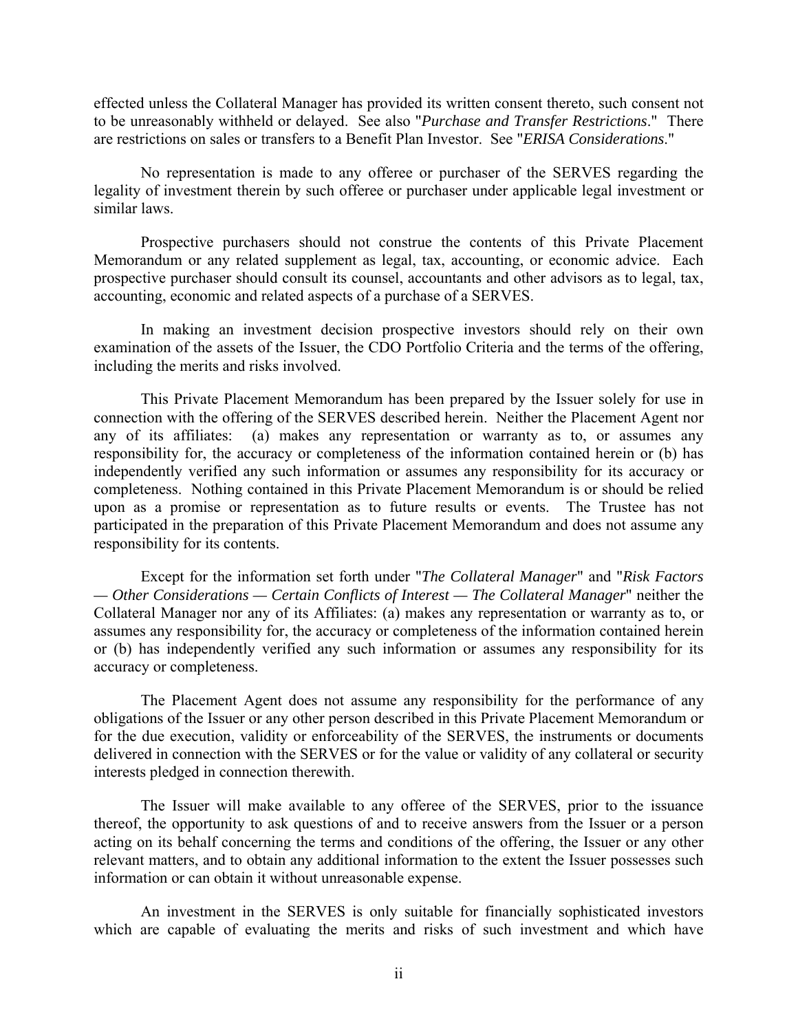effected unless the Collateral Manager has provided its written consent thereto, such consent not to be unreasonably withheld or delayed. See also "*Purchase and Transfer Restrictions*." There are restrictions on sales or transfers to a Benefit Plan Investor. See "*ERISA Considerations*."

No representation is made to any offeree or purchaser of the SERVES regarding the legality of investment therein by such offeree or purchaser under applicable legal investment or similar laws.

Prospective purchasers should not construe the contents of this Private Placement Memorandum or any related supplement as legal, tax, accounting, or economic advice. Each prospective purchaser should consult its counsel, accountants and other advisors as to legal, tax, accounting, economic and related aspects of a purchase of a SERVES.

In making an investment decision prospective investors should rely on their own examination of the assets of the Issuer, the CDO Portfolio Criteria and the terms of the offering, including the merits and risks involved.

This Private Placement Memorandum has been prepared by the Issuer solely for use in connection with the offering of the SERVES described herein. Neither the Placement Agent nor any of its affiliates: (a) makes any representation or warranty as to, or assumes any responsibility for, the accuracy or completeness of the information contained herein or (b) has independently verified any such information or assumes any responsibility for its accuracy or completeness. Nothing contained in this Private Placement Memorandum is or should be relied upon as a promise or representation as to future results or events. The Trustee has not participated in the preparation of this Private Placement Memorandum and does not assume any responsibility for its contents.

Except for the information set forth under "*The Collateral Manager*" and "*Risk Factors — Other Considerations — Certain Conflicts of Interest — The Collateral Manager*" neither the Collateral Manager nor any of its Affiliates: (a) makes any representation or warranty as to, or assumes any responsibility for, the accuracy or completeness of the information contained herein or (b) has independently verified any such information or assumes any responsibility for its accuracy or completeness.

The Placement Agent does not assume any responsibility for the performance of any obligations of the Issuer or any other person described in this Private Placement Memorandum or for the due execution, validity or enforceability of the SERVES, the instruments or documents delivered in connection with the SERVES or for the value or validity of any collateral or security interests pledged in connection therewith.

The Issuer will make available to any offeree of the SERVES, prior to the issuance thereof, the opportunity to ask questions of and to receive answers from the Issuer or a person acting on its behalf concerning the terms and conditions of the offering, the Issuer or any other relevant matters, and to obtain any additional information to the extent the Issuer possesses such information or can obtain it without unreasonable expense.

An investment in the SERVES is only suitable for financially sophisticated investors which are capable of evaluating the merits and risks of such investment and which have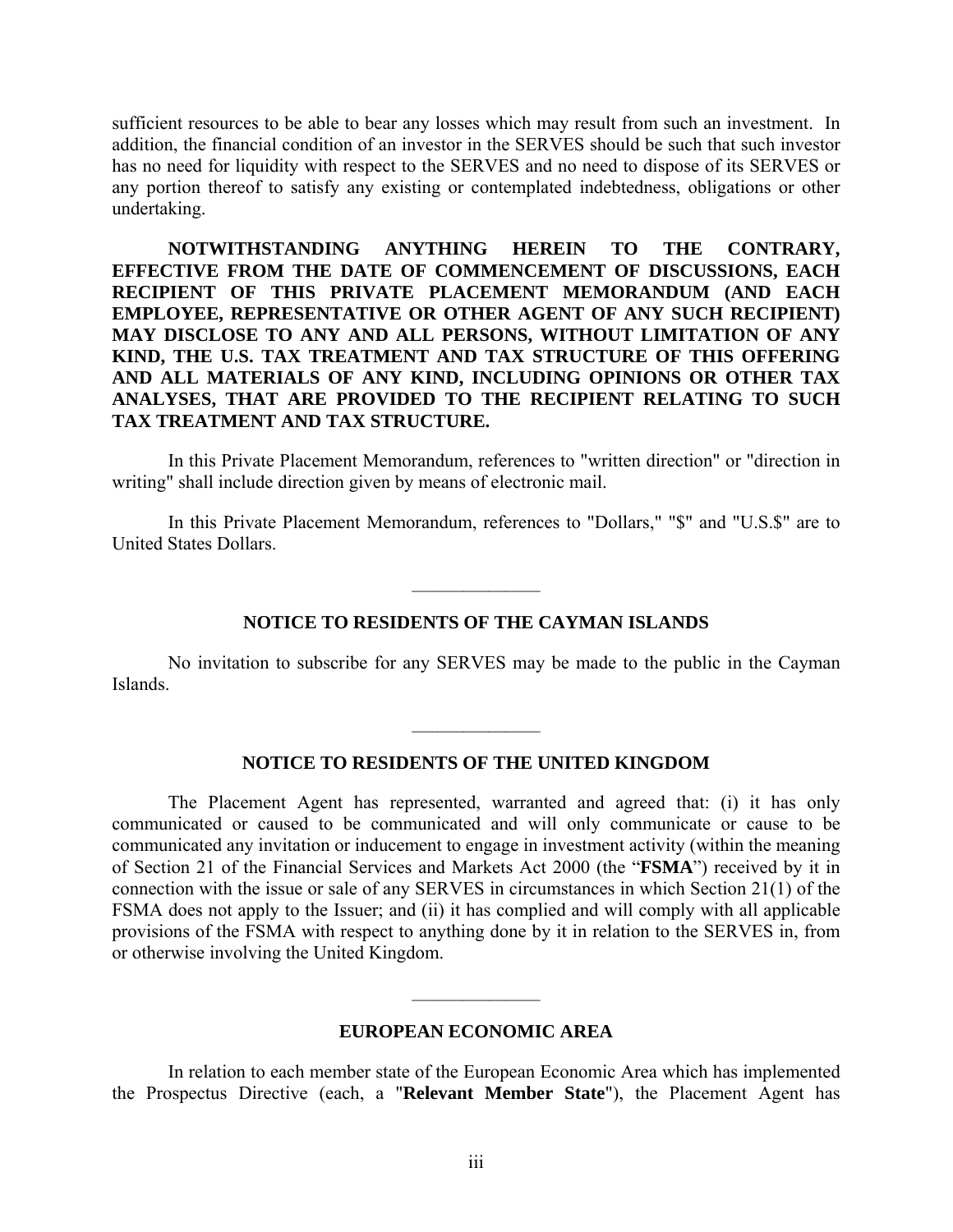sufficient resources to be able to bear any losses which may result from such an investment. In addition, the financial condition of an investor in the SERVES should be such that such investor has no need for liquidity with respect to the SERVES and no need to dispose of its SERVES or any portion thereof to satisfy any existing or contemplated indebtedness, obligations or other undertaking.

**NOTWITHSTANDING ANYTHING HEREIN TO THE CONTRARY, EFFECTIVE FROM THE DATE OF COMMENCEMENT OF DISCUSSIONS, EACH RECIPIENT OF THIS PRIVATE PLACEMENT MEMORANDUM (AND EACH EMPLOYEE, REPRESENTATIVE OR OTHER AGENT OF ANY SUCH RECIPIENT) MAY DISCLOSE TO ANY AND ALL PERSONS, WITHOUT LIMITATION OF ANY KIND, THE U.S. TAX TREATMENT AND TAX STRUCTURE OF THIS OFFERING AND ALL MATERIALS OF ANY KIND, INCLUDING OPINIONS OR OTHER TAX ANALYSES, THAT ARE PROVIDED TO THE RECIPIENT RELATING TO SUCH TAX TREATMENT AND TAX STRUCTURE.**

In this Private Placement Memorandum, references to "written direction" or "direction in writing" shall include direction given by means of electronic mail.

In this Private Placement Memorandum, references to "Dollars," "$" and "U.S.$" are to United States Dollars.

---

## NOTICE TO RESIDENTS OF THE CAYMAN ISLANDS

No invitation to subscribe for any SERVES may be made to the public in the Cayman Islands.

---

## NOTICE TO RESIDENTS OF THE UNITED KINGDOM

The Placement Agent has represented, warranted and agreed that: (i) it has only communicated or caused to be communicated and will only communicate or cause to be communicated any invitation or inducement to engage in investment activity (within the meaning of Section 21 of the Financial Services and Markets Act 2000 (the "**FSMA**") received by it in connection with the issue or sale of any SERVES in circumstances in which Section 21(1) of the FSMA does not apply to the Issuer; and (ii) it has complied and will comply with all applicable provisions of the FSMA with respect to anything done by it in relation to the SERVES in, from or otherwise involving the United Kingdom.

---

## EUROPEAN ECONOMIC AREA

In relation to each member state of the European Economic Area which has implemented the Prospectus Directive (each, a "**Relevant Member State**"), the Placement Agent has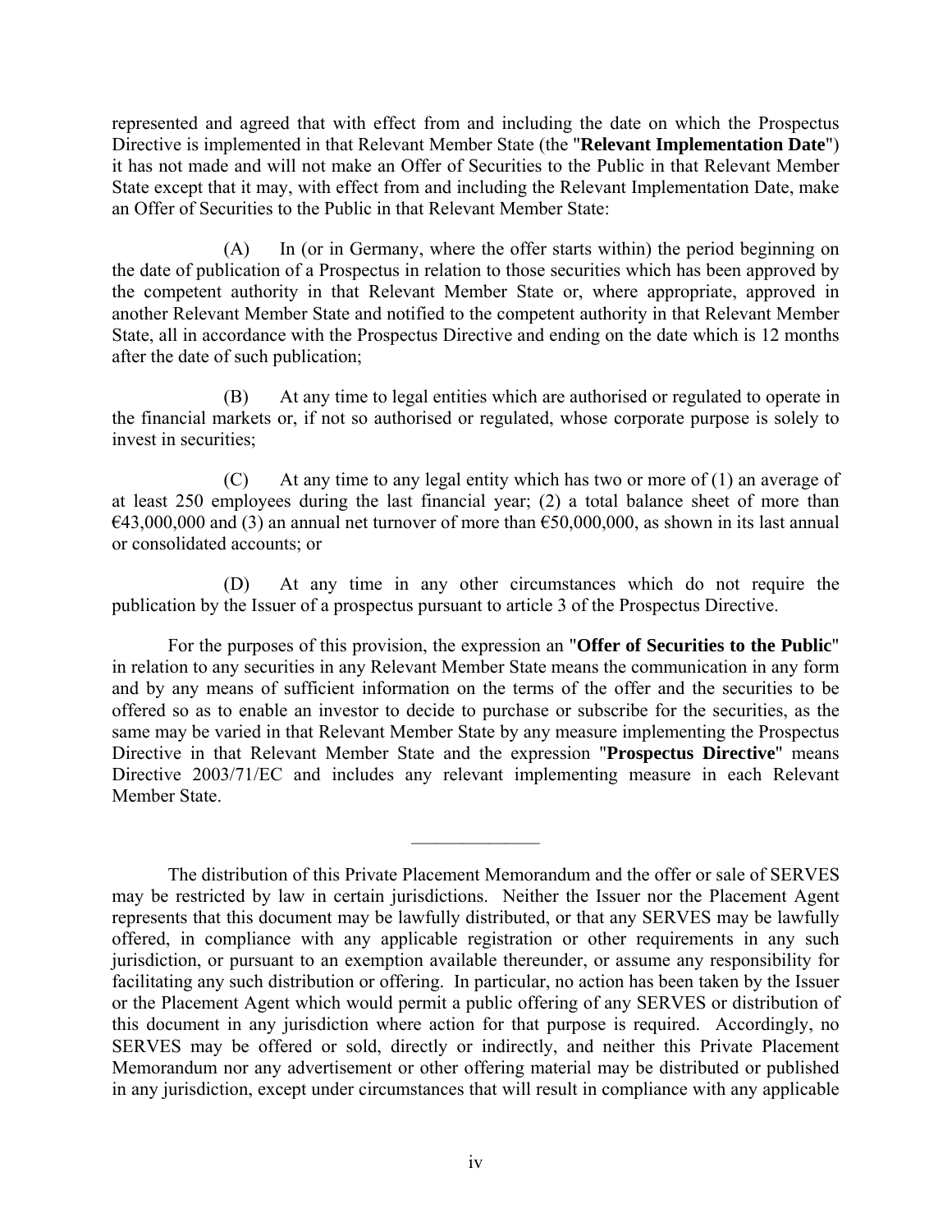represented and agreed that with effect from and including the date on which the Prospectus Directive is implemented in that Relevant Member State (the "**Relevant Implementation Date**") it has not made and will not make an Offer of Securities to the Public in that Relevant Member State except that it may, with effect from and including the Relevant Implementation Date, make an Offer of Securities to the Public in that Relevant Member State:

(A) In (or in Germany, where the offer starts within) the period beginning on the date of publication of a Prospectus in relation to those securities which has been approved by the competent authority in that Relevant Member State or, where appropriate, approved in another Relevant Member State and notified to the competent authority in that Relevant Member State, all in accordance with the Prospectus Directive and ending on the date which is 12 months after the date of such publication;

(B) At any time to legal entities which are authorised or regulated to operate in the financial markets or, if not so authorised or regulated, whose corporate purpose is solely to invest in securities;

(C) At any time to any legal entity which has two or more of (1) an average of at least 250 employees during the last financial year; (2) a total balance sheet of more than €43,000,000 and (3) an annual net turnover of more than €50,000,000, as shown in its last annual or consolidated accounts; or

(D) At any time in any other circumstances which do not require the publication by the Issuer of a prospectus pursuant to article 3 of the Prospectus Directive.

For the purposes of this provision, the expression an "**Offer of Securities to the Public**" in relation to any securities in any Relevant Member State means the communication in any form and by any means of sufficient information on the terms of the offer and the securities to be offered so as to enable an investor to decide to purchase or subscribe for the securities, as the same may be varied in that Relevant Member State by any measure implementing the Prospectus Directive in that Relevant Member State and the expression "**Prospectus Directive**" means Directive 2003/71/EC and includes any relevant implementing measure in each Relevant Member State.

---

The distribution of this Private Placement Memorandum and the offer or sale of SERVES may be restricted by law in certain jurisdictions. Neither the Issuer nor the Placement Agent represents that this document may be lawfully distributed, or that any SERVES may be lawfully offered, in compliance with any applicable registration or other requirements in any such jurisdiction, or pursuant to an exemption available thereunder, or assume any responsibility for facilitating any such distribution or offering. In particular, no action has been taken by the Issuer or the Placement Agent which would permit a public offering of any SERVES or distribution of this document in any jurisdiction where action for that purpose is required. Accordingly, no SERVES may be offered or sold, directly or indirectly, and neither this Private Placement Memorandum nor any advertisement or other offering material may be distributed or published in any jurisdiction, except under circumstances that will result in compliance with any applicable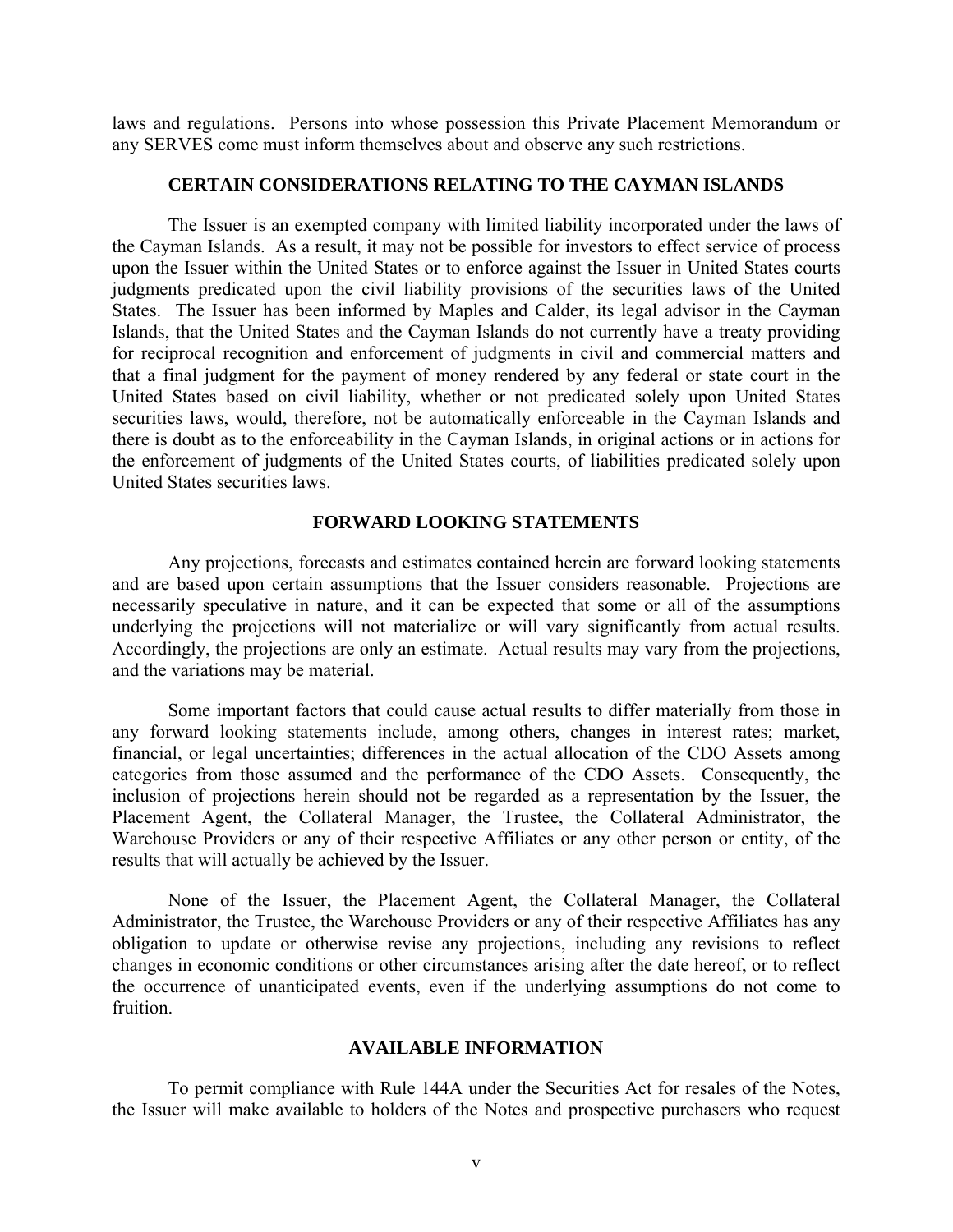laws and regulations. Persons into whose possession this Private Placement Memorandum or any SERVES come must inform themselves about and observe any such restrictions.

## CERTAIN CONSIDERATIONS RELATING TO THE CAYMAN ISLANDS

The Issuer is an exempted company with limited liability incorporated under the laws of the Cayman Islands. As a result, it may not be possible for investors to effect service of process upon the Issuer within the United States or to enforce against the Issuer in United States courts judgments predicated upon the civil liability provisions of the securities laws of the United States. The Issuer has been informed by Maples and Calder, its legal advisor in the Cayman Islands, that the United States and the Cayman Islands do not currently have a treaty providing for reciprocal recognition and enforcement of judgments in civil and commercial matters and that a final judgment for the payment of money rendered by any federal or state court in the United States based on civil liability, whether or not predicated solely upon United States securities laws, would, therefore, not be automatically enforceable in the Cayman Islands and there is doubt as to the enforceability in the Cayman Islands, in original actions or in actions for the enforcement of judgments of the United States courts, of liabilities predicated solely upon United States securities laws.

## FORWARD LOOKING STATEMENTS

Any projections, forecasts and estimates contained herein are forward looking statements and are based upon certain assumptions that the Issuer considers reasonable. Projections are necessarily speculative in nature, and it can be expected that some or all of the assumptions underlying the projections will not materialize or will vary significantly from actual results. Accordingly, the projections are only an estimate. Actual results may vary from the projections, and the variations may be material.

Some important factors that could cause actual results to differ materially from those in any forward looking statements include, among others, changes in interest rates; market, financial, or legal uncertainties; differences in the actual allocation of the CDO Assets among categories from those assumed and the performance of the CDO Assets. Consequently, the inclusion of projections herein should not be regarded as a representation by the Issuer, the Placement Agent, the Collateral Manager, the Trustee, the Collateral Administrator, the Warehouse Providers or any of their respective Affiliates or any other person or entity, of the results that will actually be achieved by the Issuer.

None of the Issuer, the Placement Agent, the Collateral Manager, the Collateral Administrator, the Trustee, the Warehouse Providers or any of their respective Affiliates has any obligation to update or otherwise revise any projections, including any revisions to reflect changes in economic conditions or other circumstances arising after the date hereof, or to reflect the occurrence of unanticipated events, even if the underlying assumptions do not come to fruition.

## AVAILABLE INFORMATION

To permit compliance with Rule 144A under the Securities Act for resales of the Notes, the Issuer will make available to holders of the Notes and prospective purchasers who request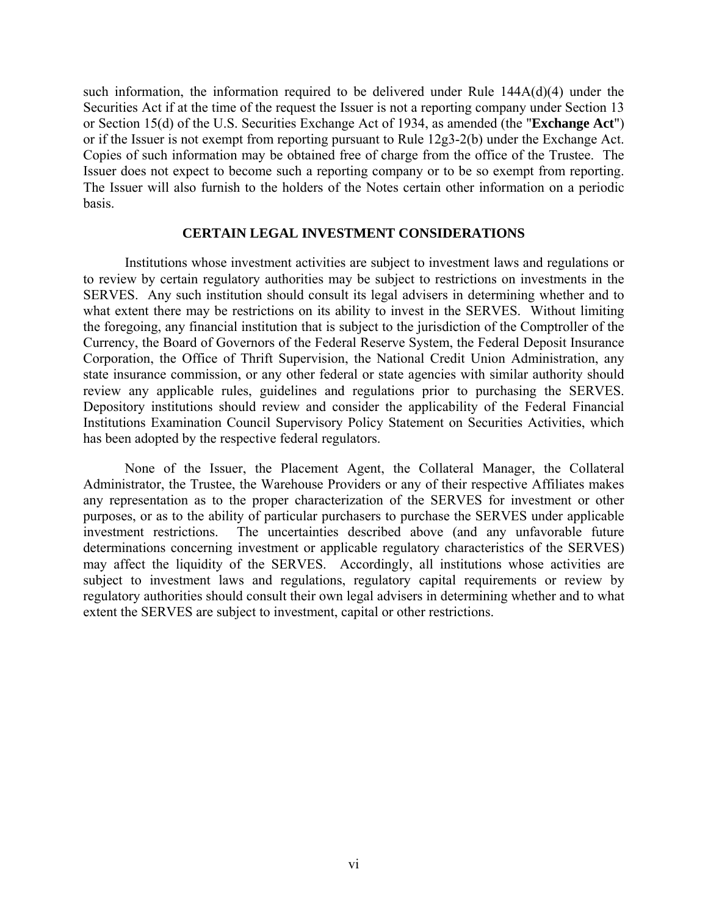such information, the information required to be delivered under Rule 144A(d)(4) under the Securities Act if at the time of the request the Issuer is not a reporting company under Section 13 or Section 15(d) of the U.S. Securities Exchange Act of 1934, as amended (the "**Exchange Act**") or if the Issuer is not exempt from reporting pursuant to Rule 12g3-2(b) under the Exchange Act. Copies of such information may be obtained free of charge from the office of the Trustee. The Issuer does not expect to become such a reporting company or to be so exempt from reporting. The Issuer will also furnish to the holders of the Notes certain other information on a periodic basis.

## CERTAIN LEGAL INVESTMENT CONSIDERATIONS

Institutions whose investment activities are subject to investment laws and regulations or to review by certain regulatory authorities may be subject to restrictions on investments in the SERVES. Any such institution should consult its legal advisers in determining whether and to what extent there may be restrictions on its ability to invest in the SERVES. Without limiting the foregoing, any financial institution that is subject to the jurisdiction of the Comptroller of the Currency, the Board of Governors of the Federal Reserve System, the Federal Deposit Insurance Corporation, the Office of Thrift Supervision, the National Credit Union Administration, any state insurance commission, or any other federal or state agencies with similar authority should review any applicable rules, guidelines and regulations prior to purchasing the SERVES. Depository institutions should review and consider the applicability of the Federal Financial Institutions Examination Council Supervisory Policy Statement on Securities Activities, which has been adopted by the respective federal regulators.

None of the Issuer, the Placement Agent, the Collateral Manager, the Collateral Administrator, the Trustee, the Warehouse Providers or any of their respective Affiliates makes any representation as to the proper characterization of the SERVES for investment or other purposes, or as to the ability of particular purchasers to purchase the SERVES under applicable investment restrictions. The uncertainties described above (and any unfavorable future determinations concerning investment or applicable regulatory characteristics of the SERVES) may affect the liquidity of the SERVES. Accordingly, all institutions whose activities are subject to investment laws and regulations, regulatory capital requirements or review by regulatory authorities should consult their own legal advisers in determining whether and to what extent the SERVES are subject to investment, capital or other restrictions.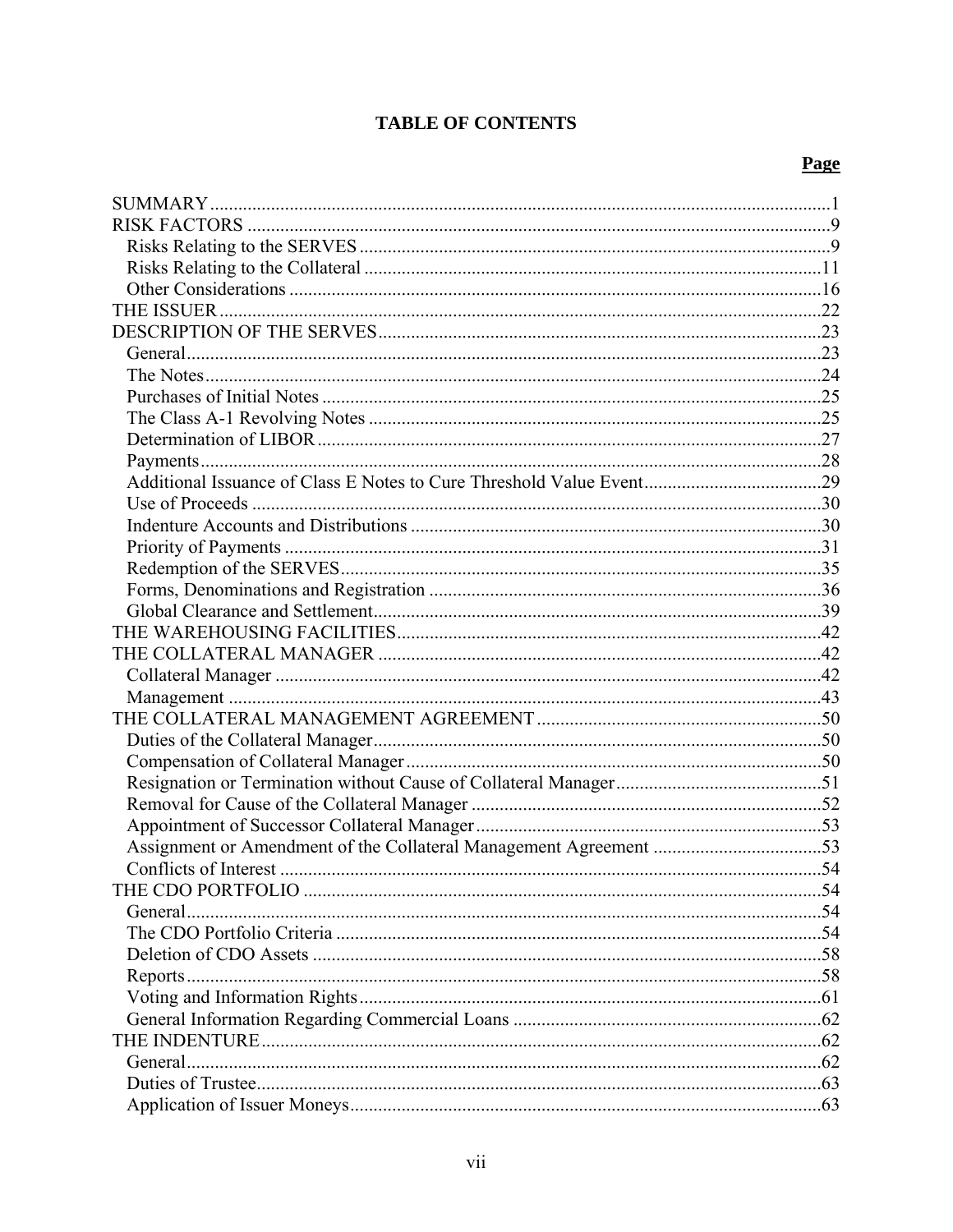# TABLE OF CONTENTS

| | Page |
|---|---|
| SUMMARY | 1 |
| RISK FACTORS | 9 |
| Risks Relating to the SERVES | 9 |
| Risks Relating to the Collateral | 11 |
| Other Considerations | 16 |
| THE ISSUER | 22 |
| DESCRIPTION OF THE SERVES | 23 |
| General | 23 |
| The Notes | 24 |
| Purchases of Initial Notes | 25 |
| The Class A-1 Revolving Notes | 25 |
| Determination of LIBOR | 27 |
| Payments | 28 |
| Additional Issuance of Class E Notes to Cure Threshold Value Event | 29 |
| Use of Proceeds | 30 |
| Indenture Accounts and Distributions | 30 |
| Priority of Payments | 31 |
| Redemption of the SERVES | 35 |
| Forms, Denominations and Registration | 36 |
| Global Clearance and Settlement | 39 |
| THE WAREHOUSING FACILITIES | 42 |
| THE COLLATERAL MANAGER | 42 |
| Collateral Manager | 42 |
| Management | 43 |
| THE COLLATERAL MANAGEMENT AGREEMENT | 50 |
| Duties of the Collateral Manager | 50 |
| Compensation of Collateral Manager | 50 |
| Resignation or Termination without Cause of Collateral Manager | 51 |
| Removal for Cause of the Collateral Manager | 52 |
| Appointment of Successor Collateral Manager | 53 |
| Assignment or Amendment of the Collateral Management Agreement | 53 |
| Conflicts of Interest | 54 |
| THE CDO PORTFOLIO | 54 |
| General | 54 |
| The CDO Portfolio Criteria | 54 |
| Deletion of CDO Assets | 58 |
| Reports | 58 |
| Voting and Information Rights | 61 |
| General Information Regarding Commercial Loans | 62 |
| THE INDENTURE | 62 |
| General | 62 |
| Duties of Trustee | 63 |
| Application of Issuer Moneys | 63 |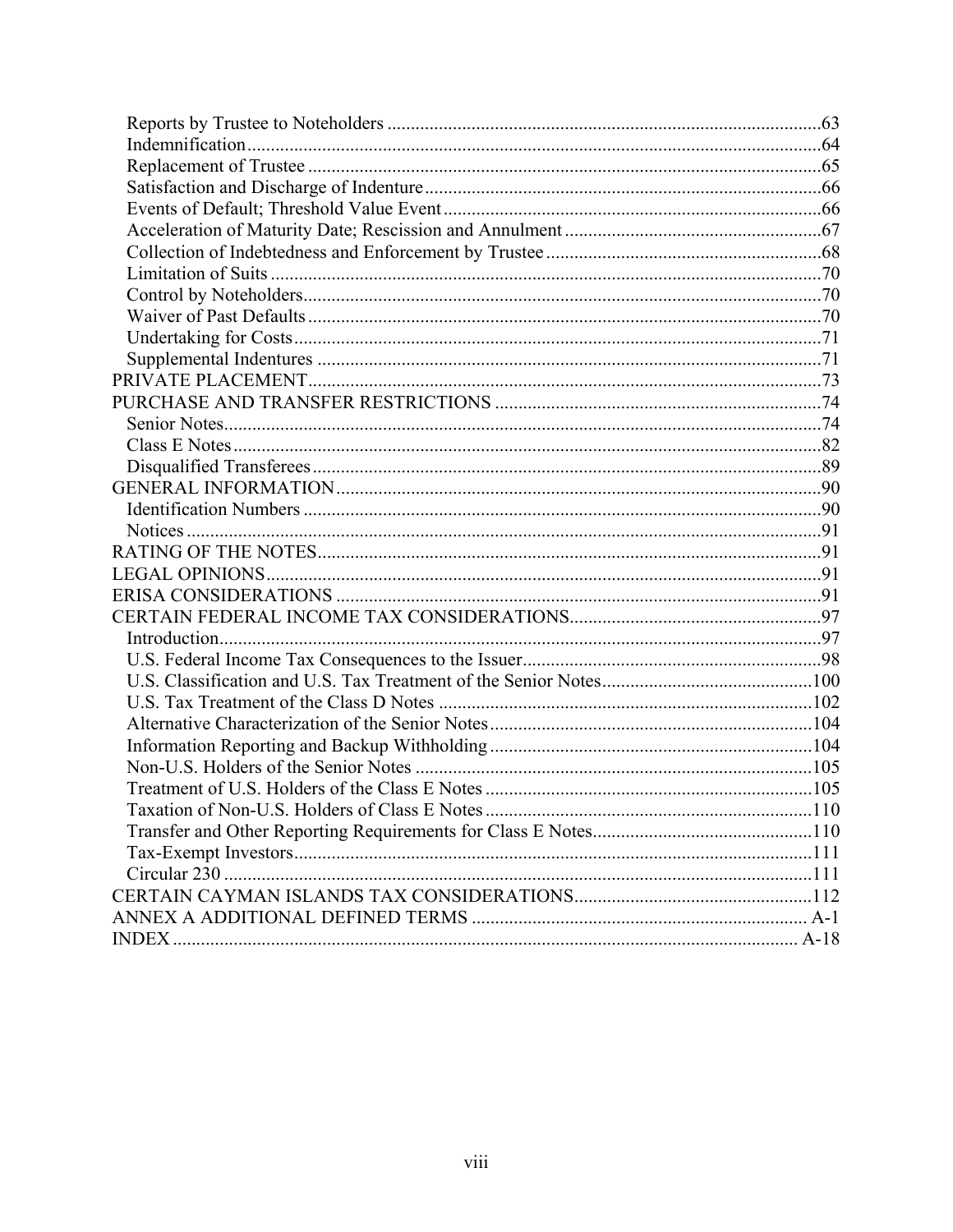Reports by Trustee to Noteholders ... 63
Indemnification ... 64
Replacement of Trustee ... 65
Satisfaction and Discharge of Indenture ... 66
Events of Default; Threshold Value Event ... 66
Acceleration of Maturity Date; Rescission and Annulment ... 67
Collection of Indebtedness and Enforcement by Trustee ... 68
Limitation of Suits ... 70
Control by Noteholders ... 70
Waiver of Past Defaults ... 70
Undertaking for Costs ... 71
Supplemental Indentures ... 71

PRIVATE PLACEMENT ... 73

PURCHASE AND TRANSFER RESTRICTIONS ... 74
Senior Notes ... 74
Class E Notes ... 82
Disqualified Transferees ... 89

GENERAL INFORMATION ... 90
Identification Numbers ... 90
Notices ... 91

RATING OF THE NOTES ... 91

LEGAL OPINIONS ... 91

ERISA CONSIDERATIONS ... 91

CERTAIN FEDERAL INCOME TAX CONSIDERATIONS ... 97
Introduction ... 97
U.S. Federal Income Tax Consequences to the Issuer ... 98
U.S. Classification and U.S. Tax Treatment of the Senior Notes ... 100
U.S. Tax Treatment of the Class D Notes ... 102
Alternative Characterization of the Senior Notes ... 104
Information Reporting and Backup Withholding ... 104
Non-U.S. Holders of the Senior Notes ... 105
Treatment of U.S. Holders of the Class E Notes ... 105
Taxation of Non-U.S. Holders of Class E Notes ... 110
Transfer and Other Reporting Requirements for Class E Notes ... 110
Tax-Exempt Investors ... 111
Circular 230 ... 111

CERTAIN CAYMAN ISLANDS TAX CONSIDERATIONS ... 112

ANNEX A ADDITIONAL DEFINED TERMS ... A-1

INDEX ... A-18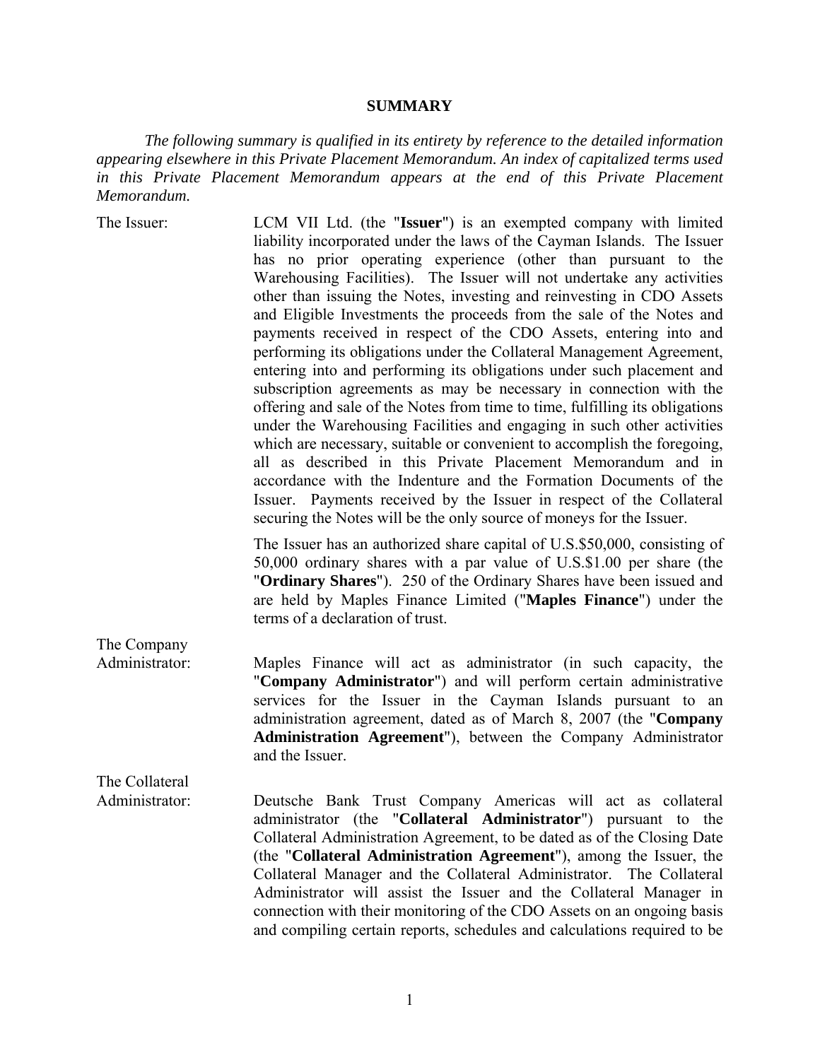## SUMMARY

*The following summary is qualified in its entirety by reference to the detailed information appearing elsewhere in this Private Placement Memorandum. An index of capitalized terms used in this Private Placement Memorandum appears at the end of this Private Placement Memorandum.*

The Issuer: LCM VII Ltd. (the "**Issuer**") is an exempted company with limited liability incorporated under the laws of the Cayman Islands. The Issuer has no prior operating experience (other than pursuant to the Warehousing Facilities). The Issuer will not undertake any activities other than issuing the Notes, investing and reinvesting in CDO Assets and Eligible Investments the proceeds from the sale of the Notes and payments received in respect of the CDO Assets, entering into and performing its obligations under the Collateral Management Agreement, entering into and performing its obligations under such placement and subscription agreements as may be necessary in connection with the offering and sale of the Notes from time to time, fulfilling its obligations under the Warehousing Facilities and engaging in such other activities which are necessary, suitable or convenient to accomplish the foregoing, all as described in this Private Placement Memorandum and in accordance with the Indenture and the Formation Documents of the Issuer. Payments received by the Issuer in respect of the Collateral securing the Notes will be the only source of moneys for the Issuer.

The Issuer has an authorized share capital of U.S.$50,000, consisting of 50,000 ordinary shares with a par value of U.S.$1.00 per share (the "**Ordinary Shares**"). 250 of the Ordinary Shares have been issued and are held by Maples Finance Limited ("**Maples Finance**") under the terms of a declaration of trust.

The Company Administrator: Maples Finance will act as administrator (in such capacity, the "**Company Administrator**") and will perform certain administrative services for the Issuer in the Cayman Islands pursuant to an administration agreement, dated as of March 8, 2007 (the "**Company Administration Agreement**"), between the Company Administrator and the Issuer.

The Collateral Administrator: Deutsche Bank Trust Company Americas will act as collateral administrator (the "**Collateral Administrator**") pursuant to the Collateral Administration Agreement, to be dated as of the Closing Date (the "**Collateral Administration Agreement**"), among the Issuer, the Collateral Manager and the Collateral Administrator. The Collateral Administrator will assist the Issuer and the Collateral Manager in connection with their monitoring of the CDO Assets on an ongoing basis and compiling certain reports, schedules and calculations required to be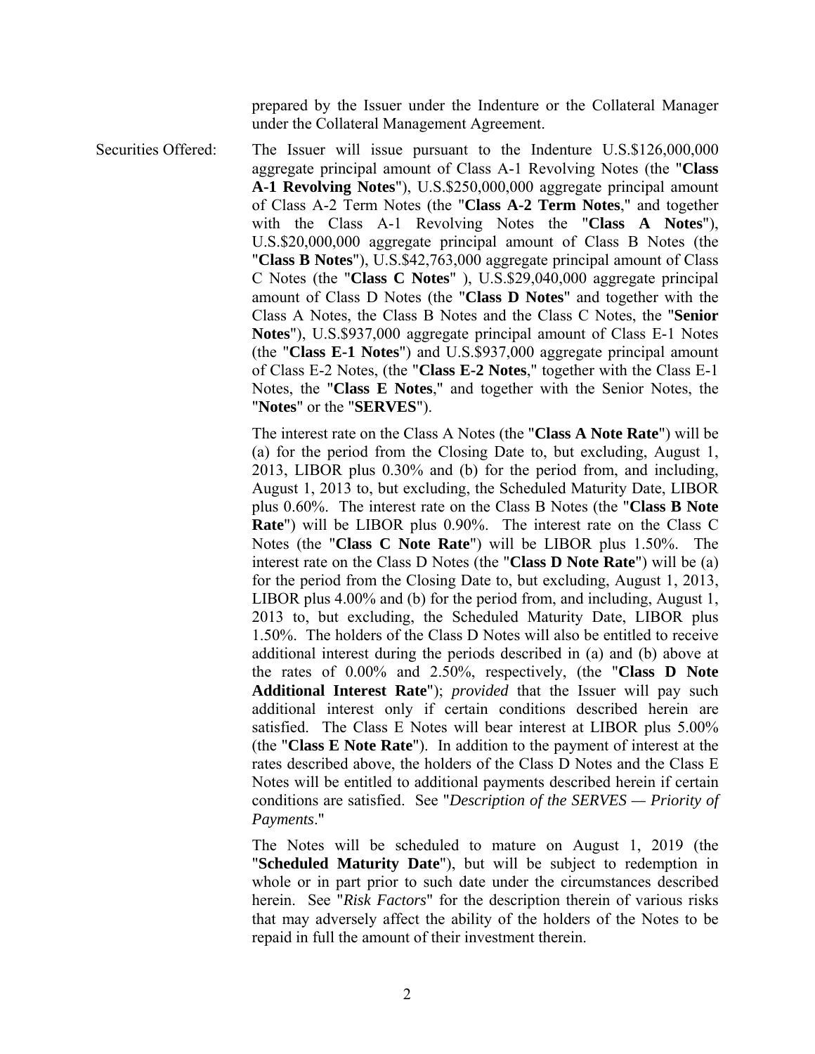prepared by the Issuer under the Indenture or the Collateral Manager under the Collateral Management Agreement.

Securities Offered: The Issuer will issue pursuant to the Indenture U.S.$126,000,000 aggregate principal amount of Class A-1 Revolving Notes (the "**Class A-1 Revolving Notes**"), U.S.$250,000,000 aggregate principal amount of Class A-2 Term Notes (the "**Class A-2 Term Notes**," and together with the Class A-1 Revolving Notes the "**Class A Notes**"), U.S.$20,000,000 aggregate principal amount of Class B Notes (the "**Class B Notes**"), U.S.$42,763,000 aggregate principal amount of Class C Notes (the "**Class C Notes**" ), U.S.$29,040,000 aggregate principal amount of Class D Notes (the "**Class D Notes**" and together with the Class A Notes, the Class B Notes and the Class C Notes, the "**Senior Notes**"), U.S.$937,000 aggregate principal amount of Class E-1 Notes (the "**Class E-1 Notes**") and U.S.$937,000 aggregate principal amount of Class E-2 Notes, (the "**Class E-2 Notes**," together with the Class E-1 Notes, the "**Class E Notes**," and together with the Senior Notes, the "**Notes**" or the "**SERVES**").

The interest rate on the Class A Notes (the "**Class A Note Rate**") will be (a) for the period from the Closing Date to, but excluding, August 1, 2013, LIBOR plus 0.30% and (b) for the period from, and including, August 1, 2013 to, but excluding, the Scheduled Maturity Date, LIBOR plus 0.60%. The interest rate on the Class B Notes (the "**Class B Note Rate**") will be LIBOR plus 0.90%. The interest rate on the Class C Notes (the "**Class C Note Rate**") will be LIBOR plus 1.50%. The interest rate on the Class D Notes (the "**Class D Note Rate**") will be (a) for the period from the Closing Date to, but excluding, August 1, 2013, LIBOR plus 4.00% and (b) for the period from, and including, August 1, 2013 to, but excluding, the Scheduled Maturity Date, LIBOR plus 1.50%. The holders of the Class D Notes will also be entitled to receive additional interest during the periods described in (a) and (b) above at the rates of 0.00% and 2.50%, respectively, (the "**Class D Note Additional Interest Rate**"); *provided* that the Issuer will pay such additional interest only if certain conditions described herein are satisfied. The Class E Notes will bear interest at LIBOR plus 5.00% (the "**Class E Note Rate**"). In addition to the payment of interest at the rates described above, the holders of the Class D Notes and the Class E Notes will be entitled to additional payments described herein if certain conditions are satisfied. See "*Description of the SERVES — Priority of Payments*."

The Notes will be scheduled to mature on August 1, 2019 (the "**Scheduled Maturity Date**"), but will be subject to redemption in whole or in part prior to such date under the circumstances described herein. See "*Risk Factors*" for the description therein of various risks that may adversely affect the ability of the holders of the Notes to be repaid in full the amount of their investment therein.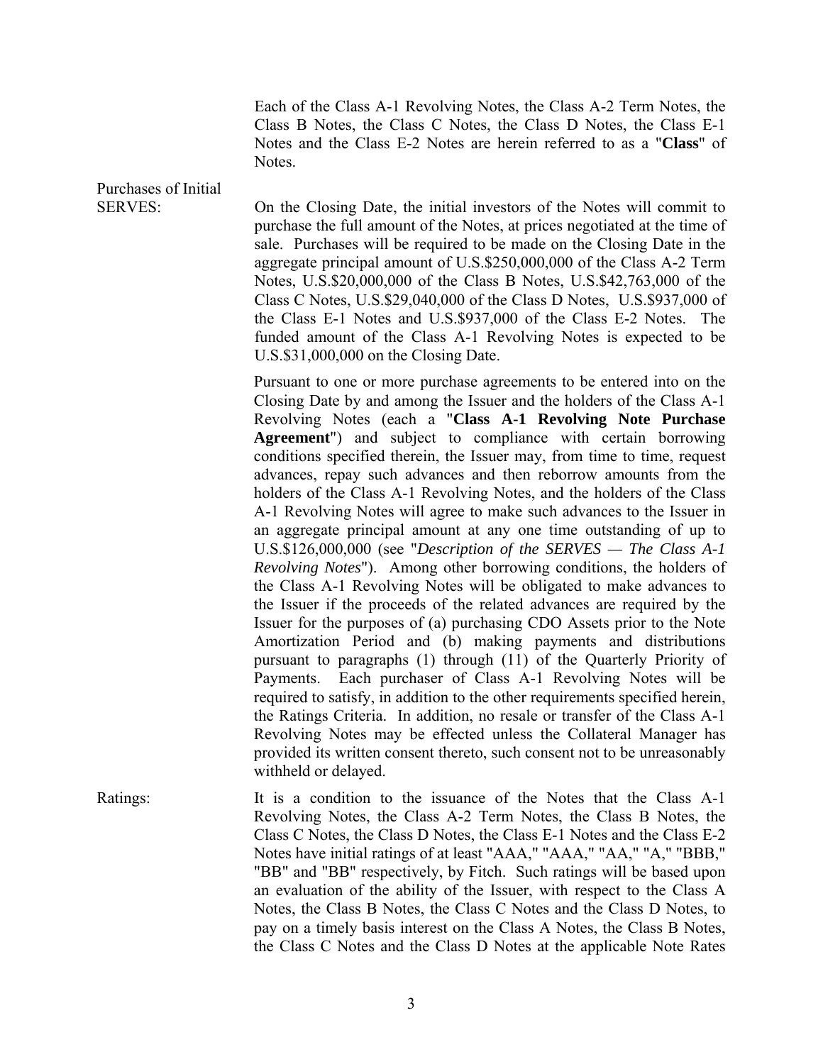Each of the Class A-1 Revolving Notes, the Class A-2 Term Notes, the Class B Notes, the Class C Notes, the Class D Notes, the Class E-1 Notes and the Class E-2 Notes are herein referred to as a "**Class**" of Notes.

Purchases of Initial SERVES: On the Closing Date, the initial investors of the Notes will commit to purchase the full amount of the Notes, at prices negotiated at the time of sale. Purchases will be required to be made on the Closing Date in the aggregate principal amount of U.S.$250,000,000 of the Class A-2 Term Notes, U.S.$20,000,000 of the Class B Notes, U.S.$42,763,000 of the Class C Notes, U.S.$29,040,000 of the Class D Notes, U.S.$937,000 of the Class E-1 Notes and U.S.$937,000 of the Class E-2 Notes. The funded amount of the Class A-1 Revolving Notes is expected to be U.S.$31,000,000 on the Closing Date.

Pursuant to one or more purchase agreements to be entered into on the Closing Date by and among the Issuer and the holders of the Class A-1 Revolving Notes (each a "**Class A-1 Revolving Note Purchase Agreement**") and subject to compliance with certain borrowing conditions specified therein, the Issuer may, from time to time, request advances, repay such advances and then reborrow amounts from the holders of the Class A-1 Revolving Notes, and the holders of the Class A-1 Revolving Notes will agree to make such advances to the Issuer in an aggregate principal amount at any one time outstanding of up to U.S.$126,000,000 (see "*Description of the SERVES — The Class A-1 Revolving Notes*"). Among other borrowing conditions, the holders of the Class A-1 Revolving Notes will be obligated to make advances to the Issuer if the proceeds of the related advances are required by the Issuer for the purposes of (a) purchasing CDO Assets prior to the Note Amortization Period and (b) making payments and distributions pursuant to paragraphs (1) through (11) of the Quarterly Priority of Payments. Each purchaser of Class A-1 Revolving Notes will be required to satisfy, in addition to the other requirements specified herein, the Ratings Criteria. In addition, no resale or transfer of the Class A-1 Revolving Notes may be effected unless the Collateral Manager has provided its written consent thereto, such consent not to be unreasonably withheld or delayed.

Ratings: It is a condition to the issuance of the Notes that the Class A-1 Revolving Notes, the Class A-2 Term Notes, the Class B Notes, the Class C Notes, the Class D Notes, the Class E-1 Notes and the Class E-2 Notes have initial ratings of at least "AAA," "AAA," "AA," "A," "BBB," "BB" and "BB" respectively, by Fitch. Such ratings will be based upon an evaluation of the ability of the Issuer, with respect to the Class A Notes, the Class B Notes, the Class C Notes and the Class D Notes, to pay on a timely basis interest on the Class A Notes, the Class B Notes, the Class C Notes and the Class D Notes at the applicable Note Rates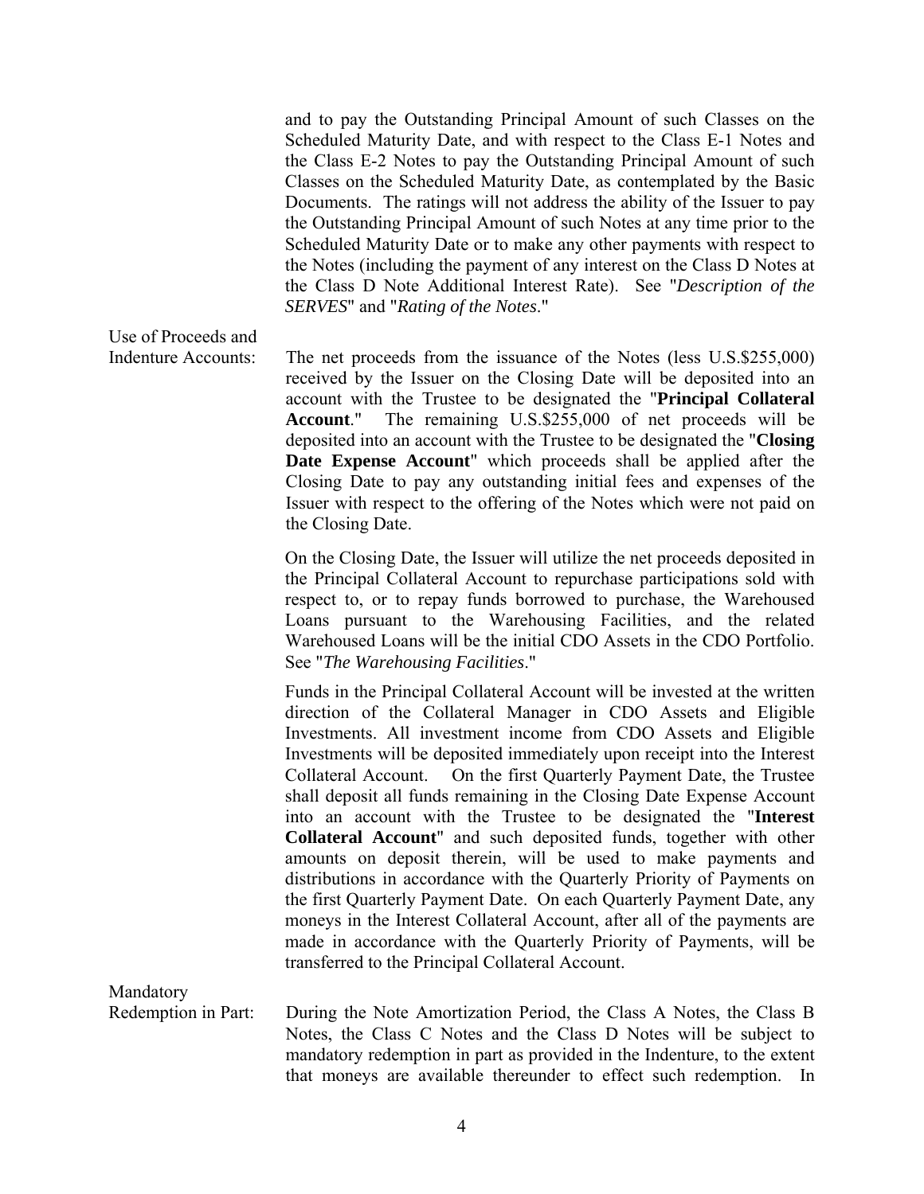and to pay the Outstanding Principal Amount of such Classes on the Scheduled Maturity Date, and with respect to the Class E-1 Notes and the Class E-2 Notes to pay the Outstanding Principal Amount of such Classes on the Scheduled Maturity Date, as contemplated by the Basic Documents. The ratings will not address the ability of the Issuer to pay the Outstanding Principal Amount of such Notes at any time prior to the Scheduled Maturity Date or to make any other payments with respect to the Notes (including the payment of any interest on the Class D Notes at the Class D Note Additional Interest Rate). See "*Description of the SERVES*" and "*Rating of the Notes*."

Use of Proceeds and Indenture Accounts: The net proceeds from the issuance of the Notes (less U.S.$255,000) received by the Issuer on the Closing Date will be deposited into an account with the Trustee to be designated the "**Principal Collateral Account**." The remaining U.S.$255,000 of net proceeds will be deposited into an account with the Trustee to be designated the "**Closing Date Expense Account**" which proceeds shall be applied after the Closing Date to pay any outstanding initial fees and expenses of the Issuer with respect to the offering of the Notes which were not paid on the Closing Date.

On the Closing Date, the Issuer will utilize the net proceeds deposited in the Principal Collateral Account to repurchase participations sold with respect to, or to repay funds borrowed to purchase, the Warehoused Loans pursuant to the Warehousing Facilities, and the related Warehoused Loans will be the initial CDO Assets in the CDO Portfolio. See "*The Warehousing Facilities*."

Funds in the Principal Collateral Account will be invested at the written direction of the Collateral Manager in CDO Assets and Eligible Investments. All investment income from CDO Assets and Eligible Investments will be deposited immediately upon receipt into the Interest Collateral Account. On the first Quarterly Payment Date, the Trustee shall deposit all funds remaining in the Closing Date Expense Account into an account with the Trustee to be designated the "**Interest Collateral Account**" and such deposited funds, together with other amounts on deposit therein, will be used to make payments and distributions in accordance with the Quarterly Priority of Payments on the first Quarterly Payment Date. On each Quarterly Payment Date, any moneys in the Interest Collateral Account, after all of the payments are made in accordance with the Quarterly Priority of Payments, will be transferred to the Principal Collateral Account.

Mandatory Redemption in Part: During the Note Amortization Period, the Class A Notes, the Class B Notes, the Class C Notes and the Class D Notes will be subject to mandatory redemption in part as provided in the Indenture, to the extent that moneys are available thereunder to effect such redemption. In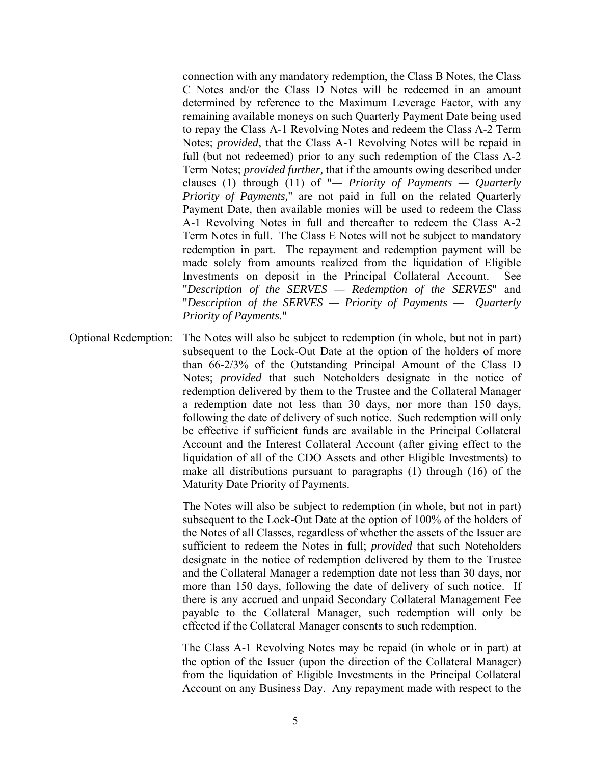connection with any mandatory redemption, the Class B Notes, the Class C Notes and/or the Class D Notes will be redeemed in an amount determined by reference to the Maximum Leverage Factor, with any remaining available moneys on such Quarterly Payment Date being used to repay the Class A-1 Revolving Notes and redeem the Class A-2 Term Notes; *provided*, that the Class A-1 Revolving Notes will be repaid in full (but not redeemed) prior to any such redemption of the Class A-2 Term Notes; *provided further,* that if the amounts owing described under clauses (1) through (11) of "— *Priority of Payments — Quarterly Priority of Payments,*" are not paid in full on the related Quarterly Payment Date, then available monies will be used to redeem the Class A-1 Revolving Notes in full and thereafter to redeem the Class A-2 Term Notes in full. The Class E Notes will not be subject to mandatory redemption in part. The repayment and redemption payment will be made solely from amounts realized from the liquidation of Eligible Investments on deposit in the Principal Collateral Account. See "*Description of the SERVES — Redemption of the SERVES*" and "*Description of the SERVES — Priority of Payments — Quarterly Priority of Payments*."

Optional Redemption: The Notes will also be subject to redemption (in whole, but not in part) subsequent to the Lock-Out Date at the option of the holders of more than 66-2/3% of the Outstanding Principal Amount of the Class D Notes; *provided* that such Noteholders designate in the notice of redemption delivered by them to the Trustee and the Collateral Manager a redemption date not less than 30 days, nor more than 150 days, following the date of delivery of such notice. Such redemption will only be effective if sufficient funds are available in the Principal Collateral Account and the Interest Collateral Account (after giving effect to the liquidation of all of the CDO Assets and other Eligible Investments) to make all distributions pursuant to paragraphs (1) through (16) of the Maturity Date Priority of Payments.

The Notes will also be subject to redemption (in whole, but not in part) subsequent to the Lock-Out Date at the option of 100% of the holders of the Notes of all Classes, regardless of whether the assets of the Issuer are sufficient to redeem the Notes in full; *provided* that such Noteholders designate in the notice of redemption delivered by them to the Trustee and the Collateral Manager a redemption date not less than 30 days, nor more than 150 days, following the date of delivery of such notice. If there is any accrued and unpaid Secondary Collateral Management Fee payable to the Collateral Manager, such redemption will only be effected if the Collateral Manager consents to such redemption.

The Class A-1 Revolving Notes may be repaid (in whole or in part) at the option of the Issuer (upon the direction of the Collateral Manager) from the liquidation of Eligible Investments in the Principal Collateral Account on any Business Day. Any repayment made with respect to the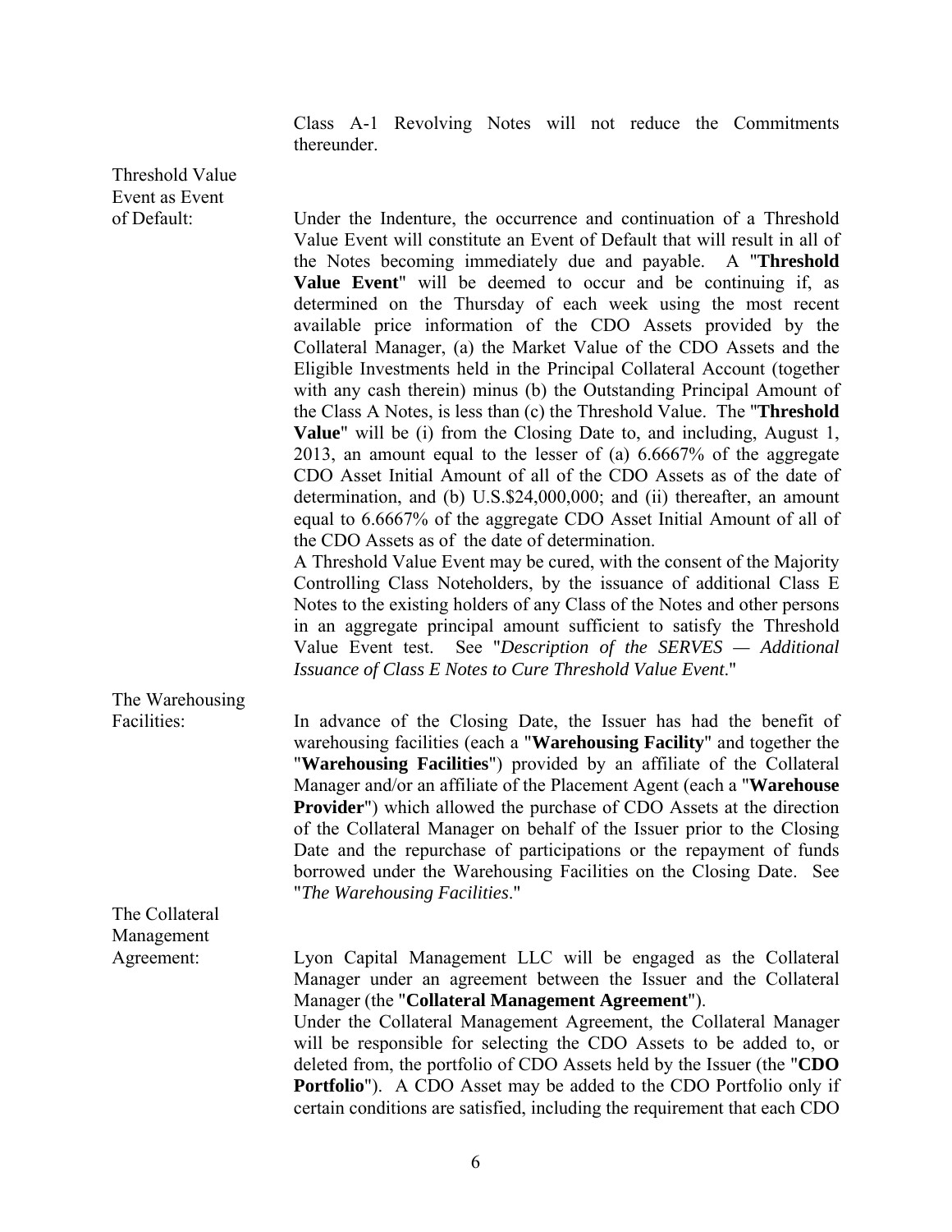Class A-1 Revolving Notes will not reduce the Commitments thereunder.

**Threshold Value Event as Event of Default:**

Under the Indenture, the occurrence and continuation of a Threshold Value Event will constitute an Event of Default that will result in all of the Notes becoming immediately due and payable. A "**Threshold Value Event**" will be deemed to occur and be continuing if, as determined on the Thursday of each week using the most recent available price information of the CDO Assets provided by the Collateral Manager, (a) the Market Value of the CDO Assets and the Eligible Investments held in the Principal Collateral Account (together with any cash therein) minus (b) the Outstanding Principal Amount of the Class A Notes, is less than (c) the Threshold Value. The "**Threshold Value**" will be (i) from the Closing Date to, and including, August 1, 2013, an amount equal to the lesser of (a) 6.6667% of the aggregate CDO Asset Initial Amount of all of the CDO Assets as of the date of determination, and (b) U.S.$24,000,000; and (ii) thereafter, an amount equal to 6.6667% of the aggregate CDO Asset Initial Amount of all of the CDO Assets as of the date of determination.

A Threshold Value Event may be cured, with the consent of the Majority Controlling Class Noteholders, by the issuance of additional Class E Notes to the existing holders of any Class of the Notes and other persons in an aggregate principal amount sufficient to satisfy the Threshold Value Event test. See "*Description of the SERVES — Additional Issuance of Class E Notes to Cure Threshold Value Event*."

**The Warehousing Facilities:**

In advance of the Closing Date, the Issuer has had the benefit of warehousing facilities (each a "**Warehousing Facility**" and together the "**Warehousing Facilities**") provided by an affiliate of the Collateral Manager and/or an affiliate of the Placement Agent (each a "**Warehouse Provider**") which allowed the purchase of CDO Assets at the direction of the Collateral Manager on behalf of the Issuer prior to the Closing Date and the repurchase of participations or the repayment of funds borrowed under the Warehousing Facilities on the Closing Date. See "*The Warehousing Facilities*."

**The Collateral Management Agreement:**

Lyon Capital Management LLC will be engaged as the Collateral Manager under an agreement between the Issuer and the Collateral Manager (the "**Collateral Management Agreement**").

Under the Collateral Management Agreement, the Collateral Manager will be responsible for selecting the CDO Assets to be added to, or deleted from, the portfolio of CDO Assets held by the Issuer (the "**CDO Portfolio**"). A CDO Asset may be added to the CDO Portfolio only if certain conditions are satisfied, including the requirement that each CDO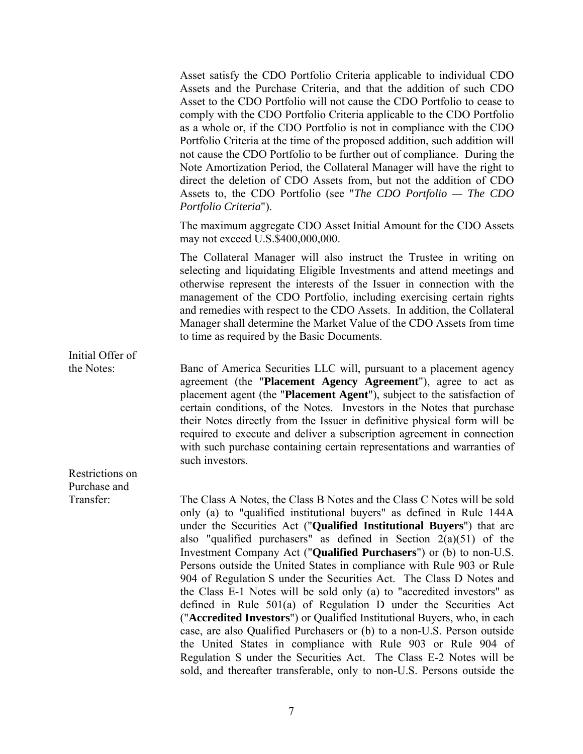Asset satisfy the CDO Portfolio Criteria applicable to individual CDO Assets and the Purchase Criteria, and that the addition of such CDO Asset to the CDO Portfolio will not cause the CDO Portfolio to cease to comply with the CDO Portfolio Criteria applicable to the CDO Portfolio as a whole or, if the CDO Portfolio is not in compliance with the CDO Portfolio Criteria at the time of the proposed addition, such addition will not cause the CDO Portfolio to be further out of compliance. During the Note Amortization Period, the Collateral Manager will have the right to direct the deletion of CDO Assets from, but not the addition of CDO Assets to, the CDO Portfolio (see "*The CDO Portfolio — The CDO Portfolio Criteria*").

The maximum aggregate CDO Asset Initial Amount for the CDO Assets may not exceed U.S.$400,000,000.

The Collateral Manager will also instruct the Trustee in writing on selecting and liquidating Eligible Investments and attend meetings and otherwise represent the interests of the Issuer in connection with the management of the CDO Portfolio, including exercising certain rights and remedies with respect to the CDO Assets. In addition, the Collateral Manager shall determine the Market Value of the CDO Assets from time to time as required by the Basic Documents.

Initial Offer of the Notes: Banc of America Securities LLC will, pursuant to a placement agency agreement (the "**Placement Agency Agreement**"), agree to act as placement agent (the "**Placement Agent**"), subject to the satisfaction of certain conditions, of the Notes. Investors in the Notes that purchase their Notes directly from the Issuer in definitive physical form will be required to execute and deliver a subscription agreement in connection with such purchase containing certain representations and warranties of such investors.

Restrictions on Purchase and Transfer: The Class A Notes, the Class B Notes and the Class C Notes will be sold only (a) to "qualified institutional buyers" as defined in Rule 144A under the Securities Act ("**Qualified Institutional Buyers**") that are also "qualified purchasers" as defined in Section 2(a)(51) of the Investment Company Act ("**Qualified Purchasers**") or (b) to non-U.S. Persons outside the United States in compliance with Rule 903 or Rule 904 of Regulation S under the Securities Act. The Class D Notes and the Class E-1 Notes will be sold only (a) to "accredited investors" as defined in Rule 501(a) of Regulation D under the Securities Act ("**Accredited Investors**") or Qualified Institutional Buyers, who, in each case, are also Qualified Purchasers or (b) to a non-U.S. Person outside the United States in compliance with Rule 903 or Rule 904 of Regulation S under the Securities Act. The Class E-2 Notes will be sold, and thereafter transferable, only to non-U.S. Persons outside the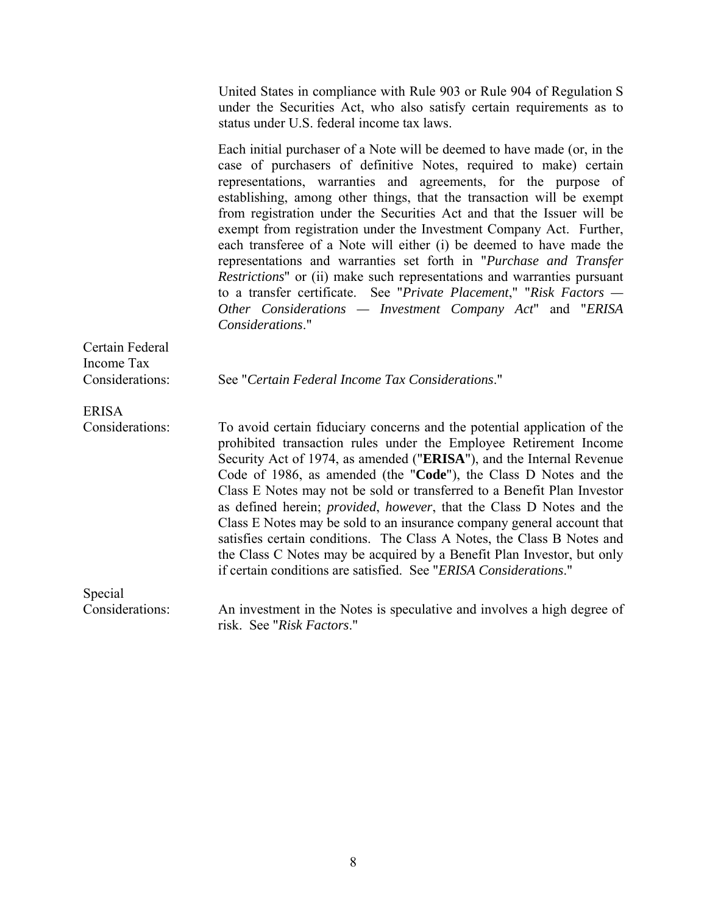United States in compliance with Rule 903 or Rule 904 of Regulation S under the Securities Act, who also satisfy certain requirements as to status under U.S. federal income tax laws.

Each initial purchaser of a Note will be deemed to have made (or, in the case of purchasers of definitive Notes, required to make) certain representations, warranties and agreements, for the purpose of establishing, among other things, that the transaction will be exempt from registration under the Securities Act and that the Issuer will be exempt from registration under the Investment Company Act. Further, each transferee of a Note will either (i) be deemed to have made the representations and warranties set forth in "*Purchase and Transfer Restrictions*" or (ii) make such representations and warranties pursuant to a transfer certificate. See "*Private Placement*," "*Risk Factors — Other Considerations — Investment Company Act*" and "*ERISA Considerations*."

Certain Federal Income Tax Considerations: See "*Certain Federal Income Tax Considerations*."

ERISA Considerations: To avoid certain fiduciary concerns and the potential application of the prohibited transaction rules under the Employee Retirement Income Security Act of 1974, as amended ("**ERISA**"), and the Internal Revenue Code of 1986, as amended (the "**Code**"), the Class D Notes and the Class E Notes may not be sold or transferred to a Benefit Plan Investor as defined herein; *provided*, *however*, that the Class D Notes and the Class E Notes may be sold to an insurance company general account that satisfies certain conditions. The Class A Notes, the Class B Notes and the Class C Notes may be acquired by a Benefit Plan Investor, but only if certain conditions are satisfied. See "*ERISA Considerations*."

Special Considerations: An investment in the Notes is speculative and involves a high degree of risk. See "*Risk Factors*."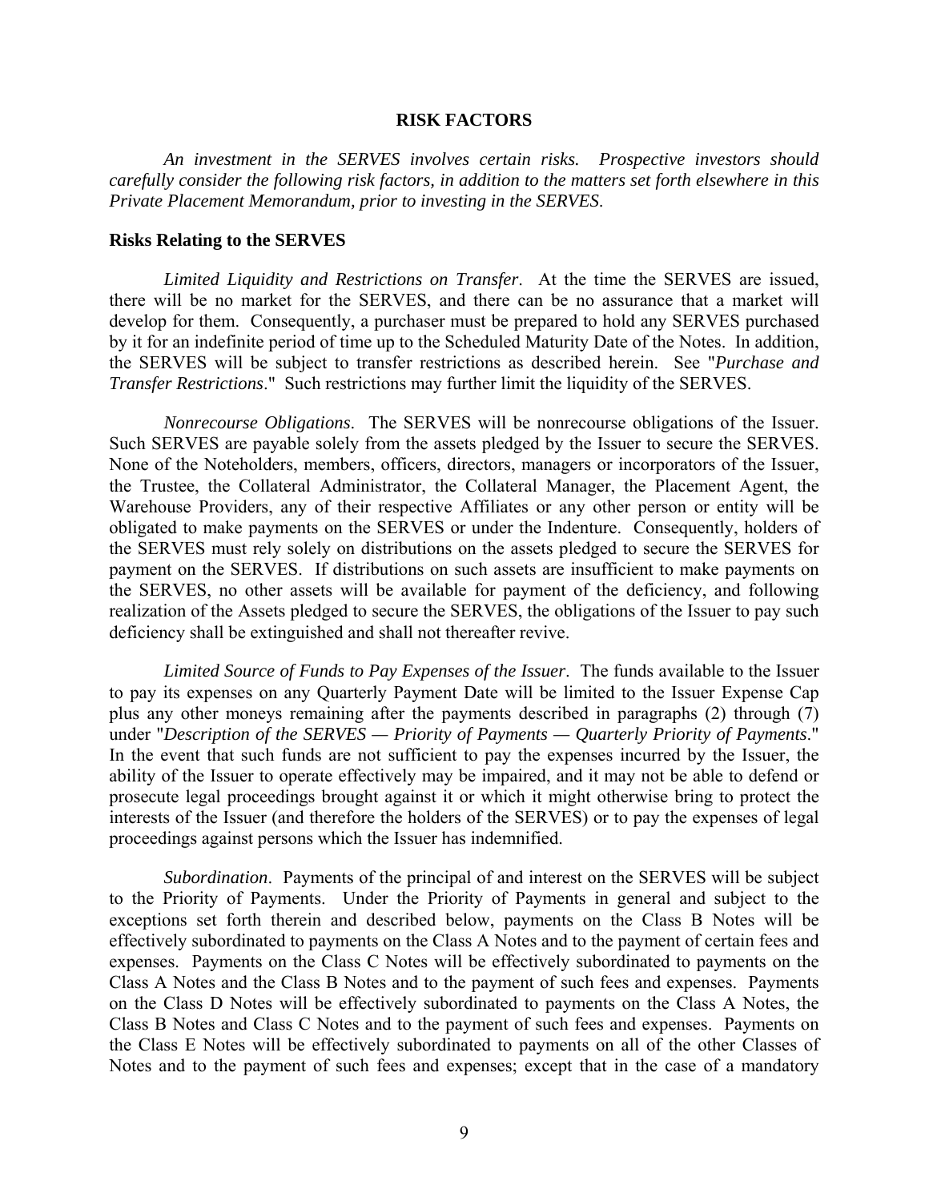## RISK FACTORS

*An investment in the SERVES involves certain risks. Prospective investors should carefully consider the following risk factors, in addition to the matters set forth elsewhere in this Private Placement Memorandum, prior to investing in the SERVES.*

### Risks Relating to the SERVES

*Limited Liquidity and Restrictions on Transfer*. At the time the SERVES are issued, there will be no market for the SERVES, and there can be no assurance that a market will develop for them. Consequently, a purchaser must be prepared to hold any SERVES purchased by it for an indefinite period of time up to the Scheduled Maturity Date of the Notes. In addition, the SERVES will be subject to transfer restrictions as described herein. See "*Purchase and Transfer Restrictions*." Such restrictions may further limit the liquidity of the SERVES.

*Nonrecourse Obligations*. The SERVES will be nonrecourse obligations of the Issuer. Such SERVES are payable solely from the assets pledged by the Issuer to secure the SERVES. None of the Noteholders, members, officers, directors, managers or incorporators of the Issuer, the Trustee, the Collateral Administrator, the Collateral Manager, the Placement Agent, the Warehouse Providers, any of their respective Affiliates or any other person or entity will be obligated to make payments on the SERVES or under the Indenture. Consequently, holders of the SERVES must rely solely on distributions on the assets pledged to secure the SERVES for payment on the SERVES. If distributions on such assets are insufficient to make payments on the SERVES, no other assets will be available for payment of the deficiency, and following realization of the Assets pledged to secure the SERVES, the obligations of the Issuer to pay such deficiency shall be extinguished and shall not thereafter revive.

*Limited Source of Funds to Pay Expenses of the Issuer*. The funds available to the Issuer to pay its expenses on any Quarterly Payment Date will be limited to the Issuer Expense Cap plus any other moneys remaining after the payments described in paragraphs (2) through (7) under "*Description of the SERVES — Priority of Payments — Quarterly Priority of Payments*." In the event that such funds are not sufficient to pay the expenses incurred by the Issuer, the ability of the Issuer to operate effectively may be impaired, and it may not be able to defend or prosecute legal proceedings brought against it or which it might otherwise bring to protect the interests of the Issuer (and therefore the holders of the SERVES) or to pay the expenses of legal proceedings against persons which the Issuer has indemnified.

*Subordination*. Payments of the principal of and interest on the SERVES will be subject to the Priority of Payments. Under the Priority of Payments in general and subject to the exceptions set forth therein and described below, payments on the Class B Notes will be effectively subordinated to payments on the Class A Notes and to the payment of certain fees and expenses. Payments on the Class C Notes will be effectively subordinated to payments on the Class A Notes and the Class B Notes and to the payment of such fees and expenses. Payments on the Class D Notes will be effectively subordinated to payments on the Class A Notes, the Class B Notes and Class C Notes and to the payment of such fees and expenses. Payments on the Class E Notes will be effectively subordinated to payments on all of the other Classes of Notes and to the payment of such fees and expenses; except that in the case of a mandatory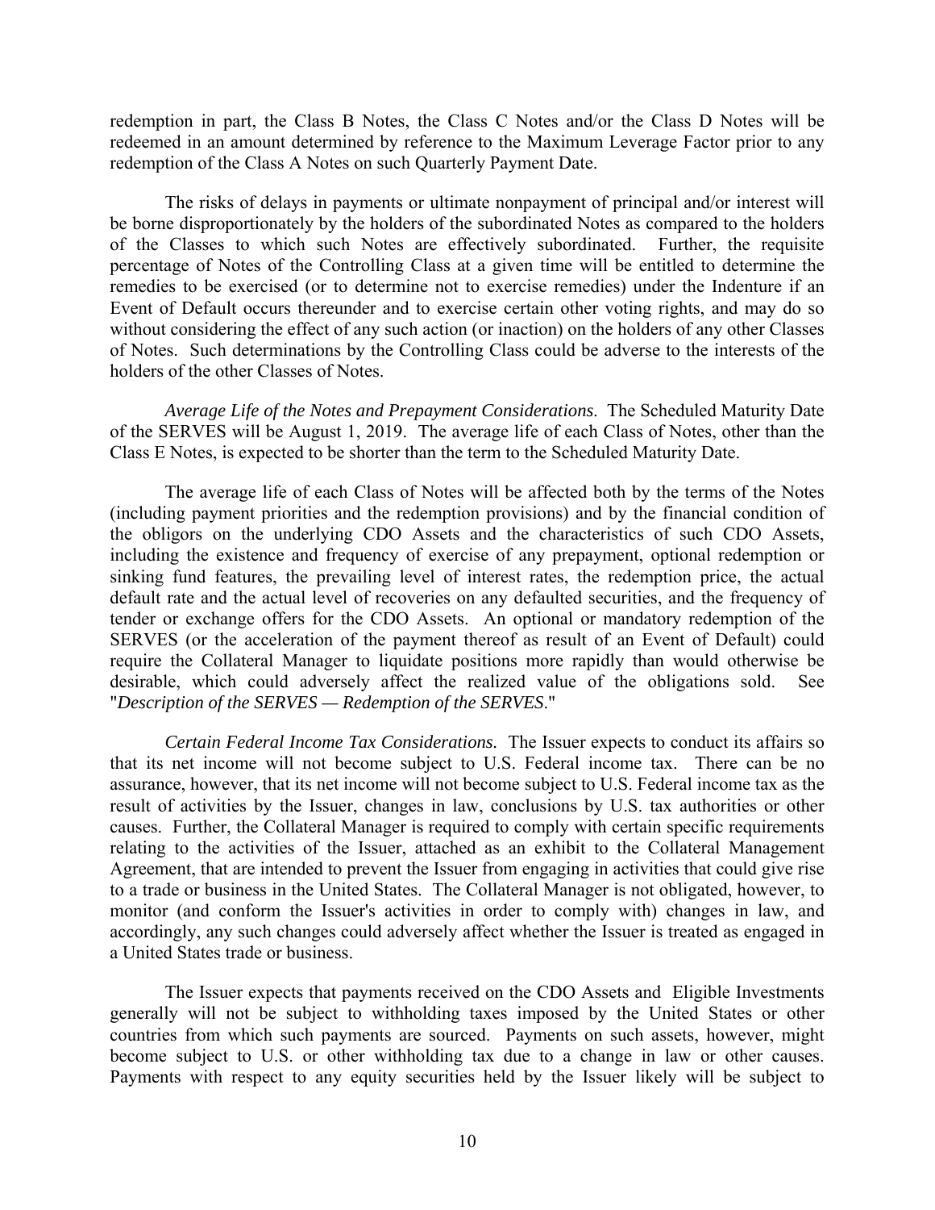redemption in part, the Class B Notes, the Class C Notes and/or the Class D Notes will be redeemed in an amount determined by reference to the Maximum Leverage Factor prior to any redemption of the Class A Notes on such Quarterly Payment Date.

The risks of delays in payments or ultimate nonpayment of principal and/or interest will be borne disproportionately by the holders of the subordinated Notes as compared to the holders of the Classes to which such Notes are effectively subordinated. Further, the requisite percentage of Notes of the Controlling Class at a given time will be entitled to determine the remedies to be exercised (or to determine not to exercise remedies) under the Indenture if an Event of Default occurs thereunder and to exercise certain other voting rights, and may do so without considering the effect of any such action (or inaction) on the holders of any other Classes of Notes. Such determinations by the Controlling Class could be adverse to the interests of the holders of the other Classes of Notes.

*Average Life of the Notes and Prepayment Considerations.* The Scheduled Maturity Date of the SERVES will be August 1, 2019. The average life of each Class of Notes, other than the Class E Notes, is expected to be shorter than the term to the Scheduled Maturity Date.

The average life of each Class of Notes will be affected both by the terms of the Notes (including payment priorities and the redemption provisions) and by the financial condition of the obligors on the underlying CDO Assets and the characteristics of such CDO Assets, including the existence and frequency of exercise of any prepayment, optional redemption or sinking fund features, the prevailing level of interest rates, the redemption price, the actual default rate and the actual level of recoveries on any defaulted securities, and the frequency of tender or exchange offers for the CDO Assets. An optional or mandatory redemption of the SERVES (or the acceleration of the payment thereof as result of an Event of Default) could require the Collateral Manager to liquidate positions more rapidly than would otherwise be desirable, which could adversely affect the realized value of the obligations sold. See "*Description of the SERVES — Redemption of the SERVES*."

*Certain Federal Income Tax Considerations.* The Issuer expects to conduct its affairs so that its net income will not become subject to U.S. Federal income tax. There can be no assurance, however, that its net income will not become subject to U.S. Federal income tax as the result of activities by the Issuer, changes in law, conclusions by U.S. tax authorities or other causes. Further, the Collateral Manager is required to comply with certain specific requirements relating to the activities of the Issuer, attached as an exhibit to the Collateral Management Agreement, that are intended to prevent the Issuer from engaging in activities that could give rise to a trade or business in the United States. The Collateral Manager is not obligated, however, to monitor (and conform the Issuer's activities in order to comply with) changes in law, and accordingly, any such changes could adversely affect whether the Issuer is treated as engaged in a United States trade or business.

The Issuer expects that payments received on the CDO Assets and Eligible Investments generally will not be subject to withholding taxes imposed by the United States or other countries from which such payments are sourced. Payments on such assets, however, might become subject to U.S. or other withholding tax due to a change in law or other causes. Payments with respect to any equity securities held by the Issuer likely will be subject to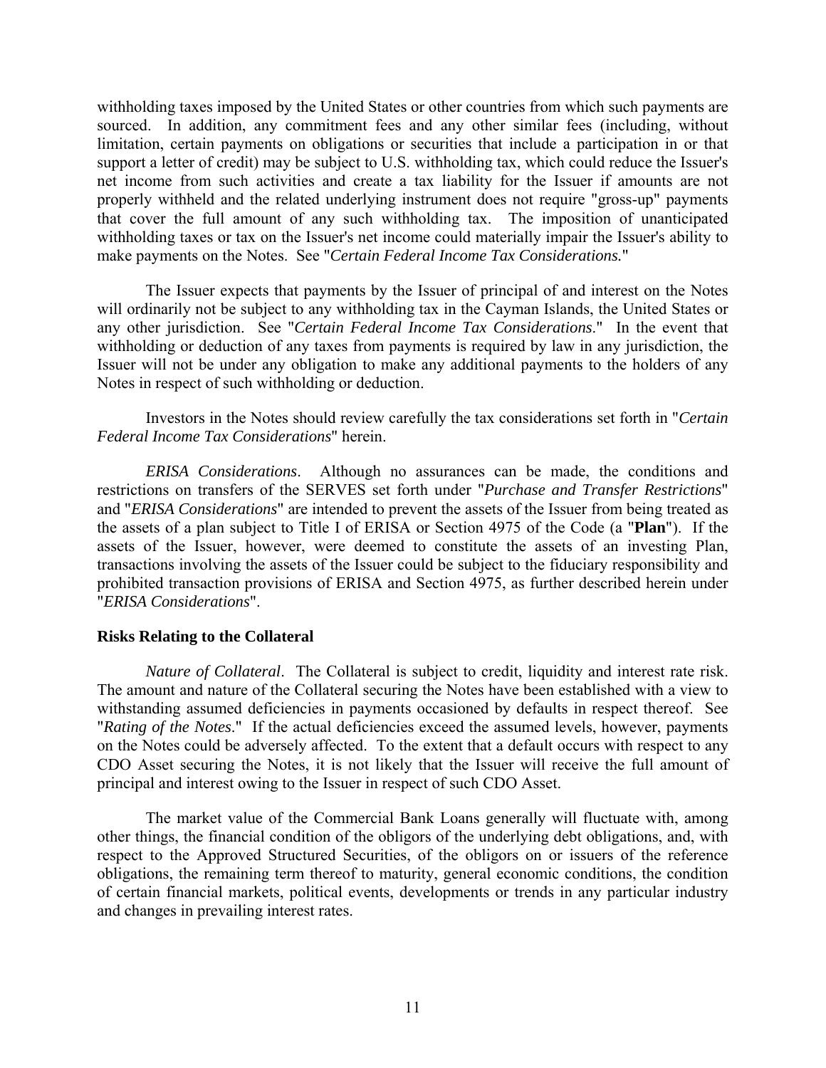withholding taxes imposed by the United States or other countries from which such payments are sourced. In addition, any commitment fees and any other similar fees (including, without limitation, certain payments on obligations or securities that include a participation in or that support a letter of credit) may be subject to U.S. withholding tax, which could reduce the Issuer's net income from such activities and create a tax liability for the Issuer if amounts are not properly withheld and the related underlying instrument does not require "gross-up" payments that cover the full amount of any such withholding tax. The imposition of unanticipated withholding taxes or tax on the Issuer's net income could materially impair the Issuer's ability to make payments on the Notes. See "*Certain Federal Income Tax Considerations.*"

The Issuer expects that payments by the Issuer of principal of and interest on the Notes will ordinarily not be subject to any withholding tax in the Cayman Islands, the United States or any other jurisdiction. See "*Certain Federal Income Tax Considerations*." In the event that withholding or deduction of any taxes from payments is required by law in any jurisdiction, the Issuer will not be under any obligation to make any additional payments to the holders of any Notes in respect of such withholding or deduction.

Investors in the Notes should review carefully the tax considerations set forth in "*Certain Federal Income Tax Considerations*" herein.

*ERISA Considerations*. Although no assurances can be made, the conditions and restrictions on transfers of the SERVES set forth under "*Purchase and Transfer Restrictions*" and "*ERISA Considerations*" are intended to prevent the assets of the Issuer from being treated as the assets of a plan subject to Title I of ERISA or Section 4975 of the Code (a "**Plan**"). If the assets of the Issuer, however, were deemed to constitute the assets of an investing Plan, transactions involving the assets of the Issuer could be subject to the fiduciary responsibility and prohibited transaction provisions of ERISA and Section 4975, as further described herein under "*ERISA Considerations*".

**Risks Relating to the Collateral**

*Nature of Collateral*. The Collateral is subject to credit, liquidity and interest rate risk. The amount and nature of the Collateral securing the Notes have been established with a view to withstanding assumed deficiencies in payments occasioned by defaults in respect thereof. See "*Rating of the Notes*." If the actual deficiencies exceed the assumed levels, however, payments on the Notes could be adversely affected. To the extent that a default occurs with respect to any CDO Asset securing the Notes, it is not likely that the Issuer will receive the full amount of principal and interest owing to the Issuer in respect of such CDO Asset.

The market value of the Commercial Bank Loans generally will fluctuate with, among other things, the financial condition of the obligors of the underlying debt obligations, and, with respect to the Approved Structured Securities, of the obligors on or issuers of the reference obligations, the remaining term thereof to maturity, general economic conditions, the condition of certain financial markets, political events, developments or trends in any particular industry and changes in prevailing interest rates.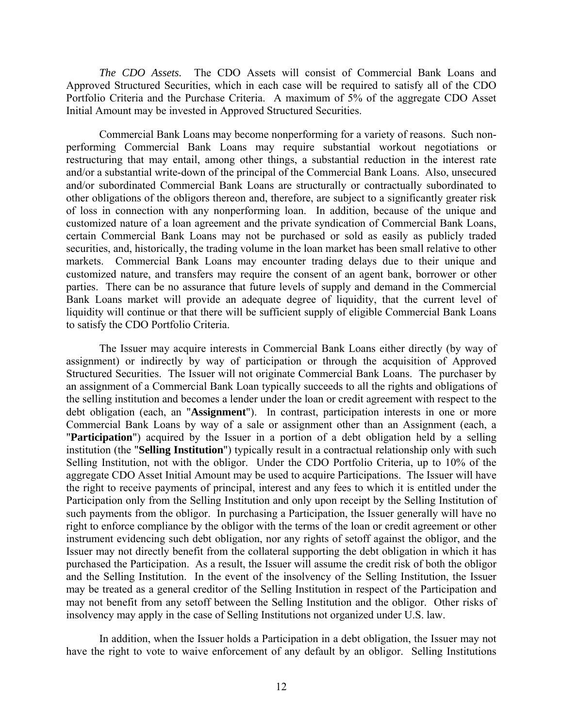*The CDO Assets.* The CDO Assets will consist of Commercial Bank Loans and Approved Structured Securities, which in each case will be required to satisfy all of the CDO Portfolio Criteria and the Purchase Criteria. A maximum of 5% of the aggregate CDO Asset Initial Amount may be invested in Approved Structured Securities.

Commercial Bank Loans may become nonperforming for a variety of reasons. Such non-performing Commercial Bank Loans may require substantial workout negotiations or restructuring that may entail, among other things, a substantial reduction in the interest rate and/or a substantial write-down of the principal of the Commercial Bank Loans. Also, unsecured and/or subordinated Commercial Bank Loans are structurally or contractually subordinated to other obligations of the obligors thereon and, therefore, are subject to a significantly greater risk of loss in connection with any nonperforming loan. In addition, because of the unique and customized nature of a loan agreement and the private syndication of Commercial Bank Loans, certain Commercial Bank Loans may not be purchased or sold as easily as publicly traded securities, and, historically, the trading volume in the loan market has been small relative to other markets. Commercial Bank Loans may encounter trading delays due to their unique and customized nature, and transfers may require the consent of an agent bank, borrower or other parties. There can be no assurance that future levels of supply and demand in the Commercial Bank Loans market will provide an adequate degree of liquidity, that the current level of liquidity will continue or that there will be sufficient supply of eligible Commercial Bank Loans to satisfy the CDO Portfolio Criteria.

The Issuer may acquire interests in Commercial Bank Loans either directly (by way of assignment) or indirectly by way of participation or through the acquisition of Approved Structured Securities. The Issuer will not originate Commercial Bank Loans. The purchaser by an assignment of a Commercial Bank Loan typically succeeds to all the rights and obligations of the selling institution and becomes a lender under the loan or credit agreement with respect to the debt obligation (each, an "**Assignment**"). In contrast, participation interests in one or more Commercial Bank Loans by way of a sale or assignment other than an Assignment (each, a "**Participation**") acquired by the Issuer in a portion of a debt obligation held by a selling institution (the "**Selling Institution**") typically result in a contractual relationship only with such Selling Institution, not with the obligor. Under the CDO Portfolio Criteria, up to 10% of the aggregate CDO Asset Initial Amount may be used to acquire Participations. The Issuer will have the right to receive payments of principal, interest and any fees to which it is entitled under the Participation only from the Selling Institution and only upon receipt by the Selling Institution of such payments from the obligor. In purchasing a Participation, the Issuer generally will have no right to enforce compliance by the obligor with the terms of the loan or credit agreement or other instrument evidencing such debt obligation, nor any rights of setoff against the obligor, and the Issuer may not directly benefit from the collateral supporting the debt obligation in which it has purchased the Participation. As a result, the Issuer will assume the credit risk of both the obligor and the Selling Institution. In the event of the insolvency of the Selling Institution, the Issuer may be treated as a general creditor of the Selling Institution in respect of the Participation and may not benefit from any setoff between the Selling Institution and the obligor. Other risks of insolvency may apply in the case of Selling Institutions not organized under U.S. law.

In addition, when the Issuer holds a Participation in a debt obligation, the Issuer may not have the right to vote to waive enforcement of any default by an obligor. Selling Institutions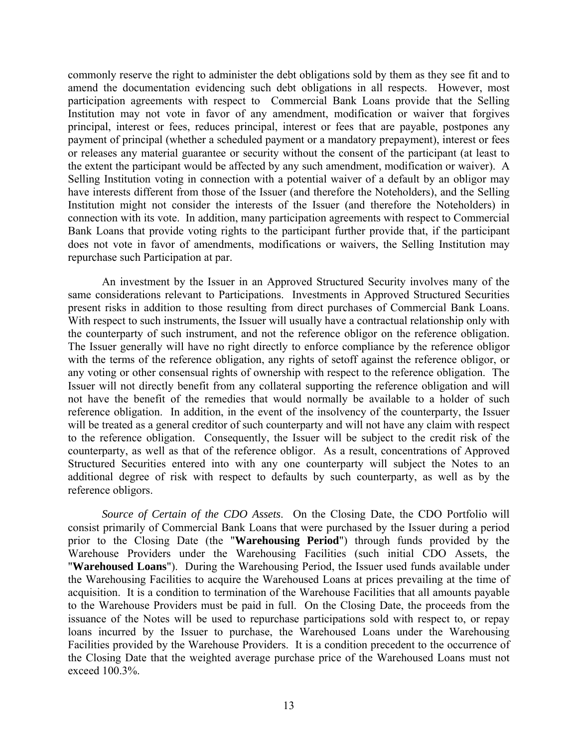commonly reserve the right to administer the debt obligations sold by them as they see fit and to amend the documentation evidencing such debt obligations in all respects. However, most participation agreements with respect to Commercial Bank Loans provide that the Selling Institution may not vote in favor of any amendment, modification or waiver that forgives principal, interest or fees, reduces principal, interest or fees that are payable, postpones any payment of principal (whether a scheduled payment or a mandatory prepayment), interest or fees or releases any material guarantee or security without the consent of the participant (at least to the extent the participant would be affected by any such amendment, modification or waiver). A Selling Institution voting in connection with a potential waiver of a default by an obligor may have interests different from those of the Issuer (and therefore the Noteholders), and the Selling Institution might not consider the interests of the Issuer (and therefore the Noteholders) in connection with its vote. In addition, many participation agreements with respect to Commercial Bank Loans that provide voting rights to the participant further provide that, if the participant does not vote in favor of amendments, modifications or waivers, the Selling Institution may repurchase such Participation at par.

An investment by the Issuer in an Approved Structured Security involves many of the same considerations relevant to Participations. Investments in Approved Structured Securities present risks in addition to those resulting from direct purchases of Commercial Bank Loans. With respect to such instruments, the Issuer will usually have a contractual relationship only with the counterparty of such instrument, and not the reference obligor on the reference obligation. The Issuer generally will have no right directly to enforce compliance by the reference obligor with the terms of the reference obligation, any rights of setoff against the reference obligor, or any voting or other consensual rights of ownership with respect to the reference obligation. The Issuer will not directly benefit from any collateral supporting the reference obligation and will not have the benefit of the remedies that would normally be available to a holder of such reference obligation. In addition, in the event of the insolvency of the counterparty, the Issuer will be treated as a general creditor of such counterparty and will not have any claim with respect to the reference obligation. Consequently, the Issuer will be subject to the credit risk of the counterparty, as well as that of the reference obligor. As a result, concentrations of Approved Structured Securities entered into with any one counterparty will subject the Notes to an additional degree of risk with respect to defaults by such counterparty, as well as by the reference obligors.

*Source of Certain of the CDO Assets*. On the Closing Date, the CDO Portfolio will consist primarily of Commercial Bank Loans that were purchased by the Issuer during a period prior to the Closing Date (the "**Warehousing Period**") through funds provided by the Warehouse Providers under the Warehousing Facilities (such initial CDO Assets, the "**Warehoused Loans**"). During the Warehousing Period, the Issuer used funds available under the Warehousing Facilities to acquire the Warehoused Loans at prices prevailing at the time of acquisition. It is a condition to termination of the Warehouse Facilities that all amounts payable to the Warehouse Providers must be paid in full. On the Closing Date, the proceeds from the issuance of the Notes will be used to repurchase participations sold with respect to, or repay loans incurred by the Issuer to purchase, the Warehoused Loans under the Warehousing Facilities provided by the Warehouse Providers. It is a condition precedent to the occurrence of the Closing Date that the weighted average purchase price of the Warehoused Loans must not exceed 100.3%.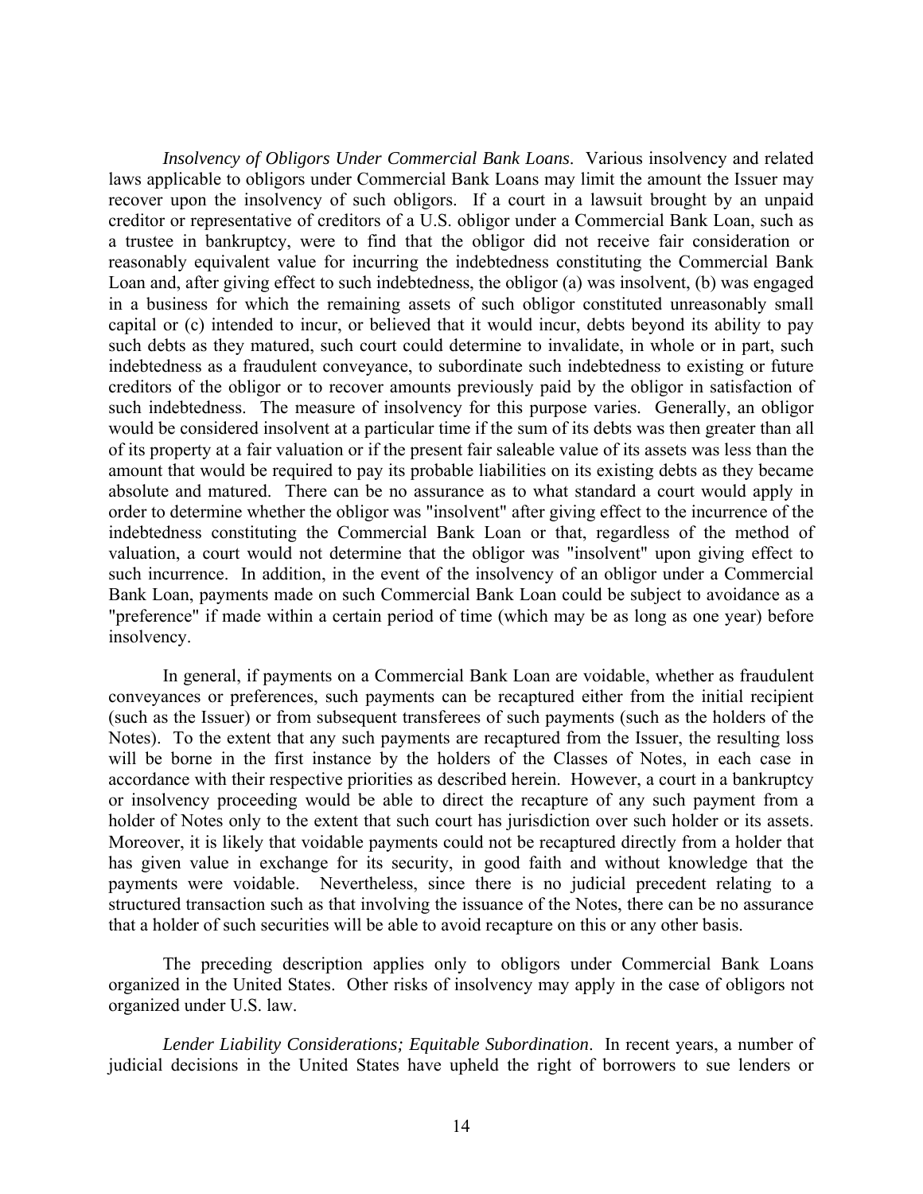*Insolvency of Obligors Under Commercial Bank Loans*. Various insolvency and related laws applicable to obligors under Commercial Bank Loans may limit the amount the Issuer may recover upon the insolvency of such obligors. If a court in a lawsuit brought by an unpaid creditor or representative of creditors of a U.S. obligor under a Commercial Bank Loan, such as a trustee in bankruptcy, were to find that the obligor did not receive fair consideration or reasonably equivalent value for incurring the indebtedness constituting the Commercial Bank Loan and, after giving effect to such indebtedness, the obligor (a) was insolvent, (b) was engaged in a business for which the remaining assets of such obligor constituted unreasonably small capital or (c) intended to incur, or believed that it would incur, debts beyond its ability to pay such debts as they matured, such court could determine to invalidate, in whole or in part, such indebtedness as a fraudulent conveyance, to subordinate such indebtedness to existing or future creditors of the obligor or to recover amounts previously paid by the obligor in satisfaction of such indebtedness. The measure of insolvency for this purpose varies. Generally, an obligor would be considered insolvent at a particular time if the sum of its debts was then greater than all of its property at a fair valuation or if the present fair saleable value of its assets was less than the amount that would be required to pay its probable liabilities on its existing debts as they became absolute and matured. There can be no assurance as to what standard a court would apply in order to determine whether the obligor was "insolvent" after giving effect to the incurrence of the indebtedness constituting the Commercial Bank Loan or that, regardless of the method of valuation, a court would not determine that the obligor was "insolvent" upon giving effect to such incurrence. In addition, in the event of the insolvency of an obligor under a Commercial Bank Loan, payments made on such Commercial Bank Loan could be subject to avoidance as a "preference" if made within a certain period of time (which may be as long as one year) before insolvency.

In general, if payments on a Commercial Bank Loan are voidable, whether as fraudulent conveyances or preferences, such payments can be recaptured either from the initial recipient (such as the Issuer) or from subsequent transferees of such payments (such as the holders of the Notes). To the extent that any such payments are recaptured from the Issuer, the resulting loss will be borne in the first instance by the holders of the Classes of Notes, in each case in accordance with their respective priorities as described herein. However, a court in a bankruptcy or insolvency proceeding would be able to direct the recapture of any such payment from a holder of Notes only to the extent that such court has jurisdiction over such holder or its assets. Moreover, it is likely that voidable payments could not be recaptured directly from a holder that has given value in exchange for its security, in good faith and without knowledge that the payments were voidable. Nevertheless, since there is no judicial precedent relating to a structured transaction such as that involving the issuance of the Notes, there can be no assurance that a holder of such securities will be able to avoid recapture on this or any other basis.

The preceding description applies only to obligors under Commercial Bank Loans organized in the United States. Other risks of insolvency may apply in the case of obligors not organized under U.S. law.

*Lender Liability Considerations; Equitable Subordination*. In recent years, a number of judicial decisions in the United States have upheld the right of borrowers to sue lenders or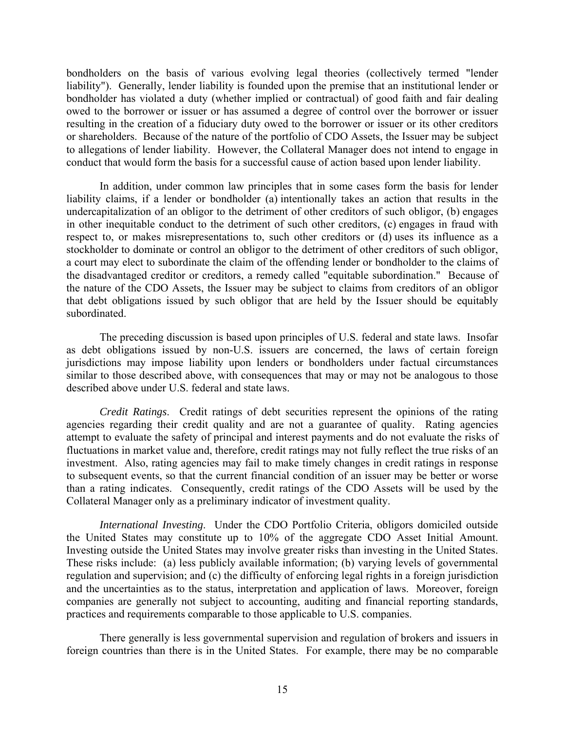bondholders on the basis of various evolving legal theories (collectively termed "lender liability"). Generally, lender liability is founded upon the premise that an institutional lender or bondholder has violated a duty (whether implied or contractual) of good faith and fair dealing owed to the borrower or issuer or has assumed a degree of control over the borrower or issuer resulting in the creation of a fiduciary duty owed to the borrower or issuer or its other creditors or shareholders. Because of the nature of the portfolio of CDO Assets, the Issuer may be subject to allegations of lender liability. However, the Collateral Manager does not intend to engage in conduct that would form the basis for a successful cause of action based upon lender liability.

In addition, under common law principles that in some cases form the basis for lender liability claims, if a lender or bondholder (a) intentionally takes an action that results in the undercapitalization of an obligor to the detriment of other creditors of such obligor, (b) engages in other inequitable conduct to the detriment of such other creditors, (c) engages in fraud with respect to, or makes misrepresentations to, such other creditors or (d) uses its influence as a stockholder to dominate or control an obligor to the detriment of other creditors of such obligor, a court may elect to subordinate the claim of the offending lender or bondholder to the claims of the disadvantaged creditor or creditors, a remedy called "equitable subordination." Because of the nature of the CDO Assets, the Issuer may be subject to claims from creditors of an obligor that debt obligations issued by such obligor that are held by the Issuer should be equitably subordinated.

The preceding discussion is based upon principles of U.S. federal and state laws. Insofar as debt obligations issued by non-U.S. issuers are concerned, the laws of certain foreign jurisdictions may impose liability upon lenders or bondholders under factual circumstances similar to those described above, with consequences that may or may not be analogous to those described above under U.S. federal and state laws.

*Credit Ratings*. Credit ratings of debt securities represent the opinions of the rating agencies regarding their credit quality and are not a guarantee of quality. Rating agencies attempt to evaluate the safety of principal and interest payments and do not evaluate the risks of fluctuations in market value and, therefore, credit ratings may not fully reflect the true risks of an investment. Also, rating agencies may fail to make timely changes in credit ratings in response to subsequent events, so that the current financial condition of an issuer may be better or worse than a rating indicates. Consequently, credit ratings of the CDO Assets will be used by the Collateral Manager only as a preliminary indicator of investment quality.

*International Investing*. Under the CDO Portfolio Criteria, obligors domiciled outside the United States may constitute up to 10% of the aggregate CDO Asset Initial Amount. Investing outside the United States may involve greater risks than investing in the United States. These risks include: (a) less publicly available information; (b) varying levels of governmental regulation and supervision; and (c) the difficulty of enforcing legal rights in a foreign jurisdiction and the uncertainties as to the status, interpretation and application of laws. Moreover, foreign companies are generally not subject to accounting, auditing and financial reporting standards, practices and requirements comparable to those applicable to U.S. companies.

There generally is less governmental supervision and regulation of brokers and issuers in foreign countries than there is in the United States. For example, there may be no comparable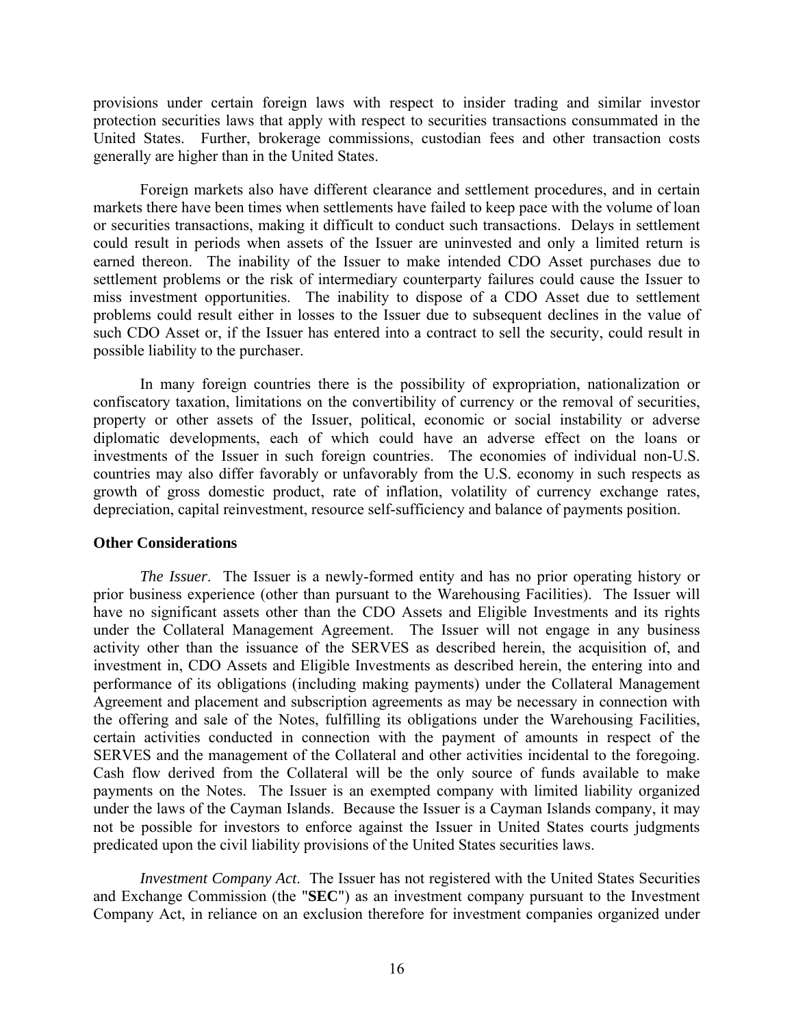provisions under certain foreign laws with respect to insider trading and similar investor protection securities laws that apply with respect to securities transactions consummated in the United States. Further, brokerage commissions, custodian fees and other transaction costs generally are higher than in the United States.

Foreign markets also have different clearance and settlement procedures, and in certain markets there have been times when settlements have failed to keep pace with the volume of loan or securities transactions, making it difficult to conduct such transactions. Delays in settlement could result in periods when assets of the Issuer are uninvested and only a limited return is earned thereon. The inability of the Issuer to make intended CDO Asset purchases due to settlement problems or the risk of intermediary counterparty failures could cause the Issuer to miss investment opportunities. The inability to dispose of a CDO Asset due to settlement problems could result either in losses to the Issuer due to subsequent declines in the value of such CDO Asset or, if the Issuer has entered into a contract to sell the security, could result in possible liability to the purchaser.

In many foreign countries there is the possibility of expropriation, nationalization or confiscatory taxation, limitations on the convertibility of currency or the removal of securities, property or other assets of the Issuer, political, economic or social instability or adverse diplomatic developments, each of which could have an adverse effect on the loans or investments of the Issuer in such foreign countries. The economies of individual non-U.S. countries may also differ favorably or unfavorably from the U.S. economy in such respects as growth of gross domestic product, rate of inflation, volatility of currency exchange rates, depreciation, capital reinvestment, resource self-sufficiency and balance of payments position.

**Other Considerations**

*The Issuer*. The Issuer is a newly-formed entity and has no prior operating history or prior business experience (other than pursuant to the Warehousing Facilities). The Issuer will have no significant assets other than the CDO Assets and Eligible Investments and its rights under the Collateral Management Agreement. The Issuer will not engage in any business activity other than the issuance of the SERVES as described herein, the acquisition of, and investment in, CDO Assets and Eligible Investments as described herein, the entering into and performance of its obligations (including making payments) under the Collateral Management Agreement and placement and subscription agreements as may be necessary in connection with the offering and sale of the Notes, fulfilling its obligations under the Warehousing Facilities, certain activities conducted in connection with the payment of amounts in respect of the SERVES and the management of the Collateral and other activities incidental to the foregoing. Cash flow derived from the Collateral will be the only source of funds available to make payments on the Notes. The Issuer is an exempted company with limited liability organized under the laws of the Cayman Islands. Because the Issuer is a Cayman Islands company, it may not be possible for investors to enforce against the Issuer in United States courts judgments predicated upon the civil liability provisions of the United States securities laws.

*Investment Company Act*. The Issuer has not registered with the United States Securities and Exchange Commission (the "**SEC**") as an investment company pursuant to the Investment Company Act, in reliance on an exclusion therefore for investment companies organized under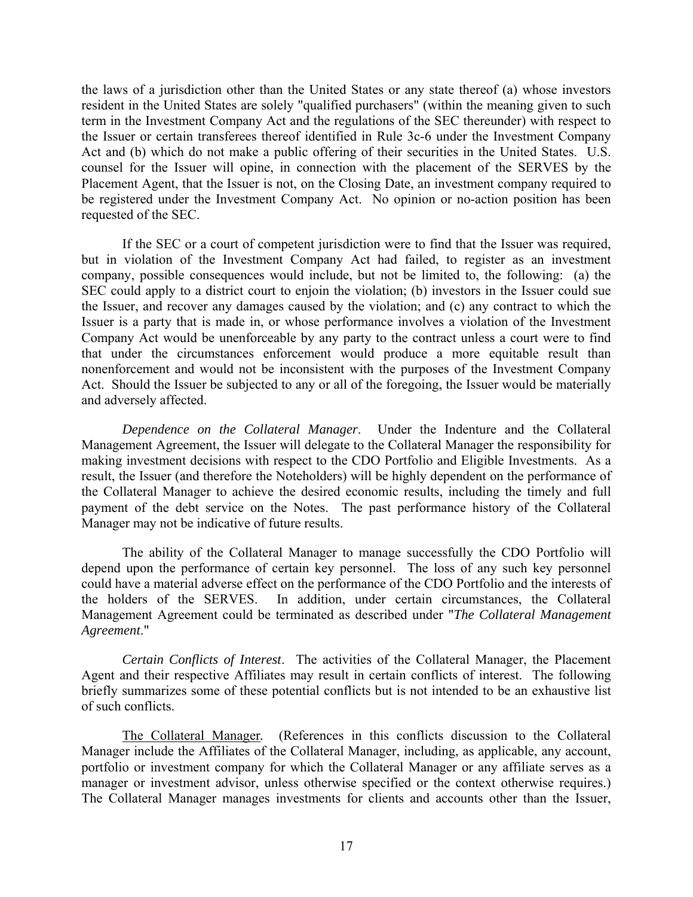the laws of a jurisdiction other than the United States or any state thereof (a) whose investors resident in the United States are solely "qualified purchasers" (within the meaning given to such term in the Investment Company Act and the regulations of the SEC thereunder) with respect to the Issuer or certain transferees thereof identified in Rule 3c-6 under the Investment Company Act and (b) which do not make a public offering of their securities in the United States. U.S. counsel for the Issuer will opine, in connection with the placement of the SERVES by the Placement Agent, that the Issuer is not, on the Closing Date, an investment company required to be registered under the Investment Company Act. No opinion or no-action position has been requested of the SEC.

If the SEC or a court of competent jurisdiction were to find that the Issuer was required, but in violation of the Investment Company Act had failed, to register as an investment company, possible consequences would include, but not be limited to, the following: (a) the SEC could apply to a district court to enjoin the violation; (b) investors in the Issuer could sue the Issuer, and recover any damages caused by the violation; and (c) any contract to which the Issuer is a party that is made in, or whose performance involves a violation of the Investment Company Act would be unenforceable by any party to the contract unless a court were to find that under the circumstances enforcement would produce a more equitable result than nonenforcement and would not be inconsistent with the purposes of the Investment Company Act. Should the Issuer be subjected to any or all of the foregoing, the Issuer would be materially and adversely affected.

*Dependence on the Collateral Manager*. Under the Indenture and the Collateral Management Agreement, the Issuer will delegate to the Collateral Manager the responsibility for making investment decisions with respect to the CDO Portfolio and Eligible Investments. As a result, the Issuer (and therefore the Noteholders) will be highly dependent on the performance of the Collateral Manager to achieve the desired economic results, including the timely and full payment of the debt service on the Notes. The past performance history of the Collateral Manager may not be indicative of future results.

The ability of the Collateral Manager to manage successfully the CDO Portfolio will depend upon the performance of certain key personnel. The loss of any such key personnel could have a material adverse effect on the performance of the CDO Portfolio and the interests of the holders of the SERVES. In addition, under certain circumstances, the Collateral Management Agreement could be terminated as described under "*The Collateral Management Agreement*."

*Certain Conflicts of Interest*. The activities of the Collateral Manager, the Placement Agent and their respective Affiliates may result in certain conflicts of interest. The following briefly summarizes some of these potential conflicts but is not intended to be an exhaustive list of such conflicts.

<u>The Collateral Manager</u>. (References in this conflicts discussion to the Collateral Manager include the Affiliates of the Collateral Manager, including, as applicable, any account, portfolio or investment company for which the Collateral Manager or any affiliate serves as a manager or investment advisor, unless otherwise specified or the context otherwise requires.) The Collateral Manager manages investments for clients and accounts other than the Issuer,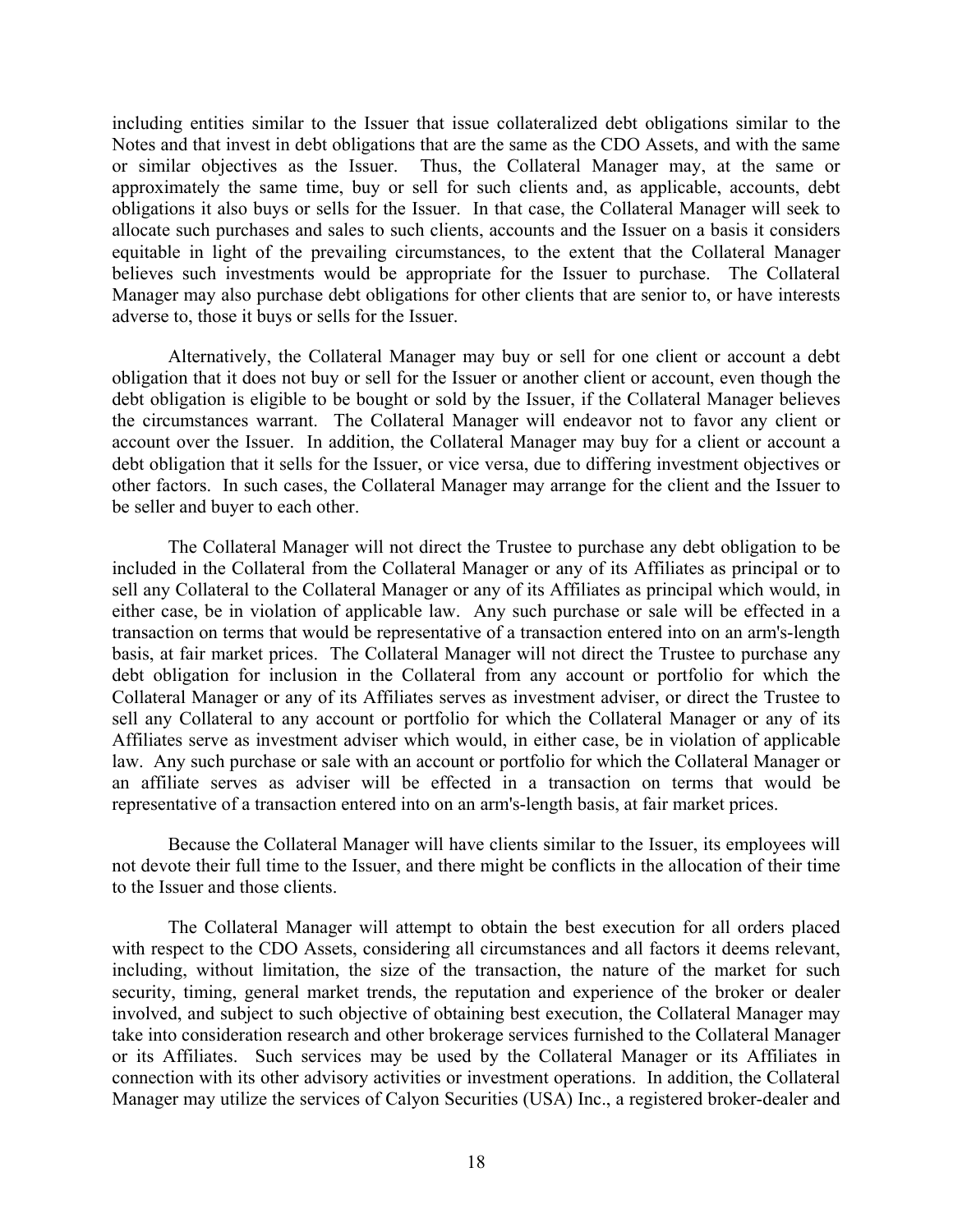including entities similar to the Issuer that issue collateralized debt obligations similar to the Notes and that invest in debt obligations that are the same as the CDO Assets, and with the same or similar objectives as the Issuer. Thus, the Collateral Manager may, at the same or approximately the same time, buy or sell for such clients and, as applicable, accounts, debt obligations it also buys or sells for the Issuer. In that case, the Collateral Manager will seek to allocate such purchases and sales to such clients, accounts and the Issuer on a basis it considers equitable in light of the prevailing circumstances, to the extent that the Collateral Manager believes such investments would be appropriate for the Issuer to purchase. The Collateral Manager may also purchase debt obligations for other clients that are senior to, or have interests adverse to, those it buys or sells for the Issuer.

Alternatively, the Collateral Manager may buy or sell for one client or account a debt obligation that it does not buy or sell for the Issuer or another client or account, even though the debt obligation is eligible to be bought or sold by the Issuer, if the Collateral Manager believes the circumstances warrant. The Collateral Manager will endeavor not to favor any client or account over the Issuer. In addition, the Collateral Manager may buy for a client or account a debt obligation that it sells for the Issuer, or vice versa, due to differing investment objectives or other factors. In such cases, the Collateral Manager may arrange for the client and the Issuer to be seller and buyer to each other.

The Collateral Manager will not direct the Trustee to purchase any debt obligation to be included in the Collateral from the Collateral Manager or any of its Affiliates as principal or to sell any Collateral to the Collateral Manager or any of its Affiliates as principal which would, in either case, be in violation of applicable law. Any such purchase or sale will be effected in a transaction on terms that would be representative of a transaction entered into on an arm's-length basis, at fair market prices. The Collateral Manager will not direct the Trustee to purchase any debt obligation for inclusion in the Collateral from any account or portfolio for which the Collateral Manager or any of its Affiliates serves as investment adviser, or direct the Trustee to sell any Collateral to any account or portfolio for which the Collateral Manager or any of its Affiliates serve as investment adviser which would, in either case, be in violation of applicable law. Any such purchase or sale with an account or portfolio for which the Collateral Manager or an affiliate serves as adviser will be effected in a transaction on terms that would be representative of a transaction entered into on an arm's-length basis, at fair market prices.

Because the Collateral Manager will have clients similar to the Issuer, its employees will not devote their full time to the Issuer, and there might be conflicts in the allocation of their time to the Issuer and those clients.

The Collateral Manager will attempt to obtain the best execution for all orders placed with respect to the CDO Assets, considering all circumstances and all factors it deems relevant, including, without limitation, the size of the transaction, the nature of the market for such security, timing, general market trends, the reputation and experience of the broker or dealer involved, and subject to such objective of obtaining best execution, the Collateral Manager may take into consideration research and other brokerage services furnished to the Collateral Manager or its Affiliates. Such services may be used by the Collateral Manager or its Affiliates in connection with its other advisory activities or investment operations. In addition, the Collateral Manager may utilize the services of Calyon Securities (USA) Inc., a registered broker-dealer and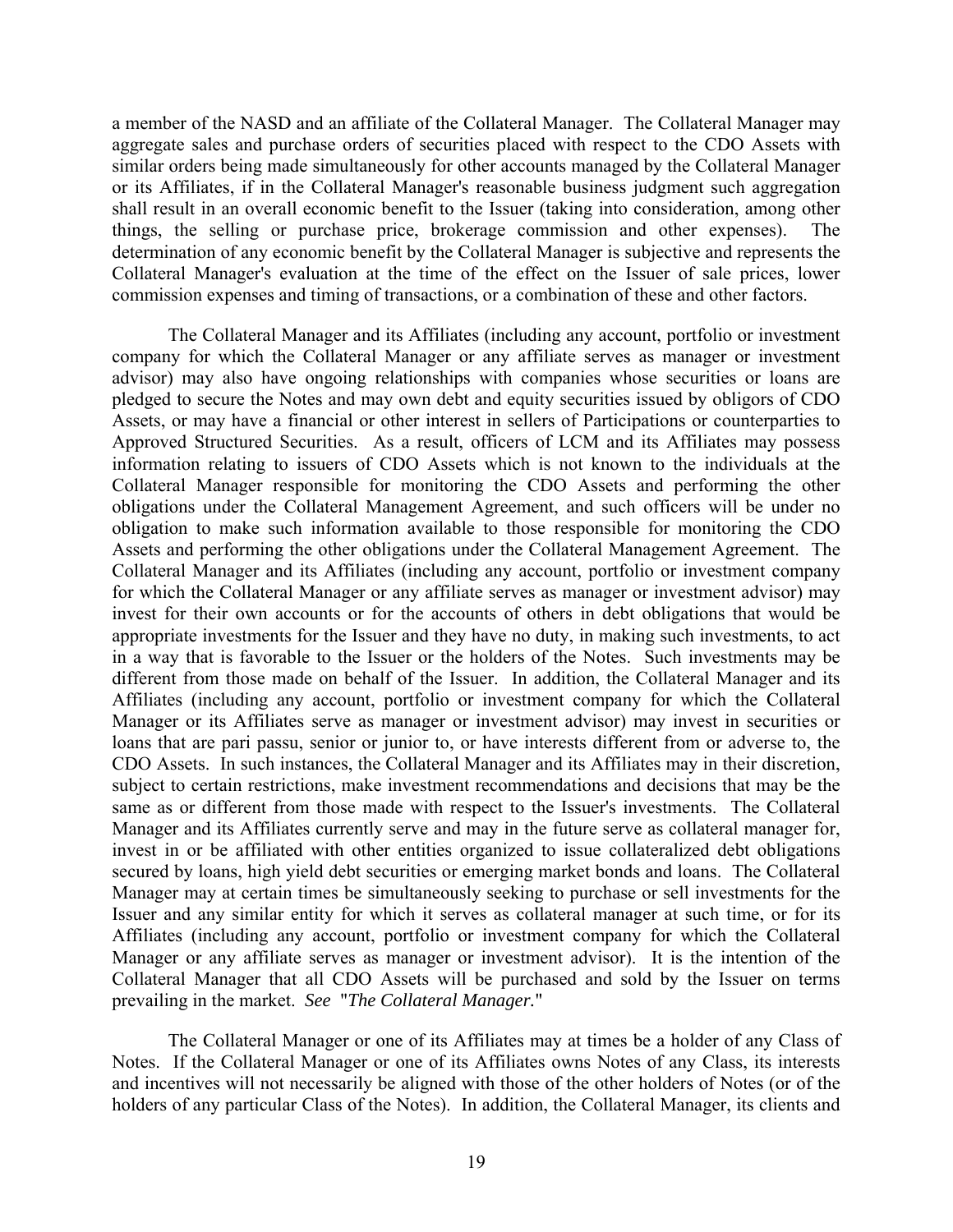a member of the NASD and an affiliate of the Collateral Manager. The Collateral Manager may aggregate sales and purchase orders of securities placed with respect to the CDO Assets with similar orders being made simultaneously for other accounts managed by the Collateral Manager or its Affiliates, if in the Collateral Manager's reasonable business judgment such aggregation shall result in an overall economic benefit to the Issuer (taking into consideration, among other things, the selling or purchase price, brokerage commission and other expenses). The determination of any economic benefit by the Collateral Manager is subjective and represents the Collateral Manager's evaluation at the time of the effect on the Issuer of sale prices, lower commission expenses and timing of transactions, or a combination of these and other factors.

The Collateral Manager and its Affiliates (including any account, portfolio or investment company for which the Collateral Manager or any affiliate serves as manager or investment advisor) may also have ongoing relationships with companies whose securities or loans are pledged to secure the Notes and may own debt and equity securities issued by obligors of CDO Assets, or may have a financial or other interest in sellers of Participations or counterparties to Approved Structured Securities. As a result, officers of LCM and its Affiliates may possess information relating to issuers of CDO Assets which is not known to the individuals at the Collateral Manager responsible for monitoring the CDO Assets and performing the other obligations under the Collateral Management Agreement, and such officers will be under no obligation to make such information available to those responsible for monitoring the CDO Assets and performing the other obligations under the Collateral Management Agreement. The Collateral Manager and its Affiliates (including any account, portfolio or investment company for which the Collateral Manager or any affiliate serves as manager or investment advisor) may invest for their own accounts or for the accounts of others in debt obligations that would be appropriate investments for the Issuer and they have no duty, in making such investments, to act in a way that is favorable to the Issuer or the holders of the Notes. Such investments may be different from those made on behalf of the Issuer. In addition, the Collateral Manager and its Affiliates (including any account, portfolio or investment company for which the Collateral Manager or its Affiliates serve as manager or investment advisor) may invest in securities or loans that are pari passu, senior or junior to, or have interests different from or adverse to, the CDO Assets. In such instances, the Collateral Manager and its Affiliates may in their discretion, subject to certain restrictions, make investment recommendations and decisions that may be the same as or different from those made with respect to the Issuer's investments. The Collateral Manager and its Affiliates currently serve and may in the future serve as collateral manager for, invest in or be affiliated with other entities organized to issue collateralized debt obligations secured by loans, high yield debt securities or emerging market bonds and loans. The Collateral Manager may at certain times be simultaneously seeking to purchase or sell investments for the Issuer and any similar entity for which it serves as collateral manager at such time, or for its Affiliates (including any account, portfolio or investment company for which the Collateral Manager or any affiliate serves as manager or investment advisor). It is the intention of the Collateral Manager that all CDO Assets will be purchased and sold by the Issuer on terms prevailing in the market. *See "The Collateral Manager."*

The Collateral Manager or one of its Affiliates may at times be a holder of any Class of Notes. If the Collateral Manager or one of its Affiliates owns Notes of any Class, its interests and incentives will not necessarily be aligned with those of the other holders of Notes (or of the holders of any particular Class of the Notes). In addition, the Collateral Manager, its clients and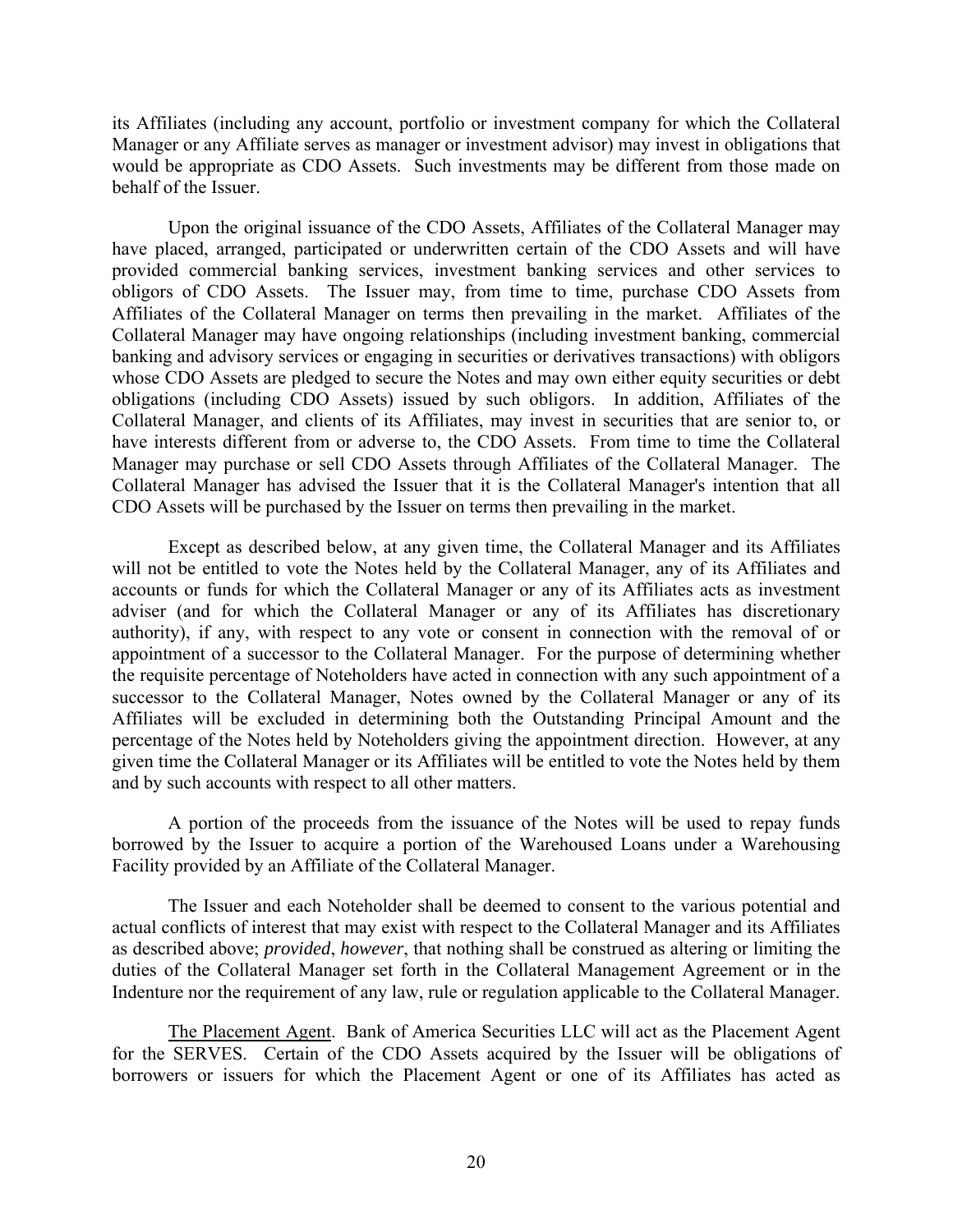its Affiliates (including any account, portfolio or investment company for which the Collateral Manager or any Affiliate serves as manager or investment advisor) may invest in obligations that would be appropriate as CDO Assets. Such investments may be different from those made on behalf of the Issuer.

Upon the original issuance of the CDO Assets, Affiliates of the Collateral Manager may have placed, arranged, participated or underwritten certain of the CDO Assets and will have provided commercial banking services, investment banking services and other services to obligors of CDO Assets. The Issuer may, from time to time, purchase CDO Assets from Affiliates of the Collateral Manager on terms then prevailing in the market. Affiliates of the Collateral Manager may have ongoing relationships (including investment banking, commercial banking and advisory services or engaging in securities or derivatives transactions) with obligors whose CDO Assets are pledged to secure the Notes and may own either equity securities or debt obligations (including CDO Assets) issued by such obligors. In addition, Affiliates of the Collateral Manager, and clients of its Affiliates, may invest in securities that are senior to, or have interests different from or adverse to, the CDO Assets. From time to time the Collateral Manager may purchase or sell CDO Assets through Affiliates of the Collateral Manager. The Collateral Manager has advised the Issuer that it is the Collateral Manager's intention that all CDO Assets will be purchased by the Issuer on terms then prevailing in the market.

Except as described below, at any given time, the Collateral Manager and its Affiliates will not be entitled to vote the Notes held by the Collateral Manager, any of its Affiliates and accounts or funds for which the Collateral Manager or any of its Affiliates acts as investment adviser (and for which the Collateral Manager or any of its Affiliates has discretionary authority), if any, with respect to any vote or consent in connection with the removal of or appointment of a successor to the Collateral Manager. For the purpose of determining whether the requisite percentage of Noteholders have acted in connection with any such appointment of a successor to the Collateral Manager, Notes owned by the Collateral Manager or any of its Affiliates will be excluded in determining both the Outstanding Principal Amount and the percentage of the Notes held by Noteholders giving the appointment direction. However, at any given time the Collateral Manager or its Affiliates will be entitled to vote the Notes held by them and by such accounts with respect to all other matters.

A portion of the proceeds from the issuance of the Notes will be used to repay funds borrowed by the Issuer to acquire a portion of the Warehoused Loans under a Warehousing Facility provided by an Affiliate of the Collateral Manager.

The Issuer and each Noteholder shall be deemed to consent to the various potential and actual conflicts of interest that may exist with respect to the Collateral Manager and its Affiliates as described above; *provided*, *however*, that nothing shall be construed as altering or limiting the duties of the Collateral Manager set forth in the Collateral Management Agreement or in the Indenture nor the requirement of any law, rule or regulation applicable to the Collateral Manager.

The Placement Agent. Bank of America Securities LLC will act as the Placement Agent for the SERVES. Certain of the CDO Assets acquired by the Issuer will be obligations of borrowers or issuers for which the Placement Agent or one of its Affiliates has acted as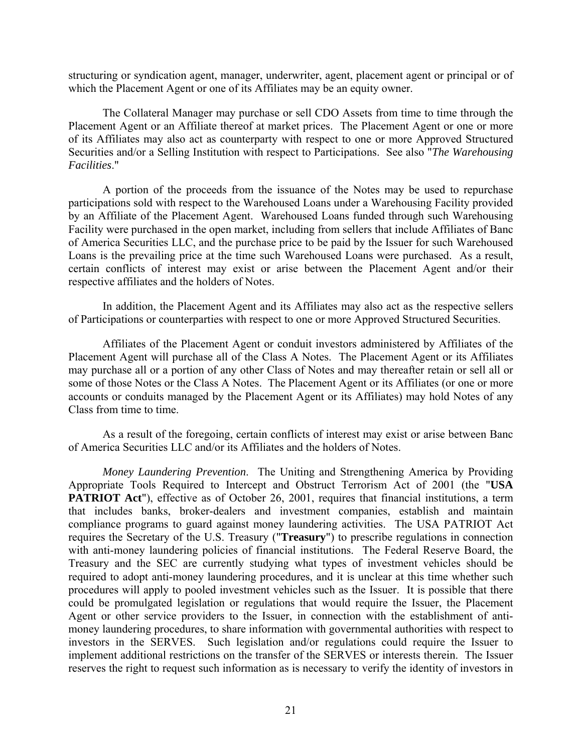structuring or syndication agent, manager, underwriter, agent, placement agent or principal or of which the Placement Agent or one of its Affiliates may be an equity owner.

The Collateral Manager may purchase or sell CDO Assets from time to time through the Placement Agent or an Affiliate thereof at market prices. The Placement Agent or one or more of its Affiliates may also act as counterparty with respect to one or more Approved Structured Securities and/or a Selling Institution with respect to Participations. See also "*The Warehousing Facilities*."

A portion of the proceeds from the issuance of the Notes may be used to repurchase participations sold with respect to the Warehoused Loans under a Warehousing Facility provided by an Affiliate of the Placement Agent. Warehoused Loans funded through such Warehousing Facility were purchased in the open market, including from sellers that include Affiliates of Banc of America Securities LLC, and the purchase price to be paid by the Issuer for such Warehoused Loans is the prevailing price at the time such Warehoused Loans were purchased. As a result, certain conflicts of interest may exist or arise between the Placement Agent and/or their respective affiliates and the holders of Notes.

In addition, the Placement Agent and its Affiliates may also act as the respective sellers of Participations or counterparties with respect to one or more Approved Structured Securities.

Affiliates of the Placement Agent or conduit investors administered by Affiliates of the Placement Agent will purchase all of the Class A Notes. The Placement Agent or its Affiliates may purchase all or a portion of any other Class of Notes and may thereafter retain or sell all or some of those Notes or the Class A Notes. The Placement Agent or its Affiliates (or one or more accounts or conduits managed by the Placement Agent or its Affiliates) may hold Notes of any Class from time to time.

As a result of the foregoing, certain conflicts of interest may exist or arise between Banc of America Securities LLC and/or its Affiliates and the holders of Notes.

*Money Laundering Prevention*. The Uniting and Strengthening America by Providing Appropriate Tools Required to Intercept and Obstruct Terrorism Act of 2001 (the "**USA PATRIOT Act**"), effective as of October 26, 2001, requires that financial institutions, a term that includes banks, broker-dealers and investment companies, establish and maintain compliance programs to guard against money laundering activities. The USA PATRIOT Act requires the Secretary of the U.S. Treasury ("**Treasury**") to prescribe regulations in connection with anti-money laundering policies of financial institutions. The Federal Reserve Board, the Treasury and the SEC are currently studying what types of investment vehicles should be required to adopt anti-money laundering procedures, and it is unclear at this time whether such procedures will apply to pooled investment vehicles such as the Issuer. It is possible that there could be promulgated legislation or regulations that would require the Issuer, the Placement Agent or other service providers to the Issuer, in connection with the establishment of anti-money laundering procedures, to share information with governmental authorities with respect to investors in the SERVES. Such legislation and/or regulations could require the Issuer to implement additional restrictions on the transfer of the SERVES or interests therein. The Issuer reserves the right to request such information as is necessary to verify the identity of investors in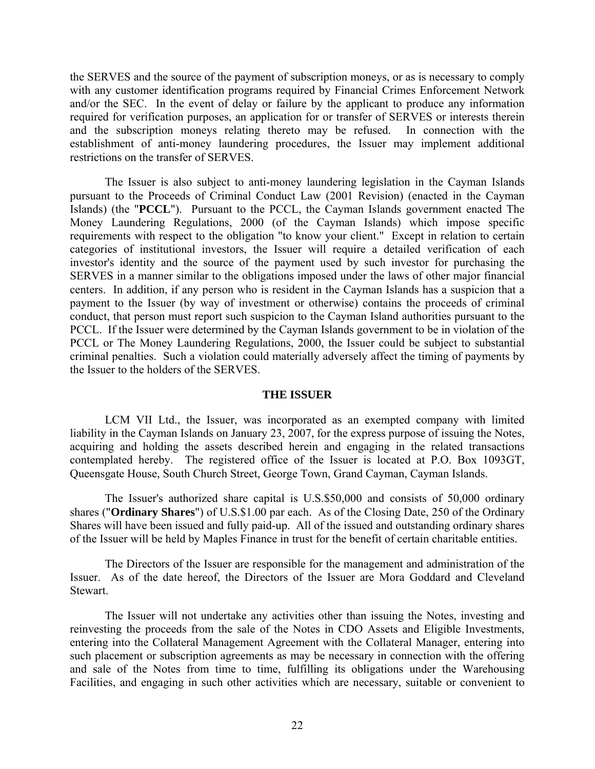the SERVES and the source of the payment of subscription moneys, or as is necessary to comply with any customer identification programs required by Financial Crimes Enforcement Network and/or the SEC. In the event of delay or failure by the applicant to produce any information required for verification purposes, an application for or transfer of SERVES or interests therein and the subscription moneys relating thereto may be refused. In connection with the establishment of anti-money laundering procedures, the Issuer may implement additional restrictions on the transfer of SERVES.

The Issuer is also subject to anti-money laundering legislation in the Cayman Islands pursuant to the Proceeds of Criminal Conduct Law (2001 Revision) (enacted in the Cayman Islands) (the "**PCCL**"). Pursuant to the PCCL, the Cayman Islands government enacted The Money Laundering Regulations, 2000 (of the Cayman Islands) which impose specific requirements with respect to the obligation "to know your client." Except in relation to certain categories of institutional investors, the Issuer will require a detailed verification of each investor's identity and the source of the payment used by such investor for purchasing the SERVES in a manner similar to the obligations imposed under the laws of other major financial centers. In addition, if any person who is resident in the Cayman Islands has a suspicion that a payment to the Issuer (by way of investment or otherwise) contains the proceeds of criminal conduct, that person must report such suspicion to the Cayman Island authorities pursuant to the PCCL. If the Issuer were determined by the Cayman Islands government to be in violation of the PCCL or The Money Laundering Regulations, 2000, the Issuer could be subject to substantial criminal penalties. Such a violation could materially adversely affect the timing of payments by the Issuer to the holders of the SERVES.

## THE ISSUER

LCM VII Ltd., the Issuer, was incorporated as an exempted company with limited liability in the Cayman Islands on January 23, 2007, for the express purpose of issuing the Notes, acquiring and holding the assets described herein and engaging in the related transactions contemplated hereby. The registered office of the Issuer is located at P.O. Box 1093GT, Queensgate House, South Church Street, George Town, Grand Cayman, Cayman Islands.

The Issuer's authorized share capital is U.S.$50,000 and consists of 50,000 ordinary shares ("**Ordinary Shares**") of U.S.$1.00 par each. As of the Closing Date, 250 of the Ordinary Shares will have been issued and fully paid-up. All of the issued and outstanding ordinary shares of the Issuer will be held by Maples Finance in trust for the benefit of certain charitable entities.

The Directors of the Issuer are responsible for the management and administration of the Issuer. As of the date hereof, the Directors of the Issuer are Mora Goddard and Cleveland Stewart.

The Issuer will not undertake any activities other than issuing the Notes, investing and reinvesting the proceeds from the sale of the Notes in CDO Assets and Eligible Investments, entering into the Collateral Management Agreement with the Collateral Manager, entering into such placement or subscription agreements as may be necessary in connection with the offering and sale of the Notes from time to time, fulfilling its obligations under the Warehousing Facilities, and engaging in such other activities which are necessary, suitable or convenient to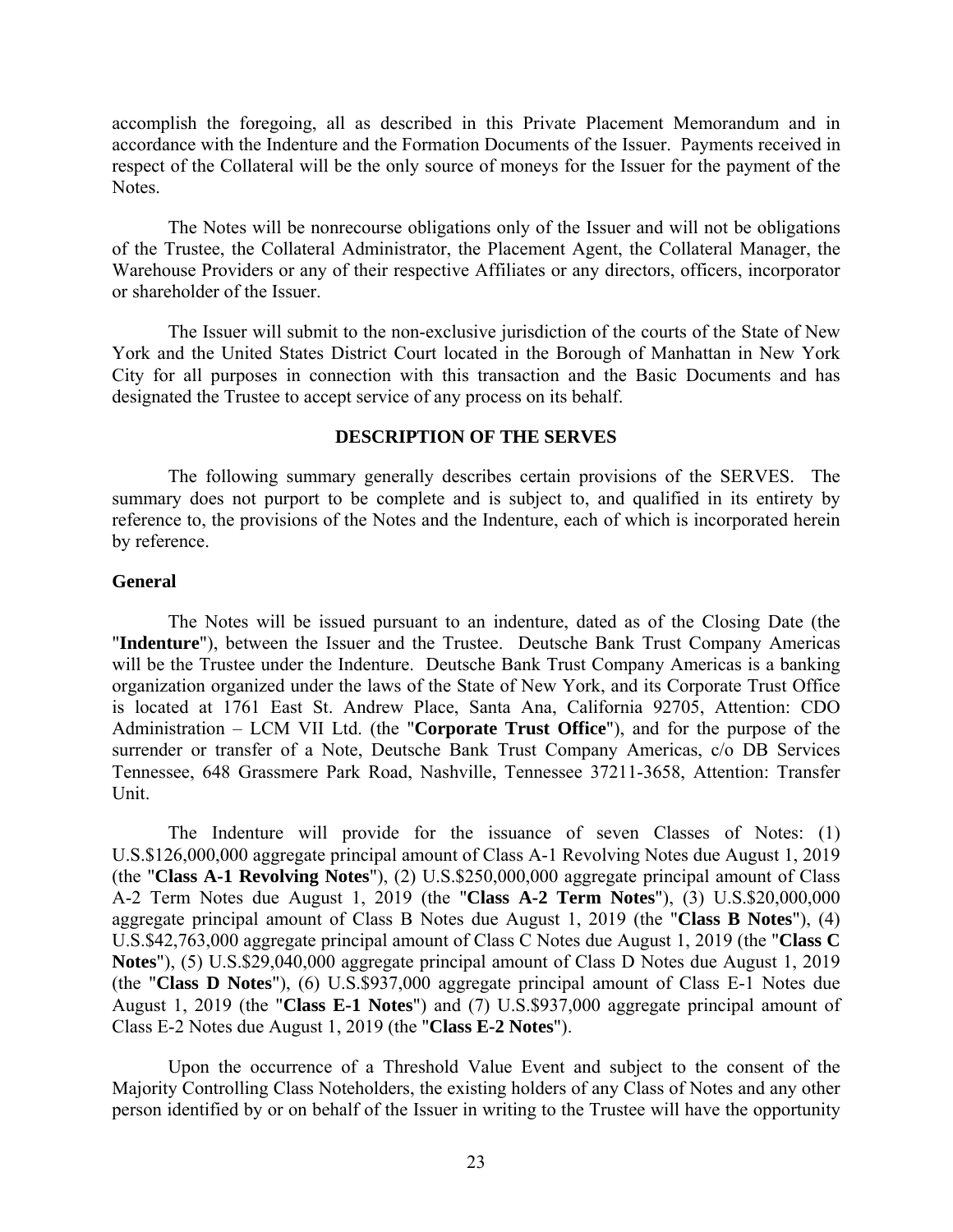accomplish the foregoing, all as described in this Private Placement Memorandum and in accordance with the Indenture and the Formation Documents of the Issuer. Payments received in respect of the Collateral will be the only source of moneys for the Issuer for the payment of the Notes.

The Notes will be nonrecourse obligations only of the Issuer and will not be obligations of the Trustee, the Collateral Administrator, the Placement Agent, the Collateral Manager, the Warehouse Providers or any of their respective Affiliates or any directors, officers, incorporator or shareholder of the Issuer.

The Issuer will submit to the non-exclusive jurisdiction of the courts of the State of New York and the United States District Court located in the Borough of Manhattan in New York City for all purposes in connection with this transaction and the Basic Documents and has designated the Trustee to accept service of any process on its behalf.

## DESCRIPTION OF THE SERVES

The following summary generally describes certain provisions of the SERVES. The summary does not purport to be complete and is subject to, and qualified in its entirety by reference to, the provisions of the Notes and the Indenture, each of which is incorporated herein by reference.

### General

The Notes will be issued pursuant to an indenture, dated as of the Closing Date (the "**Indenture**"), between the Issuer and the Trustee. Deutsche Bank Trust Company Americas will be the Trustee under the Indenture. Deutsche Bank Trust Company Americas is a banking organization organized under the laws of the State of New York, and its Corporate Trust Office is located at 1761 East St. Andrew Place, Santa Ana, California 92705, Attention: CDO Administration – LCM VII Ltd. (the "**Corporate Trust Office**"), and for the purpose of the surrender or transfer of a Note, Deutsche Bank Trust Company Americas, c/o DB Services Tennessee, 648 Grassmere Park Road, Nashville, Tennessee 37211-3658, Attention: Transfer Unit.

The Indenture will provide for the issuance of seven Classes of Notes: (1) U.S.$126,000,000 aggregate principal amount of Class A-1 Revolving Notes due August 1, 2019 (the "**Class A-1 Revolving Notes**"), (2) U.S.$250,000,000 aggregate principal amount of Class A-2 Term Notes due August 1, 2019 (the "**Class A-2 Term Notes**"), (3) U.S.$20,000,000 aggregate principal amount of Class B Notes due August 1, 2019 (the "**Class B Notes**"), (4) U.S.$42,763,000 aggregate principal amount of Class C Notes due August 1, 2019 (the "**Class C Notes**"), (5) U.S.$29,040,000 aggregate principal amount of Class D Notes due August 1, 2019 (the "**Class D Notes**"), (6) U.S.$937,000 aggregate principal amount of Class E-1 Notes due August 1, 2019 (the "**Class E-1 Notes**") and (7) U.S.$937,000 aggregate principal amount of Class E-2 Notes due August 1, 2019 (the "**Class E-2 Notes**").

Upon the occurrence of a Threshold Value Event and subject to the consent of the Majority Controlling Class Noteholders, the existing holders of any Class of Notes and any other person identified by or on behalf of the Issuer in writing to the Trustee will have the opportunity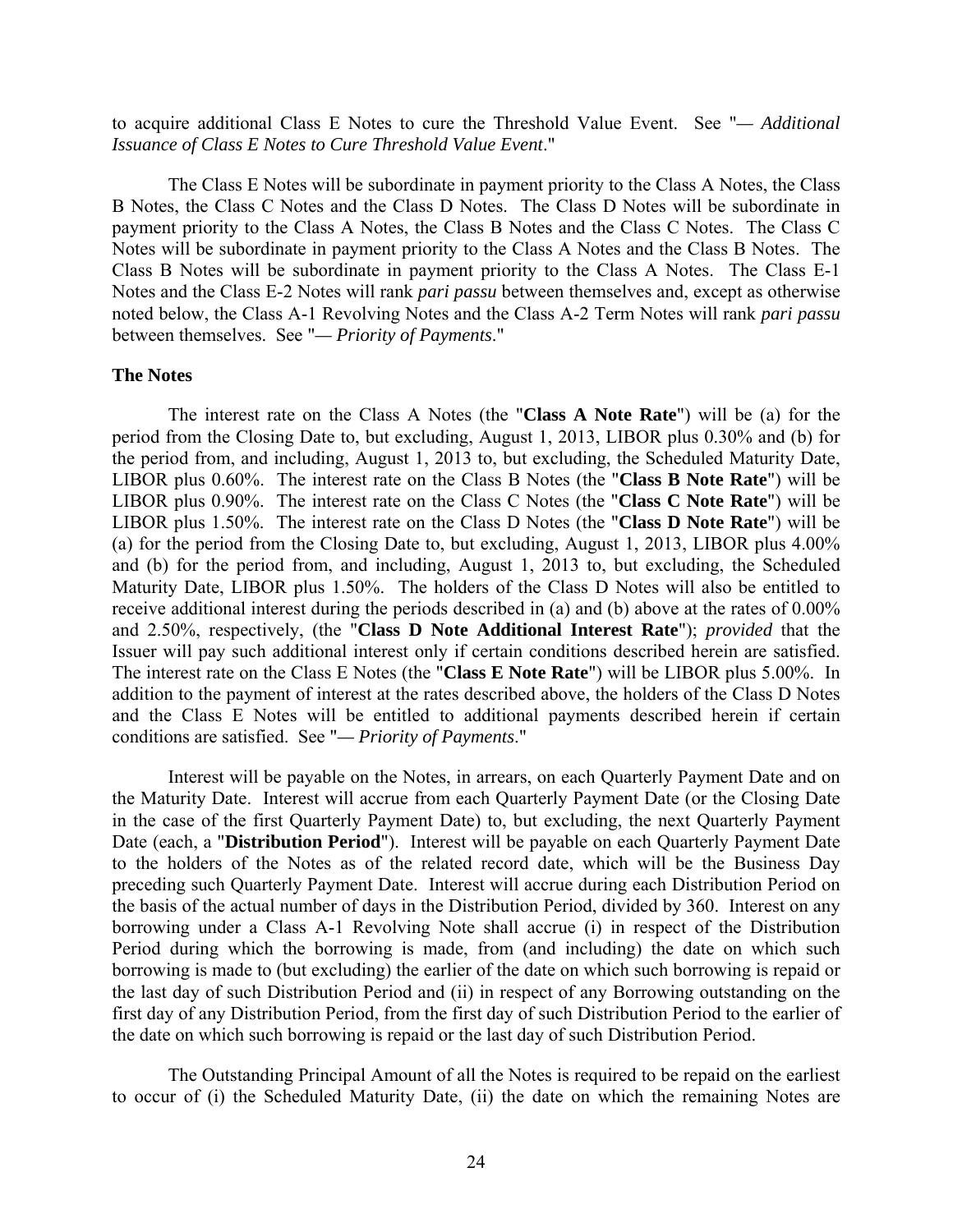to acquire additional Class E Notes to cure the Threshold Value Event. See "*— Additional Issuance of Class E Notes to Cure Threshold Value Event*."

The Class E Notes will be subordinate in payment priority to the Class A Notes, the Class B Notes, the Class C Notes and the Class D Notes. The Class D Notes will be subordinate in payment priority to the Class A Notes, the Class B Notes and the Class C Notes. The Class C Notes will be subordinate in payment priority to the Class A Notes and the Class B Notes. The Class B Notes will be subordinate in payment priority to the Class A Notes. The Class E-1 Notes and the Class E-2 Notes will rank *pari passu* between themselves and, except as otherwise noted below, the Class A-1 Revolving Notes and the Class A-2 Term Notes will rank *pari passu* between themselves. See "*— Priority of Payments*."

**The Notes**

The interest rate on the Class A Notes (the "**Class A Note Rate**") will be (a) for the period from the Closing Date to, but excluding, August 1, 2013, LIBOR plus 0.30% and (b) for the period from, and including, August 1, 2013 to, but excluding, the Scheduled Maturity Date, LIBOR plus 0.60%. The interest rate on the Class B Notes (the "**Class B Note Rate**") will be LIBOR plus 0.90%. The interest rate on the Class C Notes (the "**Class C Note Rate**") will be LIBOR plus 1.50%. The interest rate on the Class D Notes (the "**Class D Note Rate**") will be (a) for the period from the Closing Date to, but excluding, August 1, 2013, LIBOR plus 4.00% and (b) for the period from, and including, August 1, 2013 to, but excluding, the Scheduled Maturity Date, LIBOR plus 1.50%. The holders of the Class D Notes will also be entitled to receive additional interest during the periods described in (a) and (b) above at the rates of 0.00% and 2.50%, respectively, (the "**Class D Note Additional Interest Rate**"); *provided* that the Issuer will pay such additional interest only if certain conditions described herein are satisfied. The interest rate on the Class E Notes (the "**Class E Note Rate**") will be LIBOR plus 5.00%. In addition to the payment of interest at the rates described above, the holders of the Class D Notes and the Class E Notes will be entitled to additional payments described herein if certain conditions are satisfied. See "*— Priority of Payments*."

Interest will be payable on the Notes, in arrears, on each Quarterly Payment Date and on the Maturity Date. Interest will accrue from each Quarterly Payment Date (or the Closing Date in the case of the first Quarterly Payment Date) to, but excluding, the next Quarterly Payment Date (each, a "**Distribution Period**"). Interest will be payable on each Quarterly Payment Date to the holders of the Notes as of the related record date, which will be the Business Day preceding such Quarterly Payment Date. Interest will accrue during each Distribution Period on the basis of the actual number of days in the Distribution Period, divided by 360. Interest on any borrowing under a Class A-1 Revolving Note shall accrue (i) in respect of the Distribution Period during which the borrowing is made, from (and including) the date on which such borrowing is made to (but excluding) the earlier of the date on which such borrowing is repaid or the last day of such Distribution Period and (ii) in respect of any Borrowing outstanding on the first day of any Distribution Period, from the first day of such Distribution Period to the earlier of the date on which such borrowing is repaid or the last day of such Distribution Period.

The Outstanding Principal Amount of all the Notes is required to be repaid on the earliest to occur of (i) the Scheduled Maturity Date, (ii) the date on which the remaining Notes are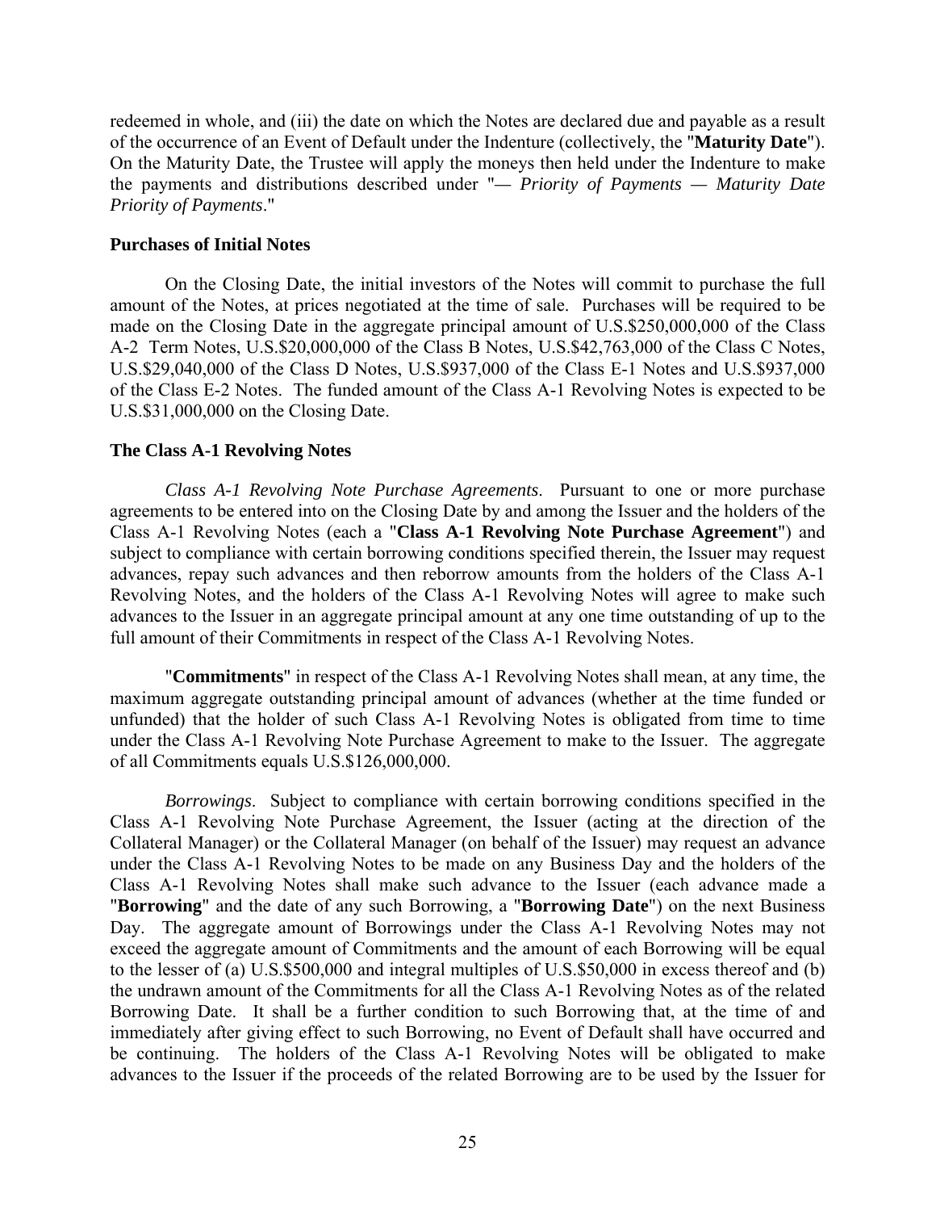redeemed in whole, and (iii) the date on which the Notes are declared due and payable as a result of the occurrence of an Event of Default under the Indenture (collectively, the "**Maturity Date**"). On the Maturity Date, the Trustee will apply the moneys then held under the Indenture to make the payments and distributions described under "*— Priority of Payments — Maturity Date Priority of Payments*."

**Purchases of Initial Notes**

On the Closing Date, the initial investors of the Notes will commit to purchase the full amount of the Notes, at prices negotiated at the time of sale. Purchases will be required to be made on the Closing Date in the aggregate principal amount of U.S.$250,000,000 of the Class A-2 Term Notes, U.S.$20,000,000 of the Class B Notes, U.S.$42,763,000 of the Class C Notes, U.S.$29,040,000 of the Class D Notes, U.S.$937,000 of the Class E-1 Notes and U.S.$937,000 of the Class E-2 Notes. The funded amount of the Class A-1 Revolving Notes is expected to be U.S.$31,000,000 on the Closing Date.

**The Class A-1 Revolving Notes**

*Class A-1 Revolving Note Purchase Agreements*. Pursuant to one or more purchase agreements to be entered into on the Closing Date by and among the Issuer and the holders of the Class A-1 Revolving Notes (each a "**Class A-1 Revolving Note Purchase Agreement**") and subject to compliance with certain borrowing conditions specified therein, the Issuer may request advances, repay such advances and then reborrow amounts from the holders of the Class A-1 Revolving Notes, and the holders of the Class A-1 Revolving Notes will agree to make such advances to the Issuer in an aggregate principal amount at any one time outstanding of up to the full amount of their Commitments in respect of the Class A-1 Revolving Notes.

"**Commitments**" in respect of the Class A-1 Revolving Notes shall mean, at any time, the maximum aggregate outstanding principal amount of advances (whether at the time funded or unfunded) that the holder of such Class A-1 Revolving Notes is obligated from time to time under the Class A-1 Revolving Note Purchase Agreement to make to the Issuer. The aggregate of all Commitments equals U.S.$126,000,000.

*Borrowings*. Subject to compliance with certain borrowing conditions specified in the Class A-1 Revolving Note Purchase Agreement, the Issuer (acting at the direction of the Collateral Manager) or the Collateral Manager (on behalf of the Issuer) may request an advance under the Class A-1 Revolving Notes to be made on any Business Day and the holders of the Class A-1 Revolving Notes shall make such advance to the Issuer (each advance made a "**Borrowing**" and the date of any such Borrowing, a "**Borrowing Date**") on the next Business Day. The aggregate amount of Borrowings under the Class A-1 Revolving Notes may not exceed the aggregate amount of Commitments and the amount of each Borrowing will be equal to the lesser of (a) U.S.$500,000 and integral multiples of U.S.$50,000 in excess thereof and (b) the undrawn amount of the Commitments for all the Class A-1 Revolving Notes as of the related Borrowing Date. It shall be a further condition to such Borrowing that, at the time of and immediately after giving effect to such Borrowing, no Event of Default shall have occurred and be continuing. The holders of the Class A-1 Revolving Notes will be obligated to make advances to the Issuer if the proceeds of the related Borrowing are to be used by the Issuer for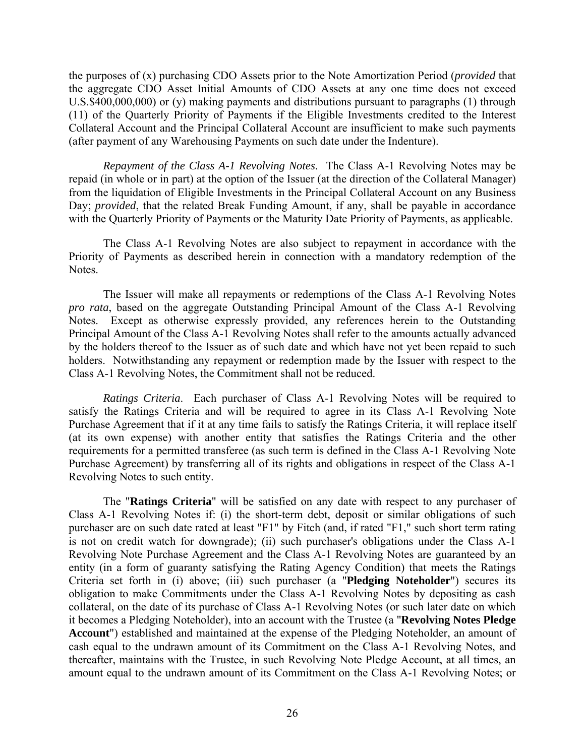the purposes of (x) purchasing CDO Assets prior to the Note Amortization Period (*provided* that the aggregate CDO Asset Initial Amounts of CDO Assets at any one time does not exceed U.S.$400,000,000) or (y) making payments and distributions pursuant to paragraphs (1) through (11) of the Quarterly Priority of Payments if the Eligible Investments credited to the Interest Collateral Account and the Principal Collateral Account are insufficient to make such payments (after payment of any Warehousing Payments on such date under the Indenture).

*Repayment of the Class A-1 Revolving Notes*. The Class A-1 Revolving Notes may be repaid (in whole or in part) at the option of the Issuer (at the direction of the Collateral Manager) from the liquidation of Eligible Investments in the Principal Collateral Account on any Business Day; *provided*, that the related Break Funding Amount, if any, shall be payable in accordance with the Quarterly Priority of Payments or the Maturity Date Priority of Payments, as applicable.

The Class A-1 Revolving Notes are also subject to repayment in accordance with the Priority of Payments as described herein in connection with a mandatory redemption of the Notes.

The Issuer will make all repayments or redemptions of the Class A-1 Revolving Notes *pro rata*, based on the aggregate Outstanding Principal Amount of the Class A-1 Revolving Notes. Except as otherwise expressly provided, any references herein to the Outstanding Principal Amount of the Class A-1 Revolving Notes shall refer to the amounts actually advanced by the holders thereof to the Issuer as of such date and which have not yet been repaid to such holders. Notwithstanding any repayment or redemption made by the Issuer with respect to the Class A-1 Revolving Notes, the Commitment shall not be reduced.

*Ratings Criteria*. Each purchaser of Class A-1 Revolving Notes will be required to satisfy the Ratings Criteria and will be required to agree in its Class A-1 Revolving Note Purchase Agreement that if it at any time fails to satisfy the Ratings Criteria, it will replace itself (at its own expense) with another entity that satisfies the Ratings Criteria and the other requirements for a permitted transferee (as such term is defined in the Class A-1 Revolving Note Purchase Agreement) by transferring all of its rights and obligations in respect of the Class A-1 Revolving Notes to such entity.

The "**Ratings Criteria**" will be satisfied on any date with respect to any purchaser of Class A-1 Revolving Notes if: (i) the short-term debt, deposit or similar obligations of such purchaser are on such date rated at least "F1" by Fitch (and, if rated "F1," such short term rating is not on credit watch for downgrade); (ii) such purchaser's obligations under the Class A-1 Revolving Note Purchase Agreement and the Class A-1 Revolving Notes are guaranteed by an entity (in a form of guaranty satisfying the Rating Agency Condition) that meets the Ratings Criteria set forth in (i) above; (iii) such purchaser (a "**Pledging Noteholder**") secures its obligation to make Commitments under the Class A-1 Revolving Notes by depositing as cash collateral, on the date of its purchase of Class A-1 Revolving Notes (or such later date on which it becomes a Pledging Noteholder), into an account with the Trustee (a "**Revolving Notes Pledge Account**") established and maintained at the expense of the Pledging Noteholder, an amount of cash equal to the undrawn amount of its Commitment on the Class A-1 Revolving Notes, and thereafter, maintains with the Trustee, in such Revolving Note Pledge Account, at all times, an amount equal to the undrawn amount of its Commitment on the Class A-1 Revolving Notes; or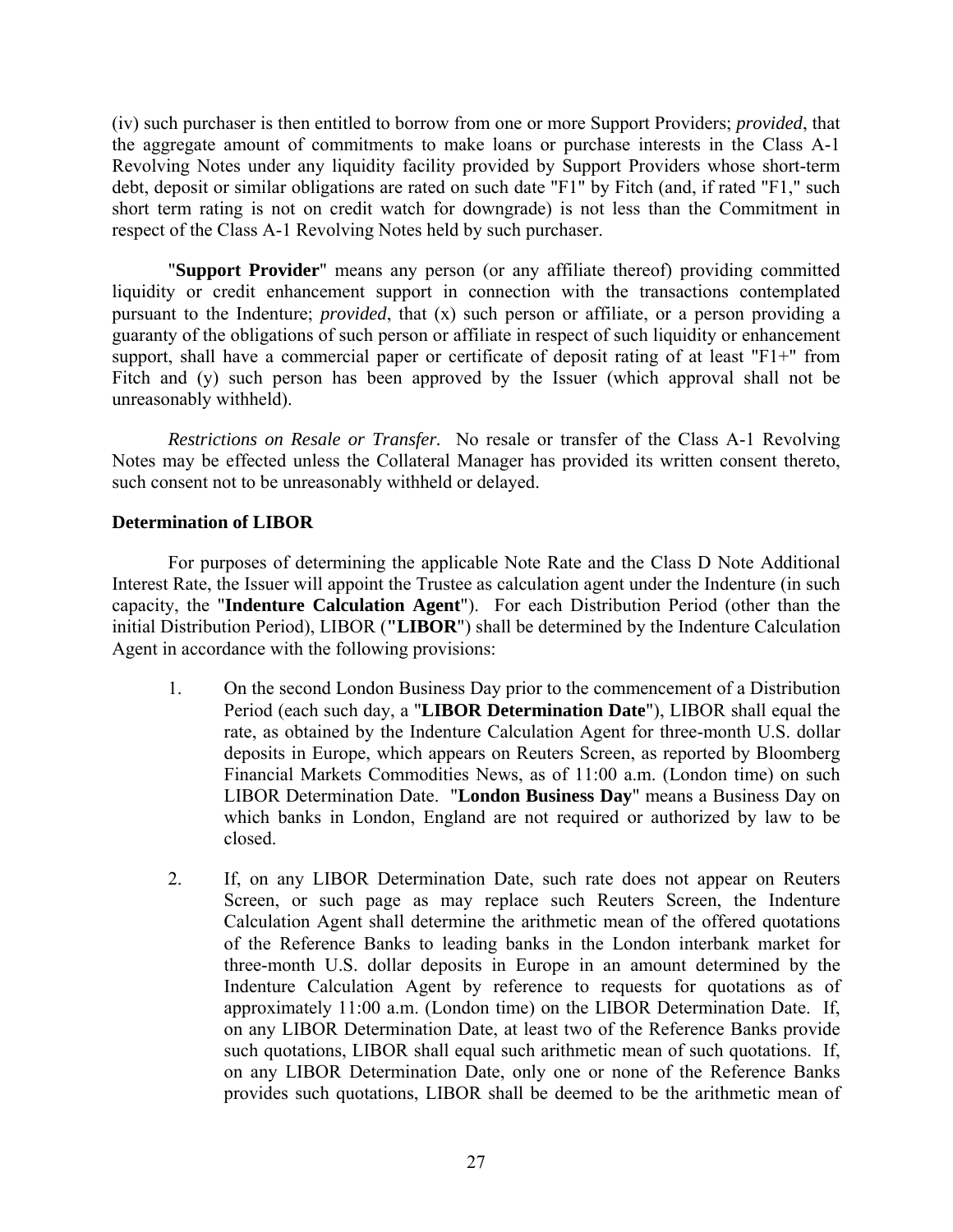(iv) such purchaser is then entitled to borrow from one or more Support Providers; *provided*, that the aggregate amount of commitments to make loans or purchase interests in the Class A-1 Revolving Notes under any liquidity facility provided by Support Providers whose short-term debt, deposit or similar obligations are rated on such date "F1" by Fitch (and, if rated "F1," such short term rating is not on credit watch for downgrade) is not less than the Commitment in respect of the Class A-1 Revolving Notes held by such purchaser.

"**Support Provider**" means any person (or any affiliate thereof) providing committed liquidity or credit enhancement support in connection with the transactions contemplated pursuant to the Indenture; *provided*, that (x) such person or affiliate, or a person providing a guaranty of the obligations of such person or affiliate in respect of such liquidity or enhancement support, shall have a commercial paper or certificate of deposit rating of at least "F1+" from Fitch and (y) such person has been approved by the Issuer (which approval shall not be unreasonably withheld).

*Restrictions on Resale or Transfer.* No resale or transfer of the Class A-1 Revolving Notes may be effected unless the Collateral Manager has provided its written consent thereto, such consent not to be unreasonably withheld or delayed.

**Determination of LIBOR**

For purposes of determining the applicable Note Rate and the Class D Note Additional Interest Rate, the Issuer will appoint the Trustee as calculation agent under the Indenture (in such capacity, the "**Indenture Calculation Agent**"). For each Distribution Period (other than the initial Distribution Period), LIBOR ("**LIBOR**") shall be determined by the Indenture Calculation Agent in accordance with the following provisions:

1. On the second London Business Day prior to the commencement of a Distribution Period (each such day, a "**LIBOR Determination Date**"), LIBOR shall equal the rate, as obtained by the Indenture Calculation Agent for three-month U.S. dollar deposits in Europe, which appears on Reuters Screen, as reported by Bloomberg Financial Markets Commodities News, as of 11:00 a.m. (London time) on such LIBOR Determination Date. "**London Business Day**" means a Business Day on which banks in London, England are not required or authorized by law to be closed.

2. If, on any LIBOR Determination Date, such rate does not appear on Reuters Screen, or such page as may replace such Reuters Screen, the Indenture Calculation Agent shall determine the arithmetic mean of the offered quotations of the Reference Banks to leading banks in the London interbank market for three-month U.S. dollar deposits in Europe in an amount determined by the Indenture Calculation Agent by reference to requests for quotations as of approximately 11:00 a.m. (London time) on the LIBOR Determination Date. If, on any LIBOR Determination Date, at least two of the Reference Banks provide such quotations, LIBOR shall equal such arithmetic mean of such quotations. If, on any LIBOR Determination Date, only one or none of the Reference Banks provides such quotations, LIBOR shall be deemed to be the arithmetic mean of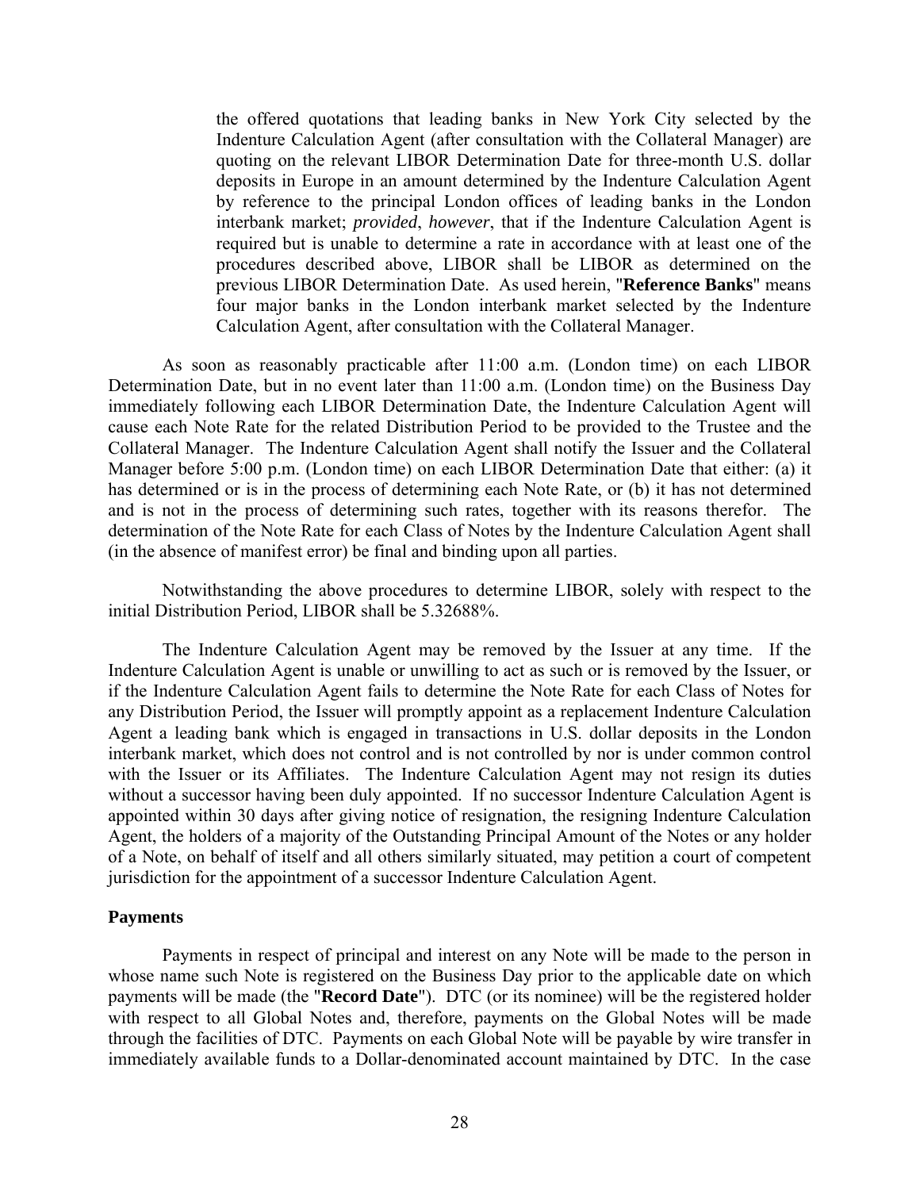the offered quotations that leading banks in New York City selected by the Indenture Calculation Agent (after consultation with the Collateral Manager) are quoting on the relevant LIBOR Determination Date for three-month U.S. dollar deposits in Europe in an amount determined by the Indenture Calculation Agent by reference to the principal London offices of leading banks in the London interbank market; *provided*, *however*, that if the Indenture Calculation Agent is required but is unable to determine a rate in accordance with at least one of the procedures described above, LIBOR shall be LIBOR as determined on the previous LIBOR Determination Date. As used herein, "**Reference Banks**" means four major banks in the London interbank market selected by the Indenture Calculation Agent, after consultation with the Collateral Manager.

As soon as reasonably practicable after 11:00 a.m. (London time) on each LIBOR Determination Date, but in no event later than 11:00 a.m. (London time) on the Business Day immediately following each LIBOR Determination Date, the Indenture Calculation Agent will cause each Note Rate for the related Distribution Period to be provided to the Trustee and the Collateral Manager. The Indenture Calculation Agent shall notify the Issuer and the Collateral Manager before 5:00 p.m. (London time) on each LIBOR Determination Date that either: (a) it has determined or is in the process of determining each Note Rate, or (b) it has not determined and is not in the process of determining such rates, together with its reasons therefor. The determination of the Note Rate for each Class of Notes by the Indenture Calculation Agent shall (in the absence of manifest error) be final and binding upon all parties.

Notwithstanding the above procedures to determine LIBOR, solely with respect to the initial Distribution Period, LIBOR shall be 5.32688%.

The Indenture Calculation Agent may be removed by the Issuer at any time. If the Indenture Calculation Agent is unable or unwilling to act as such or is removed by the Issuer, or if the Indenture Calculation Agent fails to determine the Note Rate for each Class of Notes for any Distribution Period, the Issuer will promptly appoint as a replacement Indenture Calculation Agent a leading bank which is engaged in transactions in U.S. dollar deposits in the London interbank market, which does not control and is not controlled by nor is under common control with the Issuer or its Affiliates. The Indenture Calculation Agent may not resign its duties without a successor having been duly appointed. If no successor Indenture Calculation Agent is appointed within 30 days after giving notice of resignation, the resigning Indenture Calculation Agent, the holders of a majority of the Outstanding Principal Amount of the Notes or any holder of a Note, on behalf of itself and all others similarly situated, may petition a court of competent jurisdiction for the appointment of a successor Indenture Calculation Agent.

**Payments**

Payments in respect of principal and interest on any Note will be made to the person in whose name such Note is registered on the Business Day prior to the applicable date on which payments will be made (the "**Record Date**"). DTC (or its nominee) will be the registered holder with respect to all Global Notes and, therefore, payments on the Global Notes will be made through the facilities of DTC. Payments on each Global Note will be payable by wire transfer in immediately available funds to a Dollar-denominated account maintained by DTC. In the case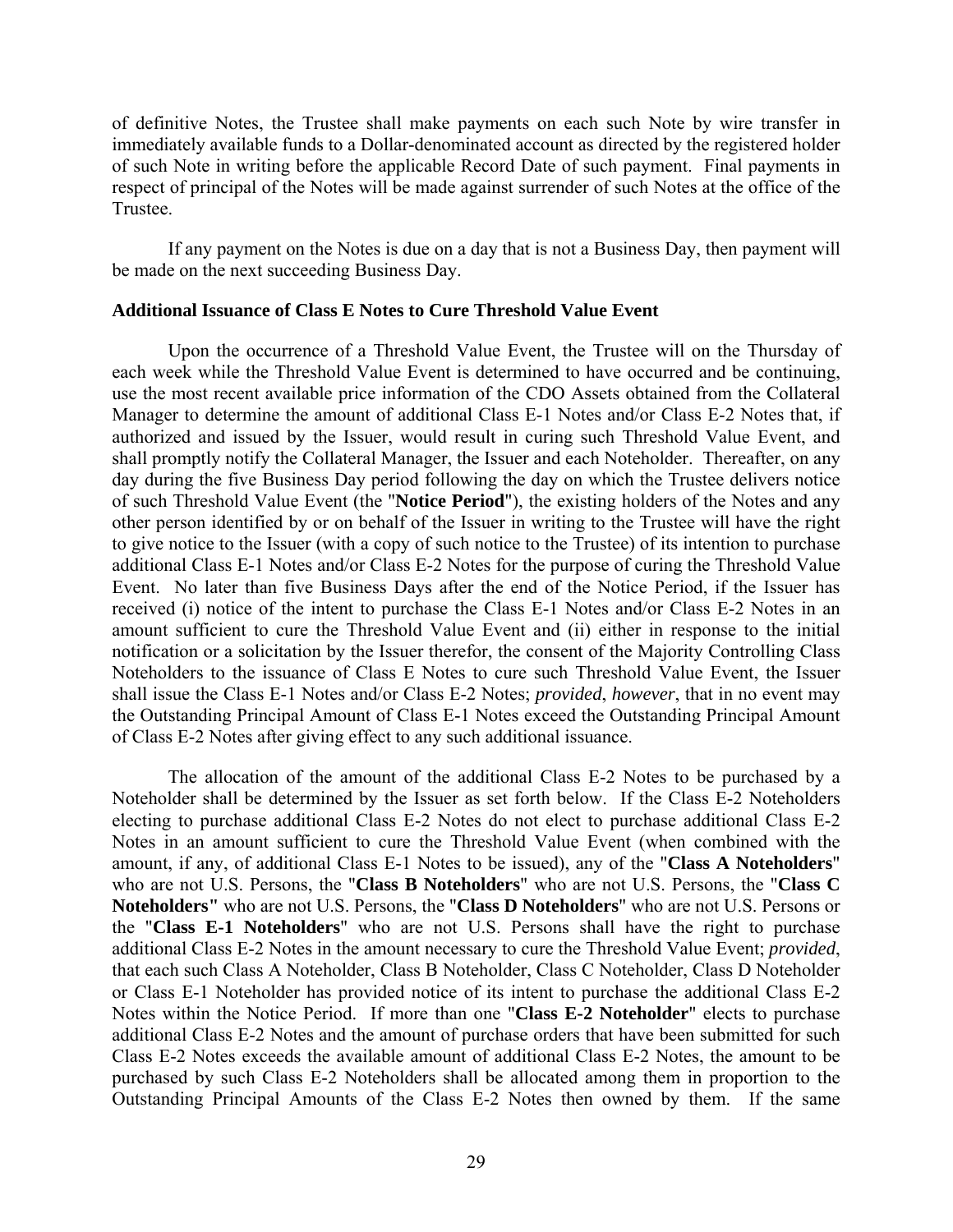of definitive Notes, the Trustee shall make payments on each such Note by wire transfer in immediately available funds to a Dollar-denominated account as directed by the registered holder of such Note in writing before the applicable Record Date of such payment. Final payments in respect of principal of the Notes will be made against surrender of such Notes at the office of the Trustee.

If any payment on the Notes is due on a day that is not a Business Day, then payment will be made on the next succeeding Business Day.

**Additional Issuance of Class E Notes to Cure Threshold Value Event**

Upon the occurrence of a Threshold Value Event, the Trustee will on the Thursday of each week while the Threshold Value Event is determined to have occurred and be continuing, use the most recent available price information of the CDO Assets obtained from the Collateral Manager to determine the amount of additional Class E-1 Notes and/or Class E-2 Notes that, if authorized and issued by the Issuer, would result in curing such Threshold Value Event, and shall promptly notify the Collateral Manager, the Issuer and each Noteholder. Thereafter, on any day during the five Business Day period following the day on which the Trustee delivers notice of such Threshold Value Event (the "**Notice Period**"), the existing holders of the Notes and any other person identified by or on behalf of the Issuer in writing to the Trustee will have the right to give notice to the Issuer (with a copy of such notice to the Trustee) of its intention to purchase additional Class E-1 Notes and/or Class E-2 Notes for the purpose of curing the Threshold Value Event. No later than five Business Days after the end of the Notice Period, if the Issuer has received (i) notice of the intent to purchase the Class E-1 Notes and/or Class E-2 Notes in an amount sufficient to cure the Threshold Value Event and (ii) either in response to the initial notification or a solicitation by the Issuer therefor, the consent of the Majority Controlling Class Noteholders to the issuance of Class E Notes to cure such Threshold Value Event, the Issuer shall issue the Class E-1 Notes and/or Class E-2 Notes; *provided*, *however*, that in no event may the Outstanding Principal Amount of Class E-1 Notes exceed the Outstanding Principal Amount of Class E-2 Notes after giving effect to any such additional issuance.

The allocation of the amount of the additional Class E-2 Notes to be purchased by a Noteholder shall be determined by the Issuer as set forth below. If the Class E-2 Noteholders electing to purchase additional Class E-2 Notes do not elect to purchase additional Class E-2 Notes in an amount sufficient to cure the Threshold Value Event (when combined with the amount, if any, of additional Class E-1 Notes to be issued), any of the "**Class A Noteholders**" who are not U.S. Persons, the "**Class B Noteholders**" who are not U.S. Persons, the "**Class C Noteholders**" who are not U.S. Persons, the "**Class D Noteholders**" who are not U.S. Persons or the "**Class E-1 Noteholders**" who are not U.S. Persons shall have the right to purchase additional Class E-2 Notes in the amount necessary to cure the Threshold Value Event; *provided*, that each such Class A Noteholder, Class B Noteholder, Class C Noteholder, Class D Noteholder or Class E-1 Noteholder has provided notice of its intent to purchase the additional Class E-2 Notes within the Notice Period. If more than one "**Class E-2 Noteholder**" elects to purchase additional Class E-2 Notes and the amount of purchase orders that have been submitted for such Class E-2 Notes exceeds the available amount of additional Class E-2 Notes, the amount to be purchased by such Class E-2 Noteholders shall be allocated among them in proportion to the Outstanding Principal Amounts of the Class E-2 Notes then owned by them. If the same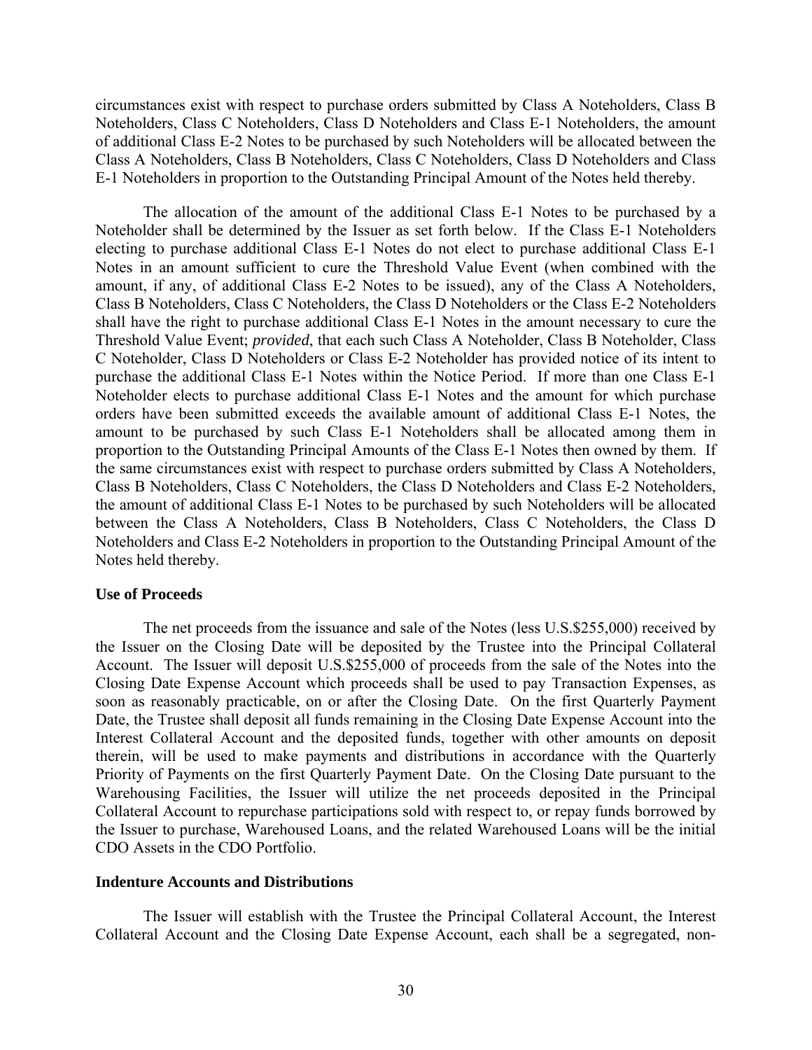circumstances exist with respect to purchase orders submitted by Class A Noteholders, Class B Noteholders, Class C Noteholders, Class D Noteholders and Class E-1 Noteholders, the amount of additional Class E-2 Notes to be purchased by such Noteholders will be allocated between the Class A Noteholders, Class B Noteholders, Class C Noteholders, Class D Noteholders and Class E-1 Noteholders in proportion to the Outstanding Principal Amount of the Notes held thereby.

The allocation of the amount of the additional Class E-1 Notes to be purchased by a Noteholder shall be determined by the Issuer as set forth below. If the Class E-1 Noteholders electing to purchase additional Class E-1 Notes do not elect to purchase additional Class E-1 Notes in an amount sufficient to cure the Threshold Value Event (when combined with the amount, if any, of additional Class E-2 Notes to be issued), any of the Class A Noteholders, Class B Noteholders, Class C Noteholders, the Class D Noteholders or the Class E-2 Noteholders shall have the right to purchase additional Class E-1 Notes in the amount necessary to cure the Threshold Value Event; *provided*, that each such Class A Noteholder, Class B Noteholder, Class C Noteholder, Class D Noteholders or Class E-2 Noteholder has provided notice of its intent to purchase the additional Class E-1 Notes within the Notice Period. If more than one Class E-1 Noteholder elects to purchase additional Class E-1 Notes and the amount for which purchase orders have been submitted exceeds the available amount of additional Class E-1 Notes, the amount to be purchased by such Class E-1 Noteholders shall be allocated among them in proportion to the Outstanding Principal Amounts of the Class E-1 Notes then owned by them. If the same circumstances exist with respect to purchase orders submitted by Class A Noteholders, Class B Noteholders, Class C Noteholders, the Class D Noteholders and Class E-2 Noteholders, the amount of additional Class E-1 Notes to be purchased by such Noteholders will be allocated between the Class A Noteholders, Class B Noteholders, Class C Noteholders, the Class D Noteholders and Class E-2 Noteholders in proportion to the Outstanding Principal Amount of the Notes held thereby.

**Use of Proceeds**

The net proceeds from the issuance and sale of the Notes (less U.S.$255,000) received by the Issuer on the Closing Date will be deposited by the Trustee into the Principal Collateral Account. The Issuer will deposit U.S.$255,000 of proceeds from the sale of the Notes into the Closing Date Expense Account which proceeds shall be used to pay Transaction Expenses, as soon as reasonably practicable, on or after the Closing Date. On the first Quarterly Payment Date, the Trustee shall deposit all funds remaining in the Closing Date Expense Account into the Interest Collateral Account and the deposited funds, together with other amounts on deposit therein, will be used to make payments and distributions in accordance with the Quarterly Priority of Payments on the first Quarterly Payment Date. On the Closing Date pursuant to the Warehousing Facilities, the Issuer will utilize the net proceeds deposited in the Principal Collateral Account to repurchase participations sold with respect to, or repay funds borrowed by the Issuer to purchase, Warehoused Loans, and the related Warehoused Loans will be the initial CDO Assets in the CDO Portfolio.

**Indenture Accounts and Distributions**

The Issuer will establish with the Trustee the Principal Collateral Account, the Interest Collateral Account and the Closing Date Expense Account, each shall be a segregated, non-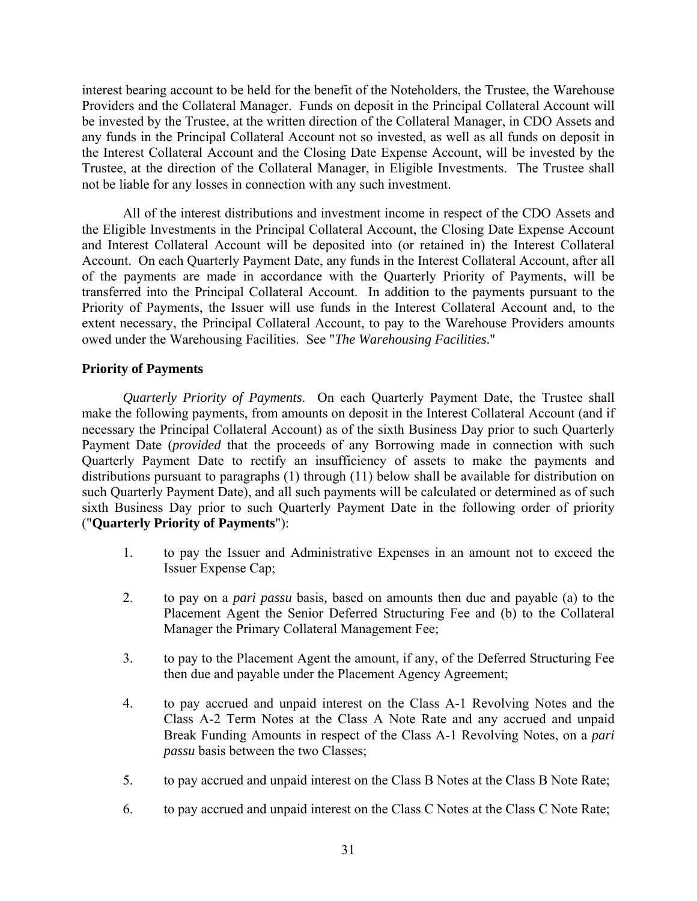interest bearing account to be held for the benefit of the Noteholders, the Trustee, the Warehouse Providers and the Collateral Manager. Funds on deposit in the Principal Collateral Account will be invested by the Trustee, at the written direction of the Collateral Manager, in CDO Assets and any funds in the Principal Collateral Account not so invested, as well as all funds on deposit in the Interest Collateral Account and the Closing Date Expense Account, will be invested by the Trustee, at the direction of the Collateral Manager, in Eligible Investments. The Trustee shall not be liable for any losses in connection with any such investment.

All of the interest distributions and investment income in respect of the CDO Assets and the Eligible Investments in the Principal Collateral Account, the Closing Date Expense Account and Interest Collateral Account will be deposited into (or retained in) the Interest Collateral Account. On each Quarterly Payment Date, any funds in the Interest Collateral Account, after all of the payments are made in accordance with the Quarterly Priority of Payments, will be transferred into the Principal Collateral Account. In addition to the payments pursuant to the Priority of Payments, the Issuer will use funds in the Interest Collateral Account and, to the extent necessary, the Principal Collateral Account, to pay to the Warehouse Providers amounts owed under the Warehousing Facilities. See "*The Warehousing Facilities*."

**Priority of Payments**

*Quarterly Priority of Payments*. On each Quarterly Payment Date, the Trustee shall make the following payments, from amounts on deposit in the Interest Collateral Account (and if necessary the Principal Collateral Account) as of the sixth Business Day prior to such Quarterly Payment Date (*provided* that the proceeds of any Borrowing made in connection with such Quarterly Payment Date to rectify an insufficiency of assets to make the payments and distributions pursuant to paragraphs (1) through (11) below shall be available for distribution on such Quarterly Payment Date), and all such payments will be calculated or determined as of such sixth Business Day prior to such Quarterly Payment Date in the following order of priority ("**Quarterly Priority of Payments**"):

1. to pay the Issuer and Administrative Expenses in an amount not to exceed the Issuer Expense Cap;

2. to pay on a *pari passu* basis, based on amounts then due and payable (a) to the Placement Agent the Senior Deferred Structuring Fee and (b) to the Collateral Manager the Primary Collateral Management Fee;

3. to pay to the Placement Agent the amount, if any, of the Deferred Structuring Fee then due and payable under the Placement Agency Agreement;

4. to pay accrued and unpaid interest on the Class A-1 Revolving Notes and the Class A-2 Term Notes at the Class A Note Rate and any accrued and unpaid Break Funding Amounts in respect of the Class A-1 Revolving Notes, on a *pari passu* basis between the two Classes;

5. to pay accrued and unpaid interest on the Class B Notes at the Class B Note Rate;

6. to pay accrued and unpaid interest on the Class C Notes at the Class C Note Rate;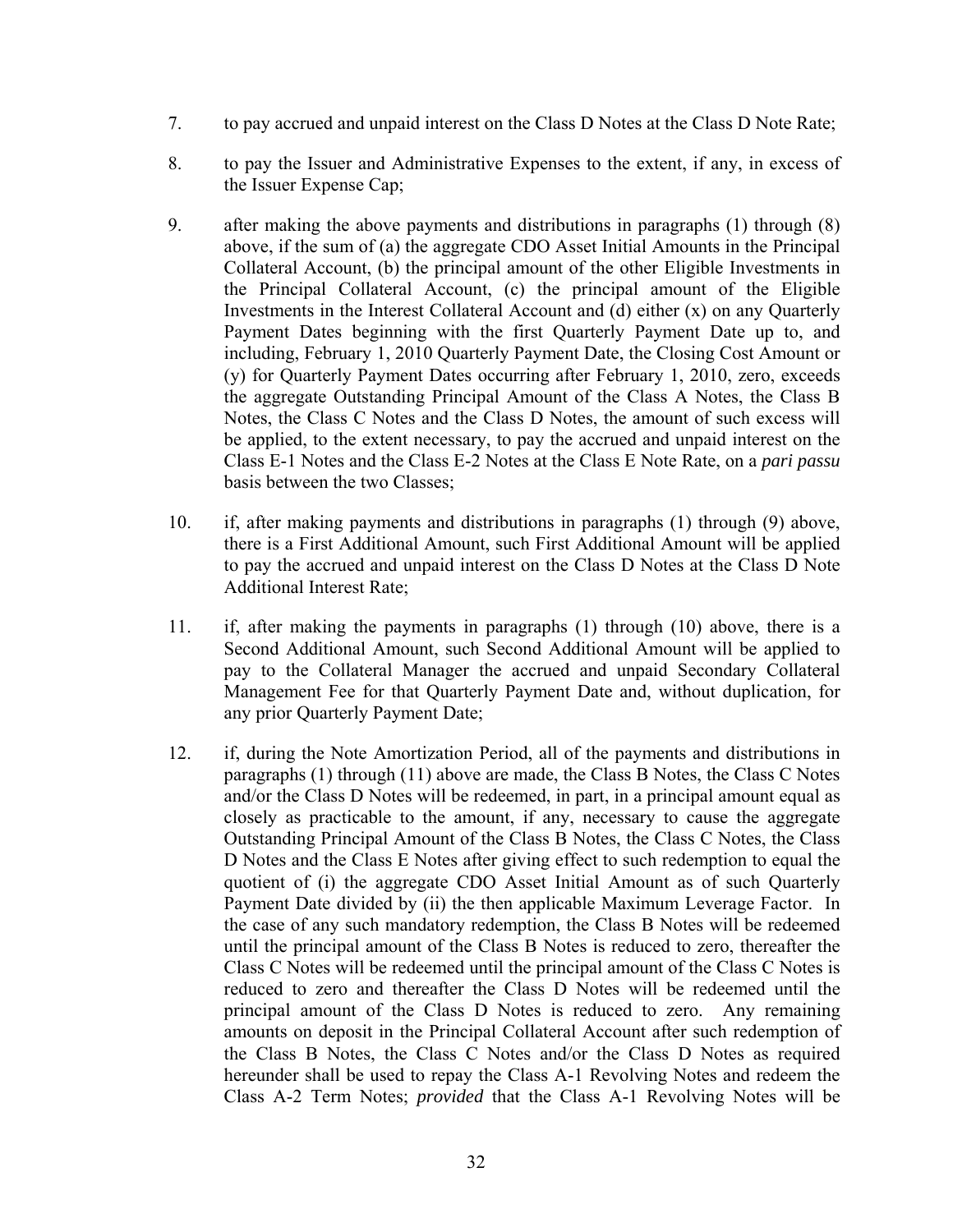7. to pay accrued and unpaid interest on the Class D Notes at the Class D Note Rate;

8. to pay the Issuer and Administrative Expenses to the extent, if any, in excess of the Issuer Expense Cap;

9. after making the above payments and distributions in paragraphs (1) through (8) above, if the sum of (a) the aggregate CDO Asset Initial Amounts in the Principal Collateral Account, (b) the principal amount of the other Eligible Investments in the Principal Collateral Account, (c) the principal amount of the Eligible Investments in the Interest Collateral Account and (d) either (x) on any Quarterly Payment Dates beginning with the first Quarterly Payment Date up to, and including, February 1, 2010 Quarterly Payment Date, the Closing Cost Amount or (y) for Quarterly Payment Dates occurring after February 1, 2010, zero, exceeds the aggregate Outstanding Principal Amount of the Class A Notes, the Class B Notes, the Class C Notes and the Class D Notes, the amount of such excess will be applied, to the extent necessary, to pay the accrued and unpaid interest on the Class E-1 Notes and the Class E-2 Notes at the Class E Note Rate, on a *pari passu* basis between the two Classes;

10. if, after making payments and distributions in paragraphs (1) through (9) above, there is a First Additional Amount, such First Additional Amount will be applied to pay the accrued and unpaid interest on the Class D Notes at the Class D Note Additional Interest Rate;

11. if, after making the payments in paragraphs (1) through (10) above, there is a Second Additional Amount, such Second Additional Amount will be applied to pay to the Collateral Manager the accrued and unpaid Secondary Collateral Management Fee for that Quarterly Payment Date and, without duplication, for any prior Quarterly Payment Date;

12. if, during the Note Amortization Period, all of the payments and distributions in paragraphs (1) through (11) above are made, the Class B Notes, the Class C Notes and/or the Class D Notes will be redeemed, in part, in a principal amount equal as closely as practicable to the amount, if any, necessary to cause the aggregate Outstanding Principal Amount of the Class B Notes, the Class C Notes, the Class D Notes and the Class E Notes after giving effect to such redemption to equal the quotient of (i) the aggregate CDO Asset Initial Amount as of such Quarterly Payment Date divided by (ii) the then applicable Maximum Leverage Factor. In the case of any such mandatory redemption, the Class B Notes will be redeemed until the principal amount of the Class B Notes is reduced to zero, thereafter the Class C Notes will be redeemed until the principal amount of the Class C Notes is reduced to zero and thereafter the Class D Notes will be redeemed until the principal amount of the Class D Notes is reduced to zero. Any remaining amounts on deposit in the Principal Collateral Account after such redemption of the Class B Notes, the Class C Notes and/or the Class D Notes as required hereunder shall be used to repay the Class A-1 Revolving Notes and redeem the Class A-2 Term Notes; *provided* that the Class A-1 Revolving Notes will be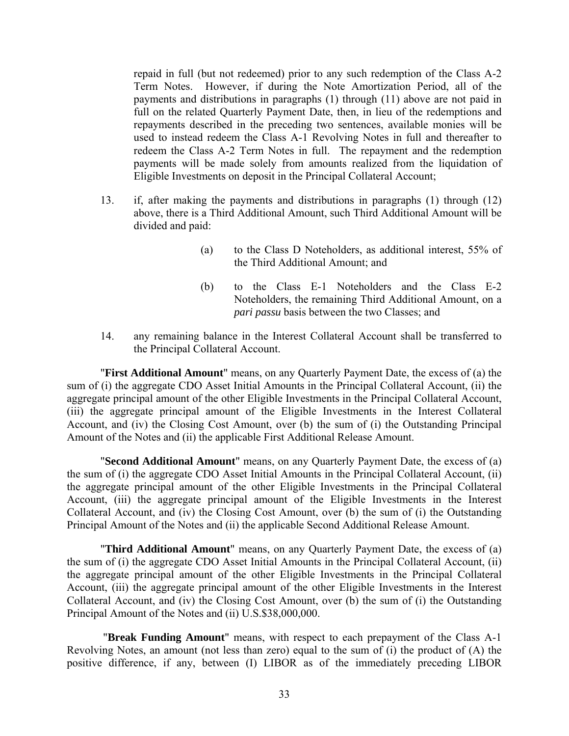repaid in full (but not redeemed) prior to any such redemption of the Class A-2 Term Notes. However, if during the Note Amortization Period, all of the payments and distributions in paragraphs (1) through (11) above are not paid in full on the related Quarterly Payment Date, then, in lieu of the redemptions and repayments described in the preceding two sentences, available monies will be used to instead redeem the Class A-1 Revolving Notes in full and thereafter to redeem the Class A-2 Term Notes in full. The repayment and the redemption payments will be made solely from amounts realized from the liquidation of Eligible Investments on deposit in the Principal Collateral Account;

13. if, after making the payments and distributions in paragraphs (1) through (12) above, there is a Third Additional Amount, such Third Additional Amount will be divided and paid:

    (a) to the Class D Noteholders, as additional interest, 55% of the Third Additional Amount; and

    (b) to the Class E-1 Noteholders and the Class E-2 Noteholders, the remaining Third Additional Amount, on a *pari passu* basis between the two Classes; and

14. any remaining balance in the Interest Collateral Account shall be transferred to the Principal Collateral Account.

"**First Additional Amount**" means, on any Quarterly Payment Date, the excess of (a) the sum of (i) the aggregate CDO Asset Initial Amounts in the Principal Collateral Account, (ii) the aggregate principal amount of the other Eligible Investments in the Principal Collateral Account, (iii) the aggregate principal amount of the Eligible Investments in the Interest Collateral Account, and (iv) the Closing Cost Amount, over (b) the sum of (i) the Outstanding Principal Amount of the Notes and (ii) the applicable First Additional Release Amount.

"**Second Additional Amount**" means, on any Quarterly Payment Date, the excess of (a) the sum of (i) the aggregate CDO Asset Initial Amounts in the Principal Collateral Account, (ii) the aggregate principal amount of the other Eligible Investments in the Principal Collateral Account, (iii) the aggregate principal amount of the Eligible Investments in the Interest Collateral Account, and (iv) the Closing Cost Amount, over (b) the sum of (i) the Outstanding Principal Amount of the Notes and (ii) the applicable Second Additional Release Amount.

"**Third Additional Amount**" means, on any Quarterly Payment Date, the excess of (a) the sum of (i) the aggregate CDO Asset Initial Amounts in the Principal Collateral Account, (ii) the aggregate principal amount of the other Eligible Investments in the Principal Collateral Account, (iii) the aggregate principal amount of the other Eligible Investments in the Interest Collateral Account, and (iv) the Closing Cost Amount, over (b) the sum of (i) the Outstanding Principal Amount of the Notes and (ii) U.S.$38,000,000.

"**Break Funding Amount**" means, with respect to each prepayment of the Class A-1 Revolving Notes, an amount (not less than zero) equal to the sum of (i) the product of (A) the positive difference, if any, between (I) LIBOR as of the immediately preceding LIBOR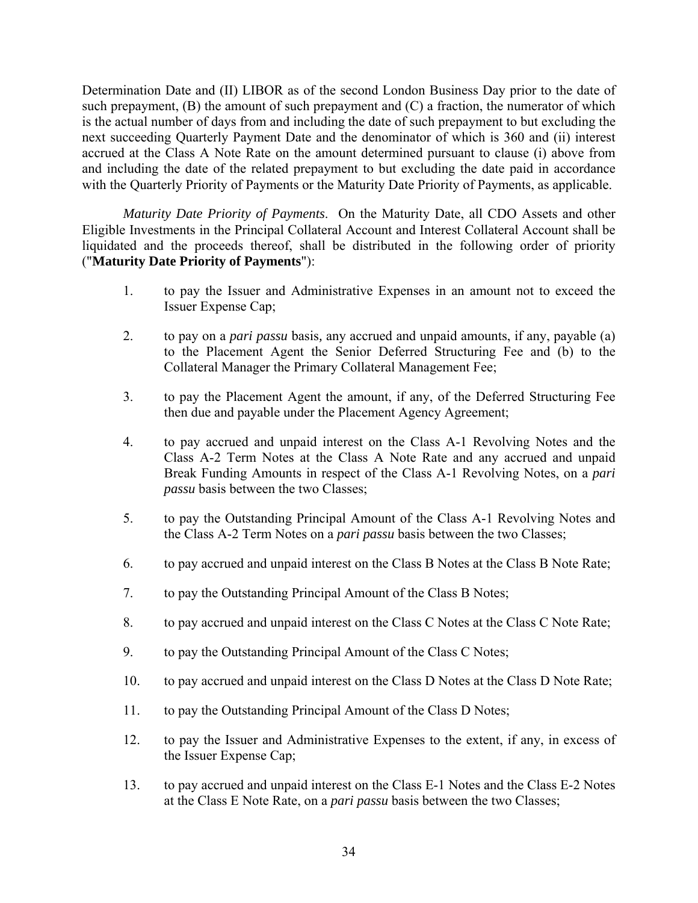Determination Date and (II) LIBOR as of the second London Business Day prior to the date of such prepayment, (B) the amount of such prepayment and (C) a fraction, the numerator of which is the actual number of days from and including the date of such prepayment to but excluding the next succeeding Quarterly Payment Date and the denominator of which is 360 and (ii) interest accrued at the Class A Note Rate on the amount determined pursuant to clause (i) above from and including the date of the related prepayment to but excluding the date paid in accordance with the Quarterly Priority of Payments or the Maturity Date Priority of Payments, as applicable.

*Maturity Date Priority of Payments*. On the Maturity Date, all CDO Assets and other Eligible Investments in the Principal Collateral Account and Interest Collateral Account shall be liquidated and the proceeds thereof, shall be distributed in the following order of priority ("**Maturity Date Priority of Payments**"):

1. to pay the Issuer and Administrative Expenses in an amount not to exceed the Issuer Expense Cap;

2. to pay on a *pari passu* basis, any accrued and unpaid amounts, if any, payable (a) to the Placement Agent the Senior Deferred Structuring Fee and (b) to the Collateral Manager the Primary Collateral Management Fee;

3. to pay the Placement Agent the amount, if any, of the Deferred Structuring Fee then due and payable under the Placement Agency Agreement;

4. to pay accrued and unpaid interest on the Class A-1 Revolving Notes and the Class A-2 Term Notes at the Class A Note Rate and any accrued and unpaid Break Funding Amounts in respect of the Class A-1 Revolving Notes, on a *pari passu* basis between the two Classes;

5. to pay the Outstanding Principal Amount of the Class A-1 Revolving Notes and the Class A-2 Term Notes on a *pari passu* basis between the two Classes;

6. to pay accrued and unpaid interest on the Class B Notes at the Class B Note Rate;

7. to pay the Outstanding Principal Amount of the Class B Notes;

8. to pay accrued and unpaid interest on the Class C Notes at the Class C Note Rate;

9. to pay the Outstanding Principal Amount of the Class C Notes;

10. to pay accrued and unpaid interest on the Class D Notes at the Class D Note Rate;

11. to pay the Outstanding Principal Amount of the Class D Notes;

12. to pay the Issuer and Administrative Expenses to the extent, if any, in excess of the Issuer Expense Cap;

13. to pay accrued and unpaid interest on the Class E-1 Notes and the Class E-2 Notes at the Class E Note Rate, on a *pari passu* basis between the two Classes;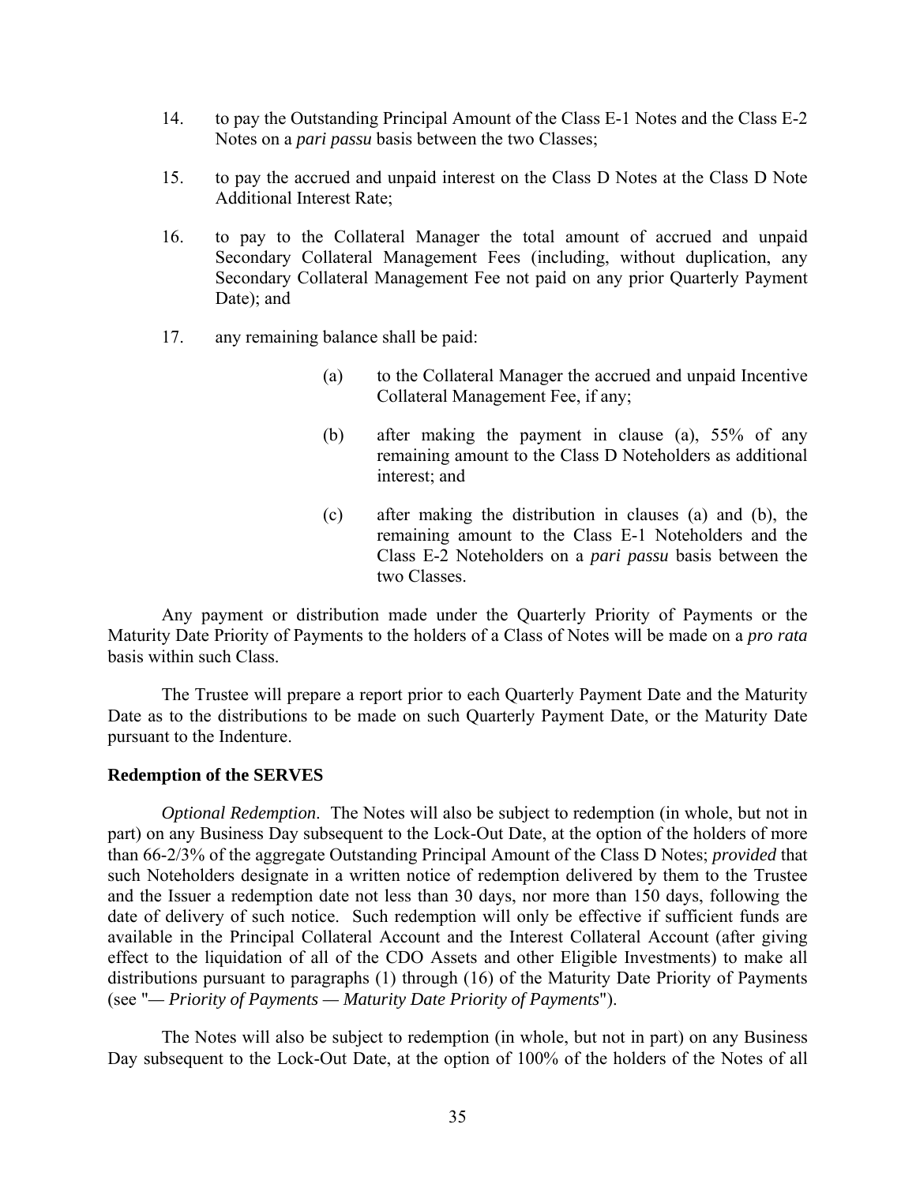14. to pay the Outstanding Principal Amount of the Class E-1 Notes and the Class E-2 Notes on a *pari passu* basis between the two Classes;

15. to pay the accrued and unpaid interest on the Class D Notes at the Class D Note Additional Interest Rate;

16. to pay to the Collateral Manager the total amount of accrued and unpaid Secondary Collateral Management Fees (including, without duplication, any Secondary Collateral Management Fee not paid on any prior Quarterly Payment Date); and

17. any remaining balance shall be paid:

    (a) to the Collateral Manager the accrued and unpaid Incentive Collateral Management Fee, if any;

    (b) after making the payment in clause (a), 55% of any remaining amount to the Class D Noteholders as additional interest; and

    (c) after making the distribution in clauses (a) and (b), the remaining amount to the Class E-1 Noteholders and the Class E-2 Noteholders on a *pari passu* basis between the two Classes.

Any payment or distribution made under the Quarterly Priority of Payments or the Maturity Date Priority of Payments to the holders of a Class of Notes will be made on a *pro rata* basis within such Class.

The Trustee will prepare a report prior to each Quarterly Payment Date and the Maturity Date as to the distributions to be made on such Quarterly Payment Date, or the Maturity Date pursuant to the Indenture.

**Redemption of the SERVES**

*Optional Redemption*. The Notes will also be subject to redemption (in whole, but not in part) on any Business Day subsequent to the Lock-Out Date, at the option of the holders of more than 66-2/3% of the aggregate Outstanding Principal Amount of the Class D Notes; *provided* that such Noteholders designate in a written notice of redemption delivered by them to the Trustee and the Issuer a redemption date not less than 30 days, nor more than 150 days, following the date of delivery of such notice. Such redemption will only be effective if sufficient funds are available in the Principal Collateral Account and the Interest Collateral Account (after giving effect to the liquidation of all of the CDO Assets and other Eligible Investments) to make all distributions pursuant to paragraphs (1) through (16) of the Maturity Date Priority of Payments (see "*— Priority of Payments — Maturity Date Priority of Payments*").

The Notes will also be subject to redemption (in whole, but not in part) on any Business Day subsequent to the Lock-Out Date, at the option of 100% of the holders of the Notes of all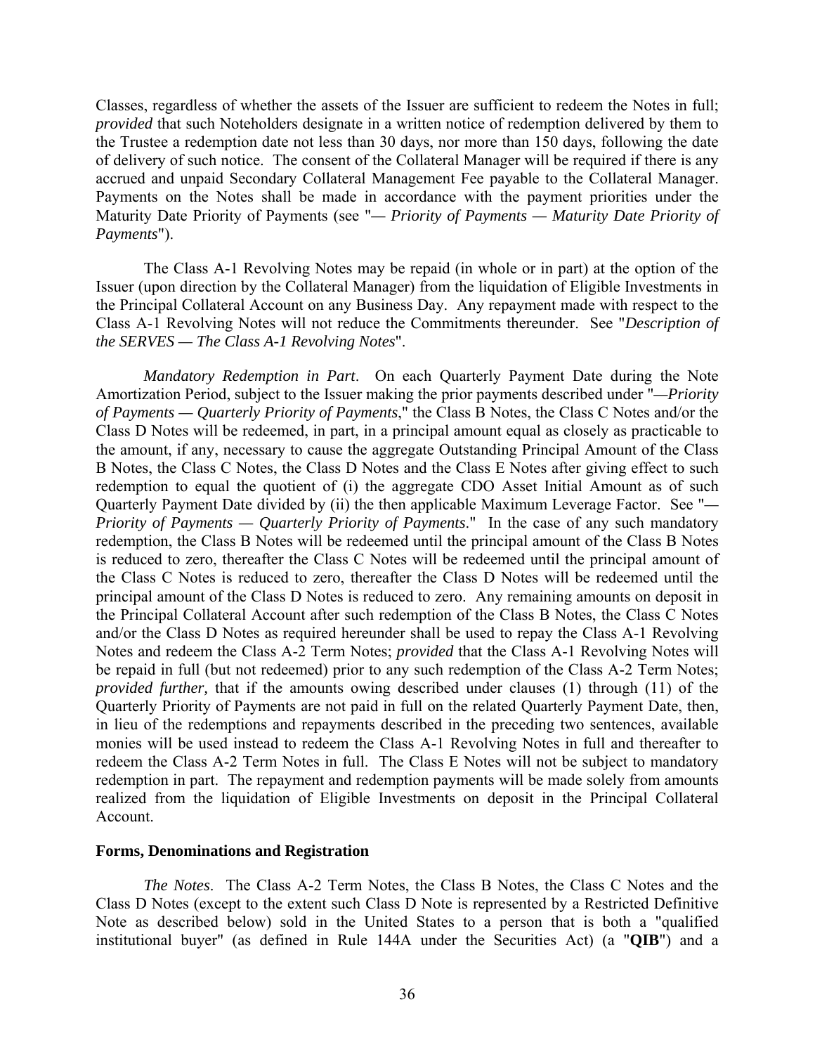Classes, regardless of whether the assets of the Issuer are sufficient to redeem the Notes in full; *provided* that such Noteholders designate in a written notice of redemption delivered by them to the Trustee a redemption date not less than 30 days, nor more than 150 days, following the date of delivery of such notice. The consent of the Collateral Manager will be required if there is any accrued and unpaid Secondary Collateral Management Fee payable to the Collateral Manager. Payments on the Notes shall be made in accordance with the payment priorities under the Maturity Date Priority of Payments (see "*— Priority of Payments — Maturity Date Priority of Payments*").

The Class A-1 Revolving Notes may be repaid (in whole or in part) at the option of the Issuer (upon direction by the Collateral Manager) from the liquidation of Eligible Investments in the Principal Collateral Account on any Business Day. Any repayment made with respect to the Class A-1 Revolving Notes will not reduce the Commitments thereunder. See "*Description of the SERVES — The Class A-1 Revolving Notes*".

*Mandatory Redemption in Part*. On each Quarterly Payment Date during the Note Amortization Period, subject to the Issuer making the prior payments described under "*—Priority of Payments — Quarterly Priority of Payments*," the Class B Notes, the Class C Notes and/or the Class D Notes will be redeemed, in part, in a principal amount equal as closely as practicable to the amount, if any, necessary to cause the aggregate Outstanding Principal Amount of the Class B Notes, the Class C Notes, the Class D Notes and the Class E Notes after giving effect to such redemption to equal the quotient of (i) the aggregate CDO Asset Initial Amount as of such Quarterly Payment Date divided by (ii) the then applicable Maximum Leverage Factor. See "*— Priority of Payments — Quarterly Priority of Payments*." In the case of any such mandatory redemption, the Class B Notes will be redeemed until the principal amount of the Class B Notes is reduced to zero, thereafter the Class C Notes will be redeemed until the principal amount of the Class C Notes is reduced to zero, thereafter the Class D Notes will be redeemed until the principal amount of the Class D Notes is reduced to zero. Any remaining amounts on deposit in the Principal Collateral Account after such redemption of the Class B Notes, the Class C Notes and/or the Class D Notes as required hereunder shall be used to repay the Class A-1 Revolving Notes and redeem the Class A-2 Term Notes; *provided* that the Class A-1 Revolving Notes will be repaid in full (but not redeemed) prior to any such redemption of the Class A-2 Term Notes; *provided further,* that if the amounts owing described under clauses (1) through (11) of the Quarterly Priority of Payments are not paid in full on the related Quarterly Payment Date, then, in lieu of the redemptions and repayments described in the preceding two sentences, available monies will be used instead to redeem the Class A-1 Revolving Notes in full and thereafter to redeem the Class A-2 Term Notes in full. The Class E Notes will not be subject to mandatory redemption in part. The repayment and redemption payments will be made solely from amounts realized from the liquidation of Eligible Investments on deposit in the Principal Collateral Account.

**Forms, Denominations and Registration**

*The Notes*. The Class A-2 Term Notes, the Class B Notes, the Class C Notes and the Class D Notes (except to the extent such Class D Note is represented by a Restricted Definitive Note as described below) sold in the United States to a person that is both a "qualified institutional buyer" (as defined in Rule 144A under the Securities Act) (a "**QIB**") and a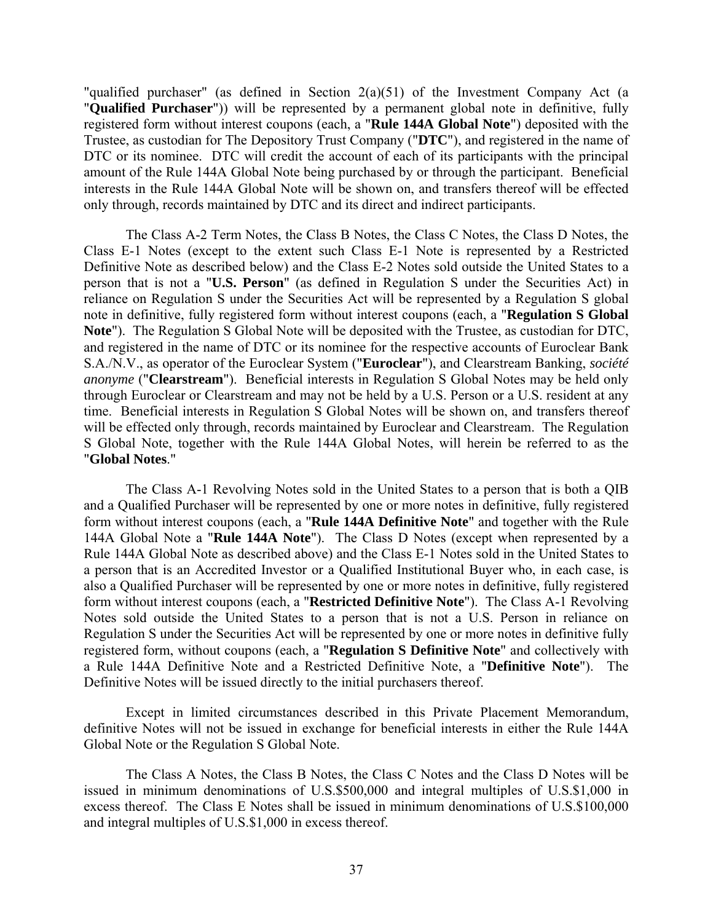"qualified purchaser" (as defined in Section 2(a)(51) of the Investment Company Act (a "**Qualified Purchaser**")) will be represented by a permanent global note in definitive, fully registered form without interest coupons (each, a "**Rule 144A Global Note**") deposited with the Trustee, as custodian for The Depository Trust Company ("**DTC**"), and registered in the name of DTC or its nominee. DTC will credit the account of each of its participants with the principal amount of the Rule 144A Global Note being purchased by or through the participant. Beneficial interests in the Rule 144A Global Note will be shown on, and transfers thereof will be effected only through, records maintained by DTC and its direct and indirect participants.

The Class A-2 Term Notes, the Class B Notes, the Class C Notes, the Class D Notes, the Class E-1 Notes (except to the extent such Class E-1 Note is represented by a Restricted Definitive Note as described below) and the Class E-2 Notes sold outside the United States to a person that is not a "**U.S. Person**" (as defined in Regulation S under the Securities Act) in reliance on Regulation S under the Securities Act will be represented by a Regulation S global note in definitive, fully registered form without interest coupons (each, a "**Regulation S Global Note**"). The Regulation S Global Note will be deposited with the Trustee, as custodian for DTC, and registered in the name of DTC or its nominee for the respective accounts of Euroclear Bank S.A./N.V., as operator of the Euroclear System ("**Euroclear**"), and Clearstream Banking, *société anonyme* ("**Clearstream**"). Beneficial interests in Regulation S Global Notes may be held only through Euroclear or Clearstream and may not be held by a U.S. Person or a U.S. resident at any time. Beneficial interests in Regulation S Global Notes will be shown on, and transfers thereof will be effected only through, records maintained by Euroclear and Clearstream. The Regulation S Global Note, together with the Rule 144A Global Notes, will herein be referred to as the "**Global Notes**."

The Class A-1 Revolving Notes sold in the United States to a person that is both a QIB and a Qualified Purchaser will be represented by one or more notes in definitive, fully registered form without interest coupons (each, a "**Rule 144A Definitive Note**" and together with the Rule 144A Global Note a "**Rule 144A Note**"). The Class D Notes (except when represented by a Rule 144A Global Note as described above) and the Class E-1 Notes sold in the United States to a person that is an Accredited Investor or a Qualified Institutional Buyer who, in each case, is also a Qualified Purchaser will be represented by one or more notes in definitive, fully registered form without interest coupons (each, a "**Restricted Definitive Note**"). The Class A-1 Revolving Notes sold outside the United States to a person that is not a U.S. Person in reliance on Regulation S under the Securities Act will be represented by one or more notes in definitive fully registered form, without coupons (each, a "**Regulation S Definitive Note**" and collectively with a Rule 144A Definitive Note and a Restricted Definitive Note, a "**Definitive Note**"). The Definitive Notes will be issued directly to the initial purchasers thereof.

Except in limited circumstances described in this Private Placement Memorandum, definitive Notes will not be issued in exchange for beneficial interests in either the Rule 144A Global Note or the Regulation S Global Note.

The Class A Notes, the Class B Notes, the Class C Notes and the Class D Notes will be issued in minimum denominations of U.S.$500,000 and integral multiples of U.S.$1,000 in excess thereof. The Class E Notes shall be issued in minimum denominations of U.S.$100,000 and integral multiples of U.S.$1,000 in excess thereof.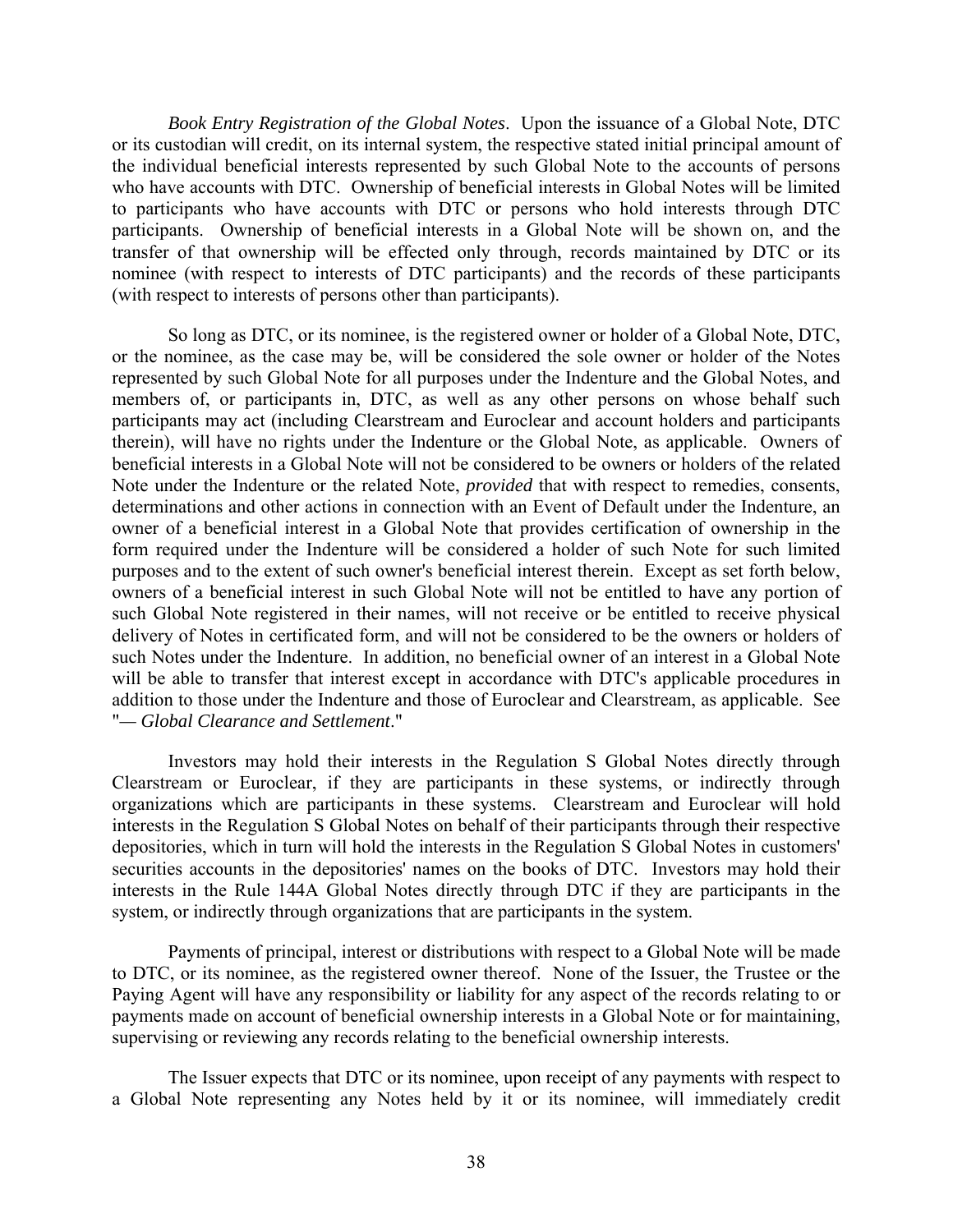*Book Entry Registration of the Global Notes*. Upon the issuance of a Global Note, DTC or its custodian will credit, on its internal system, the respective stated initial principal amount of the individual beneficial interests represented by such Global Note to the accounts of persons who have accounts with DTC. Ownership of beneficial interests in Global Notes will be limited to participants who have accounts with DTC or persons who hold interests through DTC participants. Ownership of beneficial interests in a Global Note will be shown on, and the transfer of that ownership will be effected only through, records maintained by DTC or its nominee (with respect to interests of DTC participants) and the records of these participants (with respect to interests of persons other than participants).

So long as DTC, or its nominee, is the registered owner or holder of a Global Note, DTC, or the nominee, as the case may be, will be considered the sole owner or holder of the Notes represented by such Global Note for all purposes under the Indenture and the Global Notes, and members of, or participants in, DTC, as well as any other persons on whose behalf such participants may act (including Clearstream and Euroclear and account holders and participants therein), will have no rights under the Indenture or the Global Note, as applicable. Owners of beneficial interests in a Global Note will not be considered to be owners or holders of the related Note under the Indenture or the related Note, *provided* that with respect to remedies, consents, determinations and other actions in connection with an Event of Default under the Indenture, an owner of a beneficial interest in a Global Note that provides certification of ownership in the form required under the Indenture will be considered a holder of such Note for such limited purposes and to the extent of such owner's beneficial interest therein. Except as set forth below, owners of a beneficial interest in such Global Note will not be entitled to have any portion of such Global Note registered in their names, will not receive or be entitled to receive physical delivery of Notes in certificated form, and will not be considered to be the owners or holders of such Notes under the Indenture. In addition, no beneficial owner of an interest in a Global Note will be able to transfer that interest except in accordance with DTC's applicable procedures in addition to those under the Indenture and those of Euroclear and Clearstream, as applicable. See "*— Global Clearance and Settlement*."

Investors may hold their interests in the Regulation S Global Notes directly through Clearstream or Euroclear, if they are participants in these systems, or indirectly through organizations which are participants in these systems. Clearstream and Euroclear will hold interests in the Regulation S Global Notes on behalf of their participants through their respective depositories, which in turn will hold the interests in the Regulation S Global Notes in customers' securities accounts in the depositories' names on the books of DTC. Investors may hold their interests in the Rule 144A Global Notes directly through DTC if they are participants in the system, or indirectly through organizations that are participants in the system.

Payments of principal, interest or distributions with respect to a Global Note will be made to DTC, or its nominee, as the registered owner thereof. None of the Issuer, the Trustee or the Paying Agent will have any responsibility or liability for any aspect of the records relating to or payments made on account of beneficial ownership interests in a Global Note or for maintaining, supervising or reviewing any records relating to the beneficial ownership interests.

The Issuer expects that DTC or its nominee, upon receipt of any payments with respect to a Global Note representing any Notes held by it or its nominee, will immediately credit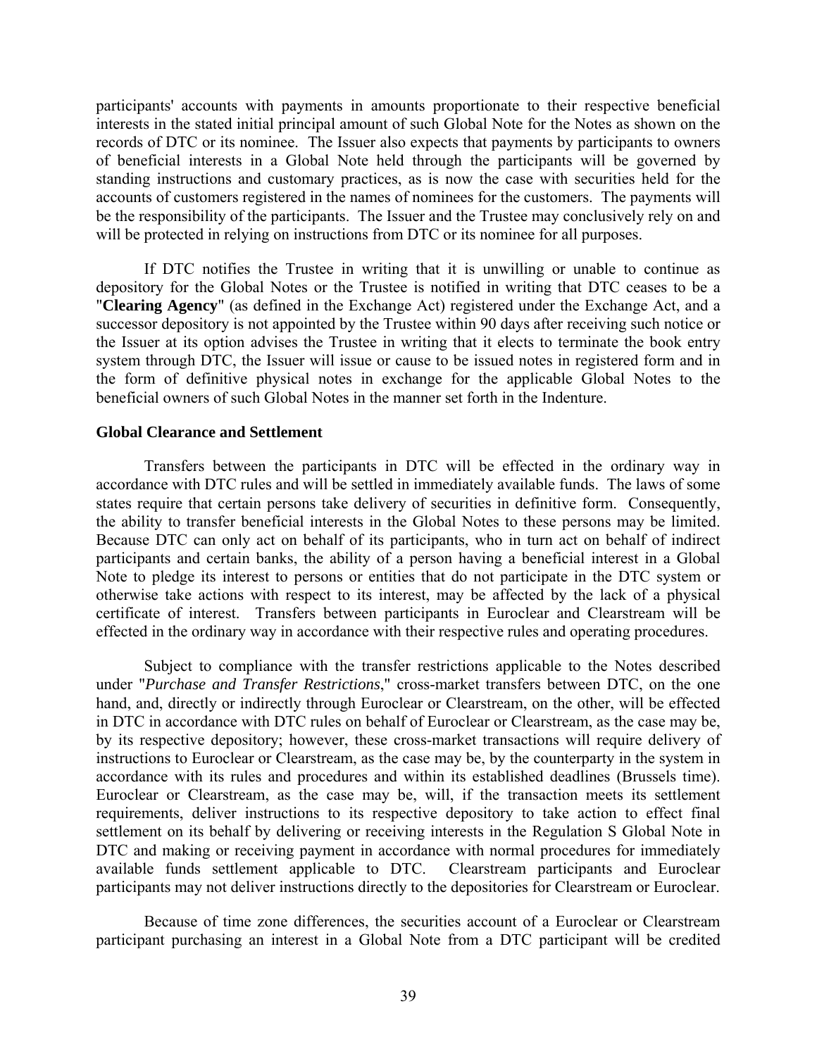participants' accounts with payments in amounts proportionate to their respective beneficial interests in the stated initial principal amount of such Global Note for the Notes as shown on the records of DTC or its nominee. The Issuer also expects that payments by participants to owners of beneficial interests in a Global Note held through the participants will be governed by standing instructions and customary practices, as is now the case with securities held for the accounts of customers registered in the names of nominees for the customers. The payments will be the responsibility of the participants. The Issuer and the Trustee may conclusively rely on and will be protected in relying on instructions from DTC or its nominee for all purposes.

If DTC notifies the Trustee in writing that it is unwilling or unable to continue as depository for the Global Notes or the Trustee is notified in writing that DTC ceases to be a "**Clearing Agency**" (as defined in the Exchange Act) registered under the Exchange Act, and a successor depository is not appointed by the Trustee within 90 days after receiving such notice or the Issuer at its option advises the Trustee in writing that it elects to terminate the book entry system through DTC, the Issuer will issue or cause to be issued notes in registered form and in the form of definitive physical notes in exchange for the applicable Global Notes to the beneficial owners of such Global Notes in the manner set forth in the Indenture.

**Global Clearance and Settlement**

Transfers between the participants in DTC will be effected in the ordinary way in accordance with DTC rules and will be settled in immediately available funds. The laws of some states require that certain persons take delivery of securities in definitive form. Consequently, the ability to transfer beneficial interests in the Global Notes to these persons may be limited. Because DTC can only act on behalf of its participants, who in turn act on behalf of indirect participants and certain banks, the ability of a person having a beneficial interest in a Global Note to pledge its interest to persons or entities that do not participate in the DTC system or otherwise take actions with respect to its interest, may be affected by the lack of a physical certificate of interest. Transfers between participants in Euroclear and Clearstream will be effected in the ordinary way in accordance with their respective rules and operating procedures.

Subject to compliance with the transfer restrictions applicable to the Notes described under "*Purchase and Transfer Restrictions*," cross-market transfers between DTC, on the one hand, and, directly or indirectly through Euroclear or Clearstream, on the other, will be effected in DTC in accordance with DTC rules on behalf of Euroclear or Clearstream, as the case may be, by its respective depository; however, these cross-market transactions will require delivery of instructions to Euroclear or Clearstream, as the case may be, by the counterparty in the system in accordance with its rules and procedures and within its established deadlines (Brussels time). Euroclear or Clearstream, as the case may be, will, if the transaction meets its settlement requirements, deliver instructions to its respective depository to take action to effect final settlement on its behalf by delivering or receiving interests in the Regulation S Global Note in DTC and making or receiving payment in accordance with normal procedures for immediately available funds settlement applicable to DTC. Clearstream participants and Euroclear participants may not deliver instructions directly to the depositories for Clearstream or Euroclear.

Because of time zone differences, the securities account of a Euroclear or Clearstream participant purchasing an interest in a Global Note from a DTC participant will be credited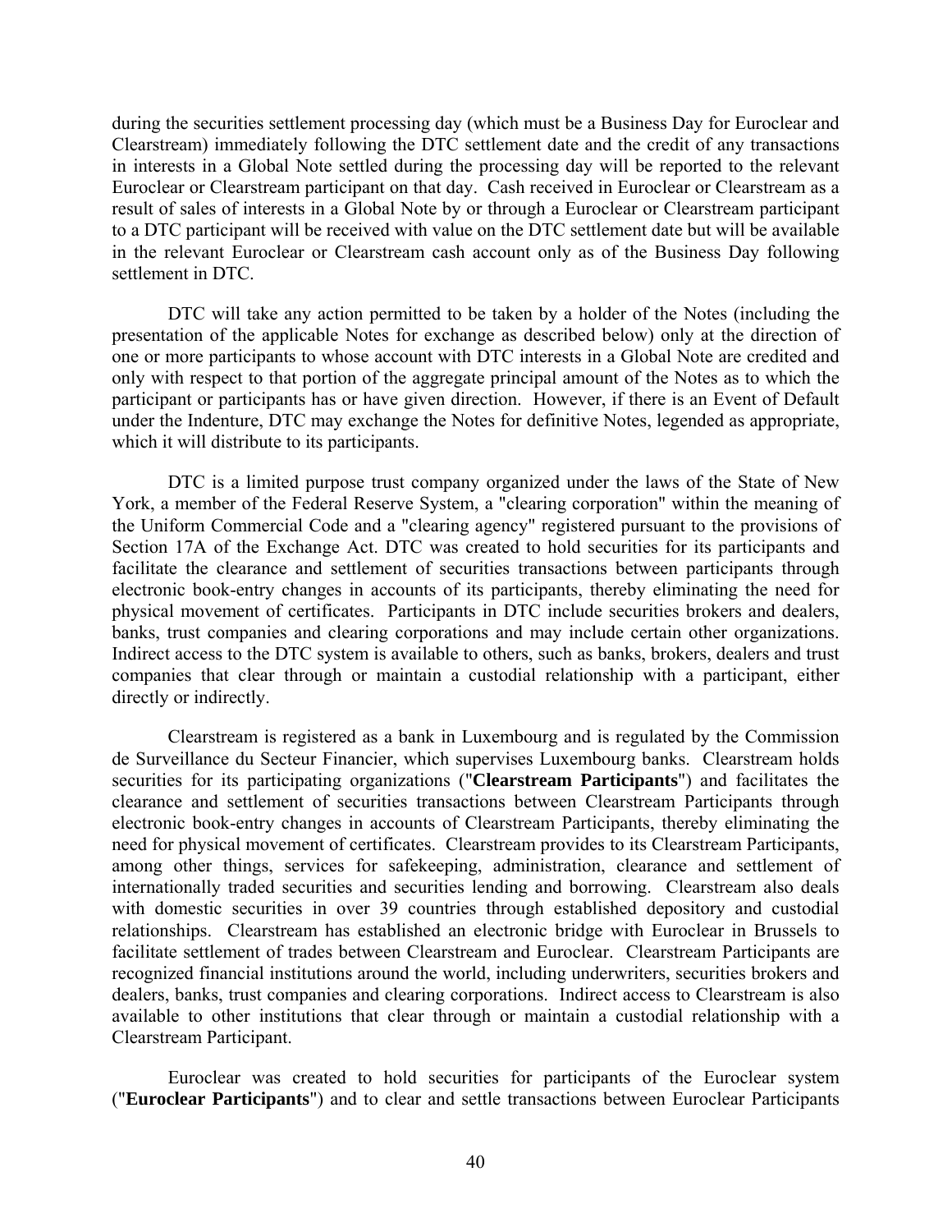during the securities settlement processing day (which must be a Business Day for Euroclear and Clearstream) immediately following the DTC settlement date and the credit of any transactions in interests in a Global Note settled during the processing day will be reported to the relevant Euroclear or Clearstream participant on that day. Cash received in Euroclear or Clearstream as a result of sales of interests in a Global Note by or through a Euroclear or Clearstream participant to a DTC participant will be received with value on the DTC settlement date but will be available in the relevant Euroclear or Clearstream cash account only as of the Business Day following settlement in DTC.

DTC will take any action permitted to be taken by a holder of the Notes (including the presentation of the applicable Notes for exchange as described below) only at the direction of one or more participants to whose account with DTC interests in a Global Note are credited and only with respect to that portion of the aggregate principal amount of the Notes as to which the participant or participants has or have given direction. However, if there is an Event of Default under the Indenture, DTC may exchange the Notes for definitive Notes, legended as appropriate, which it will distribute to its participants.

DTC is a limited purpose trust company organized under the laws of the State of New York, a member of the Federal Reserve System, a "clearing corporation" within the meaning of the Uniform Commercial Code and a "clearing agency" registered pursuant to the provisions of Section 17A of the Exchange Act. DTC was created to hold securities for its participants and facilitate the clearance and settlement of securities transactions between participants through electronic book-entry changes in accounts of its participants, thereby eliminating the need for physical movement of certificates. Participants in DTC include securities brokers and dealers, banks, trust companies and clearing corporations and may include certain other organizations. Indirect access to the DTC system is available to others, such as banks, brokers, dealers and trust companies that clear through or maintain a custodial relationship with a participant, either directly or indirectly.

Clearstream is registered as a bank in Luxembourg and is regulated by the Commission de Surveillance du Secteur Financier, which supervises Luxembourg banks. Clearstream holds securities for its participating organizations ("**Clearstream Participants**") and facilitates the clearance and settlement of securities transactions between Clearstream Participants through electronic book-entry changes in accounts of Clearstream Participants, thereby eliminating the need for physical movement of certificates. Clearstream provides to its Clearstream Participants, among other things, services for safekeeping, administration, clearance and settlement of internationally traded securities and securities lending and borrowing. Clearstream also deals with domestic securities in over 39 countries through established depository and custodial relationships. Clearstream has established an electronic bridge with Euroclear in Brussels to facilitate settlement of trades between Clearstream and Euroclear. Clearstream Participants are recognized financial institutions around the world, including underwriters, securities brokers and dealers, banks, trust companies and clearing corporations. Indirect access to Clearstream is also available to other institutions that clear through or maintain a custodial relationship with a Clearstream Participant.

Euroclear was created to hold securities for participants of the Euroclear system ("**Euroclear Participants**") and to clear and settle transactions between Euroclear Participants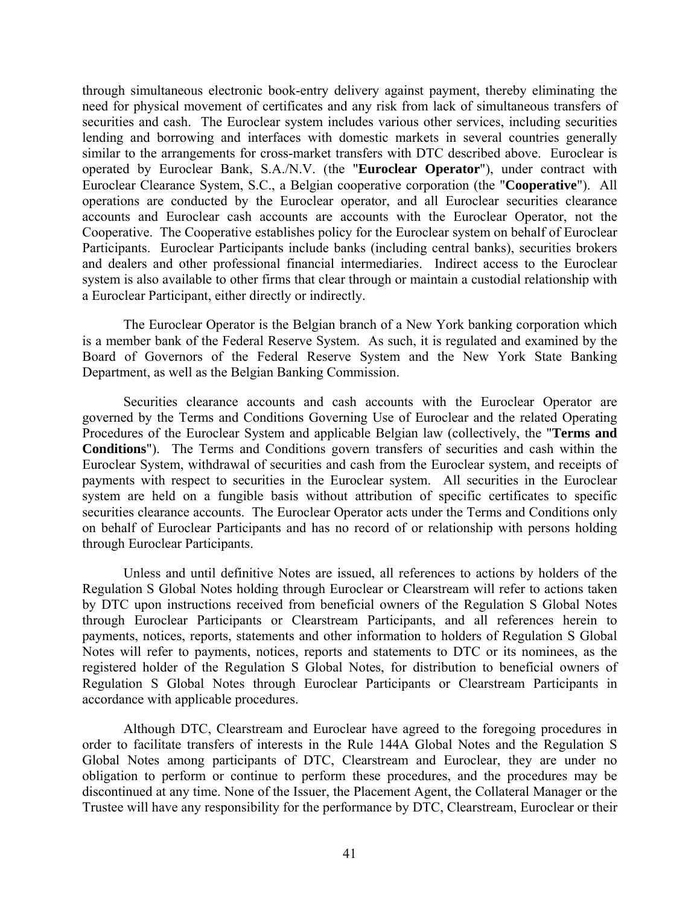through simultaneous electronic book-entry delivery against payment, thereby eliminating the need for physical movement of certificates and any risk from lack of simultaneous transfers of securities and cash. The Euroclear system includes various other services, including securities lending and borrowing and interfaces with domestic markets in several countries generally similar to the arrangements for cross-market transfers with DTC described above. Euroclear is operated by Euroclear Bank, S.A./N.V. (the "**Euroclear Operator**"), under contract with Euroclear Clearance System, S.C., a Belgian cooperative corporation (the "**Cooperative**"). All operations are conducted by the Euroclear operator, and all Euroclear securities clearance accounts and Euroclear cash accounts are accounts with the Euroclear Operator, not the Cooperative. The Cooperative establishes policy for the Euroclear system on behalf of Euroclear Participants. Euroclear Participants include banks (including central banks), securities brokers and dealers and other professional financial intermediaries. Indirect access to the Euroclear system is also available to other firms that clear through or maintain a custodial relationship with a Euroclear Participant, either directly or indirectly.

The Euroclear Operator is the Belgian branch of a New York banking corporation which is a member bank of the Federal Reserve System. As such, it is regulated and examined by the Board of Governors of the Federal Reserve System and the New York State Banking Department, as well as the Belgian Banking Commission.

Securities clearance accounts and cash accounts with the Euroclear Operator are governed by the Terms and Conditions Governing Use of Euroclear and the related Operating Procedures of the Euroclear System and applicable Belgian law (collectively, the "**Terms and Conditions**"). The Terms and Conditions govern transfers of securities and cash within the Euroclear System, withdrawal of securities and cash from the Euroclear system, and receipts of payments with respect to securities in the Euroclear system. All securities in the Euroclear system are held on a fungible basis without attribution of specific certificates to specific securities clearance accounts. The Euroclear Operator acts under the Terms and Conditions only on behalf of Euroclear Participants and has no record of or relationship with persons holding through Euroclear Participants.

Unless and until definitive Notes are issued, all references to actions by holders of the Regulation S Global Notes holding through Euroclear or Clearstream will refer to actions taken by DTC upon instructions received from beneficial owners of the Regulation S Global Notes through Euroclear Participants or Clearstream Participants, and all references herein to payments, notices, reports, statements and other information to holders of Regulation S Global Notes will refer to payments, notices, reports and statements to DTC or its nominees, as the registered holder of the Regulation S Global Notes, for distribution to beneficial owners of Regulation S Global Notes through Euroclear Participants or Clearstream Participants in accordance with applicable procedures.

Although DTC, Clearstream and Euroclear have agreed to the foregoing procedures in order to facilitate transfers of interests in the Rule 144A Global Notes and the Regulation S Global Notes among participants of DTC, Clearstream and Euroclear, they are under no obligation to perform or continue to perform these procedures, and the procedures may be discontinued at any time. None of the Issuer, the Placement Agent, the Collateral Manager or the Trustee will have any responsibility for the performance by DTC, Clearstream, Euroclear or their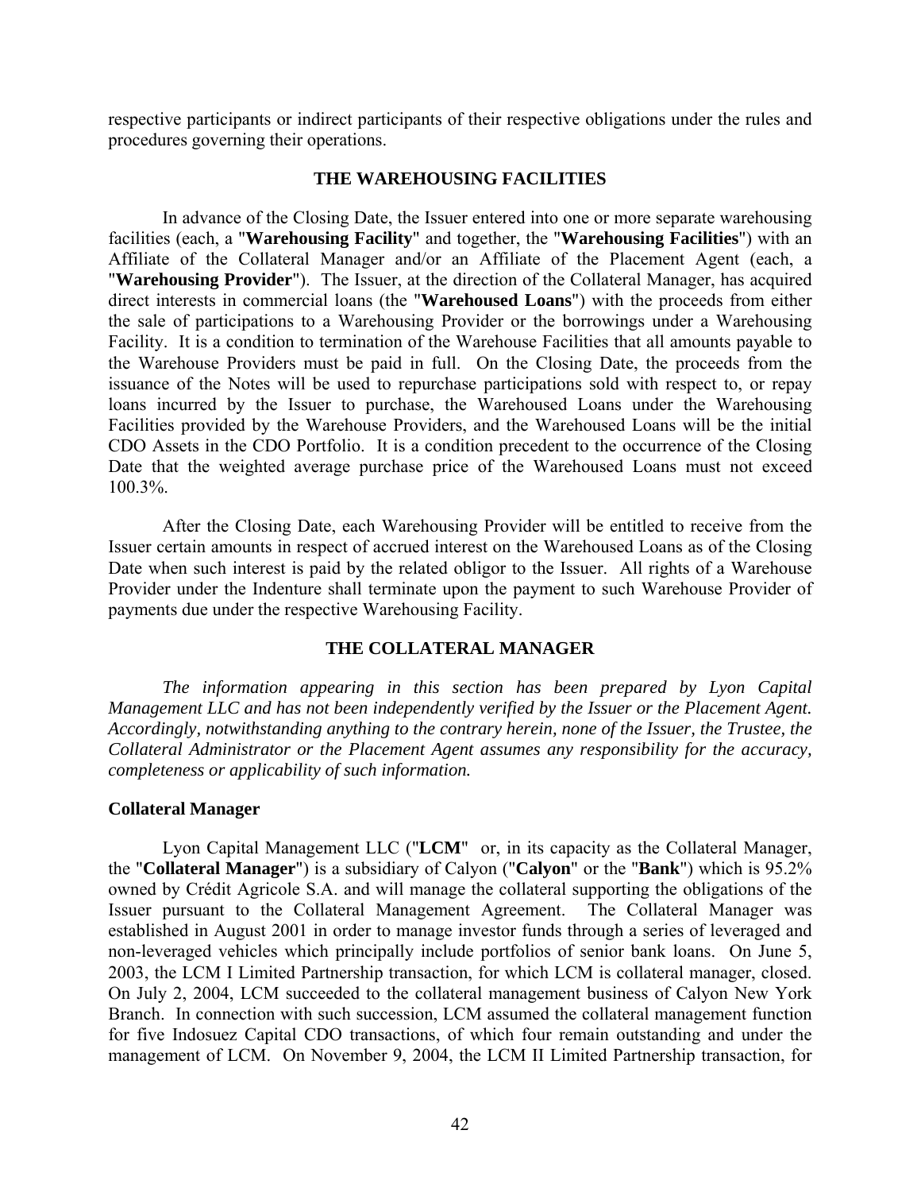respective participants or indirect participants of their respective obligations under the rules and procedures governing their operations.

## THE WAREHOUSING FACILITIES

In advance of the Closing Date, the Issuer entered into one or more separate warehousing facilities (each, a "**Warehousing Facility**" and together, the "**Warehousing Facilities**") with an Affiliate of the Collateral Manager and/or an Affiliate of the Placement Agent (each, a "**Warehousing Provider**"). The Issuer, at the direction of the Collateral Manager, has acquired direct interests in commercial loans (the "**Warehoused Loans**") with the proceeds from either the sale of participations to a Warehousing Provider or the borrowings under a Warehousing Facility. It is a condition to termination of the Warehouse Facilities that all amounts payable to the Warehouse Providers must be paid in full. On the Closing Date, the proceeds from the issuance of the Notes will be used to repurchase participations sold with respect to, or repay loans incurred by the Issuer to purchase, the Warehoused Loans under the Warehousing Facilities provided by the Warehouse Providers, and the Warehoused Loans will be the initial CDO Assets in the CDO Portfolio. It is a condition precedent to the occurrence of the Closing Date that the weighted average purchase price of the Warehoused Loans must not exceed 100.3%.

After the Closing Date, each Warehousing Provider will be entitled to receive from the Issuer certain amounts in respect of accrued interest on the Warehoused Loans as of the Closing Date when such interest is paid by the related obligor to the Issuer. All rights of a Warehouse Provider under the Indenture shall terminate upon the payment to such Warehouse Provider of payments due under the respective Warehousing Facility.

## THE COLLATERAL MANAGER

*The information appearing in this section has been prepared by Lyon Capital Management LLC and has not been independently verified by the Issuer or the Placement Agent. Accordingly, notwithstanding anything to the contrary herein, none of the Issuer, the Trustee, the Collateral Administrator or the Placement Agent assumes any responsibility for the accuracy, completeness or applicability of such information.*

### Collateral Manager

Lyon Capital Management LLC ("**LCM**" or, in its capacity as the Collateral Manager, the "**Collateral Manager**") is a subsidiary of Calyon ("**Calyon**" or the "**Bank**") which is 95.2% owned by Crédit Agricole S.A. and will manage the collateral supporting the obligations of the Issuer pursuant to the Collateral Management Agreement. The Collateral Manager was established in August 2001 in order to manage investor funds through a series of leveraged and non-leveraged vehicles which principally include portfolios of senior bank loans. On June 5, 2003, the LCM I Limited Partnership transaction, for which LCM is collateral manager, closed. On July 2, 2004, LCM succeeded to the collateral management business of Calyon New York Branch. In connection with such succession, LCM assumed the collateral management function for five Indosuez Capital CDO transactions, of which four remain outstanding and under the management of LCM. On November 9, 2004, the LCM II Limited Partnership transaction, for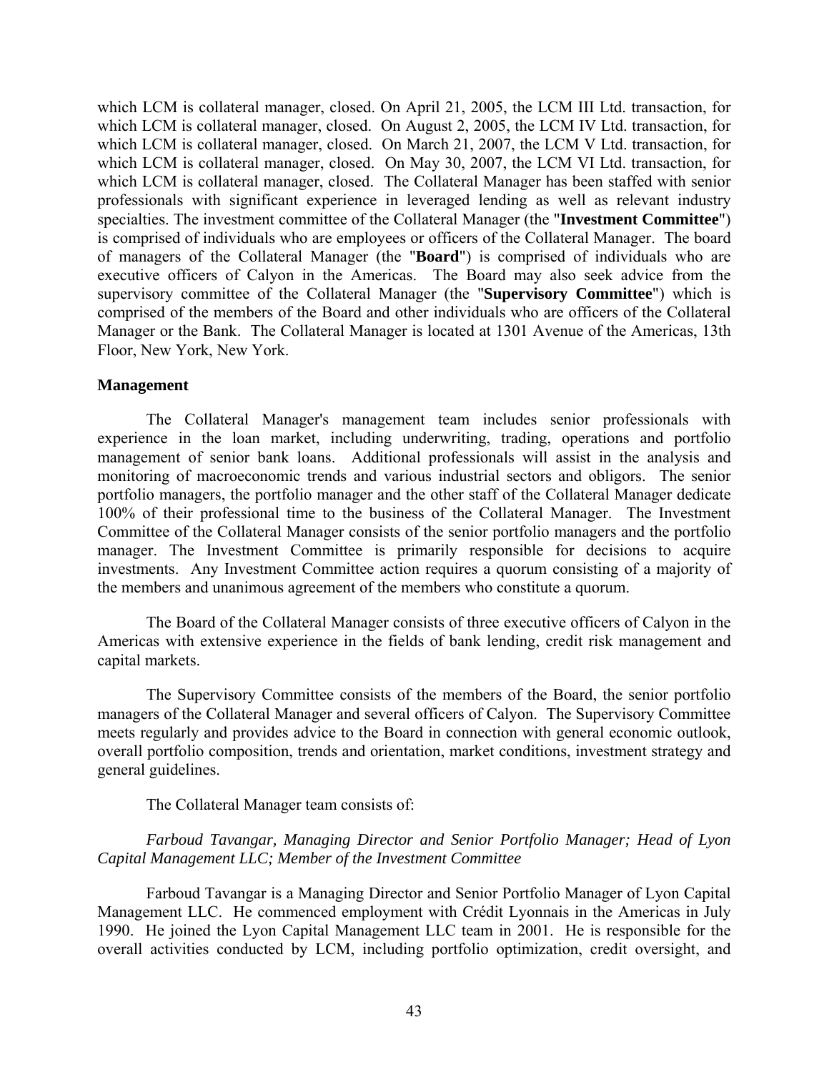which LCM is collateral manager, closed. On April 21, 2005, the LCM III Ltd. transaction, for which LCM is collateral manager, closed. On August 2, 2005, the LCM IV Ltd. transaction, for which LCM is collateral manager, closed. On March 21, 2007, the LCM V Ltd. transaction, for which LCM is collateral manager, closed. On May 30, 2007, the LCM VI Ltd. transaction, for which LCM is collateral manager, closed. The Collateral Manager has been staffed with senior professionals with significant experience in leveraged lending as well as relevant industry specialties. The investment committee of the Collateral Manager (the "**Investment Committee**") is comprised of individuals who are employees or officers of the Collateral Manager. The board of managers of the Collateral Manager (the "**Board**") is comprised of individuals who are executive officers of Calyon in the Americas. The Board may also seek advice from the supervisory committee of the Collateral Manager (the "**Supervisory Committee**") which is comprised of the members of the Board and other individuals who are officers of the Collateral Manager or the Bank. The Collateral Manager is located at 1301 Avenue of the Americas, 13th Floor, New York, New York.

**Management**

The Collateral Manager's management team includes senior professionals with experience in the loan market, including underwriting, trading, operations and portfolio management of senior bank loans. Additional professionals will assist in the analysis and monitoring of macroeconomic trends and various industrial sectors and obligors. The senior portfolio managers, the portfolio manager and the other staff of the Collateral Manager dedicate 100% of their professional time to the business of the Collateral Manager. The Investment Committee of the Collateral Manager consists of the senior portfolio managers and the portfolio manager. The Investment Committee is primarily responsible for decisions to acquire investments. Any Investment Committee action requires a quorum consisting of a majority of the members and unanimous agreement of the members who constitute a quorum.

The Board of the Collateral Manager consists of three executive officers of Calyon in the Americas with extensive experience in the fields of bank lending, credit risk management and capital markets.

The Supervisory Committee consists of the members of the Board, the senior portfolio managers of the Collateral Manager and several officers of Calyon. The Supervisory Committee meets regularly and provides advice to the Board in connection with general economic outlook, overall portfolio composition, trends and orientation, market conditions, investment strategy and general guidelines.

The Collateral Manager team consists of:

*Farboud Tavangar, Managing Director and Senior Portfolio Manager; Head of Lyon Capital Management LLC; Member of the Investment Committee*

Farboud Tavangar is a Managing Director and Senior Portfolio Manager of Lyon Capital Management LLC. He commenced employment with Crédit Lyonnais in the Americas in July 1990. He joined the Lyon Capital Management LLC team in 2001. He is responsible for the overall activities conducted by LCM, including portfolio optimization, credit oversight, and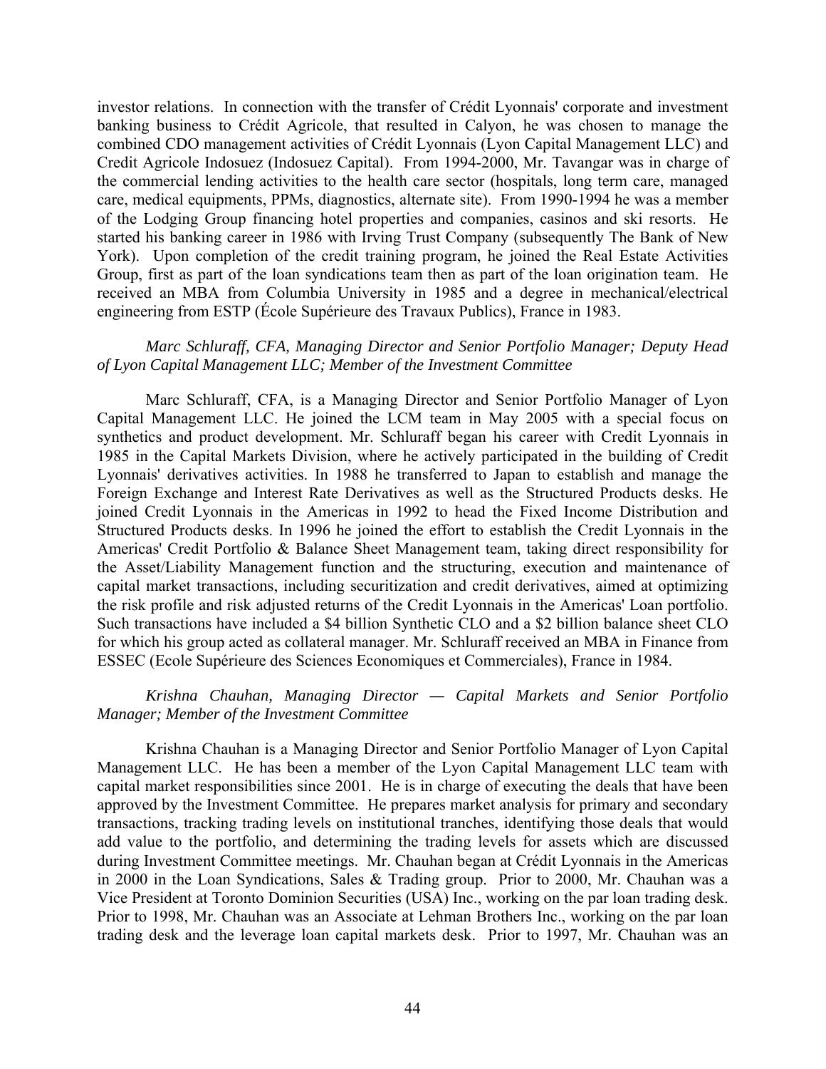investor relations. In connection with the transfer of Crédit Lyonnais' corporate and investment banking business to Crédit Agricole, that resulted in Calyon, he was chosen to manage the combined CDO management activities of Crédit Lyonnais (Lyon Capital Management LLC) and Credit Agricole Indosuez (Indosuez Capital). From 1994-2000, Mr. Tavangar was in charge of the commercial lending activities to the health care sector (hospitals, long term care, managed care, medical equipments, PPMs, diagnostics, alternate site). From 1990-1994 he was a member of the Lodging Group financing hotel properties and companies, casinos and ski resorts. He started his banking career in 1986 with Irving Trust Company (subsequently The Bank of New York). Upon completion of the credit training program, he joined the Real Estate Activities Group, first as part of the loan syndications team then as part of the loan origination team. He received an MBA from Columbia University in 1985 and a degree in mechanical/electrical engineering from ESTP (École Supérieure des Travaux Publics), France in 1983.

*Marc Schluraff, CFA, Managing Director and Senior Portfolio Manager; Deputy Head of Lyon Capital Management LLC; Member of the Investment Committee*

Marc Schluraff, CFA, is a Managing Director and Senior Portfolio Manager of Lyon Capital Management LLC. He joined the LCM team in May 2005 with a special focus on synthetics and product development. Mr. Schluraff began his career with Credit Lyonnais in 1985 in the Capital Markets Division, where he actively participated in the building of Credit Lyonnais' derivatives activities. In 1988 he transferred to Japan to establish and manage the Foreign Exchange and Interest Rate Derivatives as well as the Structured Products desks. He joined Credit Lyonnais in the Americas in 1992 to head the Fixed Income Distribution and Structured Products desks. In 1996 he joined the effort to establish the Credit Lyonnais in the Americas' Credit Portfolio & Balance Sheet Management team, taking direct responsibility for the Asset/Liability Management function and the structuring, execution and maintenance of capital market transactions, including securitization and credit derivatives, aimed at optimizing the risk profile and risk adjusted returns of the Credit Lyonnais in the Americas' Loan portfolio. Such transactions have included a $4 billion Synthetic CLO and a $2 billion balance sheet CLO for which his group acted as collateral manager. Mr. Schluraff received an MBA in Finance from ESSEC (Ecole Supérieure des Sciences Economiques et Commerciales), France in 1984.

*Krishna Chauhan, Managing Director — Capital Markets and Senior Portfolio Manager; Member of the Investment Committee*

Krishna Chauhan is a Managing Director and Senior Portfolio Manager of Lyon Capital Management LLC. He has been a member of the Lyon Capital Management LLC team with capital market responsibilities since 2001. He is in charge of executing the deals that have been approved by the Investment Committee. He prepares market analysis for primary and secondary transactions, tracking trading levels on institutional tranches, identifying those deals that would add value to the portfolio, and determining the trading levels for assets which are discussed during Investment Committee meetings. Mr. Chauhan began at Crédit Lyonnais in the Americas in 2000 in the Loan Syndications, Sales & Trading group. Prior to 2000, Mr. Chauhan was a Vice President at Toronto Dominion Securities (USA) Inc., working on the par loan trading desk. Prior to 1998, Mr. Chauhan was an Associate at Lehman Brothers Inc., working on the par loan trading desk and the leverage loan capital markets desk. Prior to 1997, Mr. Chauhan was an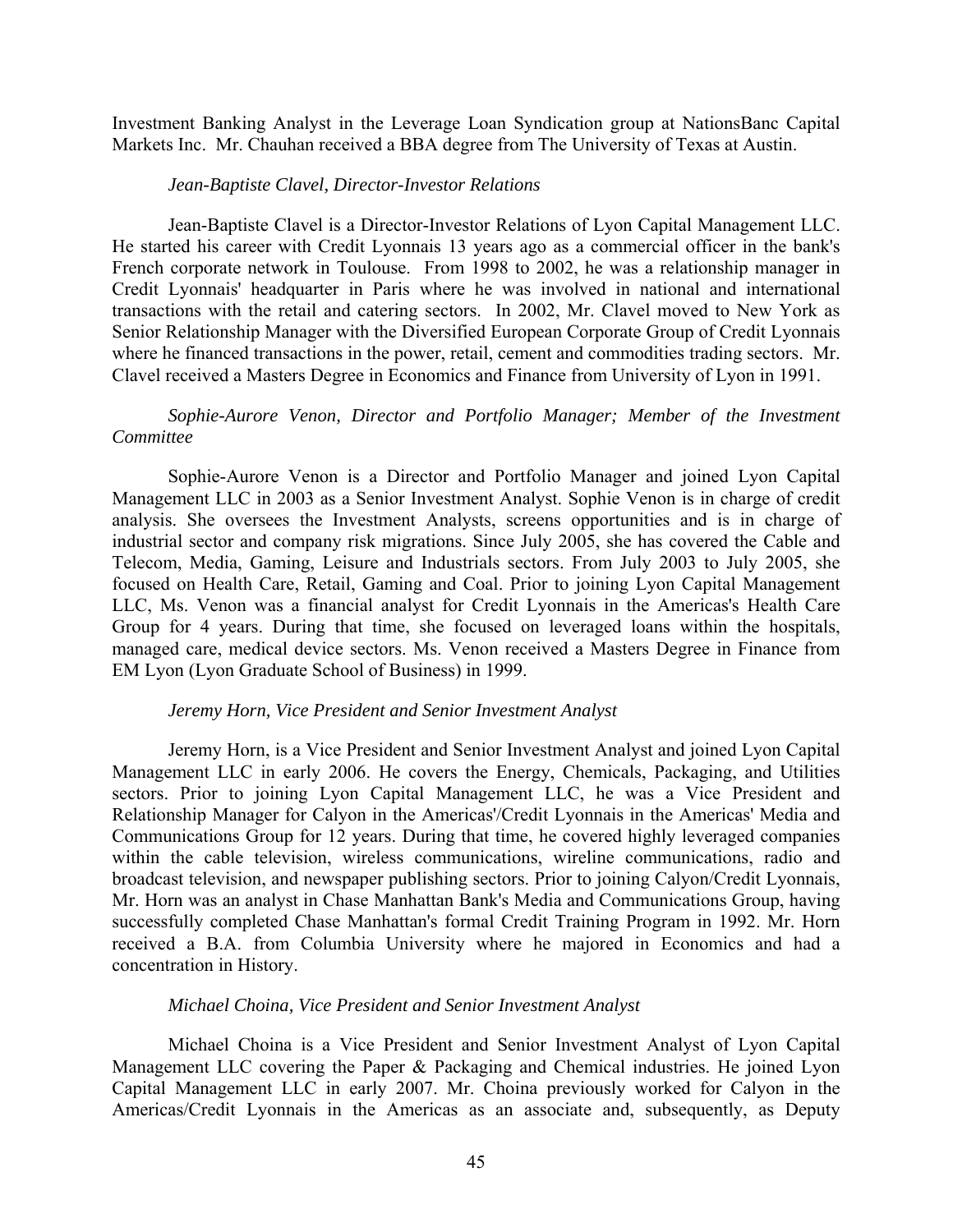Investment Banking Analyst in the Leverage Loan Syndication group at NationsBanc Capital Markets Inc. Mr. Chauhan received a BBA degree from The University of Texas at Austin.

*Jean-Baptiste Clavel, Director-Investor Relations*

Jean-Baptiste Clavel is a Director-Investor Relations of Lyon Capital Management LLC. He started his career with Credit Lyonnais 13 years ago as a commercial officer in the bank's French corporate network in Toulouse. From 1998 to 2002, he was a relationship manager in Credit Lyonnais' headquarter in Paris where he was involved in national and international transactions with the retail and catering sectors. In 2002, Mr. Clavel moved to New York as Senior Relationship Manager with the Diversified European Corporate Group of Credit Lyonnais where he financed transactions in the power, retail, cement and commodities trading sectors. Mr. Clavel received a Masters Degree in Economics and Finance from University of Lyon in 1991.

*Sophie-Aurore Venon, Director and Portfolio Manager; Member of the Investment Committee*

Sophie-Aurore Venon is a Director and Portfolio Manager and joined Lyon Capital Management LLC in 2003 as a Senior Investment Analyst. Sophie Venon is in charge of credit analysis. She oversees the Investment Analysts, screens opportunities and is in charge of industrial sector and company risk migrations. Since July 2005, she has covered the Cable and Telecom, Media, Gaming, Leisure and Industrials sectors. From July 2003 to July 2005, she focused on Health Care, Retail, Gaming and Coal. Prior to joining Lyon Capital Management LLC, Ms. Venon was a financial analyst for Credit Lyonnais in the Americas's Health Care Group for 4 years. During that time, she focused on leveraged loans within the hospitals, managed care, medical device sectors. Ms. Venon received a Masters Degree in Finance from EM Lyon (Lyon Graduate School of Business) in 1999.

*Jeremy Horn, Vice President and Senior Investment Analyst*

Jeremy Horn, is a Vice President and Senior Investment Analyst and joined Lyon Capital Management LLC in early 2006. He covers the Energy, Chemicals, Packaging, and Utilities sectors. Prior to joining Lyon Capital Management LLC, he was a Vice President and Relationship Manager for Calyon in the Americas'/Credit Lyonnais in the Americas' Media and Communications Group for 12 years. During that time, he covered highly leveraged companies within the cable television, wireless communications, wireline communications, radio and broadcast television, and newspaper publishing sectors. Prior to joining Calyon/Credit Lyonnais, Mr. Horn was an analyst in Chase Manhattan Bank's Media and Communications Group, having successfully completed Chase Manhattan's formal Credit Training Program in 1992. Mr. Horn received a B.A. from Columbia University where he majored in Economics and had a concentration in History.

*Michael Choina, Vice President and Senior Investment Analyst*

Michael Choina is a Vice President and Senior Investment Analyst of Lyon Capital Management LLC covering the Paper & Packaging and Chemical industries. He joined Lyon Capital Management LLC in early 2007. Mr. Choina previously worked for Calyon in the Americas/Credit Lyonnais in the Americas as an associate and, subsequently, as Deputy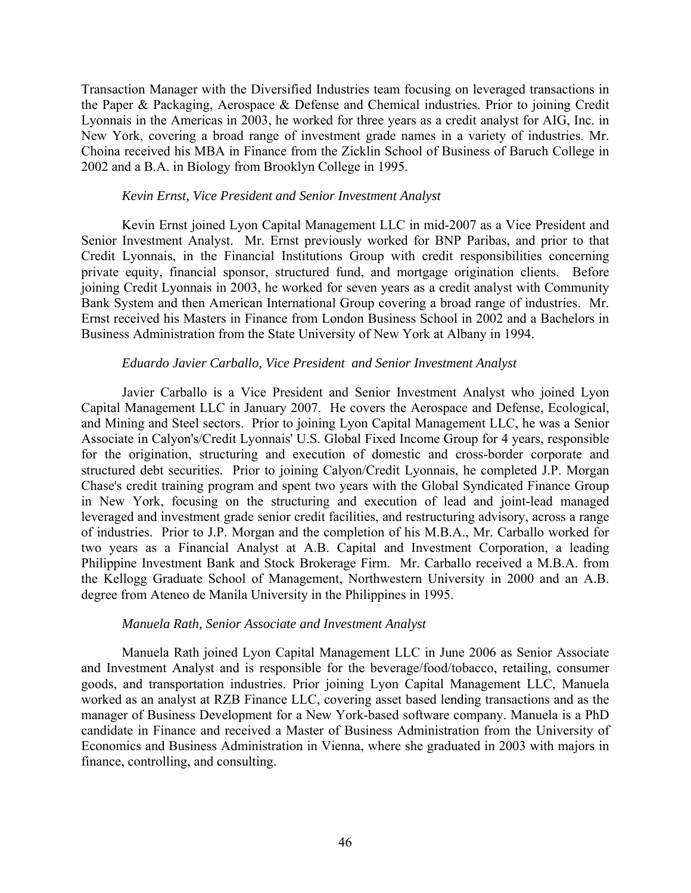Transaction Manager with the Diversified Industries team focusing on leveraged transactions in the Paper & Packaging, Aerospace & Defense and Chemical industries. Prior to joining Credit Lyonnais in the Americas in 2003, he worked for three years as a credit analyst for AIG, Inc. in New York, covering a broad range of investment grade names in a variety of industries. Mr. Choina received his MBA in Finance from the Zicklin School of Business of Baruch College in 2002 and a B.A. in Biology from Brooklyn College in 1995.

*Kevin Ernst, Vice President and Senior Investment Analyst*

Kevin Ernst joined Lyon Capital Management LLC in mid-2007 as a Vice President and Senior Investment Analyst. Mr. Ernst previously worked for BNP Paribas, and prior to that Credit Lyonnais, in the Financial Institutions Group with credit responsibilities concerning private equity, financial sponsor, structured fund, and mortgage origination clients. Before joining Credit Lyonnais in 2003, he worked for seven years as a credit analyst with Community Bank System and then American International Group covering a broad range of industries. Mr. Ernst received his Masters in Finance from London Business School in 2002 and a Bachelors in Business Administration from the State University of New York at Albany in 1994.

*Eduardo Javier Carballo, Vice President and Senior Investment Analyst*

Javier Carballo is a Vice President and Senior Investment Analyst who joined Lyon Capital Management LLC in January 2007. He covers the Aerospace and Defense, Ecological, and Mining and Steel sectors. Prior to joining Lyon Capital Management LLC, he was a Senior Associate in Calyon's/Credit Lyonnais' U.S. Global Fixed Income Group for 4 years, responsible for the origination, structuring and execution of domestic and cross-border corporate and structured debt securities. Prior to joining Calyon/Credit Lyonnais, he completed J.P. Morgan Chase's credit training program and spent two years with the Global Syndicated Finance Group in New York, focusing on the structuring and execution of lead and joint-lead managed leveraged and investment grade senior credit facilities, and restructuring advisory, across a range of industries. Prior to J.P. Morgan and the completion of his M.B.A., Mr. Carballo worked for two years as a Financial Analyst at A.B. Capital and Investment Corporation, a leading Philippine Investment Bank and Stock Brokerage Firm. Mr. Carballo received a M.B.A. from the Kellogg Graduate School of Management, Northwestern University in 2000 and an A.B. degree from Ateneo de Manila University in the Philippines in 1995.

*Manuela Rath, Senior Associate and Investment Analyst*

Manuela Rath joined Lyon Capital Management LLC in June 2006 as Senior Associate and Investment Analyst and is responsible for the beverage/food/tobacco, retailing, consumer goods, and transportation industries. Prior joining Lyon Capital Management LLC, Manuela worked as an analyst at RZB Finance LLC, covering asset based lending transactions and as the manager of Business Development for a New York-based software company. Manuela is a PhD candidate in Finance and received a Master of Business Administration from the University of Economics and Business Administration in Vienna, where she graduated in 2003 with majors in finance, controlling, and consulting.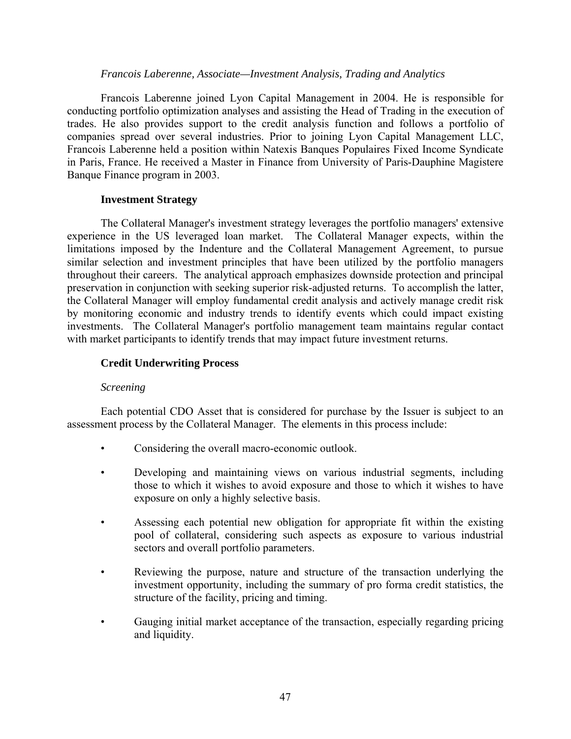*Francois Laberenne, Associate—Investment Analysis, Trading and Analytics*

Francois Laberenne joined Lyon Capital Management in 2004. He is responsible for conducting portfolio optimization analyses and assisting the Head of Trading in the execution of trades. He also provides support to the credit analysis function and follows a portfolio of companies spread over several industries. Prior to joining Lyon Capital Management LLC, Francois Laberenne held a position within Natexis Banques Populaires Fixed Income Syndicate in Paris, France. He received a Master in Finance from University of Paris-Dauphine Magistere Banque Finance program in 2003.

**Investment Strategy**

The Collateral Manager's investment strategy leverages the portfolio managers' extensive experience in the US leveraged loan market. The Collateral Manager expects, within the limitations imposed by the Indenture and the Collateral Management Agreement, to pursue similar selection and investment principles that have been utilized by the portfolio managers throughout their careers. The analytical approach emphasizes downside protection and principal preservation in conjunction with seeking superior risk-adjusted returns. To accomplish the latter, the Collateral Manager will employ fundamental credit analysis and actively manage credit risk by monitoring economic and industry trends to identify events which could impact existing investments. The Collateral Manager's portfolio management team maintains regular contact with market participants to identify trends that may impact future investment returns.

**Credit Underwriting Process**

*Screening*

Each potential CDO Asset that is considered for purchase by the Issuer is subject to an assessment process by the Collateral Manager. The elements in this process include:

- Considering the overall macro-economic outlook.
- Developing and maintaining views on various industrial segments, including those to which it wishes to avoid exposure and those to which it wishes to have exposure on only a highly selective basis.
- Assessing each potential new obligation for appropriate fit within the existing pool of collateral, considering such aspects as exposure to various industrial sectors and overall portfolio parameters.
- Reviewing the purpose, nature and structure of the transaction underlying the investment opportunity, including the summary of pro forma credit statistics, the structure of the facility, pricing and timing.
- Gauging initial market acceptance of the transaction, especially regarding pricing and liquidity.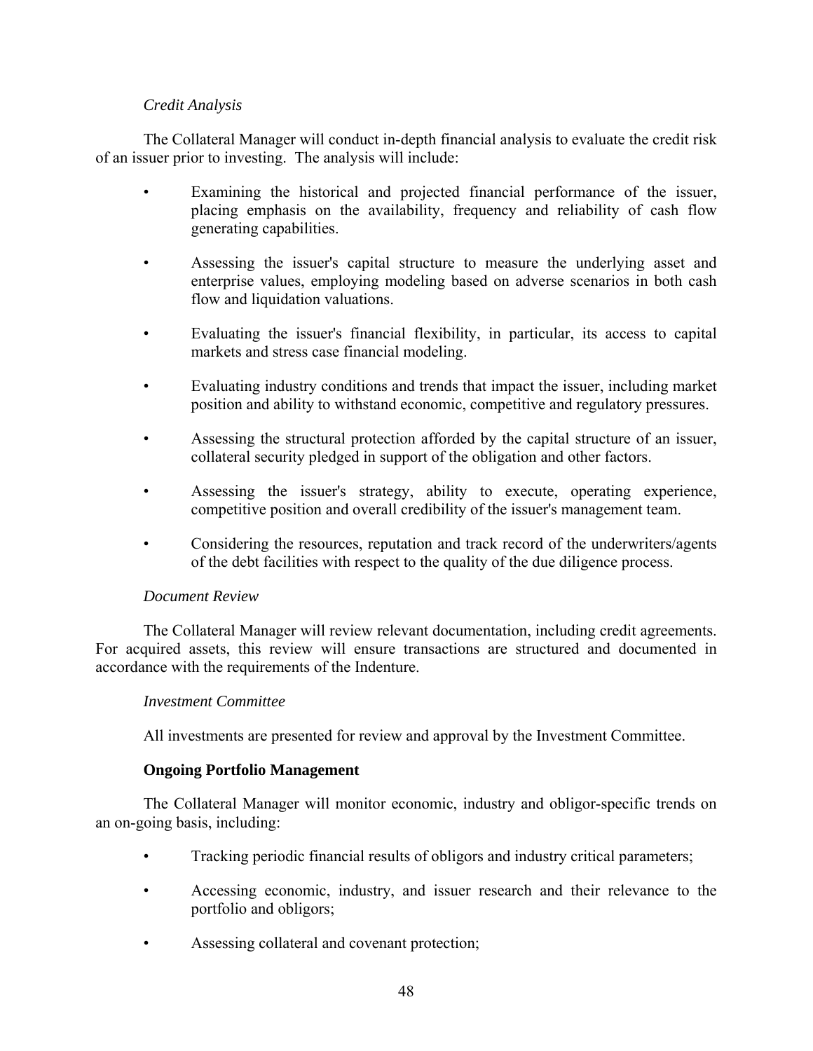*Credit Analysis*

The Collateral Manager will conduct in-depth financial analysis to evaluate the credit risk of an issuer prior to investing. The analysis will include:

- Examining the historical and projected financial performance of the issuer, placing emphasis on the availability, frequency and reliability of cash flow generating capabilities.
- Assessing the issuer's capital structure to measure the underlying asset and enterprise values, employing modeling based on adverse scenarios in both cash flow and liquidation valuations.
- Evaluating the issuer's financial flexibility, in particular, its access to capital markets and stress case financial modeling.
- Evaluating industry conditions and trends that impact the issuer, including market position and ability to withstand economic, competitive and regulatory pressures.
- Assessing the structural protection afforded by the capital structure of an issuer, collateral security pledged in support of the obligation and other factors.
- Assessing the issuer's strategy, ability to execute, operating experience, competitive position and overall credibility of the issuer's management team.
- Considering the resources, reputation and track record of the underwriters/agents of the debt facilities with respect to the quality of the due diligence process.

*Document Review*

The Collateral Manager will review relevant documentation, including credit agreements. For acquired assets, this review will ensure transactions are structured and documented in accordance with the requirements of the Indenture.

*Investment Committee*

All investments are presented for review and approval by the Investment Committee.

**Ongoing Portfolio Management**

The Collateral Manager will monitor economic, industry and obligor-specific trends on an on-going basis, including:

- Tracking periodic financial results of obligors and industry critical parameters;
- Accessing economic, industry, and issuer research and their relevance to the portfolio and obligors;
- Assessing collateral and covenant protection;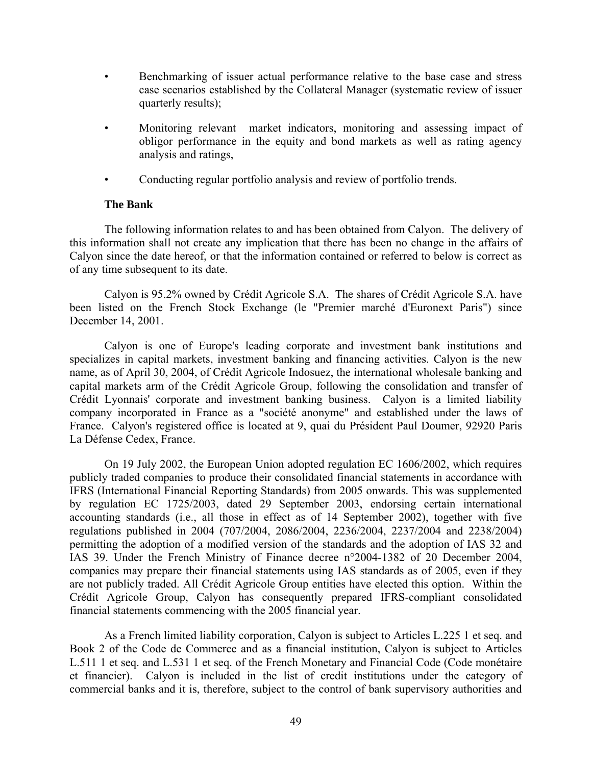- Benchmarking of issuer actual performance relative to the base case and stress case scenarios established by the Collateral Manager (systematic review of issuer quarterly results);
- Monitoring relevant market indicators, monitoring and assessing impact of obligor performance in the equity and bond markets as well as rating agency analysis and ratings,
- Conducting regular portfolio analysis and review of portfolio trends.

**The Bank**

The following information relates to and has been obtained from Calyon. The delivery of this information shall not create any implication that there has been no change in the affairs of Calyon since the date hereof, or that the information contained or referred to below is correct as of any time subsequent to its date.

Calyon is 95.2% owned by Crédit Agricole S.A. The shares of Crédit Agricole S.A. have been listed on the French Stock Exchange (le "Premier marché d'Euronext Paris") since December 14, 2001.

Calyon is one of Europe's leading corporate and investment bank institutions and specializes in capital markets, investment banking and financing activities. Calyon is the new name, as of April 30, 2004, of Crédit Agricole Indosuez, the international wholesale banking and capital markets arm of the Crédit Agricole Group, following the consolidation and transfer of Crédit Lyonnais' corporate and investment banking business. Calyon is a limited liability company incorporated in France as a "société anonyme" and established under the laws of France. Calyon's registered office is located at 9, quai du Président Paul Doumer, 92920 Paris La Défense Cedex, France.

On 19 July 2002, the European Union adopted regulation EC 1606/2002, which requires publicly traded companies to produce their consolidated financial statements in accordance with IFRS (International Financial Reporting Standards) from 2005 onwards. This was supplemented by regulation EC 1725/2003, dated 29 September 2003, endorsing certain international accounting standards (i.e., all those in effect as of 14 September 2002), together with five regulations published in 2004 (707/2004, 2086/2004, 2236/2004, 2237/2004 and 2238/2004) permitting the adoption of a modified version of the standards and the adoption of IAS 32 and IAS 39. Under the French Ministry of Finance decree n°2004-1382 of 20 December 2004, companies may prepare their financial statements using IAS standards as of 2005, even if they are not publicly traded. All Crédit Agricole Group entities have elected this option. Within the Crédit Agricole Group, Calyon has consequently prepared IFRS-compliant consolidated financial statements commencing with the 2005 financial year.

As a French limited liability corporation, Calyon is subject to Articles L.225 1 et seq. and Book 2 of the Code de Commerce and as a financial institution, Calyon is subject to Articles L.511 1 et seq. and L.531 1 et seq. of the French Monetary and Financial Code (Code monétaire et financier). Calyon is included in the list of credit institutions under the category of commercial banks and it is, therefore, subject to the control of bank supervisory authorities and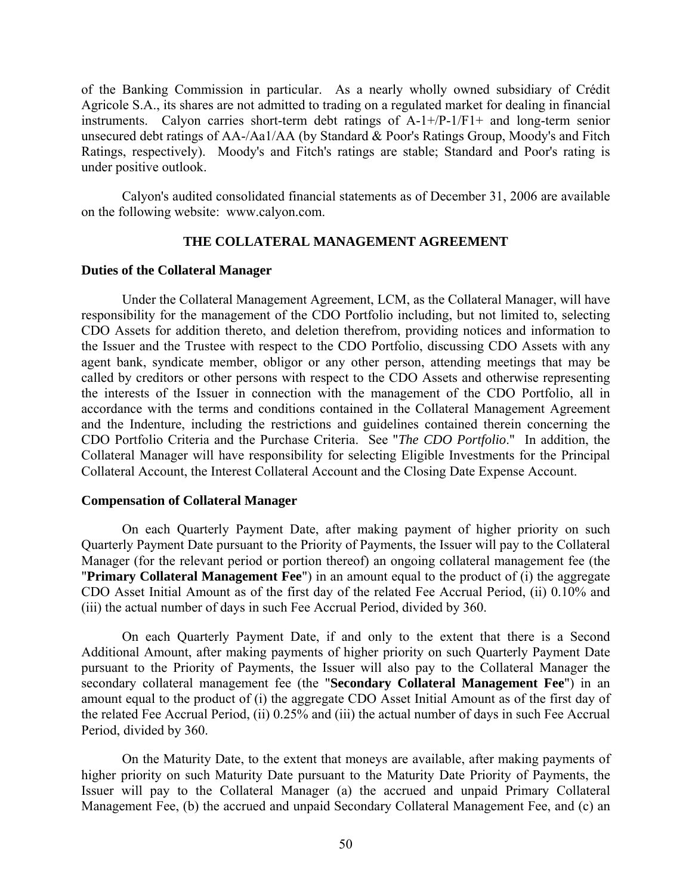of the Banking Commission in particular. As a nearly wholly owned subsidiary of Crédit Agricole S.A., its shares are not admitted to trading on a regulated market for dealing in financial instruments. Calyon carries short-term debt ratings of A-1+/P-1/F1+ and long-term senior unsecured debt ratings of AA-/Aa1/AA (by Standard & Poor's Ratings Group, Moody's and Fitch Ratings, respectively). Moody's and Fitch's ratings are stable; Standard and Poor's rating is under positive outlook.

Calyon's audited consolidated financial statements as of December 31, 2006 are available on the following website: www.calyon.com.

## THE COLLATERAL MANAGEMENT AGREEMENT

### Duties of the Collateral Manager

Under the Collateral Management Agreement, LCM, as the Collateral Manager, will have responsibility for the management of the CDO Portfolio including, but not limited to, selecting CDO Assets for addition thereto, and deletion therefrom, providing notices and information to the Issuer and the Trustee with respect to the CDO Portfolio, discussing CDO Assets with any agent bank, syndicate member, obligor or any other person, attending meetings that may be called by creditors or other persons with respect to the CDO Assets and otherwise representing the interests of the Issuer in connection with the management of the CDO Portfolio, all in accordance with the terms and conditions contained in the Collateral Management Agreement and the Indenture, including the restrictions and guidelines contained therein concerning the CDO Portfolio Criteria and the Purchase Criteria. See "*The CDO Portfolio*." In addition, the Collateral Manager will have responsibility for selecting Eligible Investments for the Principal Collateral Account, the Interest Collateral Account and the Closing Date Expense Account.

### Compensation of Collateral Manager

On each Quarterly Payment Date, after making payment of higher priority on such Quarterly Payment Date pursuant to the Priority of Payments, the Issuer will pay to the Collateral Manager (for the relevant period or portion thereof) an ongoing collateral management fee (the "**Primary Collateral Management Fee**") in an amount equal to the product of (i) the aggregate CDO Asset Initial Amount as of the first day of the related Fee Accrual Period, (ii) 0.10% and (iii) the actual number of days in such Fee Accrual Period, divided by 360.

On each Quarterly Payment Date, if and only to the extent that there is a Second Additional Amount, after making payments of higher priority on such Quarterly Payment Date pursuant to the Priority of Payments, the Issuer will also pay to the Collateral Manager the secondary collateral management fee (the "**Secondary Collateral Management Fee**") in an amount equal to the product of (i) the aggregate CDO Asset Initial Amount as of the first day of the related Fee Accrual Period, (ii) 0.25% and (iii) the actual number of days in such Fee Accrual Period, divided by 360.

On the Maturity Date, to the extent that moneys are available, after making payments of higher priority on such Maturity Date pursuant to the Maturity Date Priority of Payments, the Issuer will pay to the Collateral Manager (a) the accrued and unpaid Primary Collateral Management Fee, (b) the accrued and unpaid Secondary Collateral Management Fee, and (c) an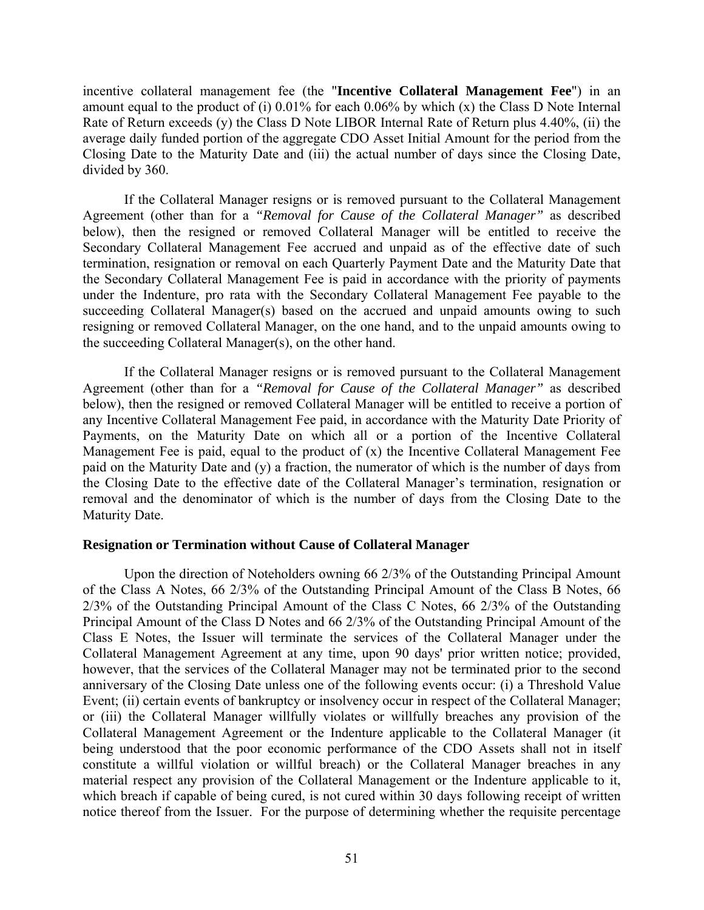incentive collateral management fee (the "**Incentive Collateral Management Fee**") in an amount equal to the product of (i) 0.01% for each 0.06% by which (x) the Class D Note Internal Rate of Return exceeds (y) the Class D Note LIBOR Internal Rate of Return plus 4.40%, (ii) the average daily funded portion of the aggregate CDO Asset Initial Amount for the period from the Closing Date to the Maturity Date and (iii) the actual number of days since the Closing Date, divided by 360.

If the Collateral Manager resigns or is removed pursuant to the Collateral Management Agreement (other than for a *"Removal for Cause of the Collateral Manager"* as described below), then the resigned or removed Collateral Manager will be entitled to receive the Secondary Collateral Management Fee accrued and unpaid as of the effective date of such termination, resignation or removal on each Quarterly Payment Date and the Maturity Date that the Secondary Collateral Management Fee is paid in accordance with the priority of payments under the Indenture, pro rata with the Secondary Collateral Management Fee payable to the succeeding Collateral Manager(s) based on the accrued and unpaid amounts owing to such resigning or removed Collateral Manager, on the one hand, and to the unpaid amounts owing to the succeeding Collateral Manager(s), on the other hand.

If the Collateral Manager resigns or is removed pursuant to the Collateral Management Agreement (other than for a *"Removal for Cause of the Collateral Manager"* as described below), then the resigned or removed Collateral Manager will be entitled to receive a portion of any Incentive Collateral Management Fee paid, in accordance with the Maturity Date Priority of Payments, on the Maturity Date on which all or a portion of the Incentive Collateral Management Fee is paid, equal to the product of (x) the Incentive Collateral Management Fee paid on the Maturity Date and (y) a fraction, the numerator of which is the number of days from the Closing Date to the effective date of the Collateral Manager's termination, resignation or removal and the denominator of which is the number of days from the Closing Date to the Maturity Date.

**Resignation or Termination without Cause of Collateral Manager**

Upon the direction of Noteholders owning 66 2/3% of the Outstanding Principal Amount of the Class A Notes, 66 2/3% of the Outstanding Principal Amount of the Class B Notes, 66 2/3% of the Outstanding Principal Amount of the Class C Notes, 66 2/3% of the Outstanding Principal Amount of the Class D Notes and 66 2/3% of the Outstanding Principal Amount of the Class E Notes, the Issuer will terminate the services of the Collateral Manager under the Collateral Management Agreement at any time, upon 90 days' prior written notice; provided, however, that the services of the Collateral Manager may not be terminated prior to the second anniversary of the Closing Date unless one of the following events occur: (i) a Threshold Value Event; (ii) certain events of bankruptcy or insolvency occur in respect of the Collateral Manager; or (iii) the Collateral Manager willfully violates or willfully breaches any provision of the Collateral Management Agreement or the Indenture applicable to the Collateral Manager (it being understood that the poor economic performance of the CDO Assets shall not in itself constitute a willful violation or willful breach) or the Collateral Manager breaches in any material respect any provision of the Collateral Management or the Indenture applicable to it, which breach if capable of being cured, is not cured within 30 days following receipt of written notice thereof from the Issuer. For the purpose of determining whether the requisite percentage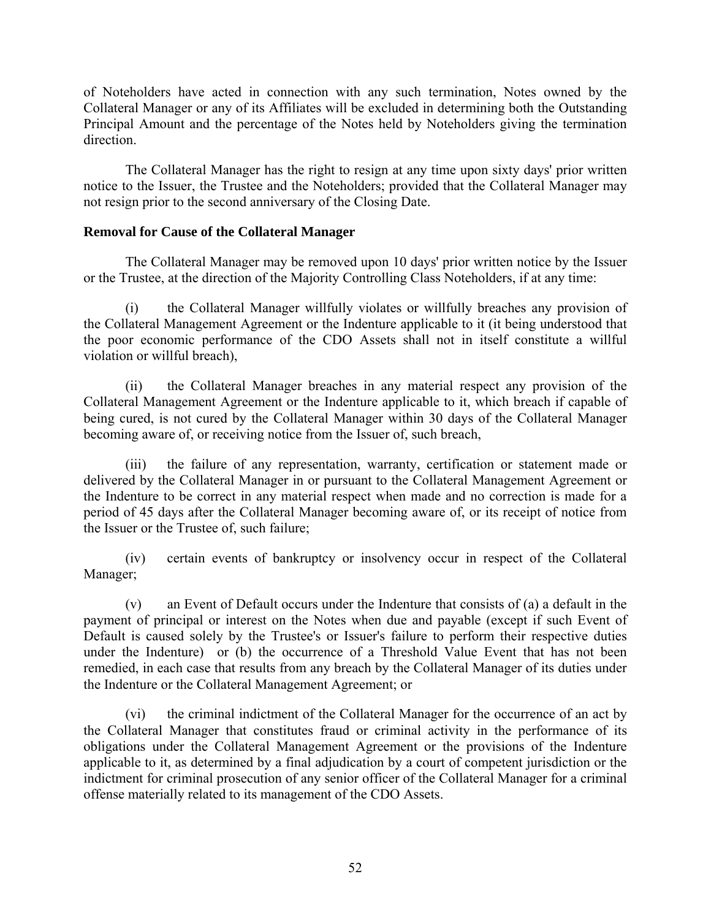of Noteholders have acted in connection with any such termination, Notes owned by the Collateral Manager or any of its Affiliates will be excluded in determining both the Outstanding Principal Amount and the percentage of the Notes held by Noteholders giving the termination direction.

The Collateral Manager has the right to resign at any time upon sixty days' prior written notice to the Issuer, the Trustee and the Noteholders; provided that the Collateral Manager may not resign prior to the second anniversary of the Closing Date.

**Removal for Cause of the Collateral Manager**

The Collateral Manager may be removed upon 10 days' prior written notice by the Issuer or the Trustee, at the direction of the Majority Controlling Class Noteholders, if at any time:

(i) the Collateral Manager willfully violates or willfully breaches any provision of the Collateral Management Agreement or the Indenture applicable to it (it being understood that the poor economic performance of the CDO Assets shall not in itself constitute a willful violation or willful breach),

(ii) the Collateral Manager breaches in any material respect any provision of the Collateral Management Agreement or the Indenture applicable to it, which breach if capable of being cured, is not cured by the Collateral Manager within 30 days of the Collateral Manager becoming aware of, or receiving notice from the Issuer of, such breach,

(iii) the failure of any representation, warranty, certification or statement made or delivered by the Collateral Manager in or pursuant to the Collateral Management Agreement or the Indenture to be correct in any material respect when made and no correction is made for a period of 45 days after the Collateral Manager becoming aware of, or its receipt of notice from the Issuer or the Trustee of, such failure;

(iv) certain events of bankruptcy or insolvency occur in respect of the Collateral Manager;

(v) an Event of Default occurs under the Indenture that consists of (a) a default in the payment of principal or interest on the Notes when due and payable (except if such Event of Default is caused solely by the Trustee's or Issuer's failure to perform their respective duties under the Indenture) or (b) the occurrence of a Threshold Value Event that has not been remedied, in each case that results from any breach by the Collateral Manager of its duties under the Indenture or the Collateral Management Agreement; or

(vi) the criminal indictment of the Collateral Manager for the occurrence of an act by the Collateral Manager that constitutes fraud or criminal activity in the performance of its obligations under the Collateral Management Agreement or the provisions of the Indenture applicable to it, as determined by a final adjudication by a court of competent jurisdiction or the indictment for criminal prosecution of any senior officer of the Collateral Manager for a criminal offense materially related to its management of the CDO Assets.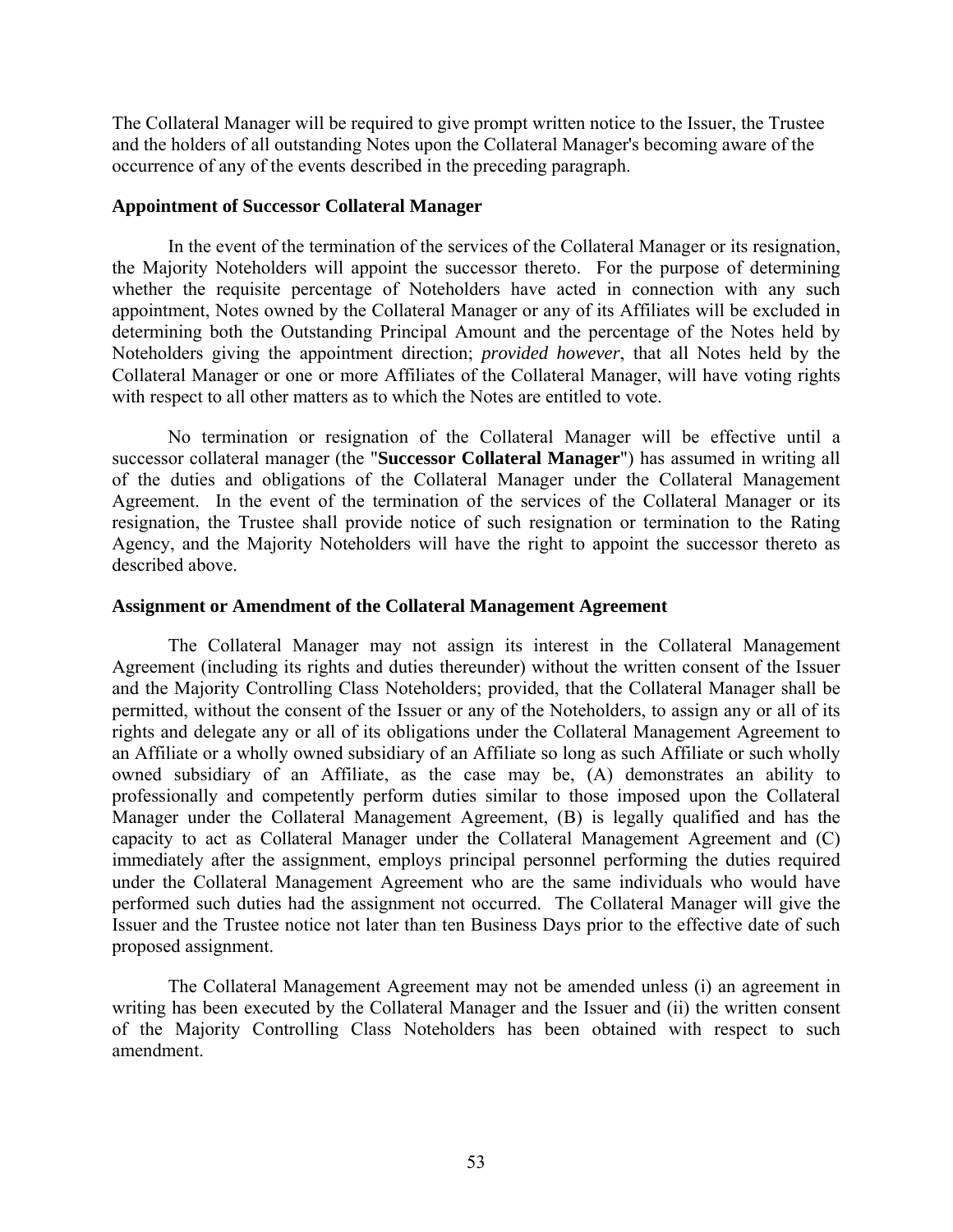The Collateral Manager will be required to give prompt written notice to the Issuer, the Trustee and the holders of all outstanding Notes upon the Collateral Manager's becoming aware of the occurrence of any of the events described in the preceding paragraph.

**Appointment of Successor Collateral Manager**

In the event of the termination of the services of the Collateral Manager or its resignation, the Majority Noteholders will appoint the successor thereto. For the purpose of determining whether the requisite percentage of Noteholders have acted in connection with any such appointment, Notes owned by the Collateral Manager or any of its Affiliates will be excluded in determining both the Outstanding Principal Amount and the percentage of the Notes held by Noteholders giving the appointment direction; *provided however*, that all Notes held by the Collateral Manager or one or more Affiliates of the Collateral Manager, will have voting rights with respect to all other matters as to which the Notes are entitled to vote.

No termination or resignation of the Collateral Manager will be effective until a successor collateral manager (the "**Successor Collateral Manager**") has assumed in writing all of the duties and obligations of the Collateral Manager under the Collateral Management Agreement. In the event of the termination of the services of the Collateral Manager or its resignation, the Trustee shall provide notice of such resignation or termination to the Rating Agency, and the Majority Noteholders will have the right to appoint the successor thereto as described above.

**Assignment or Amendment of the Collateral Management Agreement**

The Collateral Manager may not assign its interest in the Collateral Management Agreement (including its rights and duties thereunder) without the written consent of the Issuer and the Majority Controlling Class Noteholders; provided, that the Collateral Manager shall be permitted, without the consent of the Issuer or any of the Noteholders, to assign any or all of its rights and delegate any or all of its obligations under the Collateral Management Agreement to an Affiliate or a wholly owned subsidiary of an Affiliate so long as such Affiliate or such wholly owned subsidiary of an Affiliate, as the case may be, (A) demonstrates an ability to professionally and competently perform duties similar to those imposed upon the Collateral Manager under the Collateral Management Agreement, (B) is legally qualified and has the capacity to act as Collateral Manager under the Collateral Management Agreement and (C) immediately after the assignment, employs principal personnel performing the duties required under the Collateral Management Agreement who are the same individuals who would have performed such duties had the assignment not occurred. The Collateral Manager will give the Issuer and the Trustee notice not later than ten Business Days prior to the effective date of such proposed assignment.

The Collateral Management Agreement may not be amended unless (i) an agreement in writing has been executed by the Collateral Manager and the Issuer and (ii) the written consent of the Majority Controlling Class Noteholders has been obtained with respect to such amendment.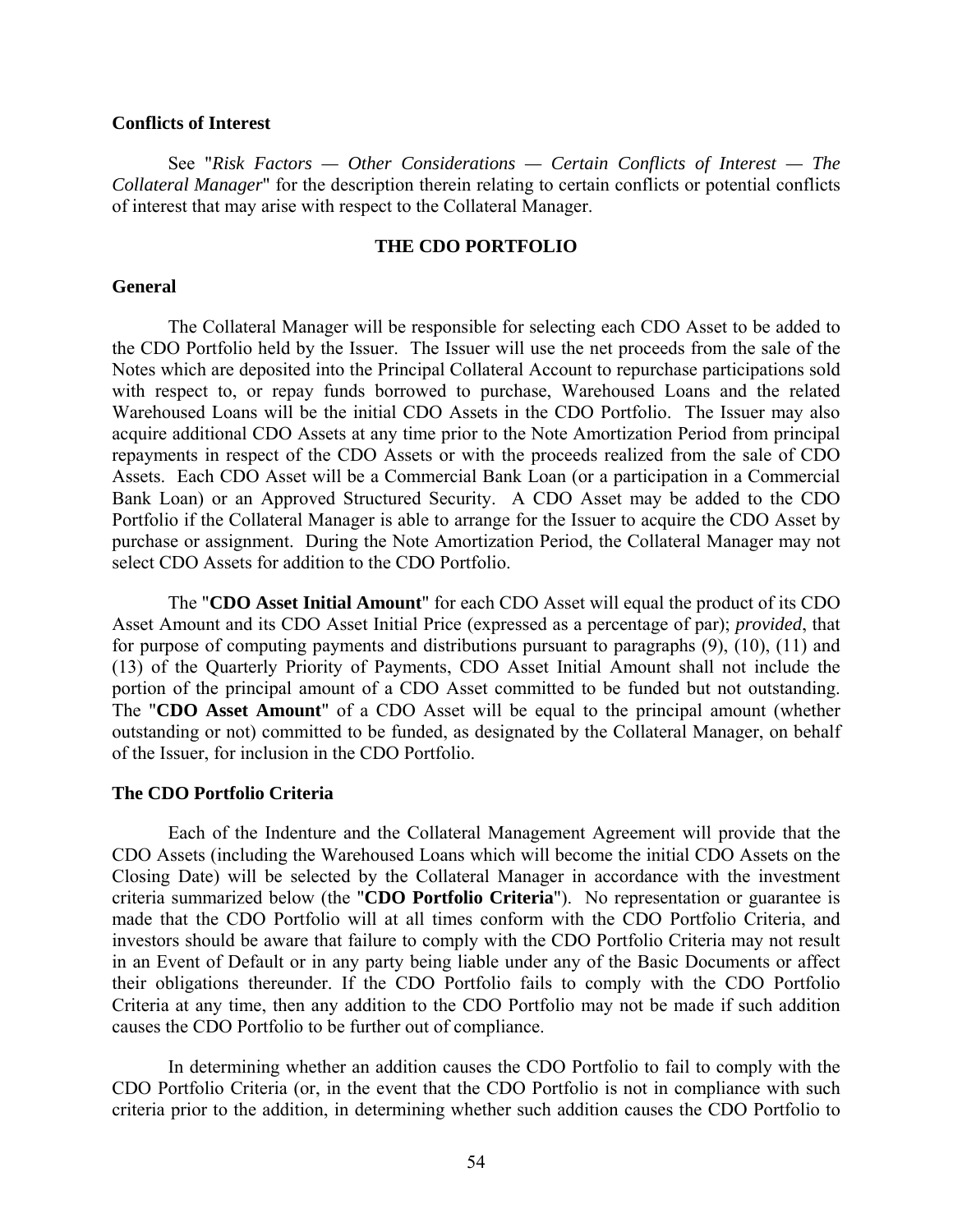**Conflicts of Interest**

See "*Risk Factors — Other Considerations — Certain Conflicts of Interest — The Collateral Manager*" for the description therein relating to certain conflicts or potential conflicts of interest that may arise with respect to the Collateral Manager.

## THE CDO PORTFOLIO

**General**

The Collateral Manager will be responsible for selecting each CDO Asset to be added to the CDO Portfolio held by the Issuer. The Issuer will use the net proceeds from the sale of the Notes which are deposited into the Principal Collateral Account to repurchase participations sold with respect to, or repay funds borrowed to purchase, Warehoused Loans and the related Warehoused Loans will be the initial CDO Assets in the CDO Portfolio. The Issuer may also acquire additional CDO Assets at any time prior to the Note Amortization Period from principal repayments in respect of the CDO Assets or with the proceeds realized from the sale of CDO Assets. Each CDO Asset will be a Commercial Bank Loan (or a participation in a Commercial Bank Loan) or an Approved Structured Security. A CDO Asset may be added to the CDO Portfolio if the Collateral Manager is able to arrange for the Issuer to acquire the CDO Asset by purchase or assignment. During the Note Amortization Period, the Collateral Manager may not select CDO Assets for addition to the CDO Portfolio.

The "**CDO Asset Initial Amount**" for each CDO Asset will equal the product of its CDO Asset Amount and its CDO Asset Initial Price (expressed as a percentage of par); *provided*, that for purpose of computing payments and distributions pursuant to paragraphs (9), (10), (11) and (13) of the Quarterly Priority of Payments, CDO Asset Initial Amount shall not include the portion of the principal amount of a CDO Asset committed to be funded but not outstanding. The "**CDO Asset Amount**" of a CDO Asset will be equal to the principal amount (whether outstanding or not) committed to be funded, as designated by the Collateral Manager, on behalf of the Issuer, for inclusion in the CDO Portfolio.

**The CDO Portfolio Criteria**

Each of the Indenture and the Collateral Management Agreement will provide that the CDO Assets (including the Warehoused Loans which will become the initial CDO Assets on the Closing Date) will be selected by the Collateral Manager in accordance with the investment criteria summarized below (the "**CDO Portfolio Criteria**"). No representation or guarantee is made that the CDO Portfolio will at all times conform with the CDO Portfolio Criteria, and investors should be aware that failure to comply with the CDO Portfolio Criteria may not result in an Event of Default or in any party being liable under any of the Basic Documents or affect their obligations thereunder. If the CDO Portfolio fails to comply with the CDO Portfolio Criteria at any time, then any addition to the CDO Portfolio may not be made if such addition causes the CDO Portfolio to be further out of compliance.

In determining whether an addition causes the CDO Portfolio to fail to comply with the CDO Portfolio Criteria (or, in the event that the CDO Portfolio is not in compliance with such criteria prior to the addition, in determining whether such addition causes the CDO Portfolio to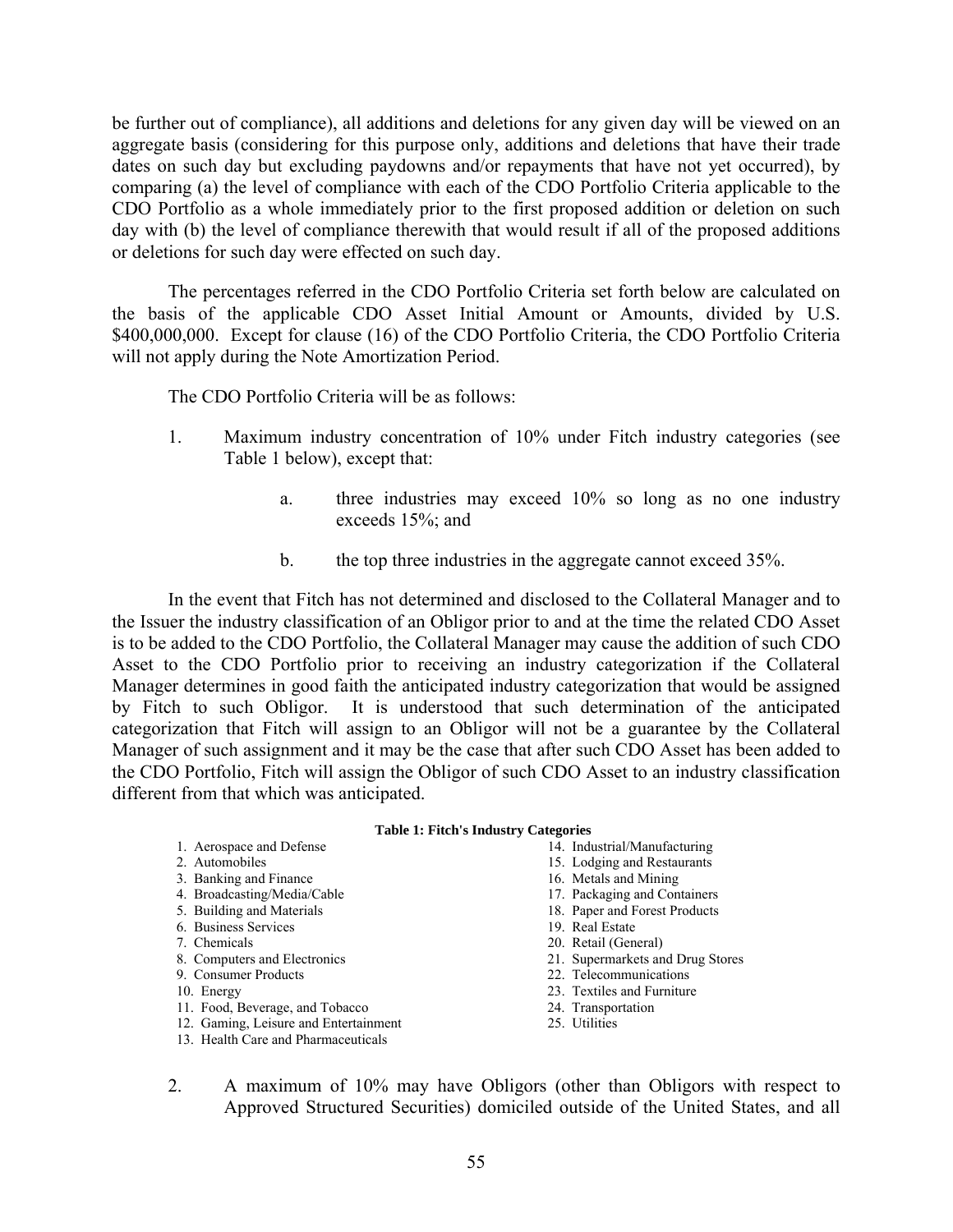be further out of compliance), all additions and deletions for any given day will be viewed on an aggregate basis (considering for this purpose only, additions and deletions that have their trade dates on such day but excluding paydowns and/or repayments that have not yet occurred), by comparing (a) the level of compliance with each of the CDO Portfolio Criteria applicable to the CDO Portfolio as a whole immediately prior to the first proposed addition or deletion on such day with (b) the level of compliance therewith that would result if all of the proposed additions or deletions for such day were effected on such day.

The percentages referred in the CDO Portfolio Criteria set forth below are calculated on the basis of the applicable CDO Asset Initial Amount or Amounts, divided by U.S. $400,000,000. Except for clause (16) of the CDO Portfolio Criteria, the CDO Portfolio Criteria will not apply during the Note Amortization Period.

The CDO Portfolio Criteria will be as follows:

1. Maximum industry concentration of 10% under Fitch industry categories (see Table 1 below), except that:

    a. three industries may exceed 10% so long as no one industry exceeds 15%; and

    b. the top three industries in the aggregate cannot exceed 35%.

In the event that Fitch has not determined and disclosed to the Collateral Manager and to the Issuer the industry classification of an Obligor prior to and at the time the related CDO Asset is to be added to the CDO Portfolio, the Collateral Manager may cause the addition of such CDO Asset to the CDO Portfolio prior to receiving an industry categorization if the Collateral Manager determines in good faith the anticipated industry categorization that would be assigned by Fitch to such Obligor. It is understood that such determination of the anticipated categorization that Fitch will assign to an Obligor will not be a guarantee by the Collateral Manager of such assignment and it may be the case that after such CDO Asset has been added to the CDO Portfolio, Fitch will assign the Obligor of such CDO Asset to an industry classification different from that which was anticipated.

**Table 1: Fitch's Industry Categories**

| | |
|---|---|
| 1. Aerospace and Defense | 14. Industrial/Manufacturing |
| 2. Automobiles | 15. Lodging and Restaurants |
| 3. Banking and Finance | 16. Metals and Mining |
| 4. Broadcasting/Media/Cable | 17. Packaging and Containers |
| 5. Building and Materials | 18. Paper and Forest Products |
| 6. Business Services | 19. Real Estate |
| 7. Chemicals | 20. Retail (General) |
| 8. Computers and Electronics | 21. Supermarkets and Drug Stores |
| 9. Consumer Products | 22. Telecommunications |
| 10. Energy | 23. Textiles and Furniture |
| 11. Food, Beverage, and Tobacco | 24. Transportation |
| 12. Gaming, Leisure and Entertainment | 25. Utilities |
| 13. Health Care and Pharmaceuticals | |

2. A maximum of 10% may have Obligors (other than Obligors with respect to Approved Structured Securities) domiciled outside of the United States, and all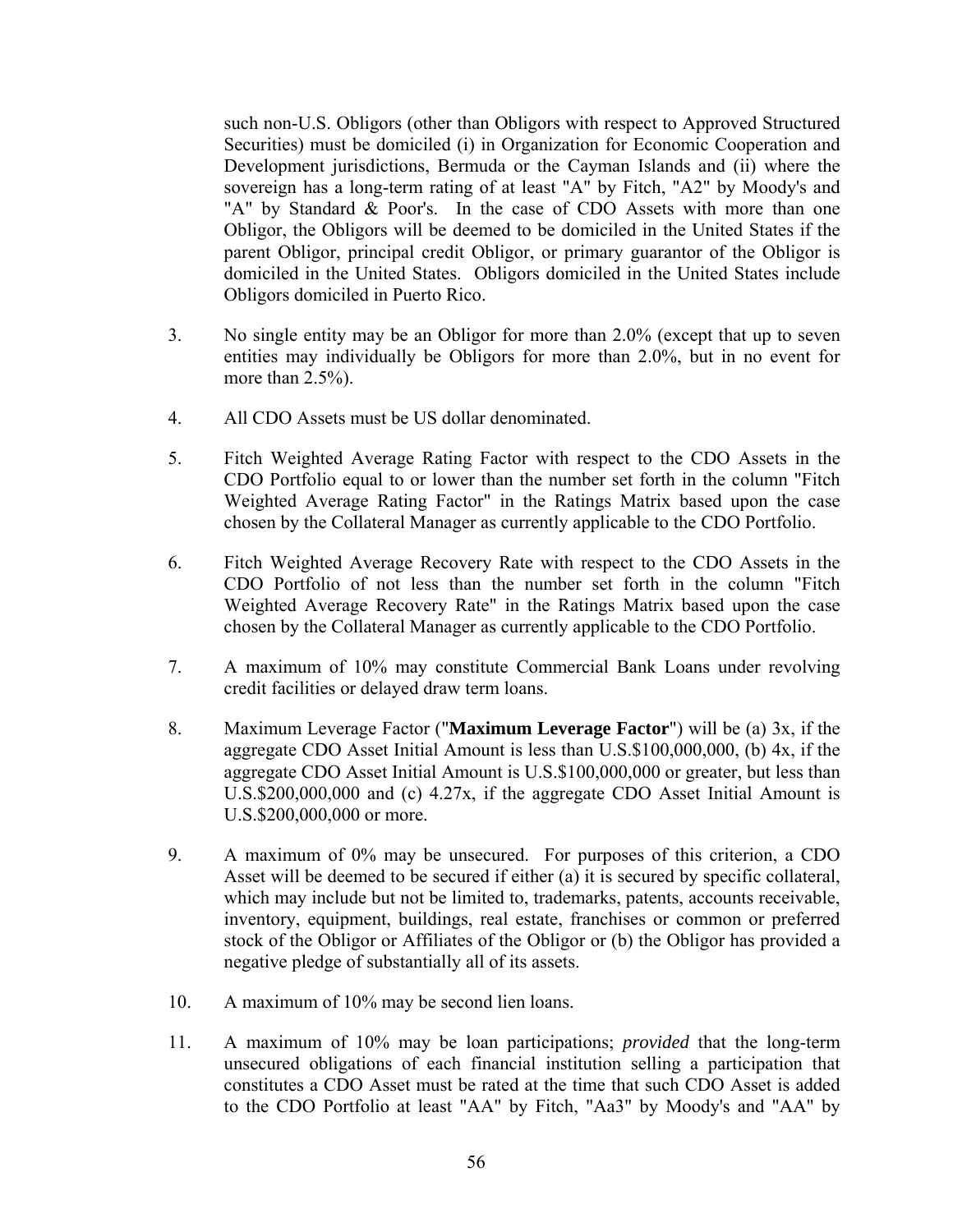such non-U.S. Obligors (other than Obligors with respect to Approved Structured Securities) must be domiciled (i) in Organization for Economic Cooperation and Development jurisdictions, Bermuda or the Cayman Islands and (ii) where the sovereign has a long-term rating of at least "A" by Fitch, "A2" by Moody's and "A" by Standard & Poor's. In the case of CDO Assets with more than one Obligor, the Obligors will be deemed to be domiciled in the United States if the parent Obligor, principal credit Obligor, or primary guarantor of the Obligor is domiciled in the United States. Obligors domiciled in the United States include Obligors domiciled in Puerto Rico.

3. No single entity may be an Obligor for more than 2.0% (except that up to seven entities may individually be Obligors for more than 2.0%, but in no event for more than 2.5%).

4. All CDO Assets must be US dollar denominated.

5. Fitch Weighted Average Rating Factor with respect to the CDO Assets in the CDO Portfolio equal to or lower than the number set forth in the column "Fitch Weighted Average Rating Factor" in the Ratings Matrix based upon the case chosen by the Collateral Manager as currently applicable to the CDO Portfolio.

6. Fitch Weighted Average Recovery Rate with respect to the CDO Assets in the CDO Portfolio of not less than the number set forth in the column "Fitch Weighted Average Recovery Rate" in the Ratings Matrix based upon the case chosen by the Collateral Manager as currently applicable to the CDO Portfolio.

7. A maximum of 10% may constitute Commercial Bank Loans under revolving credit facilities or delayed draw term loans.

8. Maximum Leverage Factor ("**Maximum Leverage Factor**") will be (a) 3x, if the aggregate CDO Asset Initial Amount is less than U.S.$100,000,000, (b) 4x, if the aggregate CDO Asset Initial Amount is U.S.$100,000,000 or greater, but less than U.S.$200,000,000 and (c) 4.27x, if the aggregate CDO Asset Initial Amount is U.S.$200,000,000 or more.

9. A maximum of 0% may be unsecured. For purposes of this criterion, a CDO Asset will be deemed to be secured if either (a) it is secured by specific collateral, which may include but not be limited to, trademarks, patents, accounts receivable, inventory, equipment, buildings, real estate, franchises or common or preferred stock of the Obligor or Affiliates of the Obligor or (b) the Obligor has provided a negative pledge of substantially all of its assets.

10. A maximum of 10% may be second lien loans.

11. A maximum of 10% may be loan participations; *provided* that the long-term unsecured obligations of each financial institution selling a participation that constitutes a CDO Asset must be rated at the time that such CDO Asset is added to the CDO Portfolio at least "AA" by Fitch, "Aa3" by Moody's and "AA" by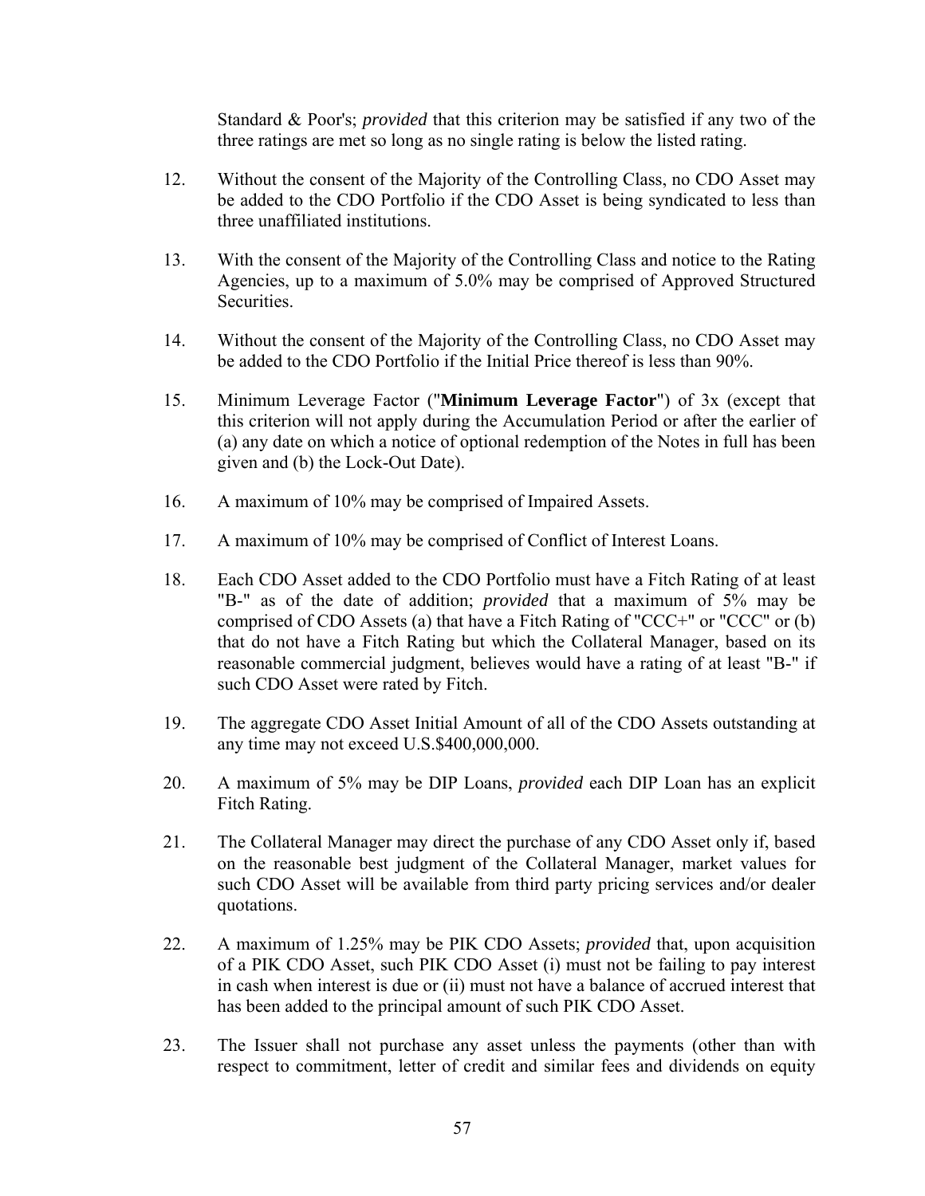Standard & Poor's; *provided* that this criterion may be satisfied if any two of the three ratings are met so long as no single rating is below the listed rating.

12. Without the consent of the Majority of the Controlling Class, no CDO Asset may be added to the CDO Portfolio if the CDO Asset is being syndicated to less than three unaffiliated institutions.

13. With the consent of the Majority of the Controlling Class and notice to the Rating Agencies, up to a maximum of 5.0% may be comprised of Approved Structured Securities.

14. Without the consent of the Majority of the Controlling Class, no CDO Asset may be added to the CDO Portfolio if the Initial Price thereof is less than 90%.

15. Minimum Leverage Factor ("**Minimum Leverage Factor**") of 3x (except that this criterion will not apply during the Accumulation Period or after the earlier of (a) any date on which a notice of optional redemption of the Notes in full has been given and (b) the Lock-Out Date).

16. A maximum of 10% may be comprised of Impaired Assets.

17. A maximum of 10% may be comprised of Conflict of Interest Loans.

18. Each CDO Asset added to the CDO Portfolio must have a Fitch Rating of at least "B-" as of the date of addition; *provided* that a maximum of 5% may be comprised of CDO Assets (a) that have a Fitch Rating of "CCC+" or "CCC" or (b) that do not have a Fitch Rating but which the Collateral Manager, based on its reasonable commercial judgment, believes would have a rating of at least "B-" if such CDO Asset were rated by Fitch.

19. The aggregate CDO Asset Initial Amount of all of the CDO Assets outstanding at any time may not exceed U.S.$400,000,000.

20. A maximum of 5% may be DIP Loans, *provided* each DIP Loan has an explicit Fitch Rating.

21. The Collateral Manager may direct the purchase of any CDO Asset only if, based on the reasonable best judgment of the Collateral Manager, market values for such CDO Asset will be available from third party pricing services and/or dealer quotations.

22. A maximum of 1.25% may be PIK CDO Assets; *provided* that, upon acquisition of a PIK CDO Asset, such PIK CDO Asset (i) must not be failing to pay interest in cash when interest is due or (ii) must not have a balance of accrued interest that has been added to the principal amount of such PIK CDO Asset.

23. The Issuer shall not purchase any asset unless the payments (other than with respect to commitment, letter of credit and similar fees and dividends on equity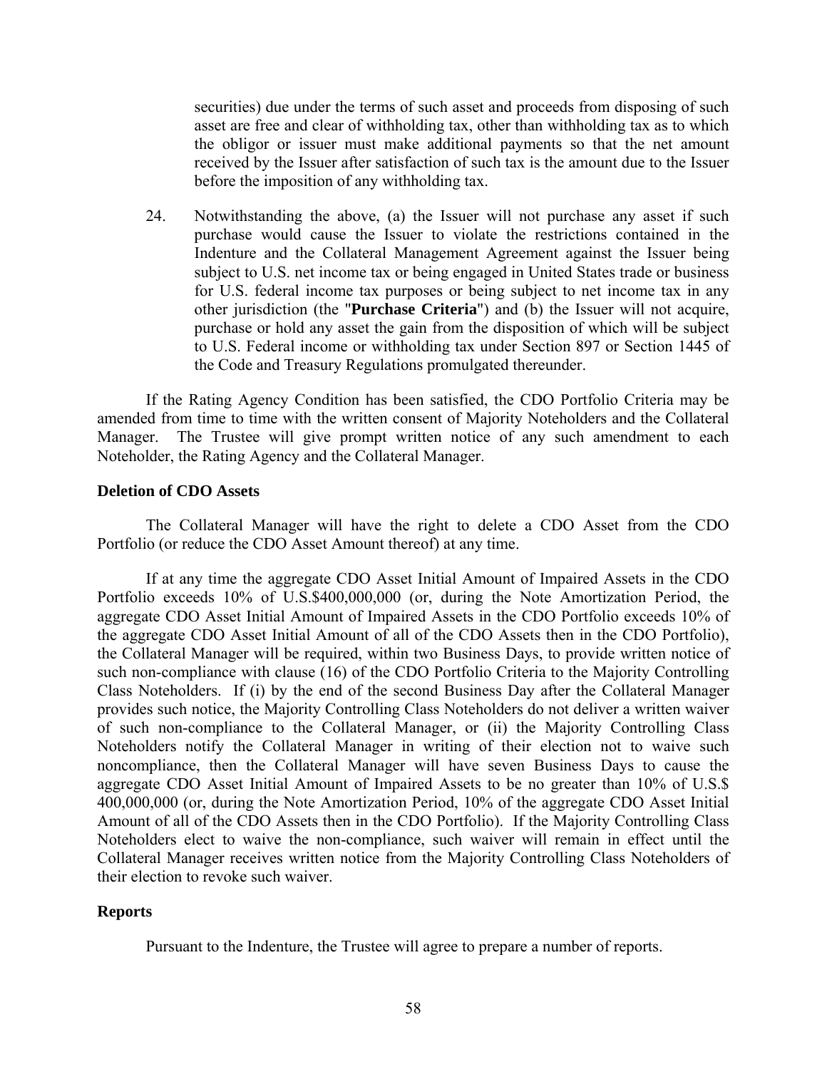securities) due under the terms of such asset and proceeds from disposing of such asset are free and clear of withholding tax, other than withholding tax as to which the obligor or issuer must make additional payments so that the net amount received by the Issuer after satisfaction of such tax is the amount due to the Issuer before the imposition of any withholding tax.

24. Notwithstanding the above, (a) the Issuer will not purchase any asset if such purchase would cause the Issuer to violate the restrictions contained in the Indenture and the Collateral Management Agreement against the Issuer being subject to U.S. net income tax or being engaged in United States trade or business for U.S. federal income tax purposes or being subject to net income tax in any other jurisdiction (the "**Purchase Criteria**") and (b) the Issuer will not acquire, purchase or hold any asset the gain from the disposition of which will be subject to U.S. Federal income or withholding tax under Section 897 or Section 1445 of the Code and Treasury Regulations promulgated thereunder.

If the Rating Agency Condition has been satisfied, the CDO Portfolio Criteria may be amended from time to time with the written consent of Majority Noteholders and the Collateral Manager. The Trustee will give prompt written notice of any such amendment to each Noteholder, the Rating Agency and the Collateral Manager.

**Deletion of CDO Assets**

The Collateral Manager will have the right to delete a CDO Asset from the CDO Portfolio (or reduce the CDO Asset Amount thereof) at any time.

If at any time the aggregate CDO Asset Initial Amount of Impaired Assets in the CDO Portfolio exceeds 10% of U.S.$400,000,000 (or, during the Note Amortization Period, the aggregate CDO Asset Initial Amount of Impaired Assets in the CDO Portfolio exceeds 10% of the aggregate CDO Asset Initial Amount of all of the CDO Assets then in the CDO Portfolio), the Collateral Manager will be required, within two Business Days, to provide written notice of such non-compliance with clause (16) of the CDO Portfolio Criteria to the Majority Controlling Class Noteholders. If (i) by the end of the second Business Day after the Collateral Manager provides such notice, the Majority Controlling Class Noteholders do not deliver a written waiver of such non-compliance to the Collateral Manager, or (ii) the Majority Controlling Class Noteholders notify the Collateral Manager in writing of their election not to waive such noncompliance, then the Collateral Manager will have seven Business Days to cause the aggregate CDO Asset Initial Amount of Impaired Assets to be no greater than 10% of U.S.$ 400,000,000 (or, during the Note Amortization Period, 10% of the aggregate CDO Asset Initial Amount of all of the CDO Assets then in the CDO Portfolio). If the Majority Controlling Class Noteholders elect to waive the non-compliance, such waiver will remain in effect until the Collateral Manager receives written notice from the Majority Controlling Class Noteholders of their election to revoke such waiver.

**Reports**

Pursuant to the Indenture, the Trustee will agree to prepare a number of reports.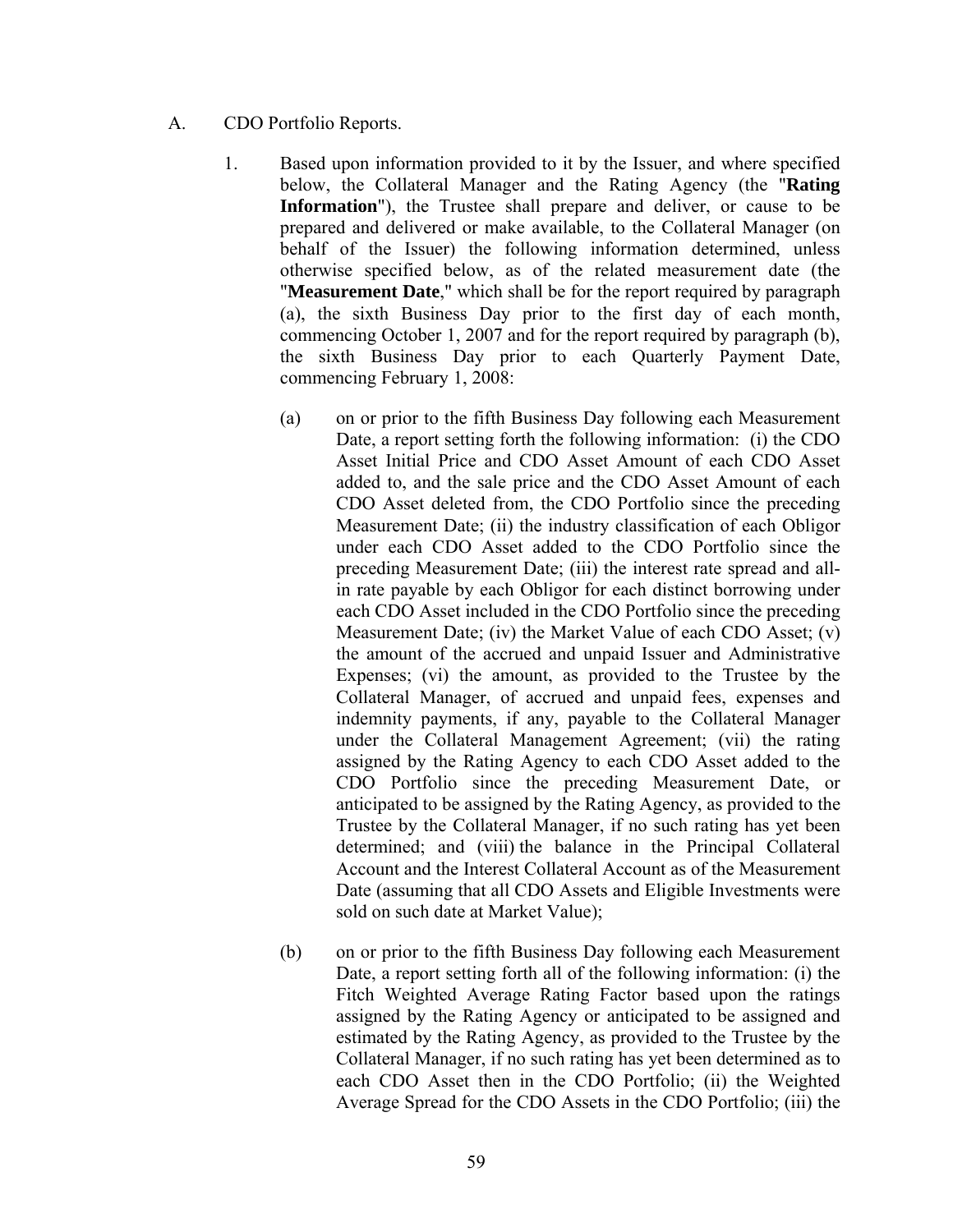A. CDO Portfolio Reports.

1. Based upon information provided to it by the Issuer, and where specified below, the Collateral Manager and the Rating Agency (the "**Rating Information**"), the Trustee shall prepare and deliver, or cause to be prepared and delivered or make available, to the Collateral Manager (on behalf of the Issuer) the following information determined, unless otherwise specified below, as of the related measurement date (the "**Measurement Date**," which shall be for the report required by paragraph (a), the sixth Business Day prior to the first day of each month, commencing October 1, 2007 and for the report required by paragraph (b), the sixth Business Day prior to each Quarterly Payment Date, commencing February 1, 2008:

   (a) on or prior to the fifth Business Day following each Measurement Date, a report setting forth the following information: (i) the CDO Asset Initial Price and CDO Asset Amount of each CDO Asset added to, and the sale price and the CDO Asset Amount of each CDO Asset deleted from, the CDO Portfolio since the preceding Measurement Date; (ii) the industry classification of each Obligor under each CDO Asset added to the CDO Portfolio since the preceding Measurement Date; (iii) the interest rate spread and all-in rate payable by each Obligor for each distinct borrowing under each CDO Asset included in the CDO Portfolio since the preceding Measurement Date; (iv) the Market Value of each CDO Asset; (v) the amount of the accrued and unpaid Issuer and Administrative Expenses; (vi) the amount, as provided to the Trustee by the Collateral Manager, of accrued and unpaid fees, expenses and indemnity payments, if any, payable to the Collateral Manager under the Collateral Management Agreement; (vii) the rating assigned by the Rating Agency to each CDO Asset added to the CDO Portfolio since the preceding Measurement Date, or anticipated to be assigned by the Rating Agency, as provided to the Trustee by the Collateral Manager, if no such rating has yet been determined; and (viii) the balance in the Principal Collateral Account and the Interest Collateral Account as of the Measurement Date (assuming that all CDO Assets and Eligible Investments were sold on such date at Market Value);

   (b) on or prior to the fifth Business Day following each Measurement Date, a report setting forth all of the following information: (i) the Fitch Weighted Average Rating Factor based upon the ratings assigned by the Rating Agency or anticipated to be assigned and estimated by the Rating Agency, as provided to the Trustee by the Collateral Manager, if no such rating has yet been determined as to each CDO Asset then in the CDO Portfolio; (ii) the Weighted Average Spread for the CDO Assets in the CDO Portfolio; (iii) the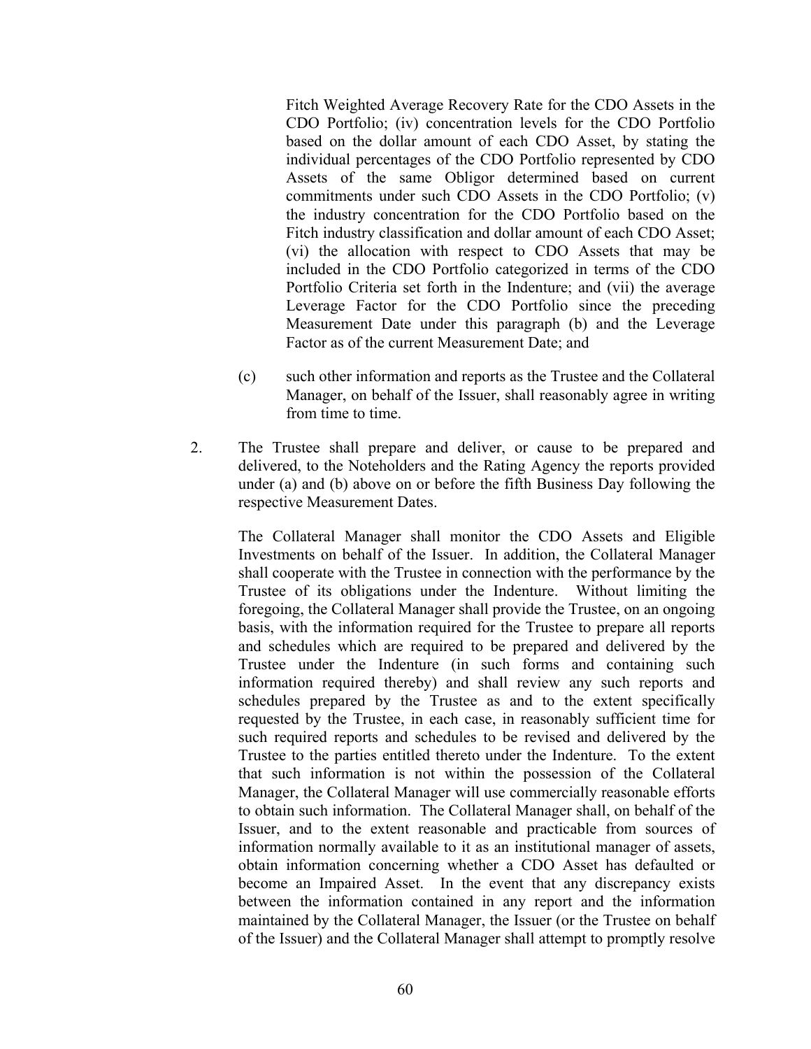Fitch Weighted Average Recovery Rate for the CDO Assets in the CDO Portfolio; (iv) concentration levels for the CDO Portfolio based on the dollar amount of each CDO Asset, by stating the individual percentages of the CDO Portfolio represented by CDO Assets of the same Obligor determined based on current commitments under such CDO Assets in the CDO Portfolio; (v) the industry concentration for the CDO Portfolio based on the Fitch industry classification and dollar amount of each CDO Asset; (vi) the allocation with respect to CDO Assets that may be included in the CDO Portfolio categorized in terms of the CDO Portfolio Criteria set forth in the Indenture; and (vii) the average Leverage Factor for the CDO Portfolio since the preceding Measurement Date under this paragraph (b) and the Leverage Factor as of the current Measurement Date; and

(c) such other information and reports as the Trustee and the Collateral Manager, on behalf of the Issuer, shall reasonably agree in writing from time to time.

2. The Trustee shall prepare and deliver, or cause to be prepared and delivered, to the Noteholders and the Rating Agency the reports provided under (a) and (b) above on or before the fifth Business Day following the respective Measurement Dates.

The Collateral Manager shall monitor the CDO Assets and Eligible Investments on behalf of the Issuer. In addition, the Collateral Manager shall cooperate with the Trustee in connection with the performance by the Trustee of its obligations under the Indenture. Without limiting the foregoing, the Collateral Manager shall provide the Trustee, on an ongoing basis, with the information required for the Trustee to prepare all reports and schedules which are required to be prepared and delivered by the Trustee under the Indenture (in such forms and containing such information required thereby) and shall review any such reports and schedules prepared by the Trustee as and to the extent specifically requested by the Trustee, in each case, in reasonably sufficient time for such required reports and schedules to be revised and delivered by the Trustee to the parties entitled thereto under the Indenture. To the extent that such information is not within the possession of the Collateral Manager, the Collateral Manager will use commercially reasonable efforts to obtain such information. The Collateral Manager shall, on behalf of the Issuer, and to the extent reasonable and practicable from sources of information normally available to it as an institutional manager of assets, obtain information concerning whether a CDO Asset has defaulted or become an Impaired Asset. In the event that any discrepancy exists between the information contained in any report and the information maintained by the Collateral Manager, the Issuer (or the Trustee on behalf of the Issuer) and the Collateral Manager shall attempt to promptly resolve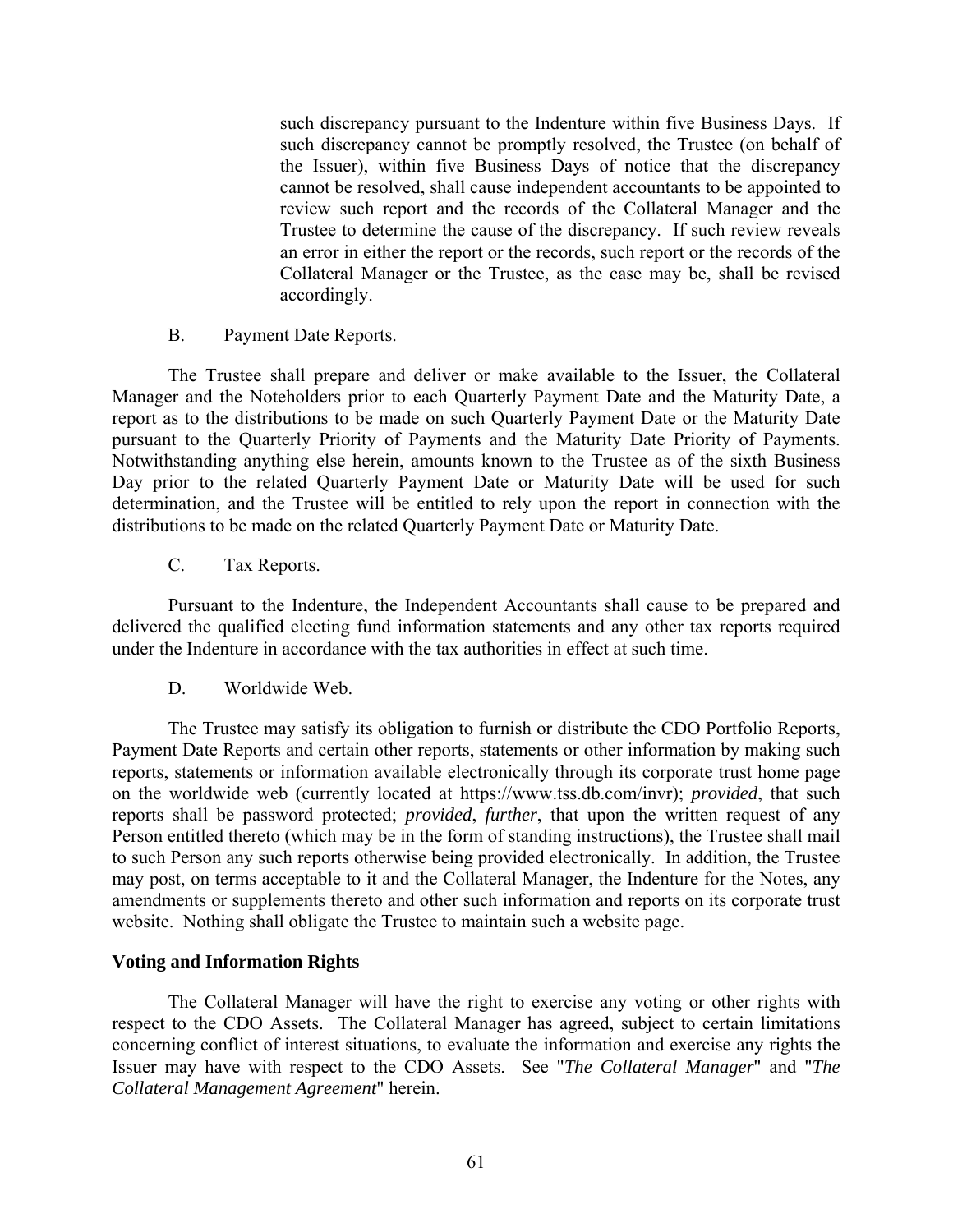such discrepancy pursuant to the Indenture within five Business Days. If such discrepancy cannot be promptly resolved, the Trustee (on behalf of the Issuer), within five Business Days of notice that the discrepancy cannot be resolved, shall cause independent accountants to be appointed to review such report and the records of the Collateral Manager and the Trustee to determine the cause of the discrepancy. If such review reveals an error in either the report or the records, such report or the records of the Collateral Manager or the Trustee, as the case may be, shall be revised accordingly.

B. Payment Date Reports.

The Trustee shall prepare and deliver or make available to the Issuer, the Collateral Manager and the Noteholders prior to each Quarterly Payment Date and the Maturity Date, a report as to the distributions to be made on such Quarterly Payment Date or the Maturity Date pursuant to the Quarterly Priority of Payments and the Maturity Date Priority of Payments. Notwithstanding anything else herein, amounts known to the Trustee as of the sixth Business Day prior to the related Quarterly Payment Date or Maturity Date will be used for such determination, and the Trustee will be entitled to rely upon the report in connection with the distributions to be made on the related Quarterly Payment Date or Maturity Date.

C. Tax Reports.

Pursuant to the Indenture, the Independent Accountants shall cause to be prepared and delivered the qualified electing fund information statements and any other tax reports required under the Indenture in accordance with the tax authorities in effect at such time.

D. Worldwide Web.

The Trustee may satisfy its obligation to furnish or distribute the CDO Portfolio Reports, Payment Date Reports and certain other reports, statements or other information by making such reports, statements or information available electronically through its corporate trust home page on the worldwide web (currently located at https://www.tss.db.com/invr); *provided*, that such reports shall be password protected; *provided*, *further*, that upon the written request of any Person entitled thereto (which may be in the form of standing instructions), the Trustee shall mail to such Person any such reports otherwise being provided electronically. In addition, the Trustee may post, on terms acceptable to it and the Collateral Manager, the Indenture for the Notes, any amendments or supplements thereto and other such information and reports on its corporate trust website. Nothing shall obligate the Trustee to maintain such a website page.

**Voting and Information Rights**

The Collateral Manager will have the right to exercise any voting or other rights with respect to the CDO Assets. The Collateral Manager has agreed, subject to certain limitations concerning conflict of interest situations, to evaluate the information and exercise any rights the Issuer may have with respect to the CDO Assets. See "*The Collateral Manager*" and "*The Collateral Management Agreement*" herein.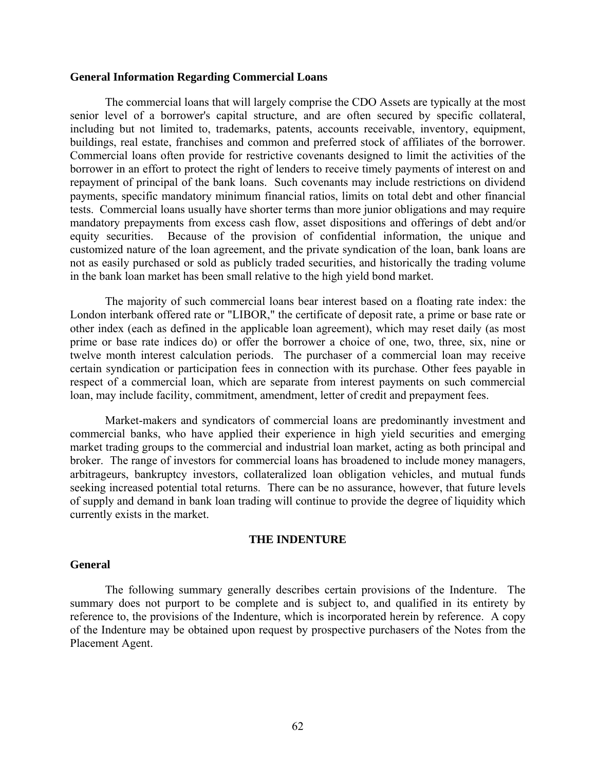**General Information Regarding Commercial Loans**

The commercial loans that will largely comprise the CDO Assets are typically at the most senior level of a borrower's capital structure, and are often secured by specific collateral, including but not limited to, trademarks, patents, accounts receivable, inventory, equipment, buildings, real estate, franchises and common and preferred stock of affiliates of the borrower. Commercial loans often provide for restrictive covenants designed to limit the activities of the borrower in an effort to protect the right of lenders to receive timely payments of interest on and repayment of principal of the bank loans. Such covenants may include restrictions on dividend payments, specific mandatory minimum financial ratios, limits on total debt and other financial tests. Commercial loans usually have shorter terms than more junior obligations and may require mandatory prepayments from excess cash flow, asset dispositions and offerings of debt and/or equity securities. Because of the provision of confidential information, the unique and customized nature of the loan agreement, and the private syndication of the loan, bank loans are not as easily purchased or sold as publicly traded securities, and historically the trading volume in the bank loan market has been small relative to the high yield bond market.

The majority of such commercial loans bear interest based on a floating rate index: the London interbank offered rate or "LIBOR," the certificate of deposit rate, a prime or base rate or other index (each as defined in the applicable loan agreement), which may reset daily (as most prime or base rate indices do) or offer the borrower a choice of one, two, three, six, nine or twelve month interest calculation periods. The purchaser of a commercial loan may receive certain syndication or participation fees in connection with its purchase. Other fees payable in respect of a commercial loan, which are separate from interest payments on such commercial loan, may include facility, commitment, amendment, letter of credit and prepayment fees.

Market-makers and syndicators of commercial loans are predominantly investment and commercial banks, who have applied their experience in high yield securities and emerging market trading groups to the commercial and industrial loan market, acting as both principal and broker. The range of investors for commercial loans has broadened to include money managers, arbitrageurs, bankruptcy investors, collateralized loan obligation vehicles, and mutual funds seeking increased potential total returns. There can be no assurance, however, that future levels of supply and demand in bank loan trading will continue to provide the degree of liquidity which currently exists in the market.

## THE INDENTURE

**General**

The following summary generally describes certain provisions of the Indenture. The summary does not purport to be complete and is subject to, and qualified in its entirety by reference to, the provisions of the Indenture, which is incorporated herein by reference. A copy of the Indenture may be obtained upon request by prospective purchasers of the Notes from the Placement Agent.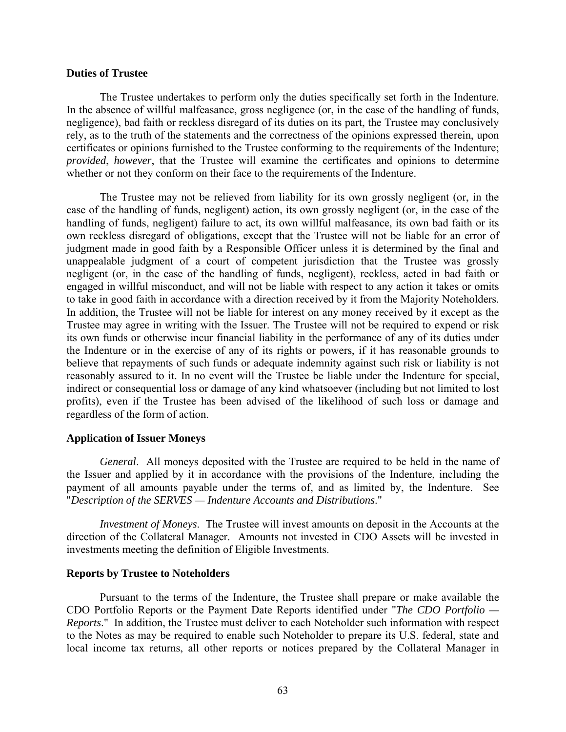**Duties of Trustee**

The Trustee undertakes to perform only the duties specifically set forth in the Indenture. In the absence of willful malfeasance, gross negligence (or, in the case of the handling of funds, negligence), bad faith or reckless disregard of its duties on its part, the Trustee may conclusively rely, as to the truth of the statements and the correctness of the opinions expressed therein, upon certificates or opinions furnished to the Trustee conforming to the requirements of the Indenture; *provided*, *however*, that the Trustee will examine the certificates and opinions to determine whether or not they conform on their face to the requirements of the Indenture.

The Trustee may not be relieved from liability for its own grossly negligent (or, in the case of the handling of funds, negligent) action, its own grossly negligent (or, in the case of the handling of funds, negligent) failure to act, its own willful malfeasance, its own bad faith or its own reckless disregard of obligations, except that the Trustee will not be liable for an error of judgment made in good faith by a Responsible Officer unless it is determined by the final and unappealable judgment of a court of competent jurisdiction that the Trustee was grossly negligent (or, in the case of the handling of funds, negligent), reckless, acted in bad faith or engaged in willful misconduct, and will not be liable with respect to any action it takes or omits to take in good faith in accordance with a direction received by it from the Majority Noteholders. In addition, the Trustee will not be liable for interest on any money received by it except as the Trustee may agree in writing with the Issuer. The Trustee will not be required to expend or risk its own funds or otherwise incur financial liability in the performance of any of its duties under the Indenture or in the exercise of any of its rights or powers, if it has reasonable grounds to believe that repayments of such funds or adequate indemnity against such risk or liability is not reasonably assured to it. In no event will the Trustee be liable under the Indenture for special, indirect or consequential loss or damage of any kind whatsoever (including but not limited to lost profits), even if the Trustee has been advised of the likelihood of such loss or damage and regardless of the form of action.

**Application of Issuer Moneys**

*General*. All moneys deposited with the Trustee are required to be held in the name of the Issuer and applied by it in accordance with the provisions of the Indenture, including the payment of all amounts payable under the terms of, and as limited by, the Indenture. See "*Description of the SERVES — Indenture Accounts and Distributions*."

*Investment of Moneys*. The Trustee will invest amounts on deposit in the Accounts at the direction of the Collateral Manager. Amounts not invested in CDO Assets will be invested in investments meeting the definition of Eligible Investments.

**Reports by Trustee to Noteholders**

Pursuant to the terms of the Indenture, the Trustee shall prepare or make available the CDO Portfolio Reports or the Payment Date Reports identified under "*The CDO Portfolio — Reports*." In addition, the Trustee must deliver to each Noteholder such information with respect to the Notes as may be required to enable such Noteholder to prepare its U.S. federal, state and local income tax returns, all other reports or notices prepared by the Collateral Manager in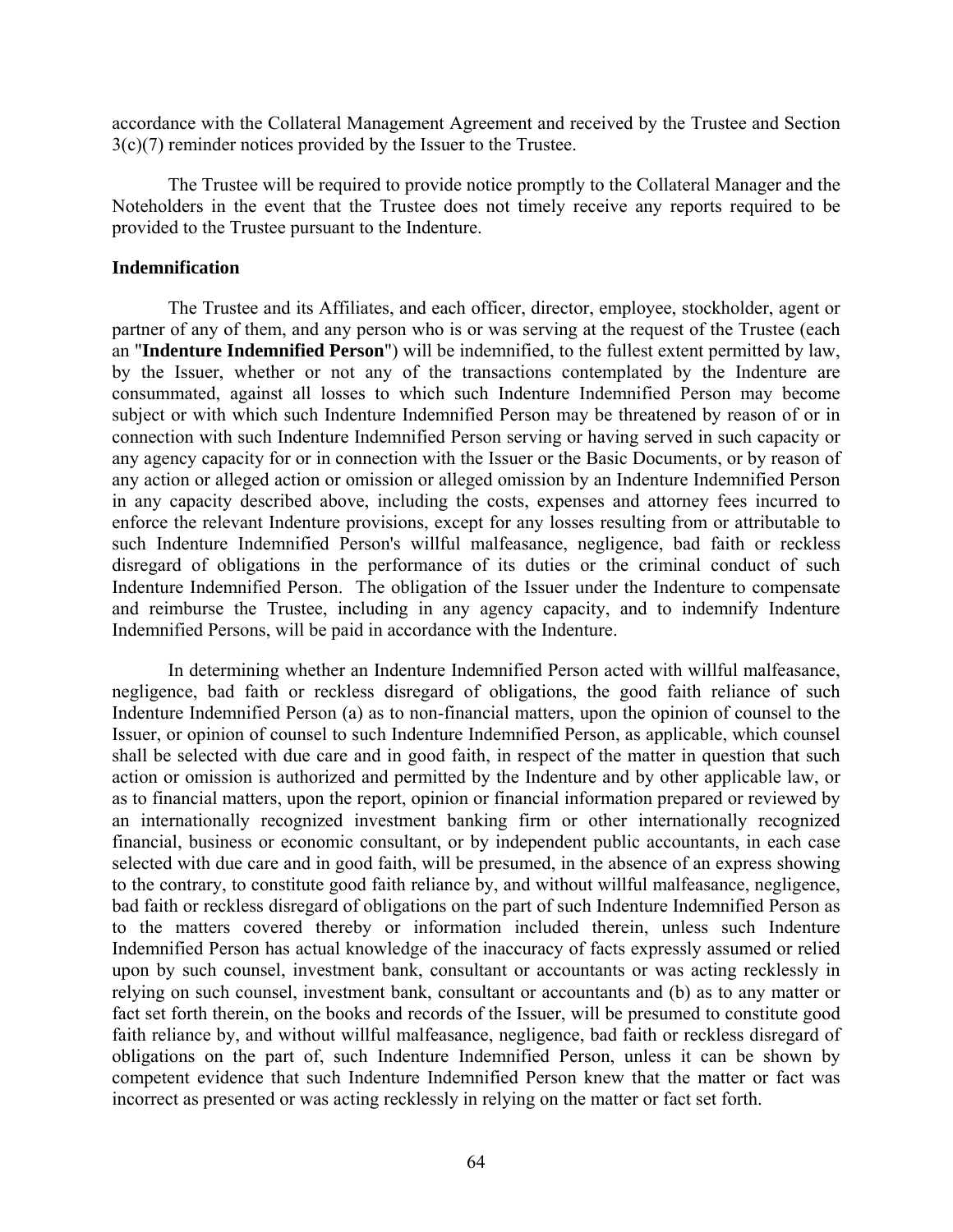accordance with the Collateral Management Agreement and received by the Trustee and Section 3(c)(7) reminder notices provided by the Issuer to the Trustee.

The Trustee will be required to provide notice promptly to the Collateral Manager and the Noteholders in the event that the Trustee does not timely receive any reports required to be provided to the Trustee pursuant to the Indenture.

**Indemnification**

The Trustee and its Affiliates, and each officer, director, employee, stockholder, agent or partner of any of them, and any person who is or was serving at the request of the Trustee (each an "**Indenture Indemnified Person**") will be indemnified, to the fullest extent permitted by law, by the Issuer, whether or not any of the transactions contemplated by the Indenture are consummated, against all losses to which such Indenture Indemnified Person may become subject or with which such Indenture Indemnified Person may be threatened by reason of or in connection with such Indenture Indemnified Person serving or having served in such capacity or any agency capacity for or in connection with the Issuer or the Basic Documents, or by reason of any action or alleged action or omission or alleged omission by an Indenture Indemnified Person in any capacity described above, including the costs, expenses and attorney fees incurred to enforce the relevant Indenture provisions, except for any losses resulting from or attributable to such Indenture Indemnified Person's willful malfeasance, negligence, bad faith or reckless disregard of obligations in the performance of its duties or the criminal conduct of such Indenture Indemnified Person. The obligation of the Issuer under the Indenture to compensate and reimburse the Trustee, including in any agency capacity, and to indemnify Indenture Indemnified Persons, will be paid in accordance with the Indenture.

In determining whether an Indenture Indemnified Person acted with willful malfeasance, negligence, bad faith or reckless disregard of obligations, the good faith reliance of such Indenture Indemnified Person (a) as to non-financial matters, upon the opinion of counsel to the Issuer, or opinion of counsel to such Indenture Indemnified Person, as applicable, which counsel shall be selected with due care and in good faith, in respect of the matter in question that such action or omission is authorized and permitted by the Indenture and by other applicable law, or as to financial matters, upon the report, opinion or financial information prepared or reviewed by an internationally recognized investment banking firm or other internationally recognized financial, business or economic consultant, or by independent public accountants, in each case selected with due care and in good faith, will be presumed, in the absence of an express showing to the contrary, to constitute good faith reliance by, and without willful malfeasance, negligence, bad faith or reckless disregard of obligations on the part of such Indenture Indemnified Person as to the matters covered thereby or information included therein, unless such Indenture Indemnified Person has actual knowledge of the inaccuracy of facts expressly assumed or relied upon by such counsel, investment bank, consultant or accountants or was acting recklessly in relying on such counsel, investment bank, consultant or accountants and (b) as to any matter or fact set forth therein, on the books and records of the Issuer, will be presumed to constitute good faith reliance by, and without willful malfeasance, negligence, bad faith or reckless disregard of obligations on the part of, such Indenture Indemnified Person, unless it can be shown by competent evidence that such Indenture Indemnified Person knew that the matter or fact was incorrect as presented or was acting recklessly in relying on the matter or fact set forth.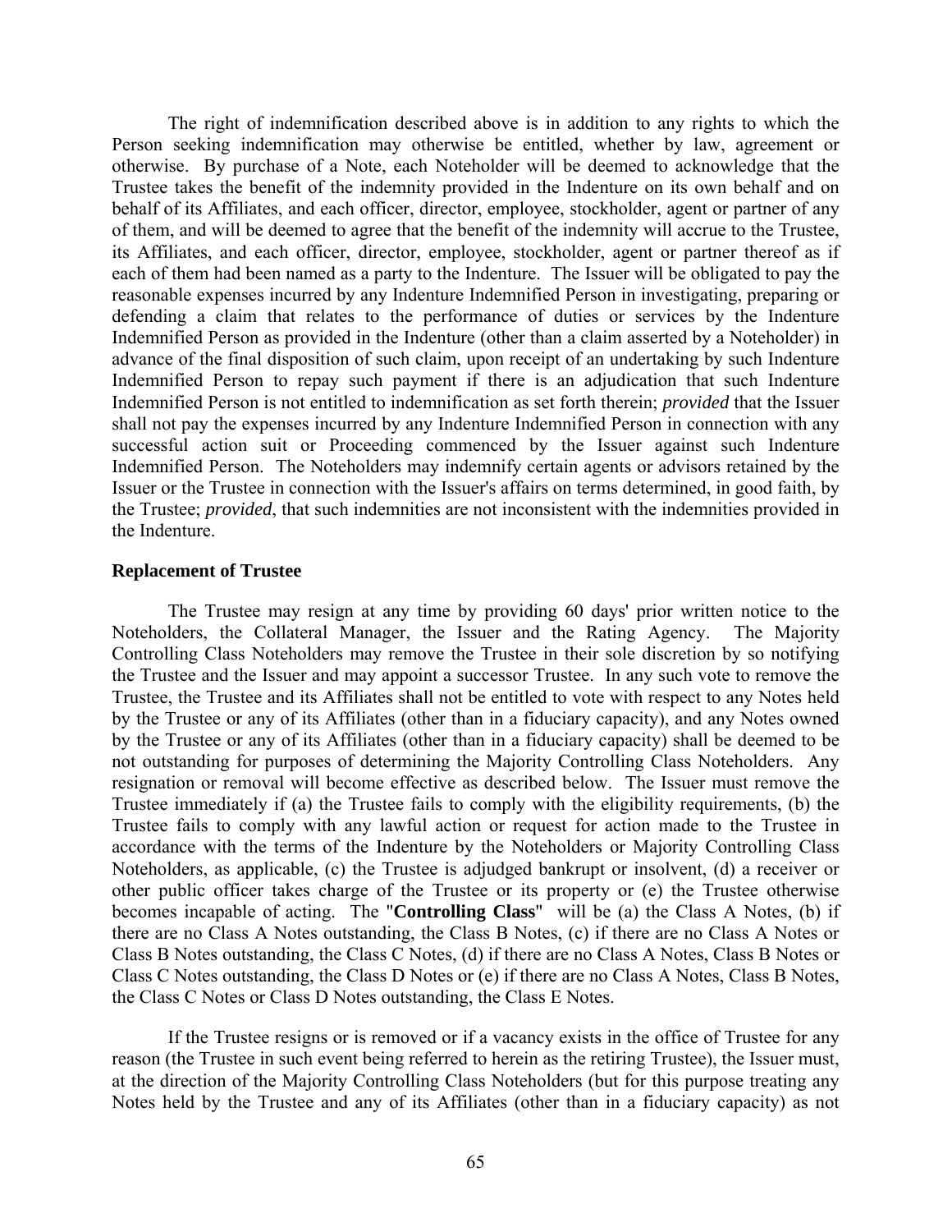The right of indemnification described above is in addition to any rights to which the Person seeking indemnification may otherwise be entitled, whether by law, agreement or otherwise. By purchase of a Note, each Noteholder will be deemed to acknowledge that the Trustee takes the benefit of the indemnity provided in the Indenture on its own behalf and on behalf of its Affiliates, and each officer, director, employee, stockholder, agent or partner of any of them, and will be deemed to agree that the benefit of the indemnity will accrue to the Trustee, its Affiliates, and each officer, director, employee, stockholder, agent or partner thereof as if each of them had been named as a party to the Indenture. The Issuer will be obligated to pay the reasonable expenses incurred by any Indenture Indemnified Person in investigating, preparing or defending a claim that relates to the performance of duties or services by the Indenture Indemnified Person as provided in the Indenture (other than a claim asserted by a Noteholder) in advance of the final disposition of such claim, upon receipt of an undertaking by such Indenture Indemnified Person to repay such payment if there is an adjudication that such Indenture Indemnified Person is not entitled to indemnification as set forth therein; *provided* that the Issuer shall not pay the expenses incurred by any Indenture Indemnified Person in connection with any successful action suit or Proceeding commenced by the Issuer against such Indenture Indemnified Person. The Noteholders may indemnify certain agents or advisors retained by the Issuer or the Trustee in connection with the Issuer's affairs on terms determined, in good faith, by the Trustee; *provided*, that such indemnities are not inconsistent with the indemnities provided in the Indenture.

**Replacement of Trustee**

The Trustee may resign at any time by providing 60 days' prior written notice to the Noteholders, the Collateral Manager, the Issuer and the Rating Agency. The Majority Controlling Class Noteholders may remove the Trustee in their sole discretion by so notifying the Trustee and the Issuer and may appoint a successor Trustee. In any such vote to remove the Trustee, the Trustee and its Affiliates shall not be entitled to vote with respect to any Notes held by the Trustee or any of its Affiliates (other than in a fiduciary capacity), and any Notes owned by the Trustee or any of its Affiliates (other than in a fiduciary capacity) shall be deemed to be not outstanding for purposes of determining the Majority Controlling Class Noteholders. Any resignation or removal will become effective as described below. The Issuer must remove the Trustee immediately if (a) the Trustee fails to comply with the eligibility requirements, (b) the Trustee fails to comply with any lawful action or request for action made to the Trustee in accordance with the terms of the Indenture by the Noteholders or Majority Controlling Class Noteholders, as applicable, (c) the Trustee is adjudged bankrupt or insolvent, (d) a receiver or other public officer takes charge of the Trustee or its property or (e) the Trustee otherwise becomes incapable of acting. The "**Controlling Class**" will be (a) the Class A Notes, (b) if there are no Class A Notes outstanding, the Class B Notes, (c) if there are no Class A Notes or Class B Notes outstanding, the Class C Notes, (d) if there are no Class A Notes, Class B Notes or Class C Notes outstanding, the Class D Notes or (e) if there are no Class A Notes, Class B Notes, the Class C Notes or Class D Notes outstanding, the Class E Notes.

If the Trustee resigns or is removed or if a vacancy exists in the office of Trustee for any reason (the Trustee in such event being referred to herein as the retiring Trustee), the Issuer must, at the direction of the Majority Controlling Class Noteholders (but for this purpose treating any Notes held by the Trustee and any of its Affiliates (other than in a fiduciary capacity) as not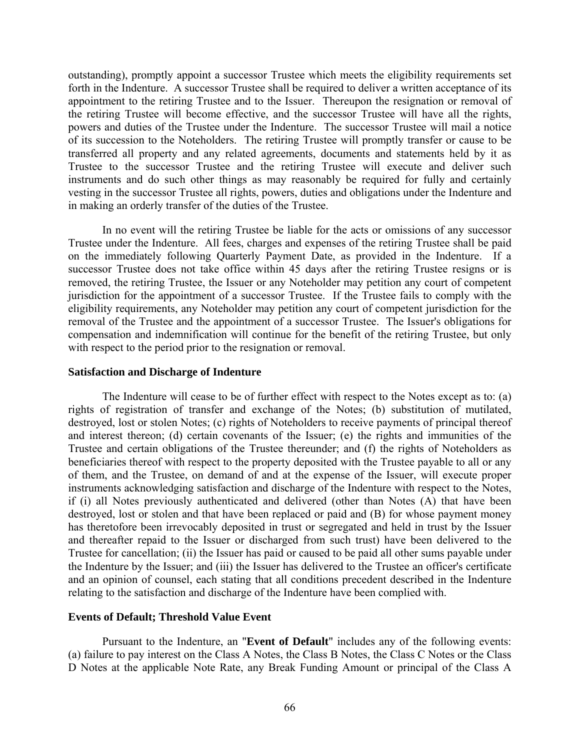outstanding), promptly appoint a successor Trustee which meets the eligibility requirements set forth in the Indenture. A successor Trustee shall be required to deliver a written acceptance of its appointment to the retiring Trustee and to the Issuer. Thereupon the resignation or removal of the retiring Trustee will become effective, and the successor Trustee will have all the rights, powers and duties of the Trustee under the Indenture. The successor Trustee will mail a notice of its succession to the Noteholders. The retiring Trustee will promptly transfer or cause to be transferred all property and any related agreements, documents and statements held by it as Trustee to the successor Trustee and the retiring Trustee will execute and deliver such instruments and do such other things as may reasonably be required for fully and certainly vesting in the successor Trustee all rights, powers, duties and obligations under the Indenture and in making an orderly transfer of the duties of the Trustee.

In no event will the retiring Trustee be liable for the acts or omissions of any successor Trustee under the Indenture. All fees, charges and expenses of the retiring Trustee shall be paid on the immediately following Quarterly Payment Date, as provided in the Indenture. If a successor Trustee does not take office within 45 days after the retiring Trustee resigns or is removed, the retiring Trustee, the Issuer or any Noteholder may petition any court of competent jurisdiction for the appointment of a successor Trustee. If the Trustee fails to comply with the eligibility requirements, any Noteholder may petition any court of competent jurisdiction for the removal of the Trustee and the appointment of a successor Trustee. The Issuer's obligations for compensation and indemnification will continue for the benefit of the retiring Trustee, but only with respect to the period prior to the resignation or removal.

**Satisfaction and Discharge of Indenture**

The Indenture will cease to be of further effect with respect to the Notes except as to: (a) rights of registration of transfer and exchange of the Notes; (b) substitution of mutilated, destroyed, lost or stolen Notes; (c) rights of Noteholders to receive payments of principal thereof and interest thereon; (d) certain covenants of the Issuer; (e) the rights and immunities of the Trustee and certain obligations of the Trustee thereunder; and (f) the rights of Noteholders as beneficiaries thereof with respect to the property deposited with the Trustee payable to all or any of them, and the Trustee, on demand of and at the expense of the Issuer, will execute proper instruments acknowledging satisfaction and discharge of the Indenture with respect to the Notes, if (i) all Notes previously authenticated and delivered (other than Notes (A) that have been destroyed, lost or stolen and that have been replaced or paid and (B) for whose payment money has theretofore been irrevocably deposited in trust or segregated and held in trust by the Issuer and thereafter repaid to the Issuer or discharged from such trust) have been delivered to the Trustee for cancellation; (ii) the Issuer has paid or caused to be paid all other sums payable under the Indenture by the Issuer; and (iii) the Issuer has delivered to the Trustee an officer's certificate and an opinion of counsel, each stating that all conditions precedent described in the Indenture relating to the satisfaction and discharge of the Indenture have been complied with.

**Events of Default; Threshold Value Event**

Pursuant to the Indenture, an "**Event of Default**" includes any of the following events: (a) failure to pay interest on the Class A Notes, the Class B Notes, the Class C Notes or the Class D Notes at the applicable Note Rate, any Break Funding Amount or principal of the Class A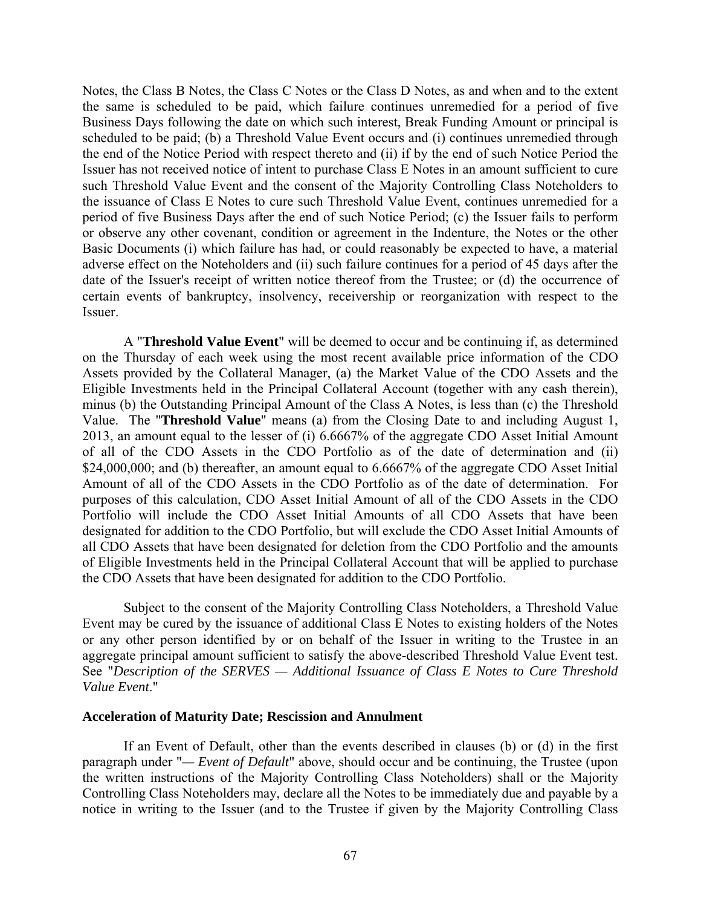Notes, the Class B Notes, the Class C Notes or the Class D Notes, as and when and to the extent the same is scheduled to be paid, which failure continues unremedied for a period of five Business Days following the date on which such interest, Break Funding Amount or principal is scheduled to be paid; (b) a Threshold Value Event occurs and (i) continues unremedied through the end of the Notice Period with respect thereto and (ii) if by the end of such Notice Period the Issuer has not received notice of intent to purchase Class E Notes in an amount sufficient to cure such Threshold Value Event and the consent of the Majority Controlling Class Noteholders to the issuance of Class E Notes to cure such Threshold Value Event, continues unremedied for a period of five Business Days after the end of such Notice Period; (c) the Issuer fails to perform or observe any other covenant, condition or agreement in the Indenture, the Notes or the other Basic Documents (i) which failure has had, or could reasonably be expected to have, a material adverse effect on the Noteholders and (ii) such failure continues for a period of 45 days after the date of the Issuer's receipt of written notice thereof from the Trustee; or (d) the occurrence of certain events of bankruptcy, insolvency, receivership or reorganization with respect to the Issuer.

A "**Threshold Value Event**" will be deemed to occur and be continuing if, as determined on the Thursday of each week using the most recent available price information of the CDO Assets provided by the Collateral Manager, (a) the Market Value of the CDO Assets and the Eligible Investments held in the Principal Collateral Account (together with any cash therein), minus (b) the Outstanding Principal Amount of the Class A Notes, is less than (c) the Threshold Value. The "**Threshold Value**" means (a) from the Closing Date to and including August 1, 2013, an amount equal to the lesser of (i) 6.6667% of the aggregate CDO Asset Initial Amount of all of the CDO Assets in the CDO Portfolio as of the date of determination and (ii) $24,000,000; and (b) thereafter, an amount equal to 6.6667% of the aggregate CDO Asset Initial Amount of all of the CDO Assets in the CDO Portfolio as of the date of determination. For purposes of this calculation, CDO Asset Initial Amount of all of the CDO Assets in the CDO Portfolio will include the CDO Asset Initial Amounts of all CDO Assets that have been designated for addition to the CDO Portfolio, but will exclude the CDO Asset Initial Amounts of all CDO Assets that have been designated for deletion from the CDO Portfolio and the amounts of Eligible Investments held in the Principal Collateral Account that will be applied to purchase the CDO Assets that have been designated for addition to the CDO Portfolio.

Subject to the consent of the Majority Controlling Class Noteholders, a Threshold Value Event may be cured by the issuance of additional Class E Notes to existing holders of the Notes or any other person identified by or on behalf of the Issuer in writing to the Trustee in an aggregate principal amount sufficient to satisfy the above-described Threshold Value Event test. See "*Description of the SERVES — Additional Issuance of Class E Notes to Cure Threshold Value Event*."

**Acceleration of Maturity Date; Rescission and Annulment**

If an Event of Default, other than the events described in clauses (b) or (d) in the first paragraph under "*— Event of Default*" above, should occur and be continuing, the Trustee (upon the written instructions of the Majority Controlling Class Noteholders) shall or the Majority Controlling Class Noteholders may, declare all the Notes to be immediately due and payable by a notice in writing to the Issuer (and to the Trustee if given by the Majority Controlling Class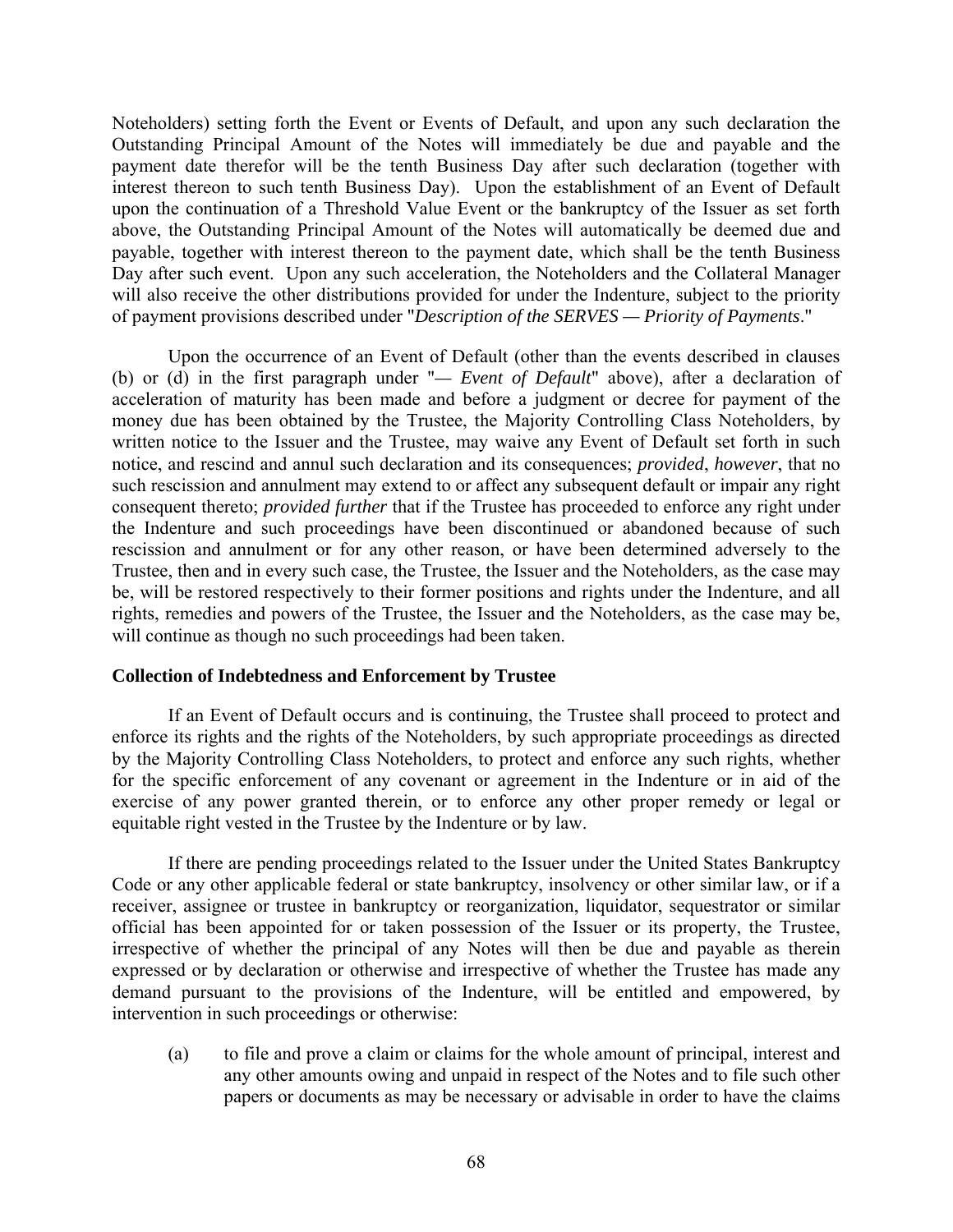Noteholders) setting forth the Event or Events of Default, and upon any such declaration the Outstanding Principal Amount of the Notes will immediately be due and payable and the payment date therefor will be the tenth Business Day after such declaration (together with interest thereon to such tenth Business Day). Upon the establishment of an Event of Default upon the continuation of a Threshold Value Event or the bankruptcy of the Issuer as set forth above, the Outstanding Principal Amount of the Notes will automatically be deemed due and payable, together with interest thereon to the payment date, which shall be the tenth Business Day after such event. Upon any such acceleration, the Noteholders and the Collateral Manager will also receive the other distributions provided for under the Indenture, subject to the priority of payment provisions described under "*Description of the SERVES — Priority of Payments*."

Upon the occurrence of an Event of Default (other than the events described in clauses (b) or (d) in the first paragraph under "*— Event of Default*" above), after a declaration of acceleration of maturity has been made and before a judgment or decree for payment of the money due has been obtained by the Trustee, the Majority Controlling Class Noteholders, by written notice to the Issuer and the Trustee, may waive any Event of Default set forth in such notice, and rescind and annul such declaration and its consequences; *provided*, *however*, that no such rescission and annulment may extend to or affect any subsequent default or impair any right consequent thereto; *provided further* that if the Trustee has proceeded to enforce any right under the Indenture and such proceedings have been discontinued or abandoned because of such rescission and annulment or for any other reason, or have been determined adversely to the Trustee, then and in every such case, the Trustee, the Issuer and the Noteholders, as the case may be, will be restored respectively to their former positions and rights under the Indenture, and all rights, remedies and powers of the Trustee, the Issuer and the Noteholders, as the case may be, will continue as though no such proceedings had been taken.

**Collection of Indebtedness and Enforcement by Trustee**

If an Event of Default occurs and is continuing, the Trustee shall proceed to protect and enforce its rights and the rights of the Noteholders, by such appropriate proceedings as directed by the Majority Controlling Class Noteholders, to protect and enforce any such rights, whether for the specific enforcement of any covenant or agreement in the Indenture or in aid of the exercise of any power granted therein, or to enforce any other proper remedy or legal or equitable right vested in the Trustee by the Indenture or by law.

If there are pending proceedings related to the Issuer under the United States Bankruptcy Code or any other applicable federal or state bankruptcy, insolvency or other similar law, or if a receiver, assignee or trustee in bankruptcy or reorganization, liquidator, sequestrator or similar official has been appointed for or taken possession of the Issuer or its property, the Trustee, irrespective of whether the principal of any Notes will then be due and payable as therein expressed or by declaration or otherwise and irrespective of whether the Trustee has made any demand pursuant to the provisions of the Indenture, will be entitled and empowered, by intervention in such proceedings or otherwise:

(a) to file and prove a claim or claims for the whole amount of principal, interest and any other amounts owing and unpaid in respect of the Notes and to file such other papers or documents as may be necessary or advisable in order to have the claims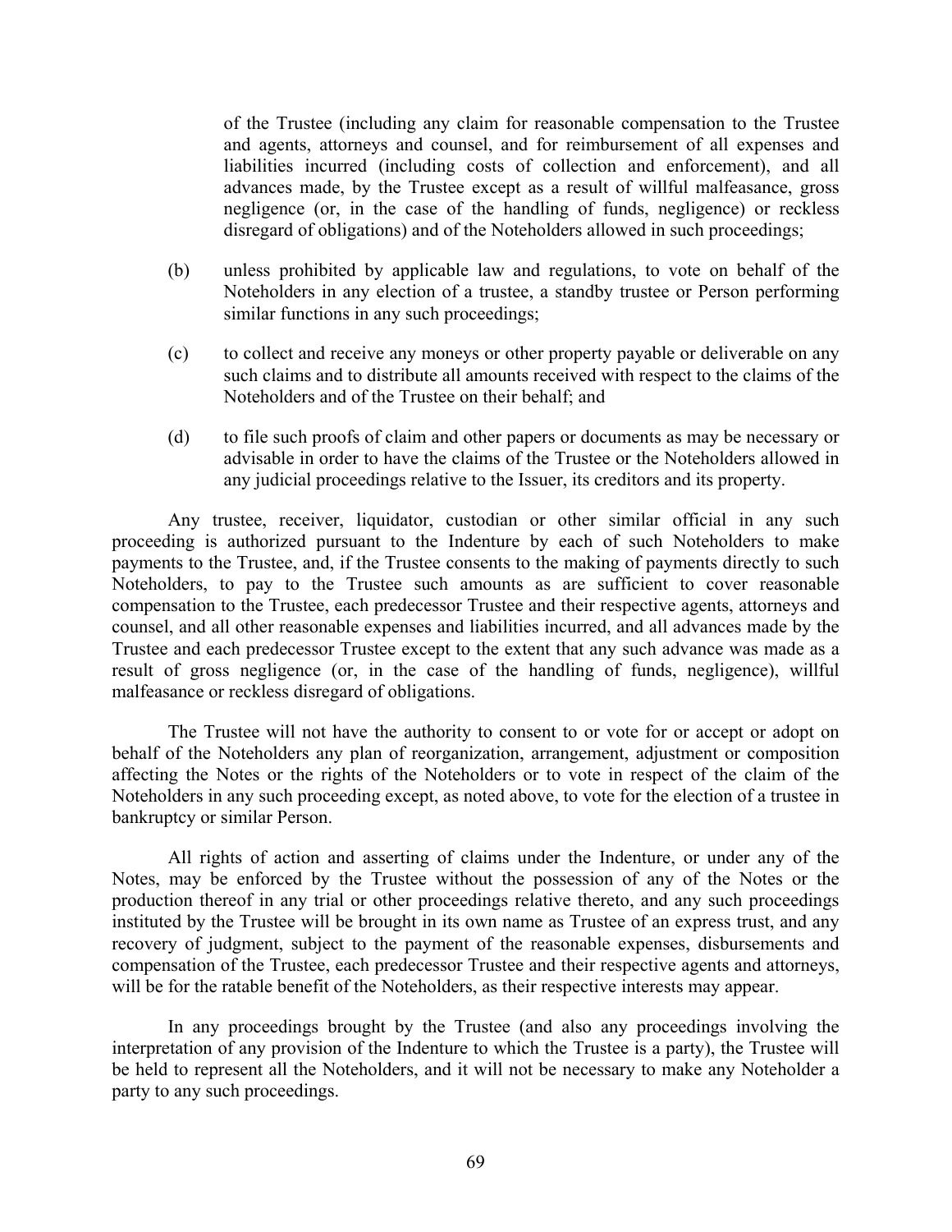of the Trustee (including any claim for reasonable compensation to the Trustee and agents, attorneys and counsel, and for reimbursement of all expenses and liabilities incurred (including costs of collection and enforcement), and all advances made, by the Trustee except as a result of willful malfeasance, gross negligence (or, in the case of the handling of funds, negligence) or reckless disregard of obligations) and of the Noteholders allowed in such proceedings;

(b) unless prohibited by applicable law and regulations, to vote on behalf of the Noteholders in any election of a trustee, a standby trustee or Person performing similar functions in any such proceedings;

(c) to collect and receive any moneys or other property payable or deliverable on any such claims and to distribute all amounts received with respect to the claims of the Noteholders and of the Trustee on their behalf; and

(d) to file such proofs of claim and other papers or documents as may be necessary or advisable in order to have the claims of the Trustee or the Noteholders allowed in any judicial proceedings relative to the Issuer, its creditors and its property.

Any trustee, receiver, liquidator, custodian or other similar official in any such proceeding is authorized pursuant to the Indenture by each of such Noteholders to make payments to the Trustee, and, if the Trustee consents to the making of payments directly to such Noteholders, to pay to the Trustee such amounts as are sufficient to cover reasonable compensation to the Trustee, each predecessor Trustee and their respective agents, attorneys and counsel, and all other reasonable expenses and liabilities incurred, and all advances made by the Trustee and each predecessor Trustee except to the extent that any such advance was made as a result of gross negligence (or, in the case of the handling of funds, negligence), willful malfeasance or reckless disregard of obligations.

The Trustee will not have the authority to consent to or vote for or accept or adopt on behalf of the Noteholders any plan of reorganization, arrangement, adjustment or composition affecting the Notes or the rights of the Noteholders or to vote in respect of the claim of the Noteholders in any such proceeding except, as noted above, to vote for the election of a trustee in bankruptcy or similar Person.

All rights of action and asserting of claims under the Indenture, or under any of the Notes, may be enforced by the Trustee without the possession of any of the Notes or the production thereof in any trial or other proceedings relative thereto, and any such proceedings instituted by the Trustee will be brought in its own name as Trustee of an express trust, and any recovery of judgment, subject to the payment of the reasonable expenses, disbursements and compensation of the Trustee, each predecessor Trustee and their respective agents and attorneys, will be for the ratable benefit of the Noteholders, as their respective interests may appear.

In any proceedings brought by the Trustee (and also any proceedings involving the interpretation of any provision of the Indenture to which the Trustee is a party), the Trustee will be held to represent all the Noteholders, and it will not be necessary to make any Noteholder a party to any such proceedings.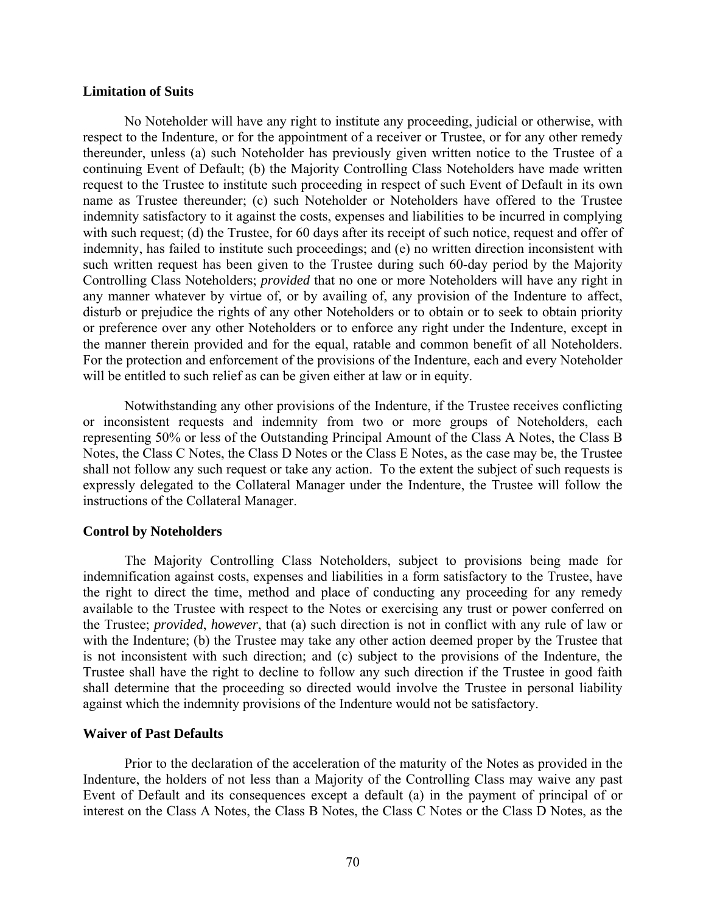**Limitation of Suits**

No Noteholder will have any right to institute any proceeding, judicial or otherwise, with respect to the Indenture, or for the appointment of a receiver or Trustee, or for any other remedy thereunder, unless (a) such Noteholder has previously given written notice to the Trustee of a continuing Event of Default; (b) the Majority Controlling Class Noteholders have made written request to the Trustee to institute such proceeding in respect of such Event of Default in its own name as Trustee thereunder; (c) such Noteholder or Noteholders have offered to the Trustee indemnity satisfactory to it against the costs, expenses and liabilities to be incurred in complying with such request; (d) the Trustee, for 60 days after its receipt of such notice, request and offer of indemnity, has failed to institute such proceedings; and (e) no written direction inconsistent with such written request has been given to the Trustee during such 60-day period by the Majority Controlling Class Noteholders; *provided* that no one or more Noteholders will have any right in any manner whatever by virtue of, or by availing of, any provision of the Indenture to affect, disturb or prejudice the rights of any other Noteholders or to obtain or to seek to obtain priority or preference over any other Noteholders or to enforce any right under the Indenture, except in the manner therein provided and for the equal, ratable and common benefit of all Noteholders. For the protection and enforcement of the provisions of the Indenture, each and every Noteholder will be entitled to such relief as can be given either at law or in equity.

Notwithstanding any other provisions of the Indenture, if the Trustee receives conflicting or inconsistent requests and indemnity from two or more groups of Noteholders, each representing 50% or less of the Outstanding Principal Amount of the Class A Notes, the Class B Notes, the Class C Notes, the Class D Notes or the Class E Notes, as the case may be, the Trustee shall not follow any such request or take any action. To the extent the subject of such requests is expressly delegated to the Collateral Manager under the Indenture, the Trustee will follow the instructions of the Collateral Manager.

**Control by Noteholders**

The Majority Controlling Class Noteholders, subject to provisions being made for indemnification against costs, expenses and liabilities in a form satisfactory to the Trustee, have the right to direct the time, method and place of conducting any proceeding for any remedy available to the Trustee with respect to the Notes or exercising any trust or power conferred on the Trustee; *provided*, *however*, that (a) such direction is not in conflict with any rule of law or with the Indenture; (b) the Trustee may take any other action deemed proper by the Trustee that is not inconsistent with such direction; and (c) subject to the provisions of the Indenture, the Trustee shall have the right to decline to follow any such direction if the Trustee in good faith shall determine that the proceeding so directed would involve the Trustee in personal liability against which the indemnity provisions of the Indenture would not be satisfactory.

**Waiver of Past Defaults**

Prior to the declaration of the acceleration of the maturity of the Notes as provided in the Indenture, the holders of not less than a Majority of the Controlling Class may waive any past Event of Default and its consequences except a default (a) in the payment of principal of or interest on the Class A Notes, the Class B Notes, the Class C Notes or the Class D Notes, as the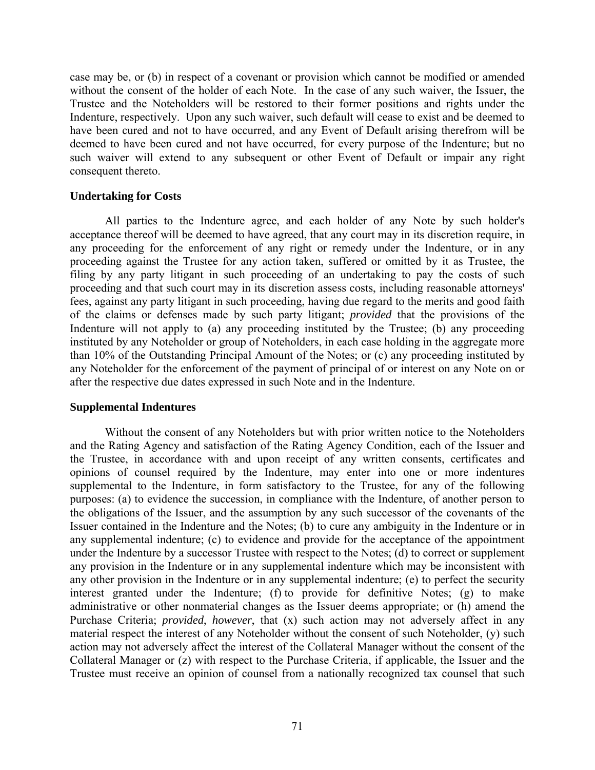case may be, or (b) in respect of a covenant or provision which cannot be modified or amended without the consent of the holder of each Note. In the case of any such waiver, the Issuer, the Trustee and the Noteholders will be restored to their former positions and rights under the Indenture, respectively. Upon any such waiver, such default will cease to exist and be deemed to have been cured and not to have occurred, and any Event of Default arising therefrom will be deemed to have been cured and not have occurred, for every purpose of the Indenture; but no such waiver will extend to any subsequent or other Event of Default or impair any right consequent thereto.

**Undertaking for Costs**

All parties to the Indenture agree, and each holder of any Note by such holder's acceptance thereof will be deemed to have agreed, that any court may in its discretion require, in any proceeding for the enforcement of any right or remedy under the Indenture, or in any proceeding against the Trustee for any action taken, suffered or omitted by it as Trustee, the filing by any party litigant in such proceeding of an undertaking to pay the costs of such proceeding and that such court may in its discretion assess costs, including reasonable attorneys' fees, against any party litigant in such proceeding, having due regard to the merits and good faith of the claims or defenses made by such party litigant; *provided* that the provisions of the Indenture will not apply to (a) any proceeding instituted by the Trustee; (b) any proceeding instituted by any Noteholder or group of Noteholders, in each case holding in the aggregate more than 10% of the Outstanding Principal Amount of the Notes; or (c) any proceeding instituted by any Noteholder for the enforcement of the payment of principal of or interest on any Note on or after the respective due dates expressed in such Note and in the Indenture.

**Supplemental Indentures**

Without the consent of any Noteholders but with prior written notice to the Noteholders and the Rating Agency and satisfaction of the Rating Agency Condition, each of the Issuer and the Trustee, in accordance with and upon receipt of any written consents, certificates and opinions of counsel required by the Indenture, may enter into one or more indentures supplemental to the Indenture, in form satisfactory to the Trustee, for any of the following purposes: (a) to evidence the succession, in compliance with the Indenture, of another person to the obligations of the Issuer, and the assumption by any such successor of the covenants of the Issuer contained in the Indenture and the Notes; (b) to cure any ambiguity in the Indenture or in any supplemental indenture; (c) to evidence and provide for the acceptance of the appointment under the Indenture by a successor Trustee with respect to the Notes; (d) to correct or supplement any provision in the Indenture or in any supplemental indenture which may be inconsistent with any other provision in the Indenture or in any supplemental indenture; (e) to perfect the security interest granted under the Indenture; (f) to provide for definitive Notes; (g) to make administrative or other nonmaterial changes as the Issuer deems appropriate; or (h) amend the Purchase Criteria; *provided*, *however*, that (x) such action may not adversely affect in any material respect the interest of any Noteholder without the consent of such Noteholder, (y) such action may not adversely affect the interest of the Collateral Manager without the consent of the Collateral Manager or (z) with respect to the Purchase Criteria, if applicable, the Issuer and the Trustee must receive an opinion of counsel from a nationally recognized tax counsel that such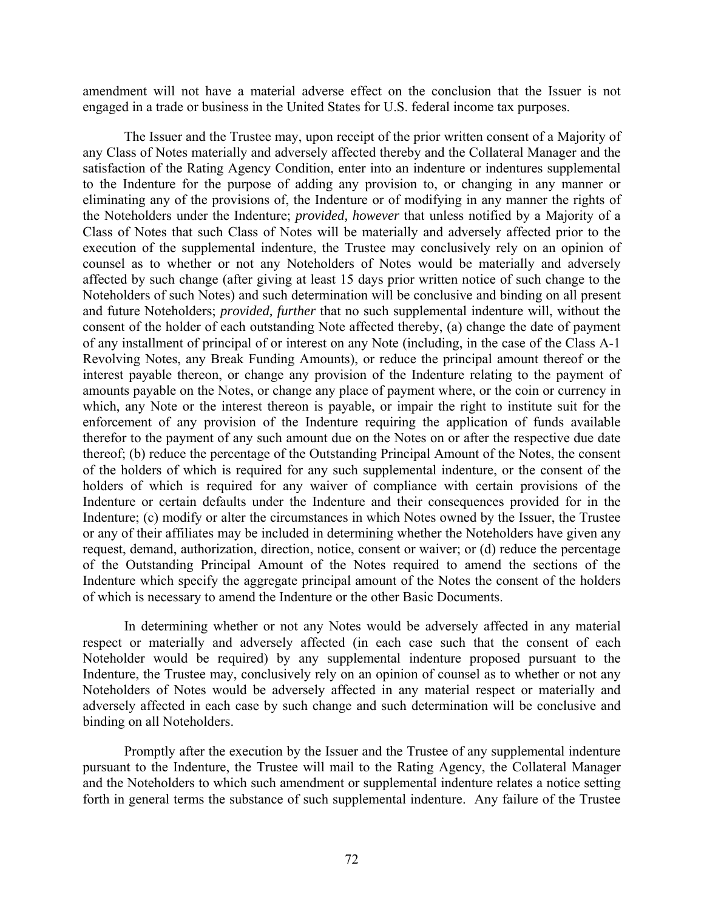amendment will not have a material adverse effect on the conclusion that the Issuer is not engaged in a trade or business in the United States for U.S. federal income tax purposes.

The Issuer and the Trustee may, upon receipt of the prior written consent of a Majority of any Class of Notes materially and adversely affected thereby and the Collateral Manager and the satisfaction of the Rating Agency Condition, enter into an indenture or indentures supplemental to the Indenture for the purpose of adding any provision to, or changing in any manner or eliminating any of the provisions of, the Indenture or of modifying in any manner the rights of the Noteholders under the Indenture; *provided, however* that unless notified by a Majority of a Class of Notes that such Class of Notes will be materially and adversely affected prior to the execution of the supplemental indenture, the Trustee may conclusively rely on an opinion of counsel as to whether or not any Noteholders of Notes would be materially and adversely affected by such change (after giving at least 15 days prior written notice of such change to the Noteholders of such Notes) and such determination will be conclusive and binding on all present and future Noteholders; *provided, further* that no such supplemental indenture will, without the consent of the holder of each outstanding Note affected thereby, (a) change the date of payment of any installment of principal of or interest on any Note (including, in the case of the Class A-1 Revolving Notes, any Break Funding Amounts), or reduce the principal amount thereof or the interest payable thereon, or change any provision of the Indenture relating to the payment of amounts payable on the Notes, or change any place of payment where, or the coin or currency in which, any Note or the interest thereon is payable, or impair the right to institute suit for the enforcement of any provision of the Indenture requiring the application of funds available therefor to the payment of any such amount due on the Notes on or after the respective due date thereof; (b) reduce the percentage of the Outstanding Principal Amount of the Notes, the consent of the holders of which is required for any such supplemental indenture, or the consent of the holders of which is required for any waiver of compliance with certain provisions of the Indenture or certain defaults under the Indenture and their consequences provided for in the Indenture; (c) modify or alter the circumstances in which Notes owned by the Issuer, the Trustee or any of their affiliates may be included in determining whether the Noteholders have given any request, demand, authorization, direction, notice, consent or waiver; or (d) reduce the percentage of the Outstanding Principal Amount of the Notes required to amend the sections of the Indenture which specify the aggregate principal amount of the Notes the consent of the holders of which is necessary to amend the Indenture or the other Basic Documents.

In determining whether or not any Notes would be adversely affected in any material respect or materially and adversely affected (in each case such that the consent of each Noteholder would be required) by any supplemental indenture proposed pursuant to the Indenture, the Trustee may, conclusively rely on an opinion of counsel as to whether or not any Noteholders of Notes would be adversely affected in any material respect or materially and adversely affected in each case by such change and such determination will be conclusive and binding on all Noteholders.

Promptly after the execution by the Issuer and the Trustee of any supplemental indenture pursuant to the Indenture, the Trustee will mail to the Rating Agency, the Collateral Manager and the Noteholders to which such amendment or supplemental indenture relates a notice setting forth in general terms the substance of such supplemental indenture. Any failure of the Trustee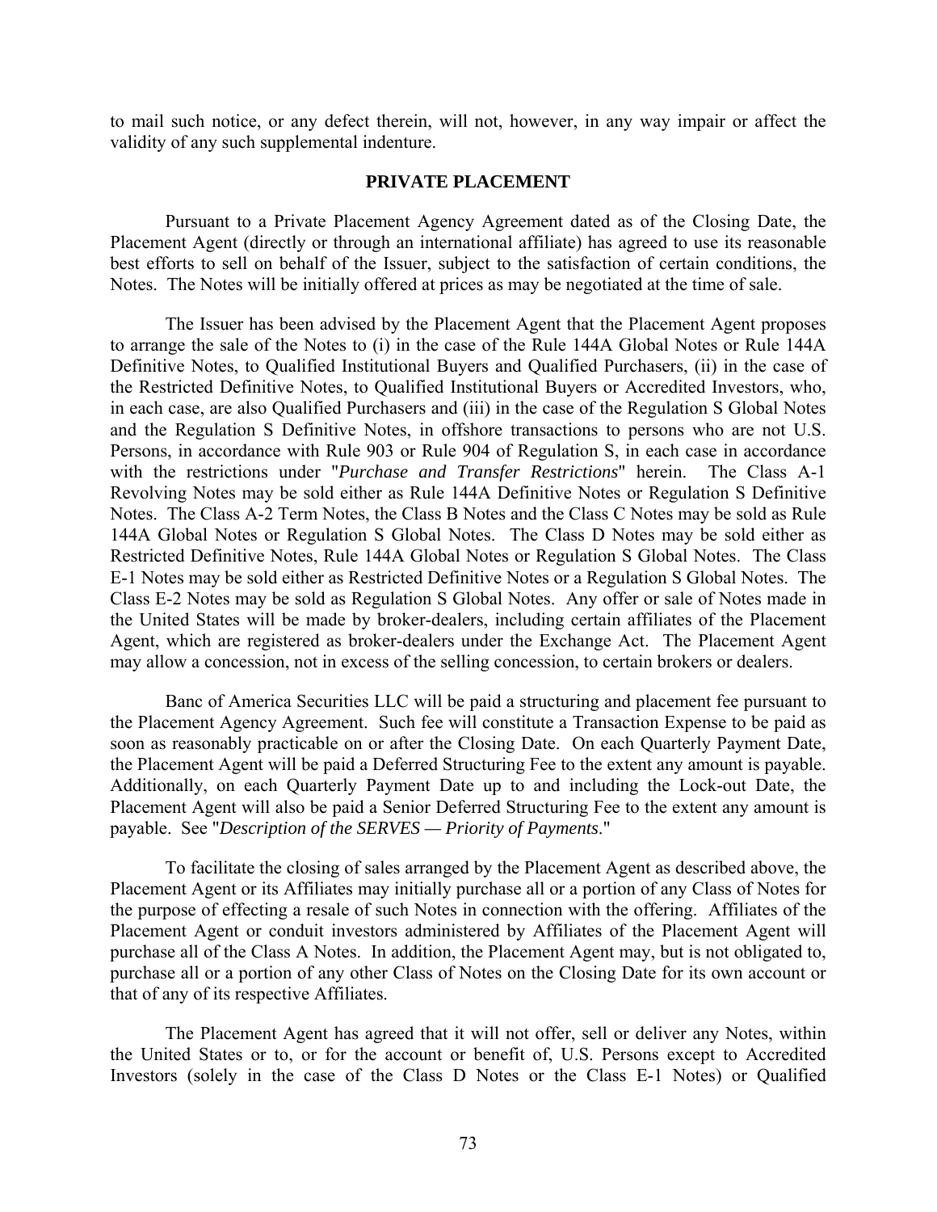to mail such notice, or any defect therein, will not, however, in any way impair or affect the validity of any such supplemental indenture.

## PRIVATE PLACEMENT

Pursuant to a Private Placement Agency Agreement dated as of the Closing Date, the Placement Agent (directly or through an international affiliate) has agreed to use its reasonable best efforts to sell on behalf of the Issuer, subject to the satisfaction of certain conditions, the Notes. The Notes will be initially offered at prices as may be negotiated at the time of sale.

The Issuer has been advised by the Placement Agent that the Placement Agent proposes to arrange the sale of the Notes to (i) in the case of the Rule 144A Global Notes or Rule 144A Definitive Notes, to Qualified Institutional Buyers and Qualified Purchasers, (ii) in the case of the Restricted Definitive Notes, to Qualified Institutional Buyers or Accredited Investors, who, in each case, are also Qualified Purchasers and (iii) in the case of the Regulation S Global Notes and the Regulation S Definitive Notes, in offshore transactions to persons who are not U.S. Persons, in accordance with Rule 903 or Rule 904 of Regulation S, in each case in accordance with the restrictions under "*Purchase and Transfer Restrictions*" herein. The Class A-1 Revolving Notes may be sold either as Rule 144A Definitive Notes or Regulation S Definitive Notes. The Class A-2 Term Notes, the Class B Notes and the Class C Notes may be sold as Rule 144A Global Notes or Regulation S Global Notes. The Class D Notes may be sold either as Restricted Definitive Notes, Rule 144A Global Notes or Regulation S Global Notes. The Class E-1 Notes may be sold either as Restricted Definitive Notes or a Regulation S Global Notes. The Class E-2 Notes may be sold as Regulation S Global Notes. Any offer or sale of Notes made in the United States will be made by broker-dealers, including certain affiliates of the Placement Agent, which are registered as broker-dealers under the Exchange Act. The Placement Agent may allow a concession, not in excess of the selling concession, to certain brokers or dealers.

Banc of America Securities LLC will be paid a structuring and placement fee pursuant to the Placement Agency Agreement. Such fee will constitute a Transaction Expense to be paid as soon as reasonably practicable on or after the Closing Date. On each Quarterly Payment Date, the Placement Agent will be paid a Deferred Structuring Fee to the extent any amount is payable. Additionally, on each Quarterly Payment Date up to and including the Lock-out Date, the Placement Agent will also be paid a Senior Deferred Structuring Fee to the extent any amount is payable. See "*Description of the SERVES — Priority of Payments*."

To facilitate the closing of sales arranged by the Placement Agent as described above, the Placement Agent or its Affiliates may initially purchase all or a portion of any Class of Notes for the purpose of effecting a resale of such Notes in connection with the offering. Affiliates of the Placement Agent or conduit investors administered by Affiliates of the Placement Agent will purchase all of the Class A Notes. In addition, the Placement Agent may, but is not obligated to, purchase all or a portion of any other Class of Notes on the Closing Date for its own account or that of any of its respective Affiliates.

The Placement Agent has agreed that it will not offer, sell or deliver any Notes, within the United States or to, or for the account or benefit of, U.S. Persons except to Accredited Investors (solely in the case of the Class D Notes or the Class E-1 Notes) or Qualified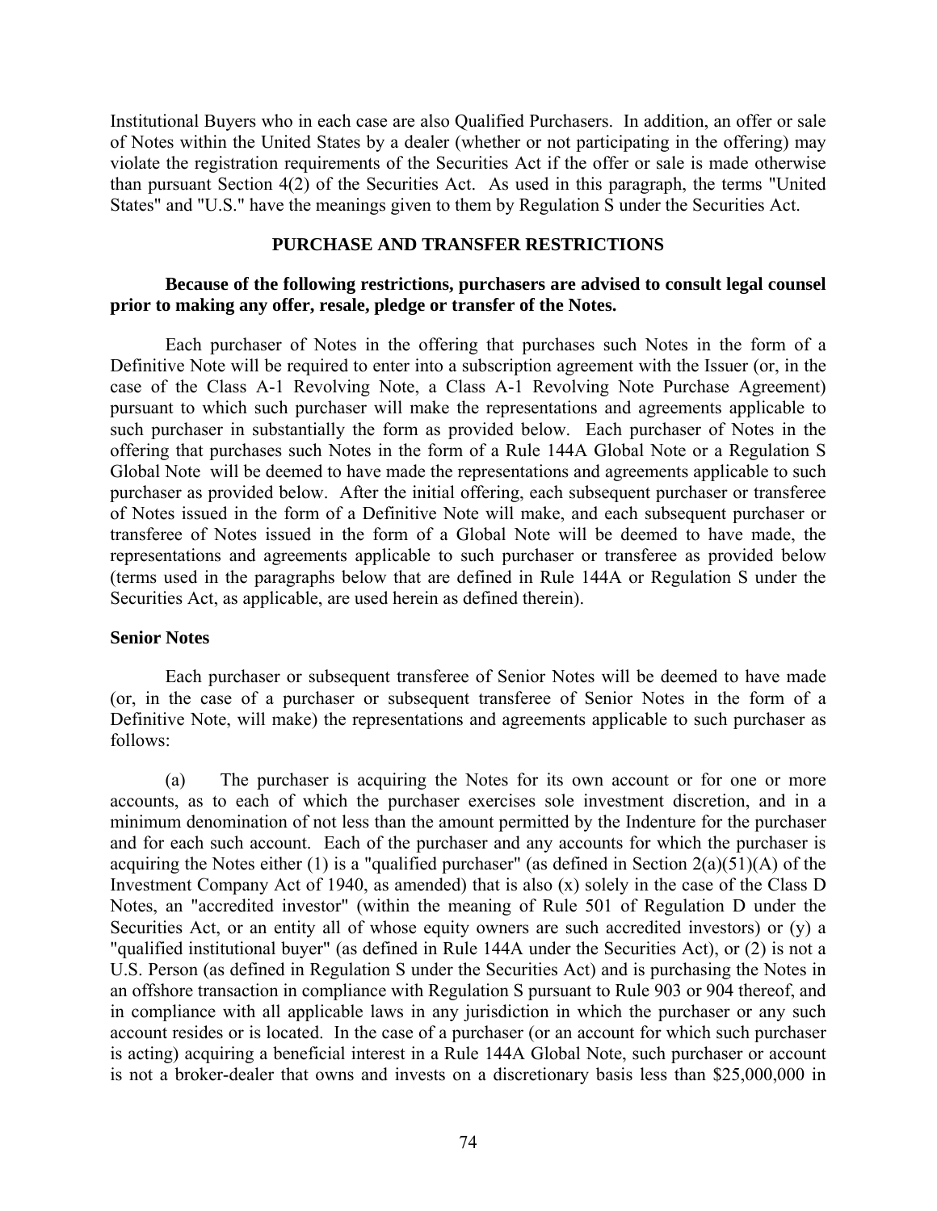Institutional Buyers who in each case are also Qualified Purchasers. In addition, an offer or sale of Notes within the United States by a dealer (whether or not participating in the offering) may violate the registration requirements of the Securities Act if the offer or sale is made otherwise than pursuant Section 4(2) of the Securities Act. As used in this paragraph, the terms "United States" and "U.S." have the meanings given to them by Regulation S under the Securities Act.

## PURCHASE AND TRANSFER RESTRICTIONS

**Because of the following restrictions, purchasers are advised to consult legal counsel prior to making any offer, resale, pledge or transfer of the Notes.**

Each purchaser of Notes in the offering that purchases such Notes in the form of a Definitive Note will be required to enter into a subscription agreement with the Issuer (or, in the case of the Class A-1 Revolving Note, a Class A-1 Revolving Note Purchase Agreement) pursuant to which such purchaser will make the representations and agreements applicable to such purchaser in substantially the form as provided below. Each purchaser of Notes in the offering that purchases such Notes in the form of a Rule 144A Global Note or a Regulation S Global Note will be deemed to have made the representations and agreements applicable to such purchaser as provided below. After the initial offering, each subsequent purchaser or transferee of Notes issued in the form of a Definitive Note will make, and each subsequent purchaser or transferee of Notes issued in the form of a Global Note will be deemed to have made, the representations and agreements applicable to such purchaser or transferee as provided below (terms used in the paragraphs below that are defined in Rule 144A or Regulation S under the Securities Act, as applicable, are used herein as defined therein).

### Senior Notes

Each purchaser or subsequent transferee of Senior Notes will be deemed to have made (or, in the case of a purchaser or subsequent transferee of Senior Notes in the form of a Definitive Note, will make) the representations and agreements applicable to such purchaser as follows:

(a) The purchaser is acquiring the Notes for its own account or for one or more accounts, as to each of which the purchaser exercises sole investment discretion, and in a minimum denomination of not less than the amount permitted by the Indenture for the purchaser and for each such account. Each of the purchaser and any accounts for which the purchaser is acquiring the Notes either (1) is a "qualified purchaser" (as defined in Section 2(a)(51)(A) of the Investment Company Act of 1940, as amended) that is also (x) solely in the case of the Class D Notes, an "accredited investor" (within the meaning of Rule 501 of Regulation D under the Securities Act, or an entity all of whose equity owners are such accredited investors) or (y) a "qualified institutional buyer" (as defined in Rule 144A under the Securities Act), or (2) is not a U.S. Person (as defined in Regulation S under the Securities Act) and is purchasing the Notes in an offshore transaction in compliance with Regulation S pursuant to Rule 903 or 904 thereof, and in compliance with all applicable laws in any jurisdiction in which the purchaser or any such account resides or is located. In the case of a purchaser (or an account for which such purchaser is acting) acquiring a beneficial interest in a Rule 144A Global Note, such purchaser or account is not a broker-dealer that owns and invests on a discretionary basis less than $25,000,000 in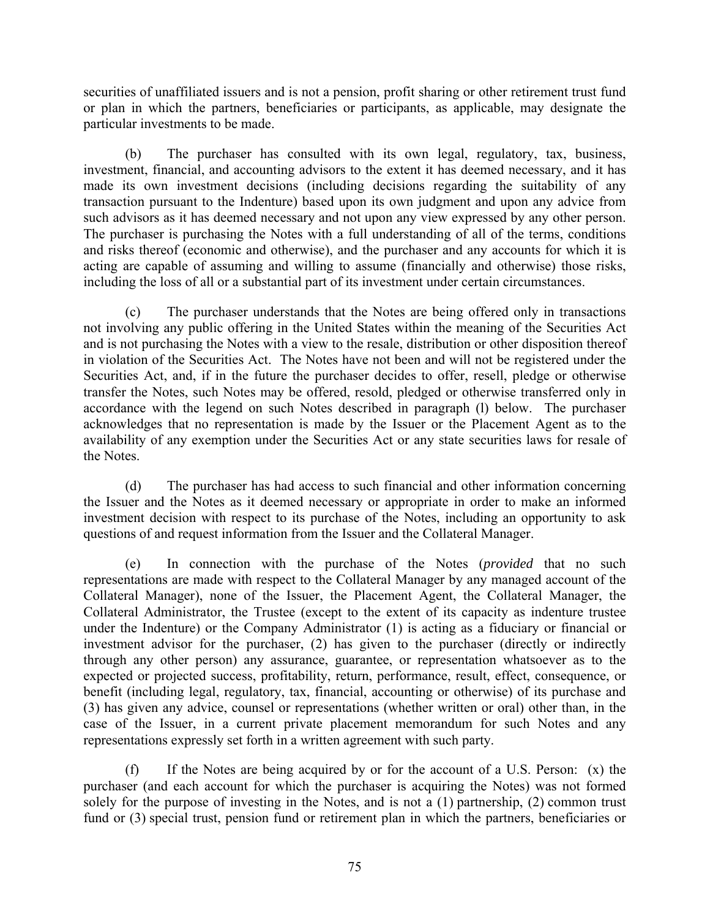securities of unaffiliated issuers and is not a pension, profit sharing or other retirement trust fund or plan in which the partners, beneficiaries or participants, as applicable, may designate the particular investments to be made.

(b) The purchaser has consulted with its own legal, regulatory, tax, business, investment, financial, and accounting advisors to the extent it has deemed necessary, and it has made its own investment decisions (including decisions regarding the suitability of any transaction pursuant to the Indenture) based upon its own judgment and upon any advice from such advisors as it has deemed necessary and not upon any view expressed by any other person. The purchaser is purchasing the Notes with a full understanding of all of the terms, conditions and risks thereof (economic and otherwise), and the purchaser and any accounts for which it is acting are capable of assuming and willing to assume (financially and otherwise) those risks, including the loss of all or a substantial part of its investment under certain circumstances.

(c) The purchaser understands that the Notes are being offered only in transactions not involving any public offering in the United States within the meaning of the Securities Act and is not purchasing the Notes with a view to the resale, distribution or other disposition thereof in violation of the Securities Act. The Notes have not been and will not be registered under the Securities Act, and, if in the future the purchaser decides to offer, resell, pledge or otherwise transfer the Notes, such Notes may be offered, resold, pledged or otherwise transferred only in accordance with the legend on such Notes described in paragraph (l) below. The purchaser acknowledges that no representation is made by the Issuer or the Placement Agent as to the availability of any exemption under the Securities Act or any state securities laws for resale of the Notes.

(d) The purchaser has had access to such financial and other information concerning the Issuer and the Notes as it deemed necessary or appropriate in order to make an informed investment decision with respect to its purchase of the Notes, including an opportunity to ask questions of and request information from the Issuer and the Collateral Manager.

(e) In connection with the purchase of the Notes (*provided* that no such representations are made with respect to the Collateral Manager by any managed account of the Collateral Manager), none of the Issuer, the Placement Agent, the Collateral Manager, the Collateral Administrator, the Trustee (except to the extent of its capacity as indenture trustee under the Indenture) or the Company Administrator (1) is acting as a fiduciary or financial or investment advisor for the purchaser, (2) has given to the purchaser (directly or indirectly through any other person) any assurance, guarantee, or representation whatsoever as to the expected or projected success, profitability, return, performance, result, effect, consequence, or benefit (including legal, regulatory, tax, financial, accounting or otherwise) of its purchase and (3) has given any advice, counsel or representations (whether written or oral) other than, in the case of the Issuer, in a current private placement memorandum for such Notes and any representations expressly set forth in a written agreement with such party.

(f) If the Notes are being acquired by or for the account of a U.S. Person: (x) the purchaser (and each account for which the purchaser is acquiring the Notes) was not formed solely for the purpose of investing in the Notes, and is not a (1) partnership, (2) common trust fund or (3) special trust, pension fund or retirement plan in which the partners, beneficiaries or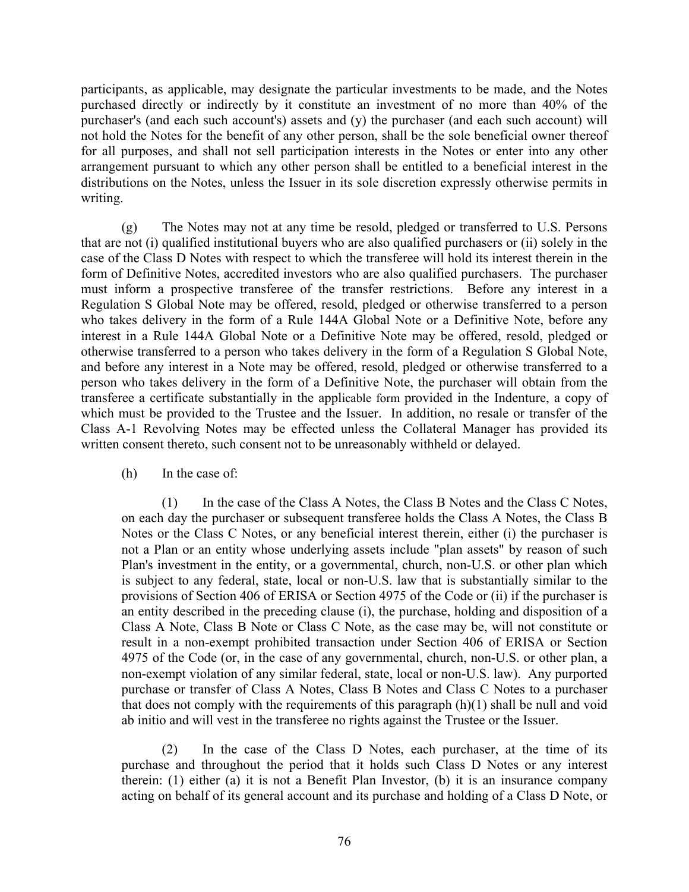participants, as applicable, may designate the particular investments to be made, and the Notes purchased directly or indirectly by it constitute an investment of no more than 40% of the purchaser's (and each such account's) assets and (y) the purchaser (and each such account) will not hold the Notes for the benefit of any other person, shall be the sole beneficial owner thereof for all purposes, and shall not sell participation interests in the Notes or enter into any other arrangement pursuant to which any other person shall be entitled to a beneficial interest in the distributions on the Notes, unless the Issuer in its sole discretion expressly otherwise permits in writing.

(g) The Notes may not at any time be resold, pledged or transferred to U.S. Persons that are not (i) qualified institutional buyers who are also qualified purchasers or (ii) solely in the case of the Class D Notes with respect to which the transferee will hold its interest therein in the form of Definitive Notes, accredited investors who are also qualified purchasers. The purchaser must inform a prospective transferee of the transfer restrictions. Before any interest in a Regulation S Global Note may be offered, resold, pledged or otherwise transferred to a person who takes delivery in the form of a Rule 144A Global Note or a Definitive Note, before any interest in a Rule 144A Global Note or a Definitive Note may be offered, resold, pledged or otherwise transferred to a person who takes delivery in the form of a Regulation S Global Note, and before any interest in a Note may be offered, resold, pledged or otherwise transferred to a person who takes delivery in the form of a Definitive Note, the purchaser will obtain from the transferee a certificate substantially in the applicable form provided in the Indenture, a copy of which must be provided to the Trustee and the Issuer. In addition, no resale or transfer of the Class A-1 Revolving Notes may be effected unless the Collateral Manager has provided its written consent thereto, such consent not to be unreasonably withheld or delayed.

(h) In the case of:

(1) In the case of the Class A Notes, the Class B Notes and the Class C Notes, on each day the purchaser or subsequent transferee holds the Class A Notes, the Class B Notes or the Class C Notes, or any beneficial interest therein, either (i) the purchaser is not a Plan or an entity whose underlying assets include "plan assets" by reason of such Plan's investment in the entity, or a governmental, church, non-U.S. or other plan which is subject to any federal, state, local or non-U.S. law that is substantially similar to the provisions of Section 406 of ERISA or Section 4975 of the Code or (ii) if the purchaser is an entity described in the preceding clause (i), the purchase, holding and disposition of a Class A Note, Class B Note or Class C Note, as the case may be, will not constitute or result in a non-exempt prohibited transaction under Section 406 of ERISA or Section 4975 of the Code (or, in the case of any governmental, church, non-U.S. or other plan, a non-exempt violation of any similar federal, state, local or non-U.S. law). Any purported purchase or transfer of Class A Notes, Class B Notes and Class C Notes to a purchaser that does not comply with the requirements of this paragraph (h)(1) shall be null and void ab initio and will vest in the transferee no rights against the Trustee or the Issuer.

(2) In the case of the Class D Notes, each purchaser, at the time of its purchase and throughout the period that it holds such Class D Notes or any interest therein: (1) either (a) it is not a Benefit Plan Investor, (b) it is an insurance company acting on behalf of its general account and its purchase and holding of a Class D Note, or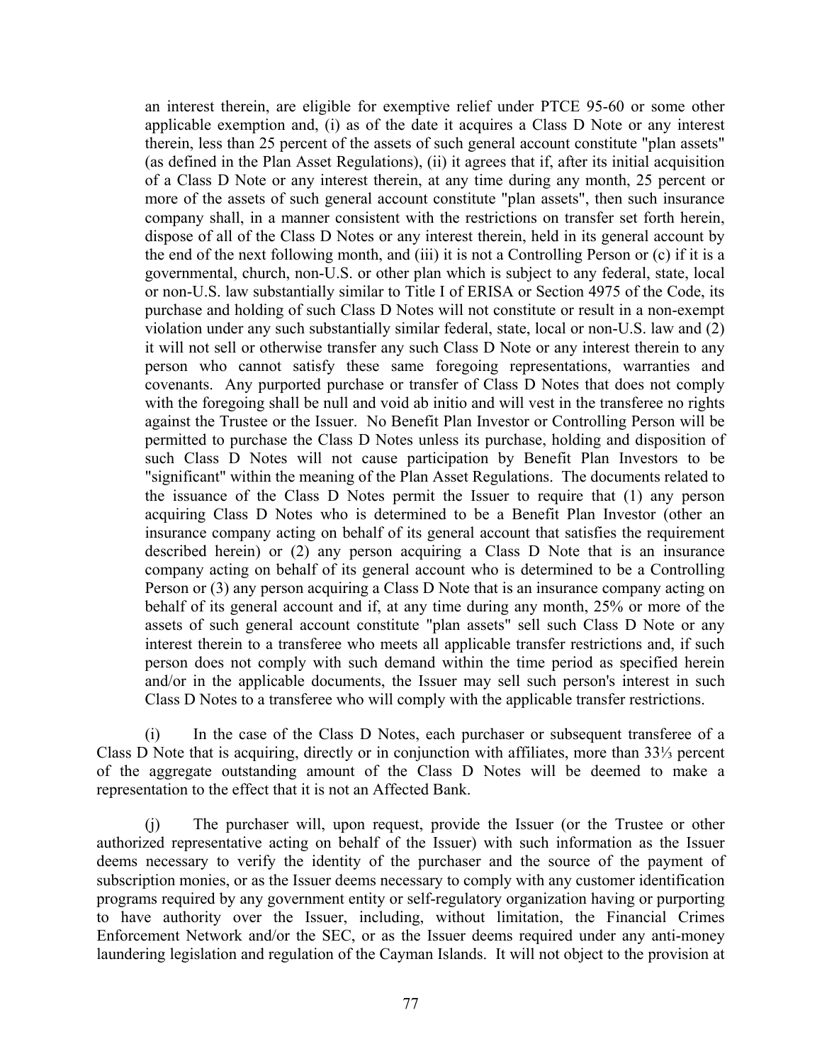an interest therein, are eligible for exemptive relief under PTCE 95-60 or some other applicable exemption and, (i) as of the date it acquires a Class D Note or any interest therein, less than 25 percent of the assets of such general account constitute "plan assets" (as defined in the Plan Asset Regulations), (ii) it agrees that if, after its initial acquisition of a Class D Note or any interest therein, at any time during any month, 25 percent or more of the assets of such general account constitute "plan assets", then such insurance company shall, in a manner consistent with the restrictions on transfer set forth herein, dispose of all of the Class D Notes or any interest therein, held in its general account by the end of the next following month, and (iii) it is not a Controlling Person or (c) if it is a governmental, church, non-U.S. or other plan which is subject to any federal, state, local or non-U.S. law substantially similar to Title I of ERISA or Section 4975 of the Code, its purchase and holding of such Class D Notes will not constitute or result in a non-exempt violation under any such substantially similar federal, state, local or non-U.S. law and (2) it will not sell or otherwise transfer any such Class D Note or any interest therein to any person who cannot satisfy these same foregoing representations, warranties and covenants. Any purported purchase or transfer of Class D Notes that does not comply with the foregoing shall be null and void ab initio and will vest in the transferee no rights against the Trustee or the Issuer. No Benefit Plan Investor or Controlling Person will be permitted to purchase the Class D Notes unless its purchase, holding and disposition of such Class D Notes will not cause participation by Benefit Plan Investors to be "significant" within the meaning of the Plan Asset Regulations. The documents related to the issuance of the Class D Notes permit the Issuer to require that (1) any person acquiring Class D Notes who is determined to be a Benefit Plan Investor (other an insurance company acting on behalf of its general account that satisfies the requirement described herein) or (2) any person acquiring a Class D Note that is an insurance company acting on behalf of its general account who is determined to be a Controlling Person or (3) any person acquiring a Class D Note that is an insurance company acting on behalf of its general account and if, at any time during any month, 25% or more of the assets of such general account constitute "plan assets" sell such Class D Note or any interest therein to a transferee who meets all applicable transfer restrictions and, if such person does not comply with such demand within the time period as specified herein and/or in the applicable documents, the Issuer may sell such person's interest in such Class D Notes to a transferee who will comply with the applicable transfer restrictions.

(i) In the case of the Class D Notes, each purchaser or subsequent transferee of a Class D Note that is acquiring, directly or in conjunction with affiliates, more than 33⅓ percent of the aggregate outstanding amount of the Class D Notes will be deemed to make a representation to the effect that it is not an Affected Bank.

(j) The purchaser will, upon request, provide the Issuer (or the Trustee or other authorized representative acting on behalf of the Issuer) with such information as the Issuer deems necessary to verify the identity of the purchaser and the source of the payment of subscription monies, or as the Issuer deems necessary to comply with any customer identification programs required by any government entity or self-regulatory organization having or purporting to have authority over the Issuer, including, without limitation, the Financial Crimes Enforcement Network and/or the SEC, or as the Issuer deems required under any anti-money laundering legislation and regulation of the Cayman Islands. It will not object to the provision at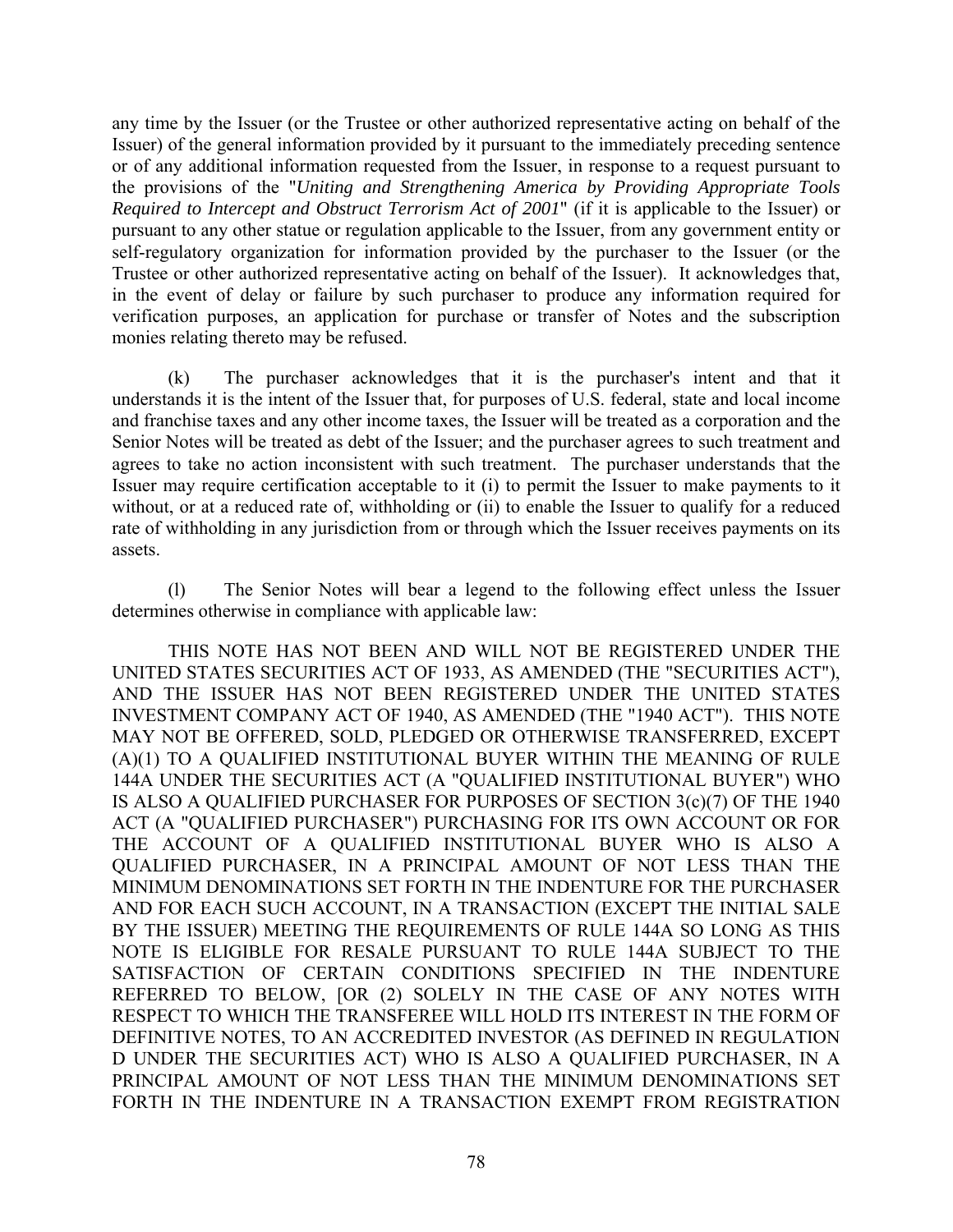any time by the Issuer (or the Trustee or other authorized representative acting on behalf of the Issuer) of the general information provided by it pursuant to the immediately preceding sentence or of any additional information requested from the Issuer, in response to a request pursuant to the provisions of the "*Uniting and Strengthening America by Providing Appropriate Tools Required to Intercept and Obstruct Terrorism Act of 2001*" (if it is applicable to the Issuer) or pursuant to any other statue or regulation applicable to the Issuer, from any government entity or self-regulatory organization for information provided by the purchaser to the Issuer (or the Trustee or other authorized representative acting on behalf of the Issuer). It acknowledges that, in the event of delay or failure by such purchaser to produce any information required for verification purposes, an application for purchase or transfer of Notes and the subscription monies relating thereto may be refused.

(k) The purchaser acknowledges that it is the purchaser's intent and that it understands it is the intent of the Issuer that, for purposes of U.S. federal, state and local income and franchise taxes and any other income taxes, the Issuer will be treated as a corporation and the Senior Notes will be treated as debt of the Issuer; and the purchaser agrees to such treatment and agrees to take no action inconsistent with such treatment. The purchaser understands that the Issuer may require certification acceptable to it (i) to permit the Issuer to make payments to it without, or at a reduced rate of, withholding or (ii) to enable the Issuer to qualify for a reduced rate of withholding in any jurisdiction from or through which the Issuer receives payments on its assets.

(l) The Senior Notes will bear a legend to the following effect unless the Issuer determines otherwise in compliance with applicable law:

THIS NOTE HAS NOT BEEN AND WILL NOT BE REGISTERED UNDER THE UNITED STATES SECURITIES ACT OF 1933, AS AMENDED (THE "SECURITIES ACT"), AND THE ISSUER HAS NOT BEEN REGISTERED UNDER THE UNITED STATES INVESTMENT COMPANY ACT OF 1940, AS AMENDED (THE "1940 ACT"). THIS NOTE MAY NOT BE OFFERED, SOLD, PLEDGED OR OTHERWISE TRANSFERRED, EXCEPT (A)(1) TO A QUALIFIED INSTITUTIONAL BUYER WITHIN THE MEANING OF RULE 144A UNDER THE SECURITIES ACT (A "QUALIFIED INSTITUTIONAL BUYER") WHO IS ALSO A QUALIFIED PURCHASER FOR PURPOSES OF SECTION 3(c)(7) OF THE 1940 ACT (A "QUALIFIED PURCHASER") PURCHASING FOR ITS OWN ACCOUNT OR FOR THE ACCOUNT OF A QUALIFIED INSTITUTIONAL BUYER WHO IS ALSO A QUALIFIED PURCHASER, IN A PRINCIPAL AMOUNT OF NOT LESS THAN THE MINIMUM DENOMINATIONS SET FORTH IN THE INDENTURE FOR THE PURCHASER AND FOR EACH SUCH ACCOUNT, IN A TRANSACTION (EXCEPT THE INITIAL SALE BY THE ISSUER) MEETING THE REQUIREMENTS OF RULE 144A SO LONG AS THIS NOTE IS ELIGIBLE FOR RESALE PURSUANT TO RULE 144A SUBJECT TO THE SATISFACTION OF CERTAIN CONDITIONS SPECIFIED IN THE INDENTURE REFERRED TO BELOW, [OR (2) SOLELY IN THE CASE OF ANY NOTES WITH RESPECT TO WHICH THE TRANSFEREE WILL HOLD ITS INTEREST IN THE FORM OF DEFINITIVE NOTES, TO AN ACCREDITED INVESTOR (AS DEFINED IN REGULATION D UNDER THE SECURITIES ACT) WHO IS ALSO A QUALIFIED PURCHASER, IN A PRINCIPAL AMOUNT OF NOT LESS THAN THE MINIMUM DENOMINATIONS SET FORTH IN THE INDENTURE IN A TRANSACTION EXEMPT FROM REGISTRATION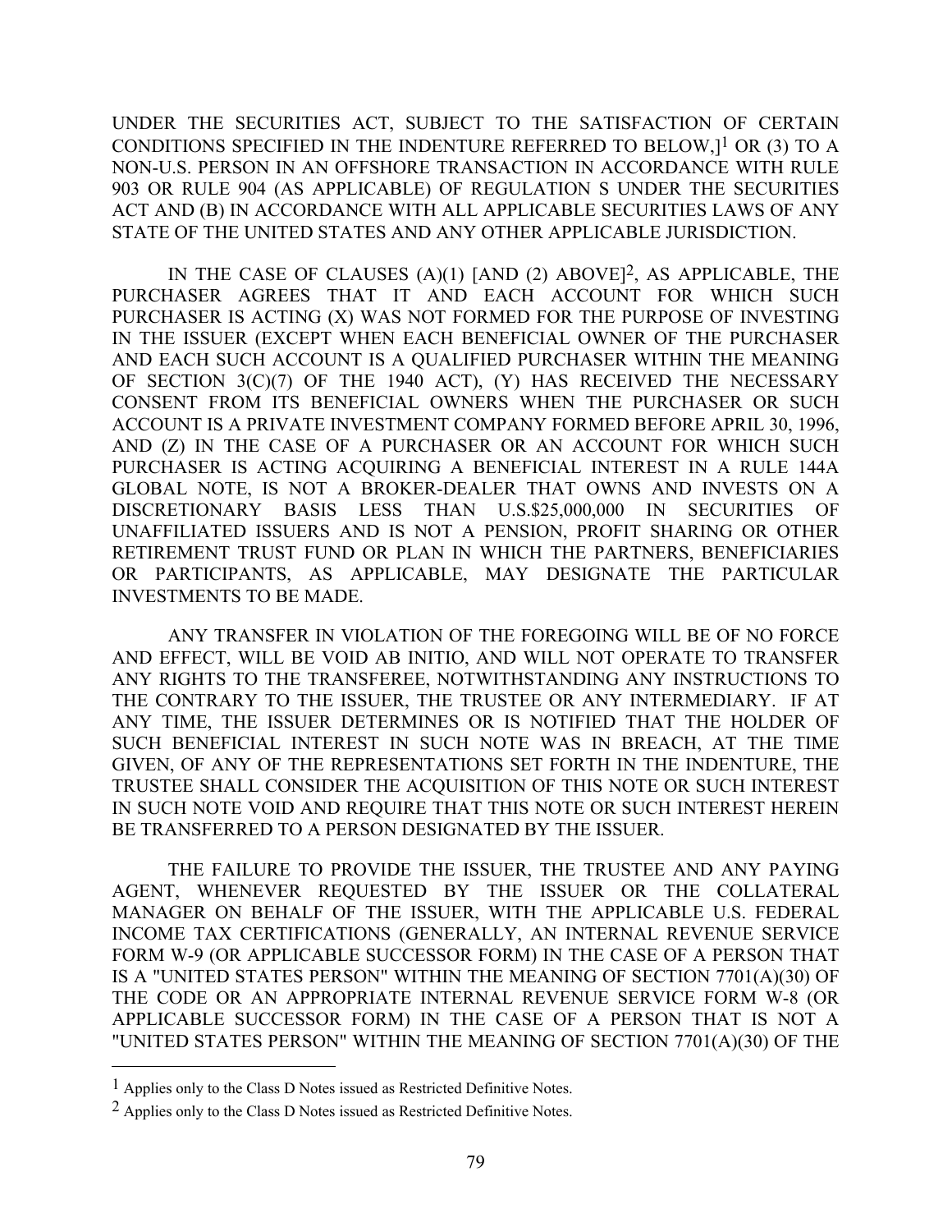UNDER THE SECURITIES ACT, SUBJECT TO THE SATISFACTION OF CERTAIN CONDITIONS SPECIFIED IN THE INDENTURE REFERRED TO BELOW,][1] OR (3) TO A NON-U.S. PERSON IN AN OFFSHORE TRANSACTION IN ACCORDANCE WITH RULE 903 OR RULE 904 (AS APPLICABLE) OF REGULATION S UNDER THE SECURITIES ACT AND (B) IN ACCORDANCE WITH ALL APPLICABLE SECURITIES LAWS OF ANY STATE OF THE UNITED STATES AND ANY OTHER APPLICABLE JURISDICTION.

IN THE CASE OF CLAUSES (A)(1) [AND (2) ABOVE][2], AS APPLICABLE, THE PURCHASER AGREES THAT IT AND EACH ACCOUNT FOR WHICH SUCH PURCHASER IS ACTING (X) WAS NOT FORMED FOR THE PURPOSE OF INVESTING IN THE ISSUER (EXCEPT WHEN EACH BENEFICIAL OWNER OF THE PURCHASER AND EACH SUCH ACCOUNT IS A QUALIFIED PURCHASER WITHIN THE MEANING OF SECTION 3(C)(7) OF THE 1940 ACT), (Y) HAS RECEIVED THE NECESSARY CONSENT FROM ITS BENEFICIAL OWNERS WHEN THE PURCHASER OR SUCH ACCOUNT IS A PRIVATE INVESTMENT COMPANY FORMED BEFORE APRIL 30, 1996, AND (Z) IN THE CASE OF A PURCHASER OR AN ACCOUNT FOR WHICH SUCH PURCHASER IS ACTING ACQUIRING A BENEFICIAL INTEREST IN A RULE 144A GLOBAL NOTE, IS NOT A BROKER-DEALER THAT OWNS AND INVESTS ON A DISCRETIONARY BASIS LESS THAN U.S.$25,000,000 IN SECURITIES OF UNAFFILIATED ISSUERS AND IS NOT A PENSION, PROFIT SHARING OR OTHER RETIREMENT TRUST FUND OR PLAN IN WHICH THE PARTNERS, BENEFICIARIES OR PARTICIPANTS, AS APPLICABLE, MAY DESIGNATE THE PARTICULAR INVESTMENTS TO BE MADE.

ANY TRANSFER IN VIOLATION OF THE FOREGOING WILL BE OF NO FORCE AND EFFECT, WILL BE VOID AB INITIO, AND WILL NOT OPERATE TO TRANSFER ANY RIGHTS TO THE TRANSFEREE, NOTWITHSTANDING ANY INSTRUCTIONS TO THE CONTRARY TO THE ISSUER, THE TRUSTEE OR ANY INTERMEDIARY. IF AT ANY TIME, THE ISSUER DETERMINES OR IS NOTIFIED THAT THE HOLDER OF SUCH BENEFICIAL INTEREST IN SUCH NOTE WAS IN BREACH, AT THE TIME GIVEN, OF ANY OF THE REPRESENTATIONS SET FORTH IN THE INDENTURE, THE TRUSTEE SHALL CONSIDER THE ACQUISITION OF THIS NOTE OR SUCH INTEREST IN SUCH NOTE VOID AND REQUIRE THAT THIS NOTE OR SUCH INTEREST HEREIN BE TRANSFERRED TO A PERSON DESIGNATED BY THE ISSUER.

THE FAILURE TO PROVIDE THE ISSUER, THE TRUSTEE AND ANY PAYING AGENT, WHENEVER REQUESTED BY THE ISSUER OR THE COLLATERAL MANAGER ON BEHALF OF THE ISSUER, WITH THE APPLICABLE U.S. FEDERAL INCOME TAX CERTIFICATIONS (GENERALLY, AN INTERNAL REVENUE SERVICE FORM W-9 (OR APPLICABLE SUCCESSOR FORM) IN THE CASE OF A PERSON THAT IS A "UNITED STATES PERSON" WITHIN THE MEANING OF SECTION 7701(A)(30) OF THE CODE OR AN APPROPRIATE INTERNAL REVENUE SERVICE FORM W-8 (OR APPLICABLE SUCCESSOR FORM) IN THE CASE OF A PERSON THAT IS NOT A "UNITED STATES PERSON" WITHIN THE MEANING OF SECTION 7701(A)(30) OF THE

---

[1] Applies only to the Class D Notes issued as Restricted Definitive Notes.

[2] Applies only to the Class D Notes issued as Restricted Definitive Notes.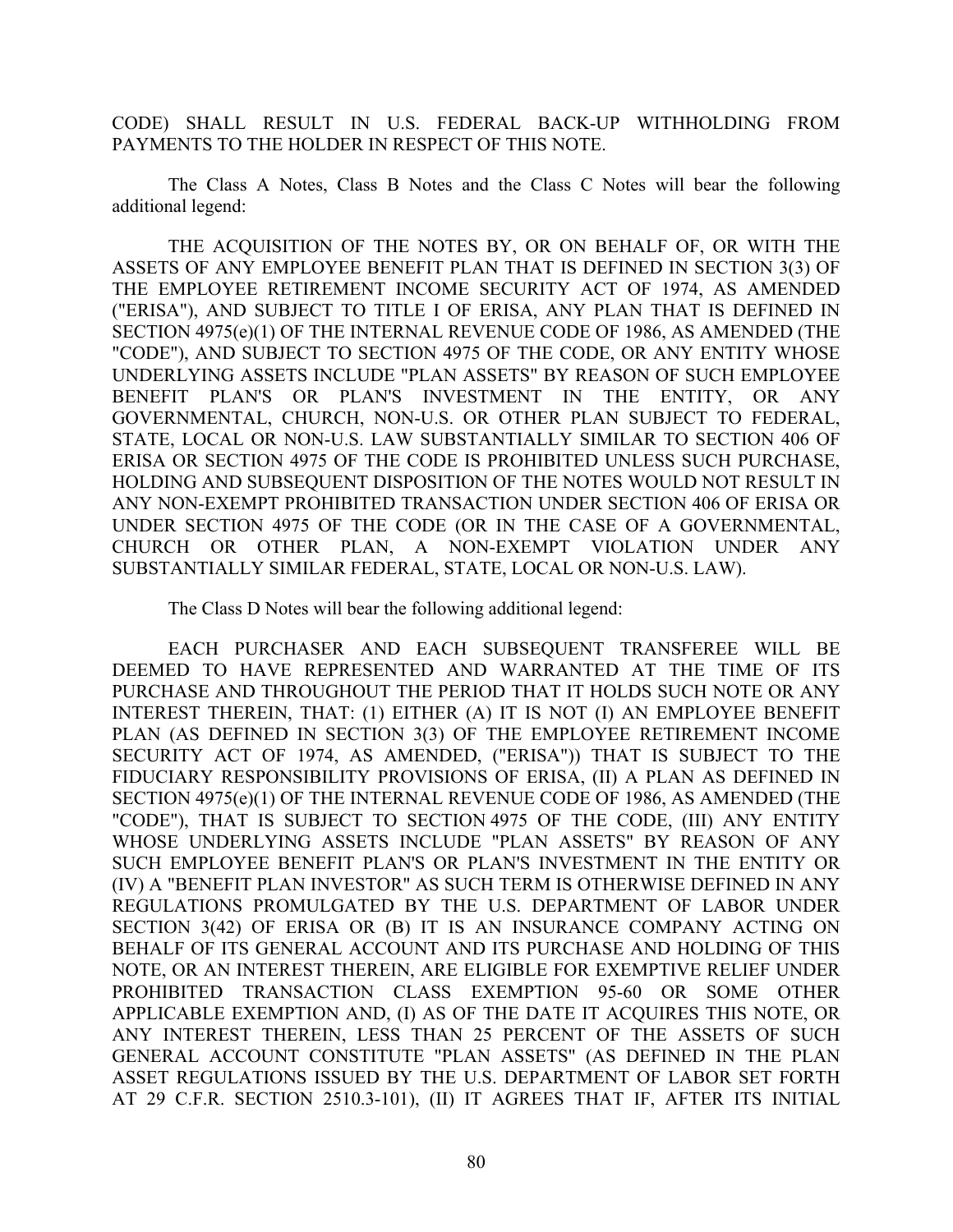CODE) SHALL RESULT IN U.S. FEDERAL BACK-UP WITHHOLDING FROM PAYMENTS TO THE HOLDER IN RESPECT OF THIS NOTE.

The Class A Notes, Class B Notes and the Class C Notes will bear the following additional legend:

THE ACQUISITION OF THE NOTES BY, OR ON BEHALF OF, OR WITH THE ASSETS OF ANY EMPLOYEE BENEFIT PLAN THAT IS DEFINED IN SECTION 3(3) OF THE EMPLOYEE RETIREMENT INCOME SECURITY ACT OF 1974, AS AMENDED ("ERISA"), AND SUBJECT TO TITLE I OF ERISA, ANY PLAN THAT IS DEFINED IN SECTION 4975(e)(1) OF THE INTERNAL REVENUE CODE OF 1986, AS AMENDED (THE "CODE"), AND SUBJECT TO SECTION 4975 OF THE CODE, OR ANY ENTITY WHOSE UNDERLYING ASSETS INCLUDE "PLAN ASSETS" BY REASON OF SUCH EMPLOYEE BENEFIT PLAN'S OR PLAN'S INVESTMENT IN THE ENTITY, OR ANY GOVERNMENTAL, CHURCH, NON-U.S. OR OTHER PLAN SUBJECT TO FEDERAL, STATE, LOCAL OR NON-U.S. LAW SUBSTANTIALLY SIMILAR TO SECTION 406 OF ERISA OR SECTION 4975 OF THE CODE IS PROHIBITED UNLESS SUCH PURCHASE, HOLDING AND SUBSEQUENT DISPOSITION OF THE NOTES WOULD NOT RESULT IN ANY NON-EXEMPT PROHIBITED TRANSACTION UNDER SECTION 406 OF ERISA OR UNDER SECTION 4975 OF THE CODE (OR IN THE CASE OF A GOVERNMENTAL, CHURCH OR OTHER PLAN, A NON-EXEMPT VIOLATION UNDER ANY SUBSTANTIALLY SIMILAR FEDERAL, STATE, LOCAL OR NON-U.S. LAW).

The Class D Notes will bear the following additional legend:

EACH PURCHASER AND EACH SUBSEQUENT TRANSFEREE WILL BE DEEMED TO HAVE REPRESENTED AND WARRANTED AT THE TIME OF ITS PURCHASE AND THROUGHOUT THE PERIOD THAT IT HOLDS SUCH NOTE OR ANY INTEREST THEREIN, THAT: (1) EITHER (A) IT IS NOT (I) AN EMPLOYEE BENEFIT PLAN (AS DEFINED IN SECTION 3(3) OF THE EMPLOYEE RETIREMENT INCOME SECURITY ACT OF 1974, AS AMENDED, ("ERISA")) THAT IS SUBJECT TO THE FIDUCIARY RESPONSIBILITY PROVISIONS OF ERISA, (II) A PLAN AS DEFINED IN SECTION 4975(e)(1) OF THE INTERNAL REVENUE CODE OF 1986, AS AMENDED (THE "CODE"), THAT IS SUBJECT TO SECTION 4975 OF THE CODE, (III) ANY ENTITY WHOSE UNDERLYING ASSETS INCLUDE "PLAN ASSETS" BY REASON OF ANY SUCH EMPLOYEE BENEFIT PLAN'S OR PLAN'S INVESTMENT IN THE ENTITY OR (IV) A "BENEFIT PLAN INVESTOR" AS SUCH TERM IS OTHERWISE DEFINED IN ANY REGULATIONS PROMULGATED BY THE U.S. DEPARTMENT OF LABOR UNDER SECTION 3(42) OF ERISA OR (B) IT IS AN INSURANCE COMPANY ACTING ON BEHALF OF ITS GENERAL ACCOUNT AND ITS PURCHASE AND HOLDING OF THIS NOTE, OR AN INTEREST THEREIN, ARE ELIGIBLE FOR EXEMPTIVE RELIEF UNDER PROHIBITED TRANSACTION CLASS EXEMPTION 95-60 OR SOME OTHER APPLICABLE EXEMPTION AND, (I) AS OF THE DATE IT ACQUIRES THIS NOTE, OR ANY INTEREST THEREIN, LESS THAN 25 PERCENT OF THE ASSETS OF SUCH GENERAL ACCOUNT CONSTITUTE "PLAN ASSETS" (AS DEFINED IN THE PLAN ASSET REGULATIONS ISSUED BY THE U.S. DEPARTMENT OF LABOR SET FORTH AT 29 C.F.R. SECTION 2510.3-101), (II) IT AGREES THAT IF, AFTER ITS INITIAL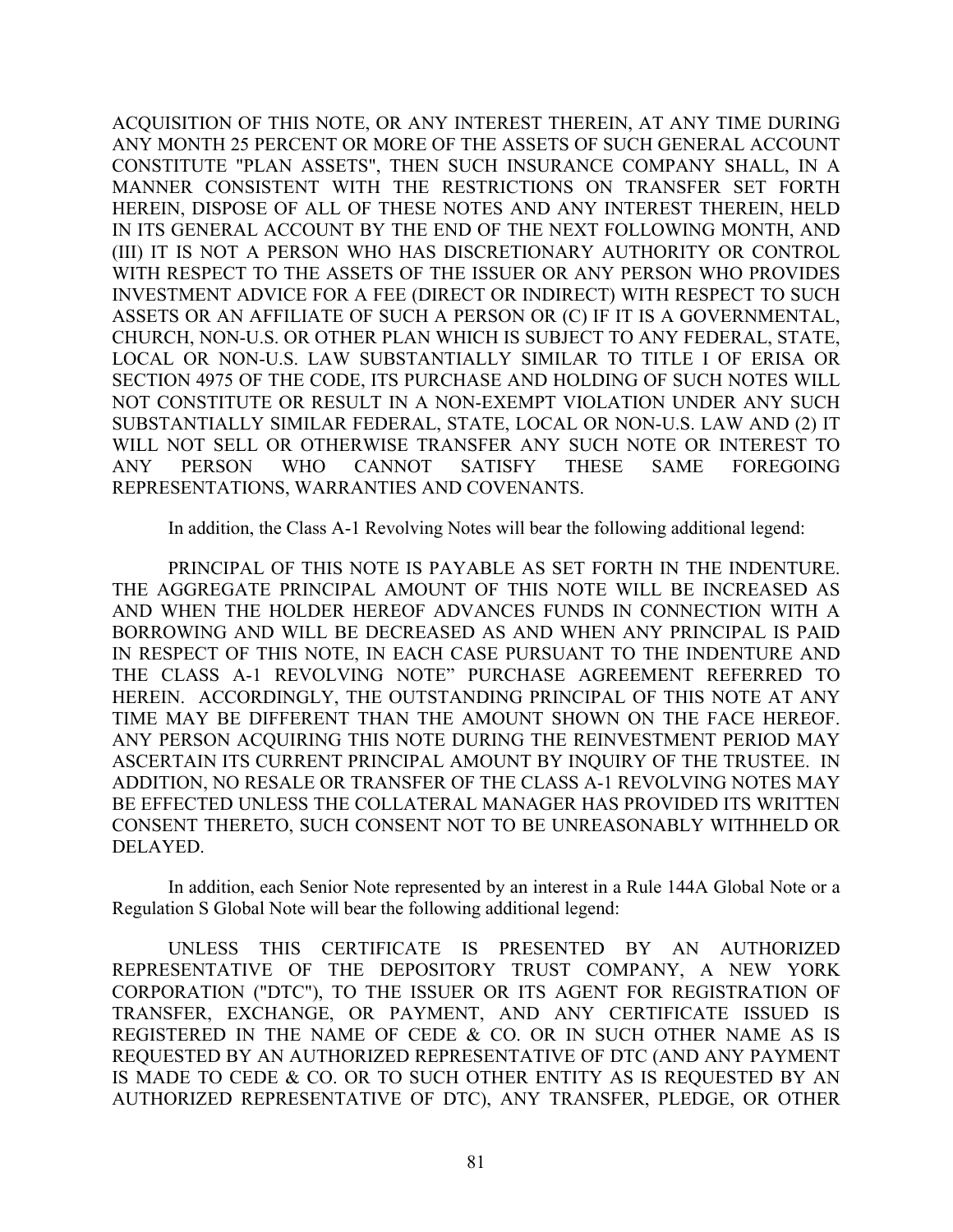ACQUISITION OF THIS NOTE, OR ANY INTEREST THEREIN, AT ANY TIME DURING ANY MONTH 25 PERCENT OR MORE OF THE ASSETS OF SUCH GENERAL ACCOUNT CONSTITUTE "PLAN ASSETS", THEN SUCH INSURANCE COMPANY SHALL, IN A MANNER CONSISTENT WITH THE RESTRICTIONS ON TRANSFER SET FORTH HEREIN, DISPOSE OF ALL OF THESE NOTES AND ANY INTEREST THEREIN, HELD IN ITS GENERAL ACCOUNT BY THE END OF THE NEXT FOLLOWING MONTH, AND (III) IT IS NOT A PERSON WHO HAS DISCRETIONARY AUTHORITY OR CONTROL WITH RESPECT TO THE ASSETS OF THE ISSUER OR ANY PERSON WHO PROVIDES INVESTMENT ADVICE FOR A FEE (DIRECT OR INDIRECT) WITH RESPECT TO SUCH ASSETS OR AN AFFILIATE OF SUCH A PERSON OR (C) IF IT IS A GOVERNMENTAL, CHURCH, NON-U.S. OR OTHER PLAN WHICH IS SUBJECT TO ANY FEDERAL, STATE, LOCAL OR NON-U.S. LAW SUBSTANTIALLY SIMILAR TO TITLE I OF ERISA OR SECTION 4975 OF THE CODE, ITS PURCHASE AND HOLDING OF SUCH NOTES WILL NOT CONSTITUTE OR RESULT IN A NON-EXEMPT VIOLATION UNDER ANY SUCH SUBSTANTIALLY SIMILAR FEDERAL, STATE, LOCAL OR NON-U.S. LAW AND (2) IT WILL NOT SELL OR OTHERWISE TRANSFER ANY SUCH NOTE OR INTEREST TO ANY PERSON WHO CANNOT SATISFY THESE SAME FOREGOING REPRESENTATIONS, WARRANTIES AND COVENANTS.

In addition, the Class A-1 Revolving Notes will bear the following additional legend:

PRINCIPAL OF THIS NOTE IS PAYABLE AS SET FORTH IN THE INDENTURE. THE AGGREGATE PRINCIPAL AMOUNT OF THIS NOTE WILL BE INCREASED AS AND WHEN THE HOLDER HEREOF ADVANCES FUNDS IN CONNECTION WITH A BORROWING AND WILL BE DECREASED AS AND WHEN ANY PRINCIPAL IS PAID IN RESPECT OF THIS NOTE, IN EACH CASE PURSUANT TO THE INDENTURE AND THE CLASS A-1 REVOLVING NOTE" PURCHASE AGREEMENT REFERRED TO HEREIN. ACCORDINGLY, THE OUTSTANDING PRINCIPAL OF THIS NOTE AT ANY TIME MAY BE DIFFERENT THAN THE AMOUNT SHOWN ON THE FACE HEREOF. ANY PERSON ACQUIRING THIS NOTE DURING THE REINVESTMENT PERIOD MAY ASCERTAIN ITS CURRENT PRINCIPAL AMOUNT BY INQUIRY OF THE TRUSTEE. IN ADDITION, NO RESALE OR TRANSFER OF THE CLASS A-1 REVOLVING NOTES MAY BE EFFECTED UNLESS THE COLLATERAL MANAGER HAS PROVIDED ITS WRITTEN CONSENT THERETO, SUCH CONSENT NOT TO BE UNREASONABLY WITHHELD OR DELAYED.

In addition, each Senior Note represented by an interest in a Rule 144A Global Note or a Regulation S Global Note will bear the following additional legend:

UNLESS THIS CERTIFICATE IS PRESENTED BY AN AUTHORIZED REPRESENTATIVE OF THE DEPOSITORY TRUST COMPANY, A NEW YORK CORPORATION ("DTC"), TO THE ISSUER OR ITS AGENT FOR REGISTRATION OF TRANSFER, EXCHANGE, OR PAYMENT, AND ANY CERTIFICATE ISSUED IS REGISTERED IN THE NAME OF CEDE & CO. OR IN SUCH OTHER NAME AS IS REQUESTED BY AN AUTHORIZED REPRESENTATIVE OF DTC (AND ANY PAYMENT IS MADE TO CEDE & CO. OR TO SUCH OTHER ENTITY AS IS REQUESTED BY AN AUTHORIZED REPRESENTATIVE OF DTC), ANY TRANSFER, PLEDGE, OR OTHER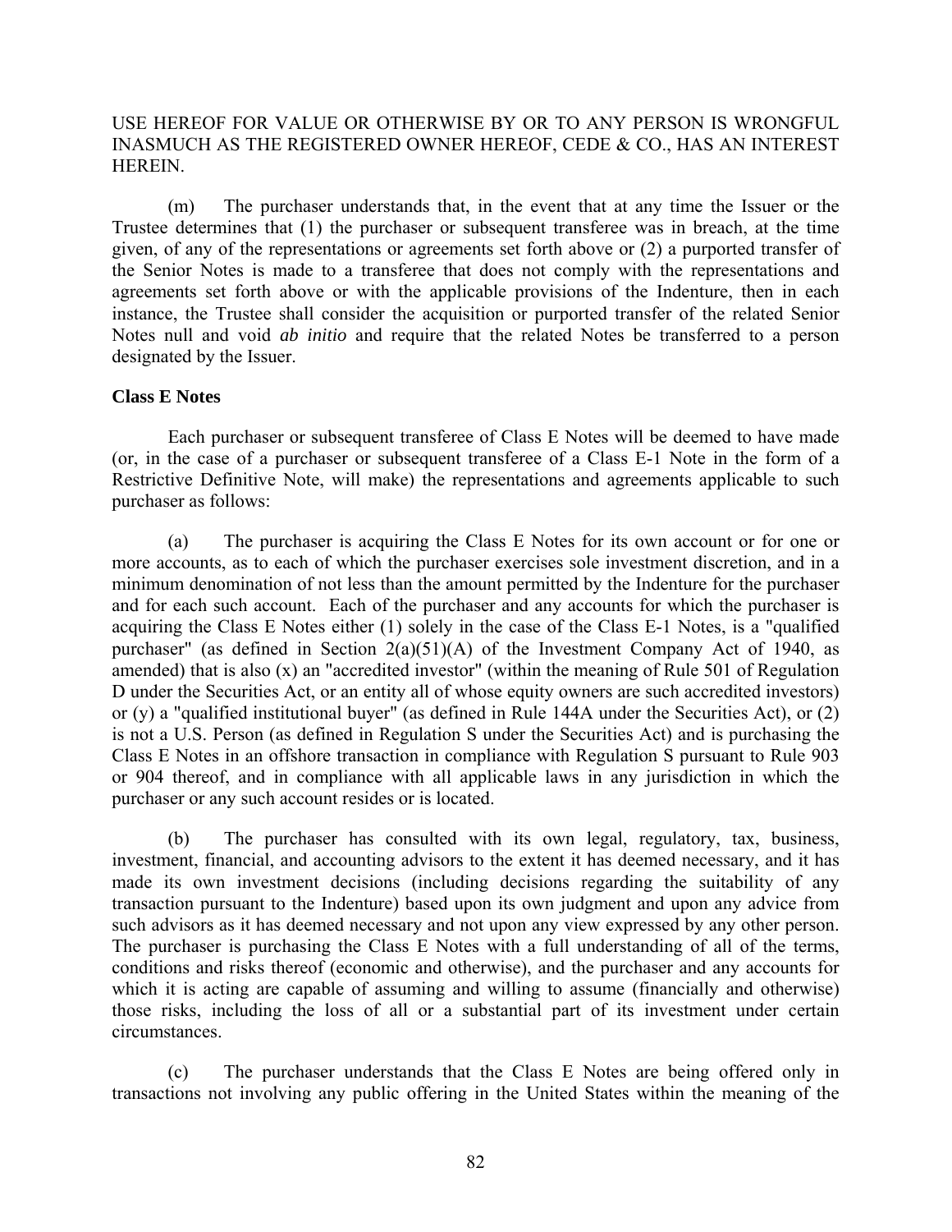USE HEREOF FOR VALUE OR OTHERWISE BY OR TO ANY PERSON IS WRONGFUL INASMUCH AS THE REGISTERED OWNER HEREOF, CEDE & CO., HAS AN INTEREST HEREIN.

(m) The purchaser understands that, in the event that at any time the Issuer or the Trustee determines that (1) the purchaser or subsequent transferee was in breach, at the time given, of any of the representations or agreements set forth above or (2) a purported transfer of the Senior Notes is made to a transferee that does not comply with the representations and agreements set forth above or with the applicable provisions of the Indenture, then in each instance, the Trustee shall consider the acquisition or purported transfer of the related Senior Notes null and void *ab initio* and require that the related Notes be transferred to a person designated by the Issuer.

**Class E Notes**

Each purchaser or subsequent transferee of Class E Notes will be deemed to have made (or, in the case of a purchaser or subsequent transferee of a Class E-1 Note in the form of a Restrictive Definitive Note, will make) the representations and agreements applicable to such purchaser as follows:

(a) The purchaser is acquiring the Class E Notes for its own account or for one or more accounts, as to each of which the purchaser exercises sole investment discretion, and in a minimum denomination of not less than the amount permitted by the Indenture for the purchaser and for each such account. Each of the purchaser and any accounts for which the purchaser is acquiring the Class E Notes either (1) solely in the case of the Class E-1 Notes, is a "qualified purchaser" (as defined in Section 2(a)(51)(A) of the Investment Company Act of 1940, as amended) that is also (x) an "accredited investor" (within the meaning of Rule 501 of Regulation D under the Securities Act, or an entity all of whose equity owners are such accredited investors) or (y) a "qualified institutional buyer" (as defined in Rule 144A under the Securities Act), or (2) is not a U.S. Person (as defined in Regulation S under the Securities Act) and is purchasing the Class E Notes in an offshore transaction in compliance with Regulation S pursuant to Rule 903 or 904 thereof, and in compliance with all applicable laws in any jurisdiction in which the purchaser or any such account resides or is located.

(b) The purchaser has consulted with its own legal, regulatory, tax, business, investment, financial, and accounting advisors to the extent it has deemed necessary, and it has made its own investment decisions (including decisions regarding the suitability of any transaction pursuant to the Indenture) based upon its own judgment and upon any advice from such advisors as it has deemed necessary and not upon any view expressed by any other person. The purchaser is purchasing the Class E Notes with a full understanding of all of the terms, conditions and risks thereof (economic and otherwise), and the purchaser and any accounts for which it is acting are capable of assuming and willing to assume (financially and otherwise) those risks, including the loss of all or a substantial part of its investment under certain circumstances.

(c) The purchaser understands that the Class E Notes are being offered only in transactions not involving any public offering in the United States within the meaning of the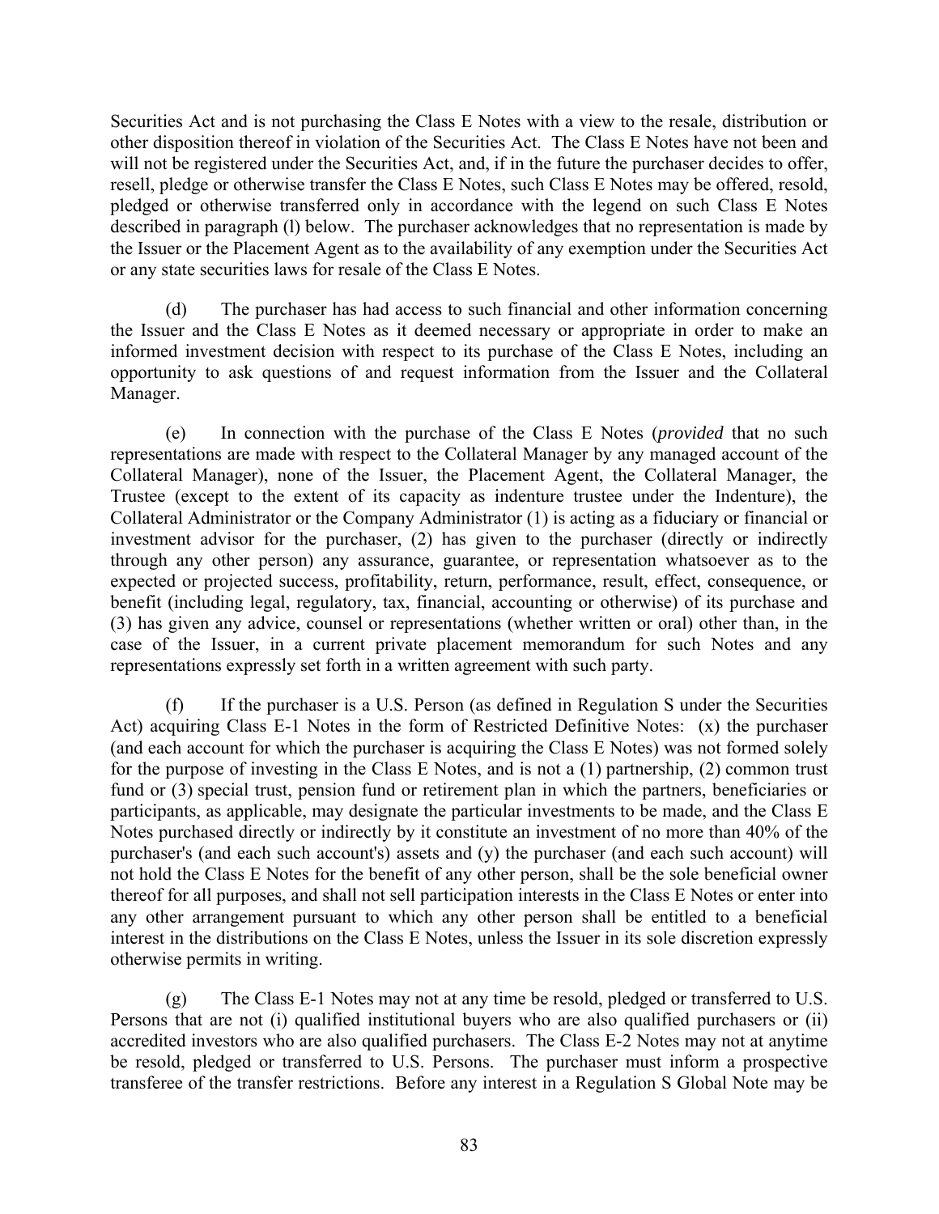Securities Act and is not purchasing the Class E Notes with a view to the resale, distribution or other disposition thereof in violation of the Securities Act. The Class E Notes have not been and will not be registered under the Securities Act, and, if in the future the purchaser decides to offer, resell, pledge or otherwise transfer the Class E Notes, such Class E Notes may be offered, resold, pledged or otherwise transferred only in accordance with the legend on such Class E Notes described in paragraph (l) below. The purchaser acknowledges that no representation is made by the Issuer or the Placement Agent as to the availability of any exemption under the Securities Act or any state securities laws for resale of the Class E Notes.

(d) The purchaser has had access to such financial and other information concerning the Issuer and the Class E Notes as it deemed necessary or appropriate in order to make an informed investment decision with respect to its purchase of the Class E Notes, including an opportunity to ask questions of and request information from the Issuer and the Collateral Manager.

(e) In connection with the purchase of the Class E Notes (*provided* that no such representations are made with respect to the Collateral Manager by any managed account of the Collateral Manager), none of the Issuer, the Placement Agent, the Collateral Manager, the Trustee (except to the extent of its capacity as indenture trustee under the Indenture), the Collateral Administrator or the Company Administrator (1) is acting as a fiduciary or financial or investment advisor for the purchaser, (2) has given to the purchaser (directly or indirectly through any other person) any assurance, guarantee, or representation whatsoever as to the expected or projected success, profitability, return, performance, result, effect, consequence, or benefit (including legal, regulatory, tax, financial, accounting or otherwise) of its purchase and (3) has given any advice, counsel or representations (whether written or oral) other than, in the case of the Issuer, in a current private placement memorandum for such Notes and any representations expressly set forth in a written agreement with such party.

(f) If the purchaser is a U.S. Person (as defined in Regulation S under the Securities Act) acquiring Class E-1 Notes in the form of Restricted Definitive Notes: (x) the purchaser (and each account for which the purchaser is acquiring the Class E Notes) was not formed solely for the purpose of investing in the Class E Notes, and is not a (1) partnership, (2) common trust fund or (3) special trust, pension fund or retirement plan in which the partners, beneficiaries or participants, as applicable, may designate the particular investments to be made, and the Class E Notes purchased directly or indirectly by it constitute an investment of no more than 40% of the purchaser's (and each such account's) assets and (y) the purchaser (and each such account) will not hold the Class E Notes for the benefit of any other person, shall be the sole beneficial owner thereof for all purposes, and shall not sell participation interests in the Class E Notes or enter into any other arrangement pursuant to which any other person shall be entitled to a beneficial interest in the distributions on the Class E Notes, unless the Issuer in its sole discretion expressly otherwise permits in writing.

(g) The Class E-1 Notes may not at any time be resold, pledged or transferred to U.S. Persons that are not (i) qualified institutional buyers who are also qualified purchasers or (ii) accredited investors who are also qualified purchasers. The Class E-2 Notes may not at anytime be resold, pledged or transferred to U.S. Persons. The purchaser must inform a prospective transferee of the transfer restrictions. Before any interest in a Regulation S Global Note may be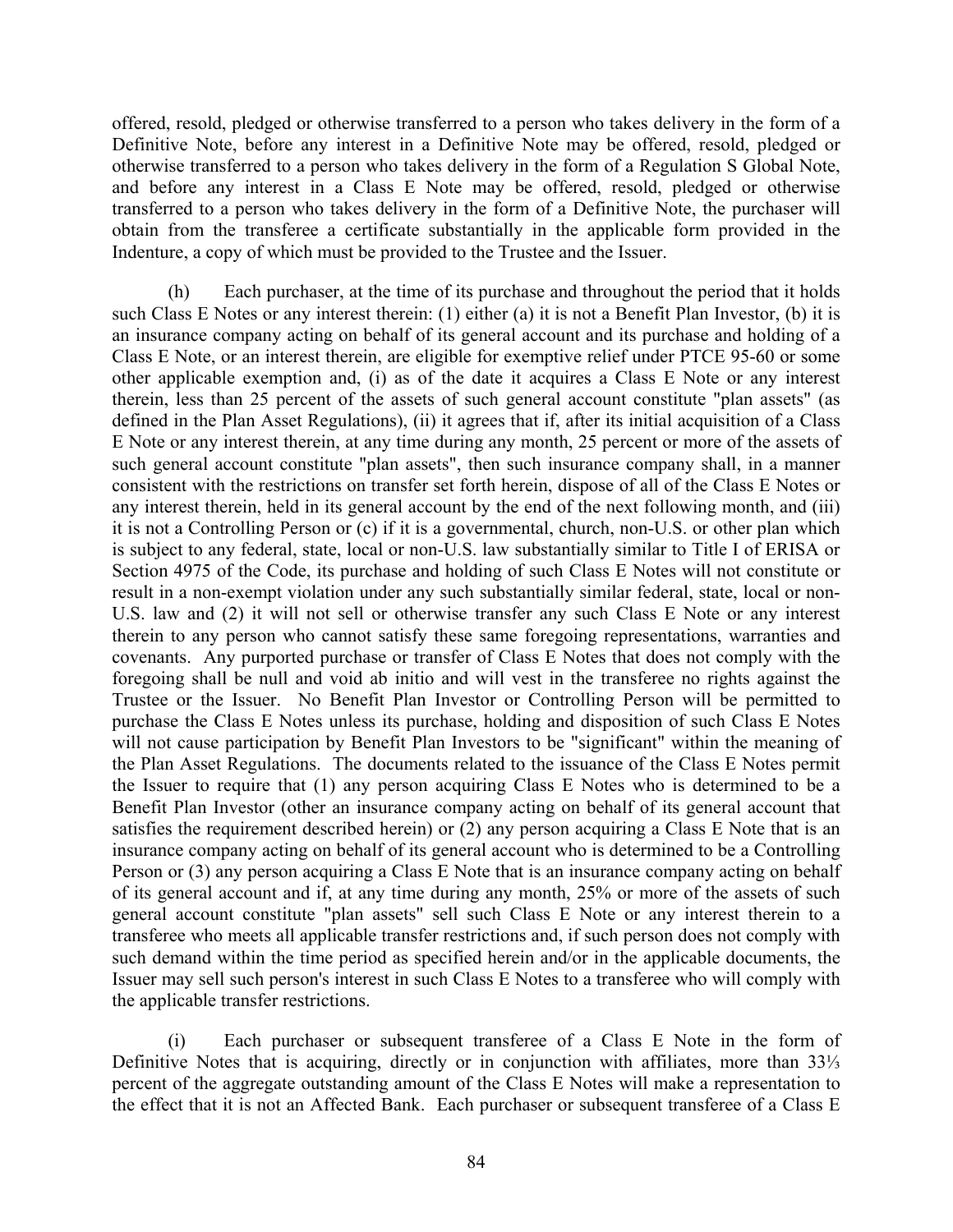offered, resold, pledged or otherwise transferred to a person who takes delivery in the form of a Definitive Note, before any interest in a Definitive Note may be offered, resold, pledged or otherwise transferred to a person who takes delivery in the form of a Regulation S Global Note, and before any interest in a Class E Note may be offered, resold, pledged or otherwise transferred to a person who takes delivery in the form of a Definitive Note, the purchaser will obtain from the transferee a certificate substantially in the applicable form provided in the Indenture, a copy of which must be provided to the Trustee and the Issuer.

(h) Each purchaser, at the time of its purchase and throughout the period that it holds such Class E Notes or any interest therein: (1) either (a) it is not a Benefit Plan Investor, (b) it is an insurance company acting on behalf of its general account and its purchase and holding of a Class E Note, or an interest therein, are eligible for exemptive relief under PTCE 95-60 or some other applicable exemption and, (i) as of the date it acquires a Class E Note or any interest therein, less than 25 percent of the assets of such general account constitute "plan assets" (as defined in the Plan Asset Regulations), (ii) it agrees that if, after its initial acquisition of a Class E Note or any interest therein, at any time during any month, 25 percent or more of the assets of such general account constitute "plan assets", then such insurance company shall, in a manner consistent with the restrictions on transfer set forth herein, dispose of all of the Class E Notes or any interest therein, held in its general account by the end of the next following month, and (iii) it is not a Controlling Person or (c) if it is a governmental, church, non-U.S. or other plan which is subject to any federal, state, local or non-U.S. law substantially similar to Title I of ERISA or Section 4975 of the Code, its purchase and holding of such Class E Notes will not constitute or result in a non-exempt violation under any such substantially similar federal, state, local or non-U.S. law and (2) it will not sell or otherwise transfer any such Class E Note or any interest therein to any person who cannot satisfy these same foregoing representations, warranties and covenants. Any purported purchase or transfer of Class E Notes that does not comply with the foregoing shall be null and void ab initio and will vest in the transferee no rights against the Trustee or the Issuer. No Benefit Plan Investor or Controlling Person will be permitted to purchase the Class E Notes unless its purchase, holding and disposition of such Class E Notes will not cause participation by Benefit Plan Investors to be "significant" within the meaning of the Plan Asset Regulations. The documents related to the issuance of the Class E Notes permit the Issuer to require that (1) any person acquiring Class E Notes who is determined to be a Benefit Plan Investor (other an insurance company acting on behalf of its general account that satisfies the requirement described herein) or (2) any person acquiring a Class E Note that is an insurance company acting on behalf of its general account who is determined to be a Controlling Person or (3) any person acquiring a Class E Note that is an insurance company acting on behalf of its general account and if, at any time during any month, 25% or more of the assets of such general account constitute "plan assets" sell such Class E Note or any interest therein to a transferee who meets all applicable transfer restrictions and, if such person does not comply with such demand within the time period as specified herein and/or in the applicable documents, the Issuer may sell such person's interest in such Class E Notes to a transferee who will comply with the applicable transfer restrictions.

(i) Each purchaser or subsequent transferee of a Class E Note in the form of Definitive Notes that is acquiring, directly or in conjunction with affiliates, more than 33⅓ percent of the aggregate outstanding amount of the Class E Notes will make a representation to the effect that it is not an Affected Bank. Each purchaser or subsequent transferee of a Class E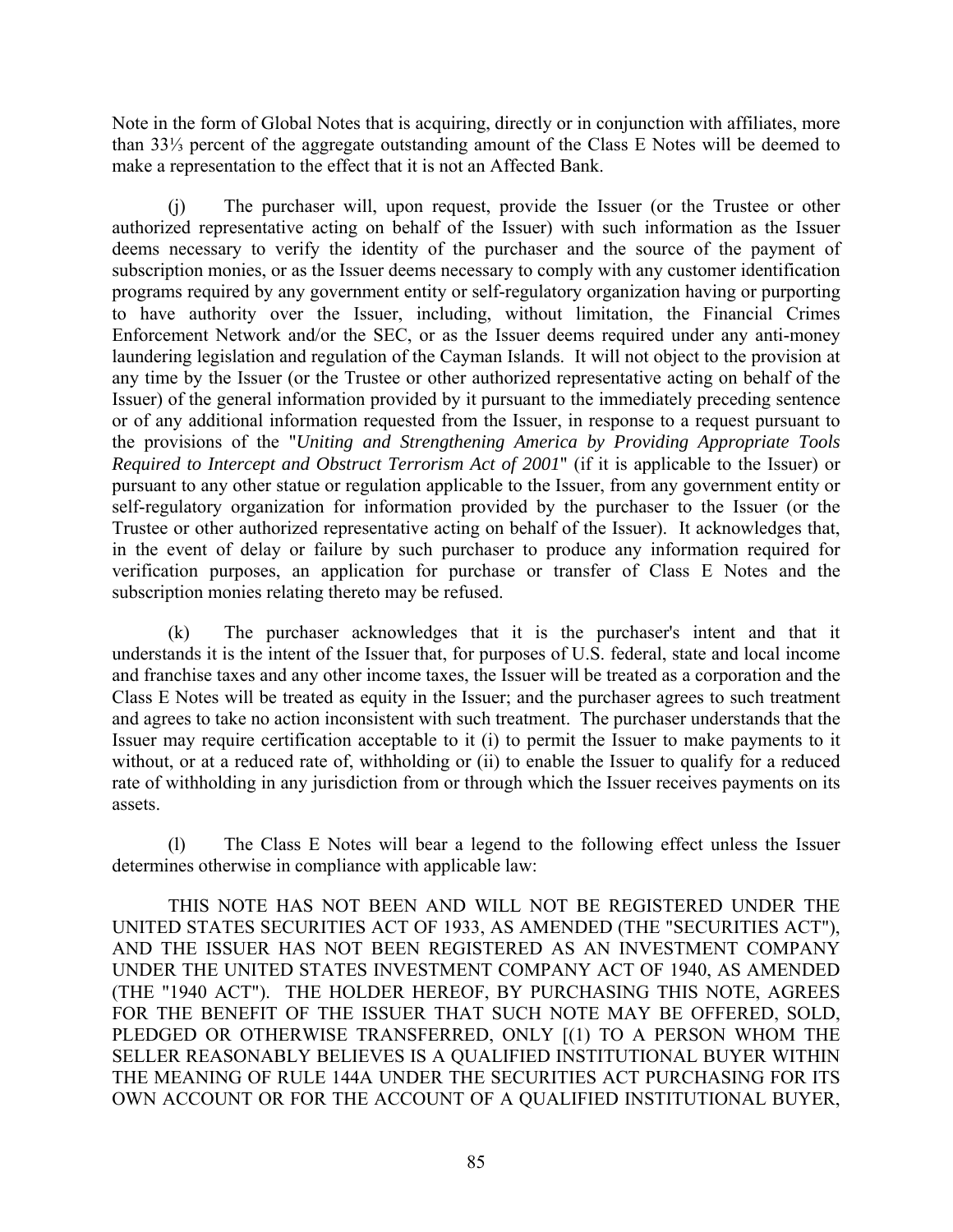Note in the form of Global Notes that is acquiring, directly or in conjunction with affiliates, more than 33⅓ percent of the aggregate outstanding amount of the Class E Notes will be deemed to make a representation to the effect that it is not an Affected Bank.

(j) The purchaser will, upon request, provide the Issuer (or the Trustee or other authorized representative acting on behalf of the Issuer) with such information as the Issuer deems necessary to verify the identity of the purchaser and the source of the payment of subscription monies, or as the Issuer deems necessary to comply with any customer identification programs required by any government entity or self-regulatory organization having or purporting to have authority over the Issuer, including, without limitation, the Financial Crimes Enforcement Network and/or the SEC, or as the Issuer deems required under any anti-money laundering legislation and regulation of the Cayman Islands. It will not object to the provision at any time by the Issuer (or the Trustee or other authorized representative acting on behalf of the Issuer) of the general information provided by it pursuant to the immediately preceding sentence or of any additional information requested from the Issuer, in response to a request pursuant to the provisions of the "*Uniting and Strengthening America by Providing Appropriate Tools Required to Intercept and Obstruct Terrorism Act of 2001*" (if it is applicable to the Issuer) or pursuant to any other statue or regulation applicable to the Issuer, from any government entity or self-regulatory organization for information provided by the purchaser to the Issuer (or the Trustee or other authorized representative acting on behalf of the Issuer). It acknowledges that, in the event of delay or failure by such purchaser to produce any information required for verification purposes, an application for purchase or transfer of Class E Notes and the subscription monies relating thereto may be refused.

(k) The purchaser acknowledges that it is the purchaser's intent and that it understands it is the intent of the Issuer that, for purposes of U.S. federal, state and local income and franchise taxes and any other income taxes, the Issuer will be treated as a corporation and the Class E Notes will be treated as equity in the Issuer; and the purchaser agrees to such treatment and agrees to take no action inconsistent with such treatment. The purchaser understands that the Issuer may require certification acceptable to it (i) to permit the Issuer to make payments to it without, or at a reduced rate of, withholding or (ii) to enable the Issuer to qualify for a reduced rate of withholding in any jurisdiction from or through which the Issuer receives payments on its assets.

(l) The Class E Notes will bear a legend to the following effect unless the Issuer determines otherwise in compliance with applicable law:

THIS NOTE HAS NOT BEEN AND WILL NOT BE REGISTERED UNDER THE UNITED STATES SECURITIES ACT OF 1933, AS AMENDED (THE "SECURITIES ACT"), AND THE ISSUER HAS NOT BEEN REGISTERED AS AN INVESTMENT COMPANY UNDER THE UNITED STATES INVESTMENT COMPANY ACT OF 1940, AS AMENDED (THE "1940 ACT"). THE HOLDER HEREOF, BY PURCHASING THIS NOTE, AGREES FOR THE BENEFIT OF THE ISSUER THAT SUCH NOTE MAY BE OFFERED, SOLD, PLEDGED OR OTHERWISE TRANSFERRED, ONLY [(1) TO A PERSON WHOM THE SELLER REASONABLY BELIEVES IS A QUALIFIED INSTITUTIONAL BUYER WITHIN THE MEANING OF RULE 144A UNDER THE SECURITIES ACT PURCHASING FOR ITS OWN ACCOUNT OR FOR THE ACCOUNT OF A QUALIFIED INSTITUTIONAL BUYER,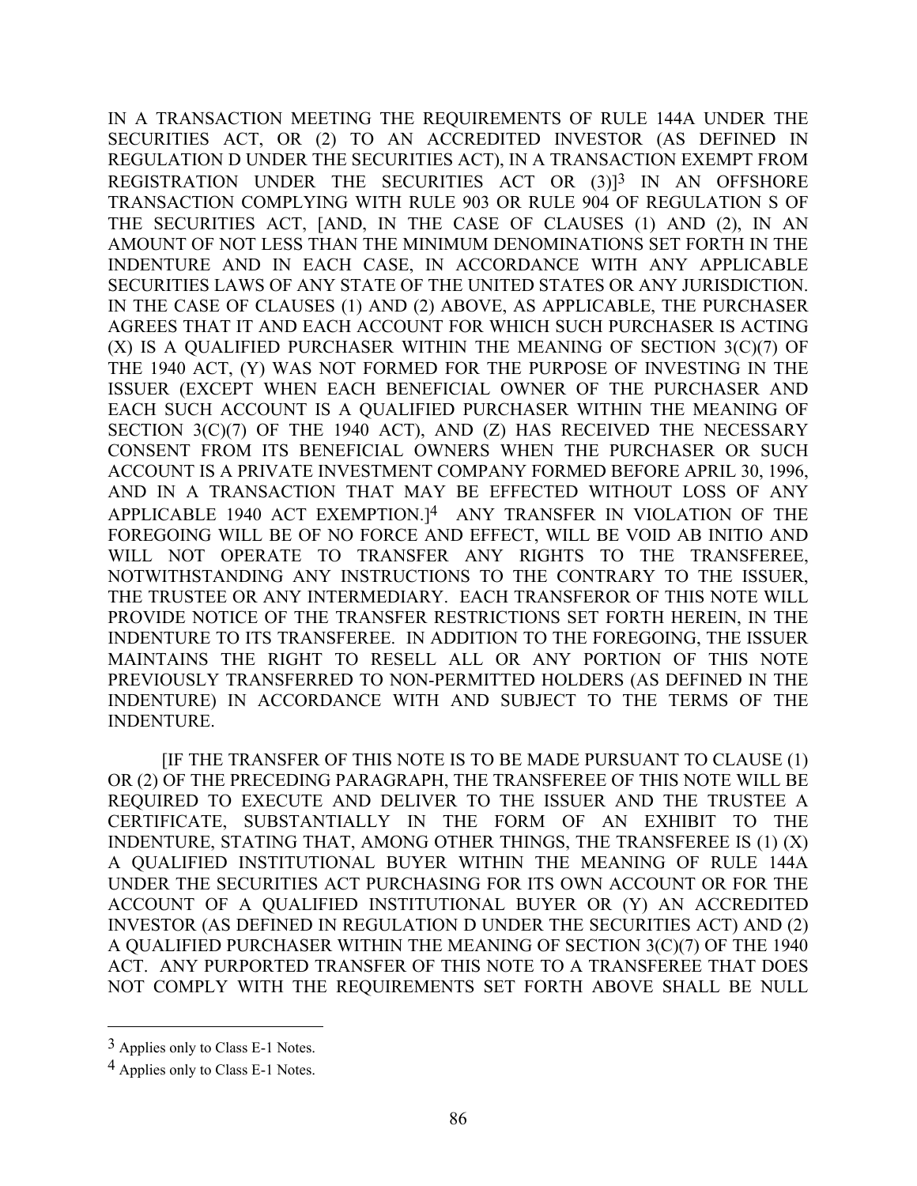IN A TRANSACTION MEETING THE REQUIREMENTS OF RULE 144A UNDER THE SECURITIES ACT, OR (2) TO AN ACCREDITED INVESTOR (AS DEFINED IN REGULATION D UNDER THE SECURITIES ACT), IN A TRANSACTION EXEMPT FROM REGISTRATION UNDER THE SECURITIES ACT OR (3)][3] IN AN OFFSHORE TRANSACTION COMPLYING WITH RULE 903 OR RULE 904 OF REGULATION S OF THE SECURITIES ACT, [AND, IN THE CASE OF CLAUSES (1) AND (2), IN AN AMOUNT OF NOT LESS THAN THE MINIMUM DENOMINATIONS SET FORTH IN THE INDENTURE AND IN EACH CASE, IN ACCORDANCE WITH ANY APPLICABLE SECURITIES LAWS OF ANY STATE OF THE UNITED STATES OR ANY JURISDICTION. IN THE CASE OF CLAUSES (1) AND (2) ABOVE, AS APPLICABLE, THE PURCHASER AGREES THAT IT AND EACH ACCOUNT FOR WHICH SUCH PURCHASER IS ACTING (X) IS A QUALIFIED PURCHASER WITHIN THE MEANING OF SECTION 3(C)(7) OF THE 1940 ACT, (Y) WAS NOT FORMED FOR THE PURPOSE OF INVESTING IN THE ISSUER (EXCEPT WHEN EACH BENEFICIAL OWNER OF THE PURCHASER AND EACH SUCH ACCOUNT IS A QUALIFIED PURCHASER WITHIN THE MEANING OF SECTION 3(C)(7) OF THE 1940 ACT), AND (Z) HAS RECEIVED THE NECESSARY CONSENT FROM ITS BENEFICIAL OWNERS WHEN THE PURCHASER OR SUCH ACCOUNT IS A PRIVATE INVESTMENT COMPANY FORMED BEFORE APRIL 30, 1996, AND IN A TRANSACTION THAT MAY BE EFFECTED WITHOUT LOSS OF ANY APPLICABLE 1940 ACT EXEMPTION.][4] ANY TRANSFER IN VIOLATION OF THE FOREGOING WILL BE OF NO FORCE AND EFFECT, WILL BE VOID AB INITIO AND WILL NOT OPERATE TO TRANSFER ANY RIGHTS TO THE TRANSFEREE, NOTWITHSTANDING ANY INSTRUCTIONS TO THE CONTRARY TO THE ISSUER, THE TRUSTEE OR ANY INTERMEDIARY. EACH TRANSFEROR OF THIS NOTE WILL PROVIDE NOTICE OF THE TRANSFER RESTRICTIONS SET FORTH HEREIN, IN THE INDENTURE TO ITS TRANSFEREE. IN ADDITION TO THE FOREGOING, THE ISSUER MAINTAINS THE RIGHT TO RESELL ALL OR ANY PORTION OF THIS NOTE PREVIOUSLY TRANSFERRED TO NON-PERMITTED HOLDERS (AS DEFINED IN THE INDENTURE) IN ACCORDANCE WITH AND SUBJECT TO THE TERMS OF THE INDENTURE.

[IF THE TRANSFER OF THIS NOTE IS TO BE MADE PURSUANT TO CLAUSE (1) OR (2) OF THE PRECEDING PARAGRAPH, THE TRANSFEREE OF THIS NOTE WILL BE REQUIRED TO EXECUTE AND DELIVER TO THE ISSUER AND THE TRUSTEE A CERTIFICATE, SUBSTANTIALLY IN THE FORM OF AN EXHIBIT TO THE INDENTURE, STATING THAT, AMONG OTHER THINGS, THE TRANSFEREE IS (1) (X) A QUALIFIED INSTITUTIONAL BUYER WITHIN THE MEANING OF RULE 144A UNDER THE SECURITIES ACT PURCHASING FOR ITS OWN ACCOUNT OR FOR THE ACCOUNT OF A QUALIFIED INSTITUTIONAL BUYER OR (Y) AN ACCREDITED INVESTOR (AS DEFINED IN REGULATION D UNDER THE SECURITIES ACT) AND (2) A QUALIFIED PURCHASER WITHIN THE MEANING OF SECTION 3(C)(7) OF THE 1940 ACT. ANY PURPORTED TRANSFER OF THIS NOTE TO A TRANSFEREE THAT DOES NOT COMPLY WITH THE REQUIREMENTS SET FORTH ABOVE SHALL BE NULL

---

[3] Applies only to Class E-1 Notes.

[4] Applies only to Class E-1 Notes.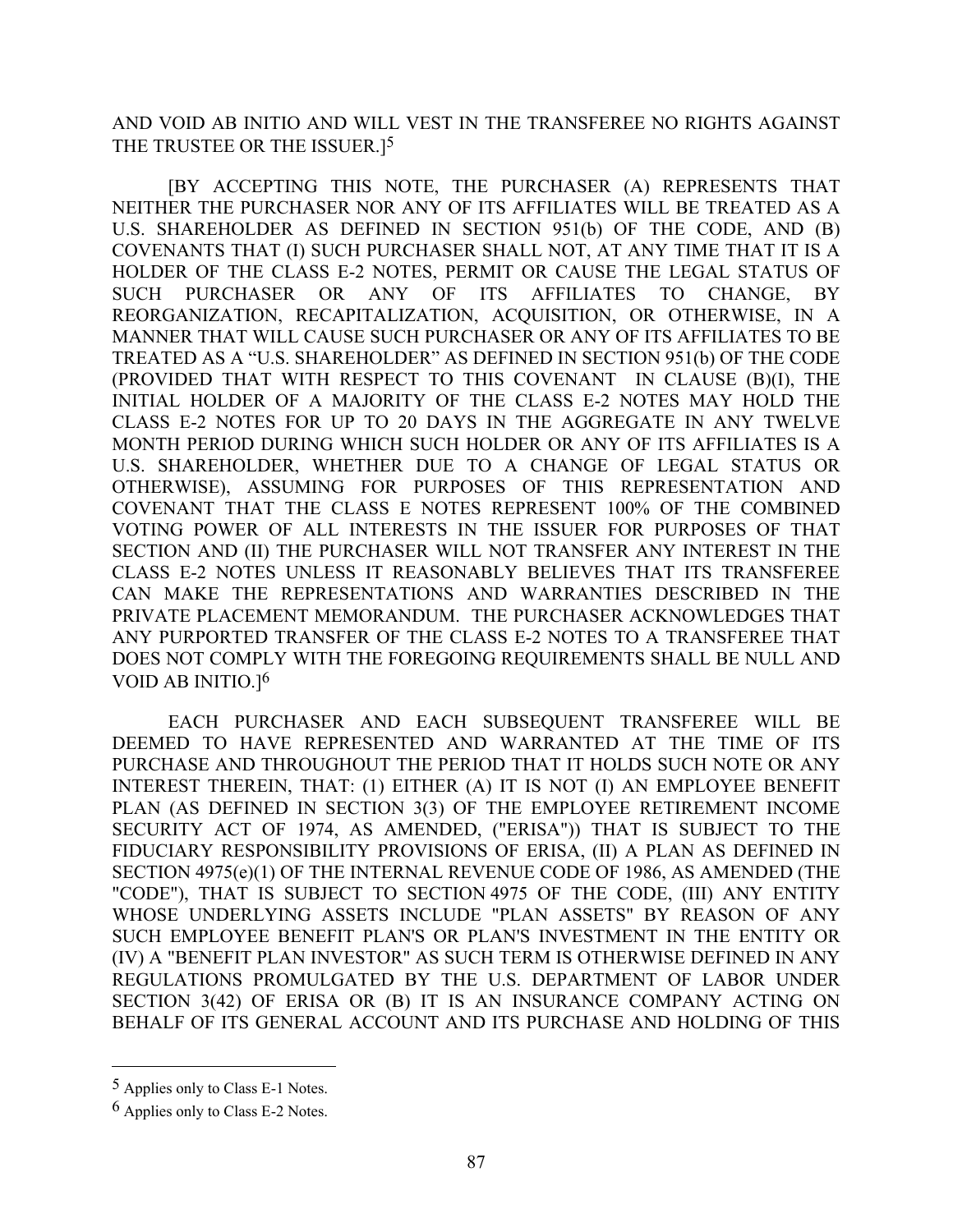AND VOID AB INITIO AND WILL VEST IN THE TRANSFEREE NO RIGHTS AGAINST THE TRUSTEE OR THE ISSUER.][5]

[BY ACCEPTING THIS NOTE, THE PURCHASER (A) REPRESENTS THAT NEITHER THE PURCHASER NOR ANY OF ITS AFFILIATES WILL BE TREATED AS A U.S. SHAREHOLDER AS DEFINED IN SECTION 951(b) OF THE CODE, AND (B) COVENANTS THAT (I) SUCH PURCHASER SHALL NOT, AT ANY TIME THAT IT IS A HOLDER OF THE CLASS E-2 NOTES, PERMIT OR CAUSE THE LEGAL STATUS OF SUCH PURCHASER OR ANY OF ITS AFFILIATES TO CHANGE, BY REORGANIZATION, RECAPITALIZATION, ACQUISITION, OR OTHERWISE, IN A MANNER THAT WILL CAUSE SUCH PURCHASER OR ANY OF ITS AFFILIATES TO BE TREATED AS A "U.S. SHAREHOLDER" AS DEFINED IN SECTION 951(b) OF THE CODE (PROVIDED THAT WITH RESPECT TO THIS COVENANT IN CLAUSE (B)(I), THE INITIAL HOLDER OF A MAJORITY OF THE CLASS E-2 NOTES MAY HOLD THE CLASS E-2 NOTES FOR UP TO 20 DAYS IN THE AGGREGATE IN ANY TWELVE MONTH PERIOD DURING WHICH SUCH HOLDER OR ANY OF ITS AFFILIATES IS A U.S. SHAREHOLDER, WHETHER DUE TO A CHANGE OF LEGAL STATUS OR OTHERWISE), ASSUMING FOR PURPOSES OF THIS REPRESENTATION AND COVENANT THAT THE CLASS E NOTES REPRESENT 100% OF THE COMBINED VOTING POWER OF ALL INTERESTS IN THE ISSUER FOR PURPOSES OF THAT SECTION AND (II) THE PURCHASER WILL NOT TRANSFER ANY INTEREST IN THE CLASS E-2 NOTES UNLESS IT REASONABLY BELIEVES THAT ITS TRANSFEREE CAN MAKE THE REPRESENTATIONS AND WARRANTIES DESCRIBED IN THE PRIVATE PLACEMENT MEMORANDUM. THE PURCHASER ACKNOWLEDGES THAT ANY PURPORTED TRANSFER OF THE CLASS E-2 NOTES TO A TRANSFEREE THAT DOES NOT COMPLY WITH THE FOREGOING REQUIREMENTS SHALL BE NULL AND VOID AB INITIO.][6]

EACH PURCHASER AND EACH SUBSEQUENT TRANSFEREE WILL BE DEEMED TO HAVE REPRESENTED AND WARRANTED AT THE TIME OF ITS PURCHASE AND THROUGHOUT THE PERIOD THAT IT HOLDS SUCH NOTE OR ANY INTEREST THEREIN, THAT: (1) EITHER (A) IT IS NOT (I) AN EMPLOYEE BENEFIT PLAN (AS DEFINED IN SECTION 3(3) OF THE EMPLOYEE RETIREMENT INCOME SECURITY ACT OF 1974, AS AMENDED, ("ERISA")) THAT IS SUBJECT TO THE FIDUCIARY RESPONSIBILITY PROVISIONS OF ERISA, (II) A PLAN AS DEFINED IN SECTION 4975(e)(1) OF THE INTERNAL REVENUE CODE OF 1986, AS AMENDED (THE "CODE"), THAT IS SUBJECT TO SECTION 4975 OF THE CODE, (III) ANY ENTITY WHOSE UNDERLYING ASSETS INCLUDE "PLAN ASSETS" BY REASON OF ANY SUCH EMPLOYEE BENEFIT PLAN'S OR PLAN'S INVESTMENT IN THE ENTITY OR (IV) A "BENEFIT PLAN INVESTOR" AS SUCH TERM IS OTHERWISE DEFINED IN ANY REGULATIONS PROMULGATED BY THE U.S. DEPARTMENT OF LABOR UNDER SECTION 3(42) OF ERISA OR (B) IT IS AN INSURANCE COMPANY ACTING ON BEHALF OF ITS GENERAL ACCOUNT AND ITS PURCHASE AND HOLDING OF THIS

---

[5] Applies only to Class E-1 Notes.

[6] Applies only to Class E-2 Notes.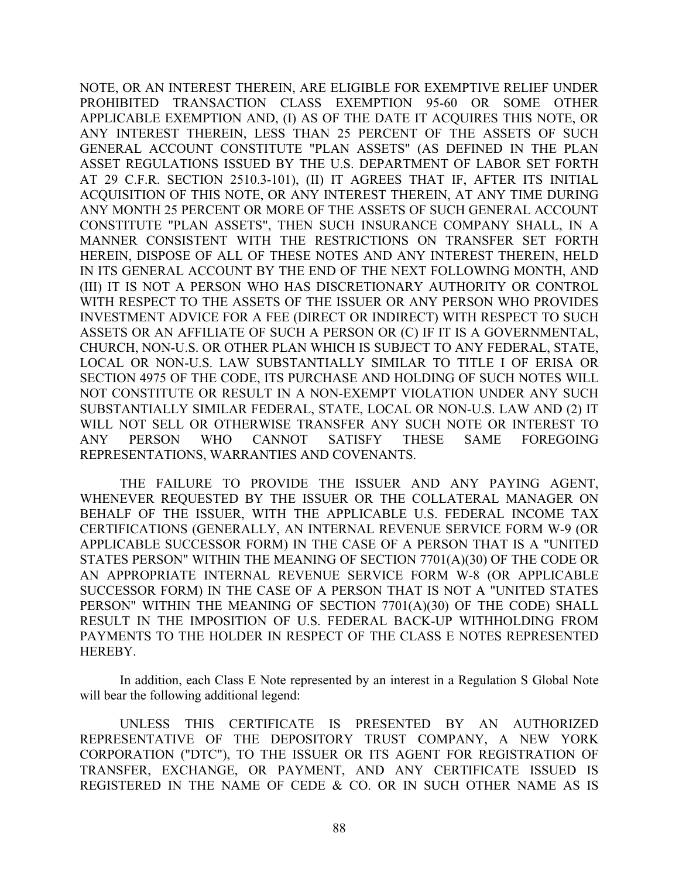NOTE, OR AN INTEREST THEREIN, ARE ELIGIBLE FOR EXEMPTIVE RELIEF UNDER PROHIBITED TRANSACTION CLASS EXEMPTION 95-60 OR SOME OTHER APPLICABLE EXEMPTION AND, (I) AS OF THE DATE IT ACQUIRES THIS NOTE, OR ANY INTEREST THEREIN, LESS THAN 25 PERCENT OF THE ASSETS OF SUCH GENERAL ACCOUNT CONSTITUTE "PLAN ASSETS" (AS DEFINED IN THE PLAN ASSET REGULATIONS ISSUED BY THE U.S. DEPARTMENT OF LABOR SET FORTH AT 29 C.F.R. SECTION 2510.3-101), (II) IT AGREES THAT IF, AFTER ITS INITIAL ACQUISITION OF THIS NOTE, OR ANY INTEREST THEREIN, AT ANY TIME DURING ANY MONTH 25 PERCENT OR MORE OF THE ASSETS OF SUCH GENERAL ACCOUNT CONSTITUTE "PLAN ASSETS", THEN SUCH INSURANCE COMPANY SHALL, IN A MANNER CONSISTENT WITH THE RESTRICTIONS ON TRANSFER SET FORTH HEREIN, DISPOSE OF ALL OF THESE NOTES AND ANY INTEREST THEREIN, HELD IN ITS GENERAL ACCOUNT BY THE END OF THE NEXT FOLLOWING MONTH, AND (III) IT IS NOT A PERSON WHO HAS DISCRETIONARY AUTHORITY OR CONTROL WITH RESPECT TO THE ASSETS OF THE ISSUER OR ANY PERSON WHO PROVIDES INVESTMENT ADVICE FOR A FEE (DIRECT OR INDIRECT) WITH RESPECT TO SUCH ASSETS OR AN AFFILIATE OF SUCH A PERSON OR (C) IF IT IS A GOVERNMENTAL, CHURCH, NON-U.S. OR OTHER PLAN WHICH IS SUBJECT TO ANY FEDERAL, STATE, LOCAL OR NON-U.S. LAW SUBSTANTIALLY SIMILAR TO TITLE I OF ERISA OR SECTION 4975 OF THE CODE, ITS PURCHASE AND HOLDING OF SUCH NOTES WILL NOT CONSTITUTE OR RESULT IN A NON-EXEMPT VIOLATION UNDER ANY SUCH SUBSTANTIALLY SIMILAR FEDERAL, STATE, LOCAL OR NON-U.S. LAW AND (2) IT WILL NOT SELL OR OTHERWISE TRANSFER ANY SUCH NOTE OR INTEREST TO ANY PERSON WHO CANNOT SATISFY THESE SAME FOREGOING REPRESENTATIONS, WARRANTIES AND COVENANTS.

THE FAILURE TO PROVIDE THE ISSUER AND ANY PAYING AGENT, WHENEVER REQUESTED BY THE ISSUER OR THE COLLATERAL MANAGER ON BEHALF OF THE ISSUER, WITH THE APPLICABLE U.S. FEDERAL INCOME TAX CERTIFICATIONS (GENERALLY, AN INTERNAL REVENUE SERVICE FORM W-9 (OR APPLICABLE SUCCESSOR FORM) IN THE CASE OF A PERSON THAT IS A "UNITED STATES PERSON" WITHIN THE MEANING OF SECTION 7701(A)(30) OF THE CODE OR AN APPROPRIATE INTERNAL REVENUE SERVICE FORM W-8 (OR APPLICABLE SUCCESSOR FORM) IN THE CASE OF A PERSON THAT IS NOT A "UNITED STATES PERSON" WITHIN THE MEANING OF SECTION 7701(A)(30) OF THE CODE) SHALL RESULT IN THE IMPOSITION OF U.S. FEDERAL BACK-UP WITHHOLDING FROM PAYMENTS TO THE HOLDER IN RESPECT OF THE CLASS E NOTES REPRESENTED HEREBY.

In addition, each Class E Note represented by an interest in a Regulation S Global Note will bear the following additional legend:

UNLESS THIS CERTIFICATE IS PRESENTED BY AN AUTHORIZED REPRESENTATIVE OF THE DEPOSITORY TRUST COMPANY, A NEW YORK CORPORATION ("DTC"), TO THE ISSUER OR ITS AGENT FOR REGISTRATION OF TRANSFER, EXCHANGE, OR PAYMENT, AND ANY CERTIFICATE ISSUED IS REGISTERED IN THE NAME OF CEDE & CO. OR IN SUCH OTHER NAME AS IS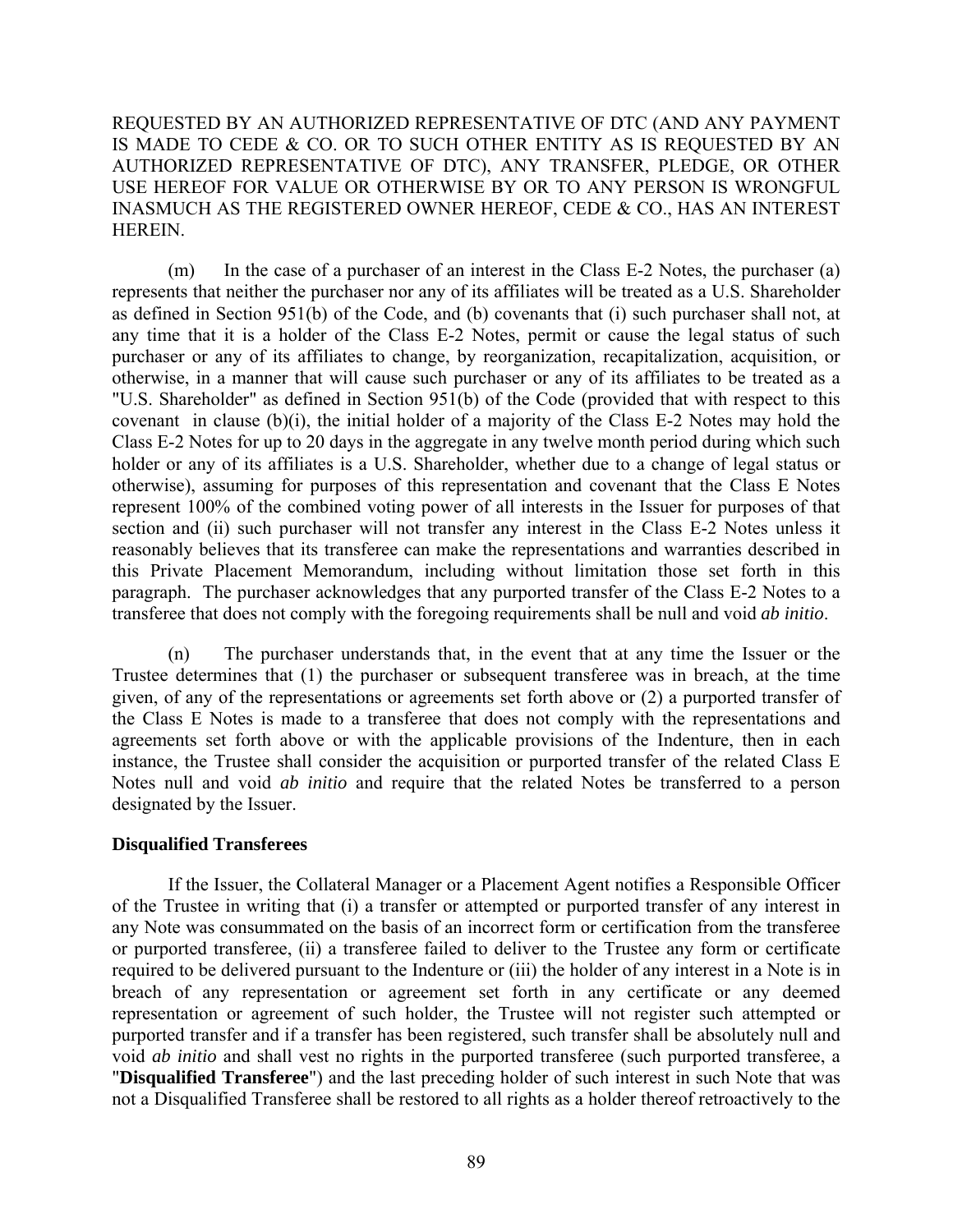REQUESTED BY AN AUTHORIZED REPRESENTATIVE OF DTC (AND ANY PAYMENT IS MADE TO CEDE & CO. OR TO SUCH OTHER ENTITY AS IS REQUESTED BY AN AUTHORIZED REPRESENTATIVE OF DTC), ANY TRANSFER, PLEDGE, OR OTHER USE HEREOF FOR VALUE OR OTHERWISE BY OR TO ANY PERSON IS WRONGFUL INASMUCH AS THE REGISTERED OWNER HEREOF, CEDE & CO., HAS AN INTEREST HEREIN.

(m) In the case of a purchaser of an interest in the Class E-2 Notes, the purchaser (a) represents that neither the purchaser nor any of its affiliates will be treated as a U.S. Shareholder as defined in Section 951(b) of the Code, and (b) covenants that (i) such purchaser shall not, at any time that it is a holder of the Class E-2 Notes, permit or cause the legal status of such purchaser or any of its affiliates to change, by reorganization, recapitalization, acquisition, or otherwise, in a manner that will cause such purchaser or any of its affiliates to be treated as a "U.S. Shareholder" as defined in Section 951(b) of the Code (provided that with respect to this covenant in clause (b)(i), the initial holder of a majority of the Class E-2 Notes may hold the Class E-2 Notes for up to 20 days in the aggregate in any twelve month period during which such holder or any of its affiliates is a U.S. Shareholder, whether due to a change of legal status or otherwise), assuming for purposes of this representation and covenant that the Class E Notes represent 100% of the combined voting power of all interests in the Issuer for purposes of that section and (ii) such purchaser will not transfer any interest in the Class E-2 Notes unless it reasonably believes that its transferee can make the representations and warranties described in this Private Placement Memorandum, including without limitation those set forth in this paragraph. The purchaser acknowledges that any purported transfer of the Class E-2 Notes to a transferee that does not comply with the foregoing requirements shall be null and void *ab initio*.

(n) The purchaser understands that, in the event that at any time the Issuer or the Trustee determines that (1) the purchaser or subsequent transferee was in breach, at the time given, of any of the representations or agreements set forth above or (2) a purported transfer of the Class E Notes is made to a transferee that does not comply with the representations and agreements set forth above or with the applicable provisions of the Indenture, then in each instance, the Trustee shall consider the acquisition or purported transfer of the related Class E Notes null and void *ab initio* and require that the related Notes be transferred to a person designated by the Issuer.

**Disqualified Transferees**

If the Issuer, the Collateral Manager or a Placement Agent notifies a Responsible Officer of the Trustee in writing that (i) a transfer or attempted or purported transfer of any interest in any Note was consummated on the basis of an incorrect form or certification from the transferee or purported transferee, (ii) a transferee failed to deliver to the Trustee any form or certificate required to be delivered pursuant to the Indenture or (iii) the holder of any interest in a Note is in breach of any representation or agreement set forth in any certificate or any deemed representation or agreement of such holder, the Trustee will not register such attempted or purported transfer and if a transfer has been registered, such transfer shall be absolutely null and void *ab initio* and shall vest no rights in the purported transferee (such purported transferee, a "**Disqualified Transferee**") and the last preceding holder of such interest in such Note that was not a Disqualified Transferee shall be restored to all rights as a holder thereof retroactively to the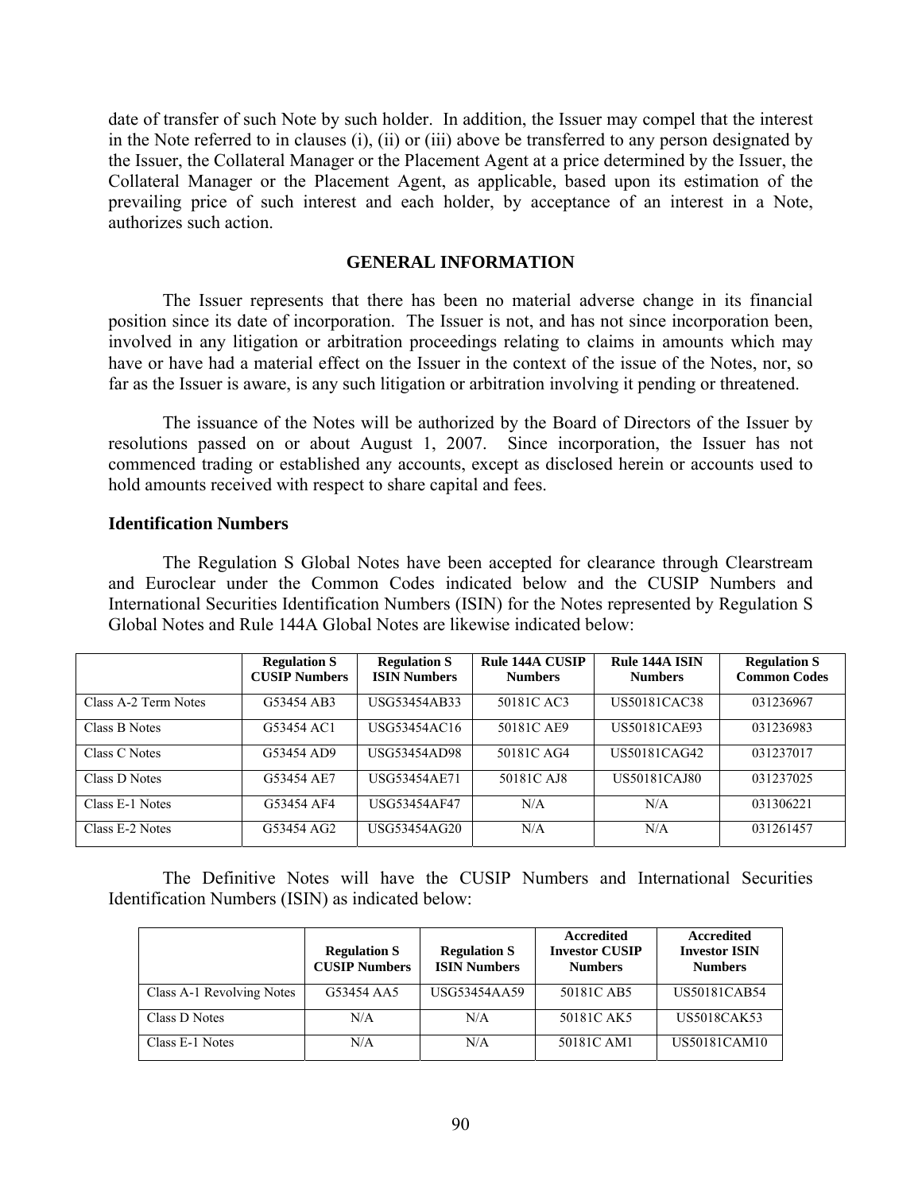date of transfer of such Note by such holder. In addition, the Issuer may compel that the interest in the Note referred to in clauses (i), (ii) or (iii) above be transferred to any person designated by the Issuer, the Collateral Manager or the Placement Agent at a price determined by the Issuer, the Collateral Manager or the Placement Agent, as applicable, based upon its estimation of the prevailing price of such interest and each holder, by acceptance of an interest in a Note, authorizes such action.

## GENERAL INFORMATION

The Issuer represents that there has been no material adverse change in its financial position since its date of incorporation. The Issuer is not, and has not since incorporation been, involved in any litigation or arbitration proceedings relating to claims in amounts which may have or have had a material effect on the Issuer in the context of the issue of the Notes, nor, so far as the Issuer is aware, is any such litigation or arbitration involving it pending or threatened.

The issuance of the Notes will be authorized by the Board of Directors of the Issuer by resolutions passed on or about August 1, 2007. Since incorporation, the Issuer has not commenced trading or established any accounts, except as disclosed herein or accounts used to hold amounts received with respect to share capital and fees.

### Identification Numbers

The Regulation S Global Notes have been accepted for clearance through Clearstream and Euroclear under the Common Codes indicated below and the CUSIP Numbers and International Securities Identification Numbers (ISIN) for the Notes represented by Regulation S Global Notes and Rule 144A Global Notes are likewise indicated below:

| | Regulation S CUSIP Numbers | Regulation S ISIN Numbers | Rule 144A CUSIP Numbers | Rule 144A ISIN Numbers | Regulation S Common Codes |
|---|---|---|---|---|---|
| Class A-2 Term Notes | G53454 AB3 | USG53454AB33 | 50181C AC3 | US50181CAC38 | 031236967 |
| Class B Notes | G53454 AC1 | USG53454AC16 | 50181C AE9 | US50181CAE93 | 031236983 |
| Class C Notes | G53454 AD9 | USG53454AD98 | 50181C AG4 | US50181CAG42 | 031237017 |
| Class D Notes | G53454 AE7 | USG53454AE71 | 50181C AJ8 | US50181CAJ80 | 031237025 |
| Class E-1 Notes | G53454 AF4 | USG53454AF47 | N/A | N/A | 031306221 |
| Class E-2 Notes | G53454 AG2 | USG53454AG20 | N/A | N/A | 031261457 |

The Definitive Notes will have the CUSIP Numbers and International Securities Identification Numbers (ISIN) as indicated below:

| | Regulation S CUSIP Numbers | Regulation S ISIN Numbers | Accredited Investor CUSIP Numbers | Accredited Investor ISIN Numbers |
|---|---|---|---|---|
| Class A-1 Revolving Notes | G53454 AA5 | USG53454AA59 | 50181C AB5 | US50181CAB54 |
| Class D Notes | N/A | N/A | 50181C AK5 | US5018CAK53 |
| Class E-1 Notes | N/A | N/A | 50181C AM1 | US50181CAM10 |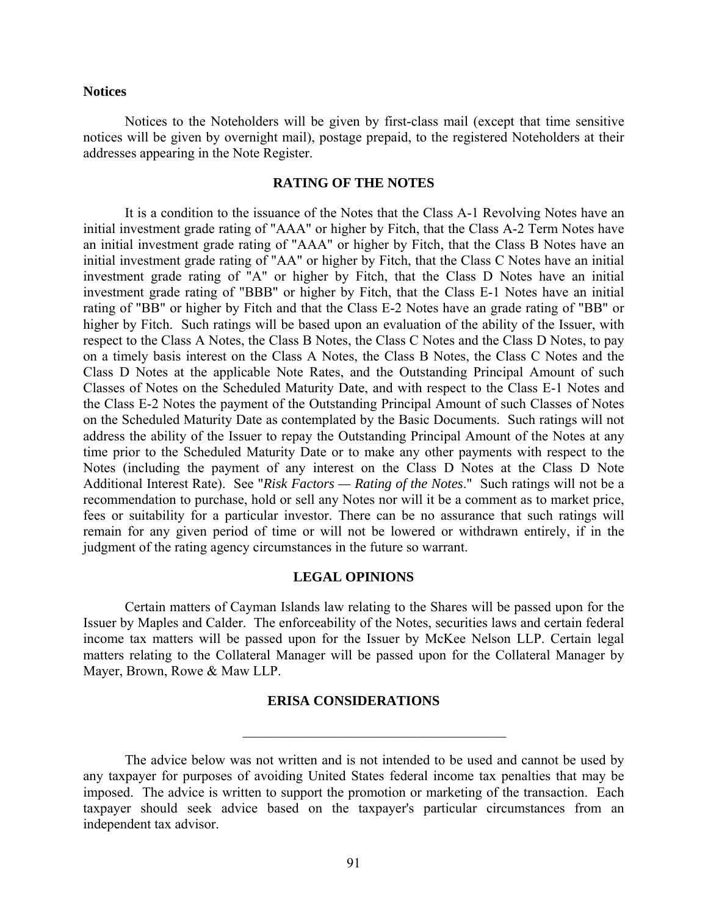**Notices**

Notices to the Noteholders will be given by first-class mail (except that time sensitive notices will be given by overnight mail), postage prepaid, to the registered Noteholders at their addresses appearing in the Note Register.

## RATING OF THE NOTES

It is a condition to the issuance of the Notes that the Class A-1 Revolving Notes have an initial investment grade rating of "AAA" or higher by Fitch, that the Class A-2 Term Notes have an initial investment grade rating of "AAA" or higher by Fitch, that the Class B Notes have an initial investment grade rating of "AA" or higher by Fitch, that the Class C Notes have an initial investment grade rating of "A" or higher by Fitch, that the Class D Notes have an initial investment grade rating of "BBB" or higher by Fitch, that the Class E-1 Notes have an initial rating of "BB" or higher by Fitch and that the Class E-2 Notes have an grade rating of "BB" or higher by Fitch. Such ratings will be based upon an evaluation of the ability of the Issuer, with respect to the Class A Notes, the Class B Notes, the Class C Notes and the Class D Notes, to pay on a timely basis interest on the Class A Notes, the Class B Notes, the Class C Notes and the Class D Notes at the applicable Note Rates, and the Outstanding Principal Amount of such Classes of Notes on the Scheduled Maturity Date, and with respect to the Class E-1 Notes and the Class E-2 Notes the payment of the Outstanding Principal Amount of such Classes of Notes on the Scheduled Maturity Date as contemplated by the Basic Documents. Such ratings will not address the ability of the Issuer to repay the Outstanding Principal Amount of the Notes at any time prior to the Scheduled Maturity Date or to make any other payments with respect to the Notes (including the payment of any interest on the Class D Notes at the Class D Note Additional Interest Rate). See "*Risk Factors — Rating of the Notes*." Such ratings will not be a recommendation to purchase, hold or sell any Notes nor will it be a comment as to market price, fees or suitability for a particular investor. There can be no assurance that such ratings will remain for any given period of time or will not be lowered or withdrawn entirely, if in the judgment of the rating agency circumstances in the future so warrant.

## LEGAL OPINIONS

Certain matters of Cayman Islands law relating to the Shares will be passed upon for the Issuer by Maples and Calder. The enforceability of the Notes, securities laws and certain federal income tax matters will be passed upon for the Issuer by McKee Nelson LLP. Certain legal matters relating to the Collateral Manager will be passed upon for the Collateral Manager by Mayer, Brown, Rowe & Maw LLP.

## ERISA CONSIDERATIONS

---

The advice below was not written and is not intended to be used and cannot be used by any taxpayer for purposes of avoiding United States federal income tax penalties that may be imposed. The advice is written to support the promotion or marketing of the transaction. Each taxpayer should seek advice based on the taxpayer's particular circumstances from an independent tax advisor.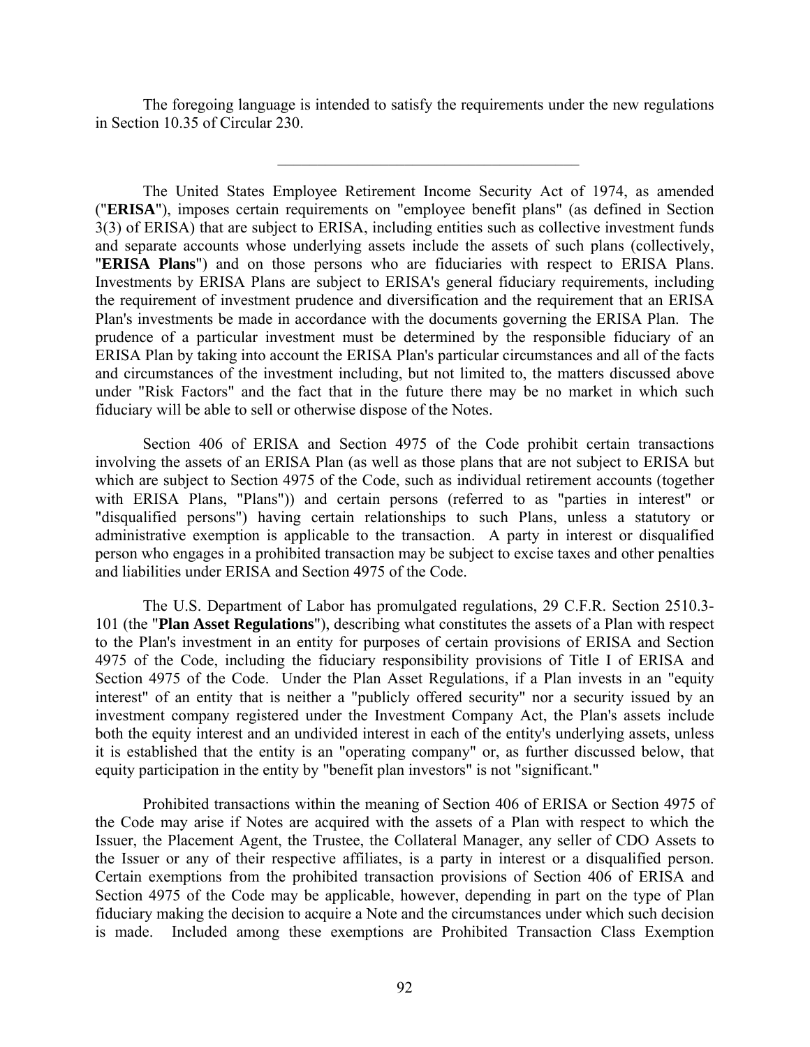The foregoing language is intended to satisfy the requirements under the new regulations in Section 10.35 of Circular 230.

---

The United States Employee Retirement Income Security Act of 1974, as amended ("**ERISA**"), imposes certain requirements on "employee benefit plans" (as defined in Section 3(3) of ERISA) that are subject to ERISA, including entities such as collective investment funds and separate accounts whose underlying assets include the assets of such plans (collectively, "**ERISA Plans**") and on those persons who are fiduciaries with respect to ERISA Plans. Investments by ERISA Plans are subject to ERISA's general fiduciary requirements, including the requirement of investment prudence and diversification and the requirement that an ERISA Plan's investments be made in accordance with the documents governing the ERISA Plan. The prudence of a particular investment must be determined by the responsible fiduciary of an ERISA Plan by taking into account the ERISA Plan's particular circumstances and all of the facts and circumstances of the investment including, but not limited to, the matters discussed above under "Risk Factors" and the fact that in the future there may be no market in which such fiduciary will be able to sell or otherwise dispose of the Notes.

Section 406 of ERISA and Section 4975 of the Code prohibit certain transactions involving the assets of an ERISA Plan (as well as those plans that are not subject to ERISA but which are subject to Section 4975 of the Code, such as individual retirement accounts (together with ERISA Plans, "Plans")) and certain persons (referred to as "parties in interest" or "disqualified persons") having certain relationships to such Plans, unless a statutory or administrative exemption is applicable to the transaction. A party in interest or disqualified person who engages in a prohibited transaction may be subject to excise taxes and other penalties and liabilities under ERISA and Section 4975 of the Code.

The U.S. Department of Labor has promulgated regulations, 29 C.F.R. Section 2510.3-101 (the "**Plan Asset Regulations**"), describing what constitutes the assets of a Plan with respect to the Plan's investment in an entity for purposes of certain provisions of ERISA and Section 4975 of the Code, including the fiduciary responsibility provisions of Title I of ERISA and Section 4975 of the Code. Under the Plan Asset Regulations, if a Plan invests in an "equity interest" of an entity that is neither a "publicly offered security" nor a security issued by an investment company registered under the Investment Company Act, the Plan's assets include both the equity interest and an undivided interest in each of the entity's underlying assets, unless it is established that the entity is an "operating company" or, as further discussed below, that equity participation in the entity by "benefit plan investors" is not "significant."

Prohibited transactions within the meaning of Section 406 of ERISA or Section 4975 of the Code may arise if Notes are acquired with the assets of a Plan with respect to which the Issuer, the Placement Agent, the Trustee, the Collateral Manager, any seller of CDO Assets to the Issuer or any of their respective affiliates, is a party in interest or a disqualified person. Certain exemptions from the prohibited transaction provisions of Section 406 of ERISA and Section 4975 of the Code may be applicable, however, depending in part on the type of Plan fiduciary making the decision to acquire a Note and the circumstances under which such decision is made. Included among these exemptions are Prohibited Transaction Class Exemption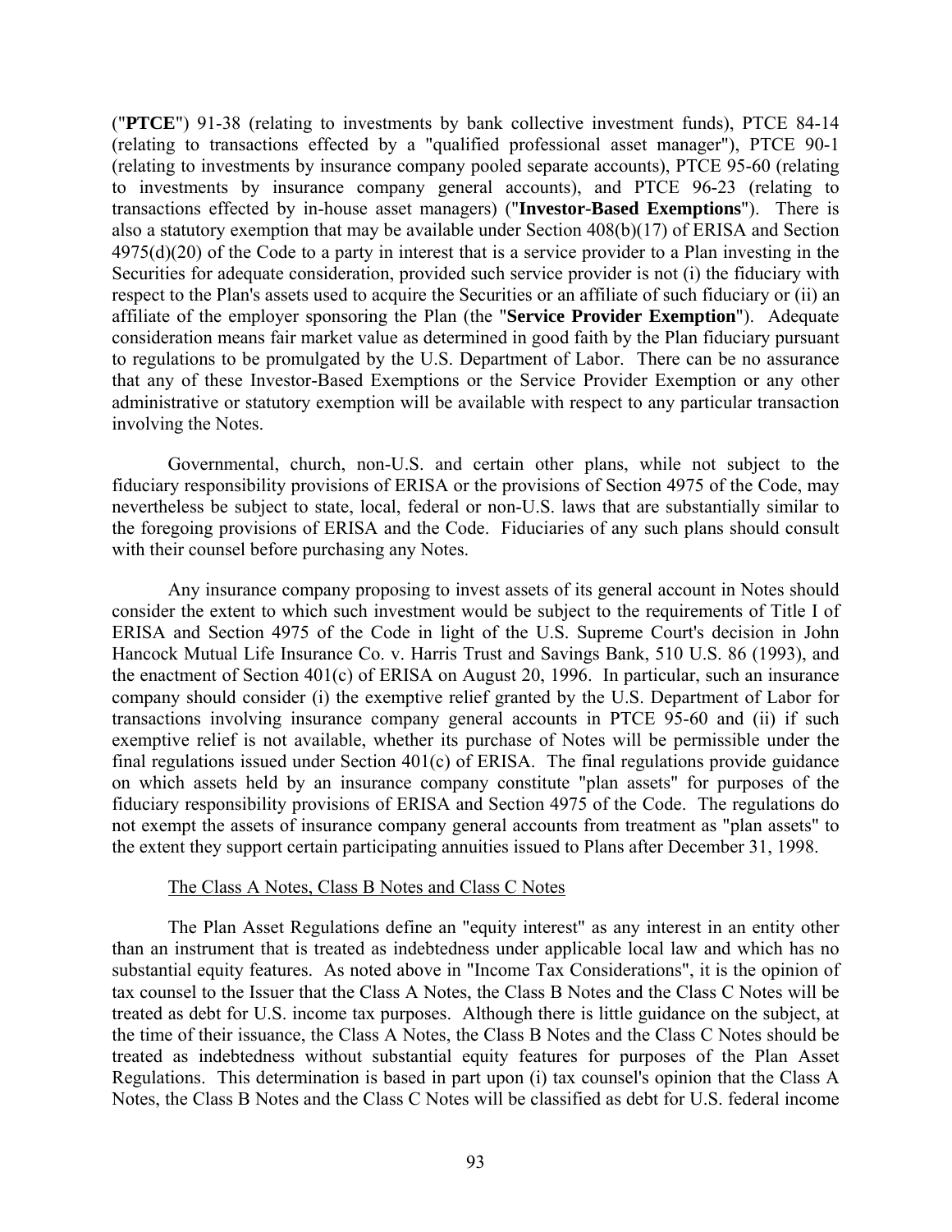("**PTCE**") 91-38 (relating to investments by bank collective investment funds), PTCE 84-14 (relating to transactions effected by a "qualified professional asset manager"), PTCE 90-1 (relating to investments by insurance company pooled separate accounts), PTCE 95-60 (relating to investments by insurance company general accounts), and PTCE 96-23 (relating to transactions effected by in-house asset managers) ("**Investor-Based Exemptions**"). There is also a statutory exemption that may be available under Section 408(b)(17) of ERISA and Section 4975(d)(20) of the Code to a party in interest that is a service provider to a Plan investing in the Securities for adequate consideration, provided such service provider is not (i) the fiduciary with respect to the Plan's assets used to acquire the Securities or an affiliate of such fiduciary or (ii) an affiliate of the employer sponsoring the Plan (the "**Service Provider Exemption**"). Adequate consideration means fair market value as determined in good faith by the Plan fiduciary pursuant to regulations to be promulgated by the U.S. Department of Labor. There can be no assurance that any of these Investor-Based Exemptions or the Service Provider Exemption or any other administrative or statutory exemption will be available with respect to any particular transaction involving the Notes.

Governmental, church, non-U.S. and certain other plans, while not subject to the fiduciary responsibility provisions of ERISA or the provisions of Section 4975 of the Code, may nevertheless be subject to state, local, federal or non-U.S. laws that are substantially similar to the foregoing provisions of ERISA and the Code. Fiduciaries of any such plans should consult with their counsel before purchasing any Notes.

Any insurance company proposing to invest assets of its general account in Notes should consider the extent to which such investment would be subject to the requirements of Title I of ERISA and Section 4975 of the Code in light of the U.S. Supreme Court's decision in John Hancock Mutual Life Insurance Co. v. Harris Trust and Savings Bank, 510 U.S. 86 (1993), and the enactment of Section 401(c) of ERISA on August 20, 1996. In particular, such an insurance company should consider (i) the exemptive relief granted by the U.S. Department of Labor for transactions involving insurance company general accounts in PTCE 95-60 and (ii) if such exemptive relief is not available, whether its purchase of Notes will be permissible under the final regulations issued under Section 401(c) of ERISA. The final regulations provide guidance on which assets held by an insurance company constitute "plan assets" for purposes of the fiduciary responsibility provisions of ERISA and Section 4975 of the Code. The regulations do not exempt the assets of insurance company general accounts from treatment as "plan assets" to the extent they support certain participating annuities issued to Plans after December 31, 1998.

The Class A Notes, Class B Notes and Class C Notes

The Plan Asset Regulations define an "equity interest" as any interest in an entity other than an instrument that is treated as indebtedness under applicable local law and which has no substantial equity features. As noted above in "Income Tax Considerations", it is the opinion of tax counsel to the Issuer that the Class A Notes, the Class B Notes and the Class C Notes will be treated as debt for U.S. income tax purposes. Although there is little guidance on the subject, at the time of their issuance, the Class A Notes, the Class B Notes and the Class C Notes should be treated as indebtedness without substantial equity features for purposes of the Plan Asset Regulations. This determination is based in part upon (i) tax counsel's opinion that the Class A Notes, the Class B Notes and the Class C Notes will be classified as debt for U.S. federal income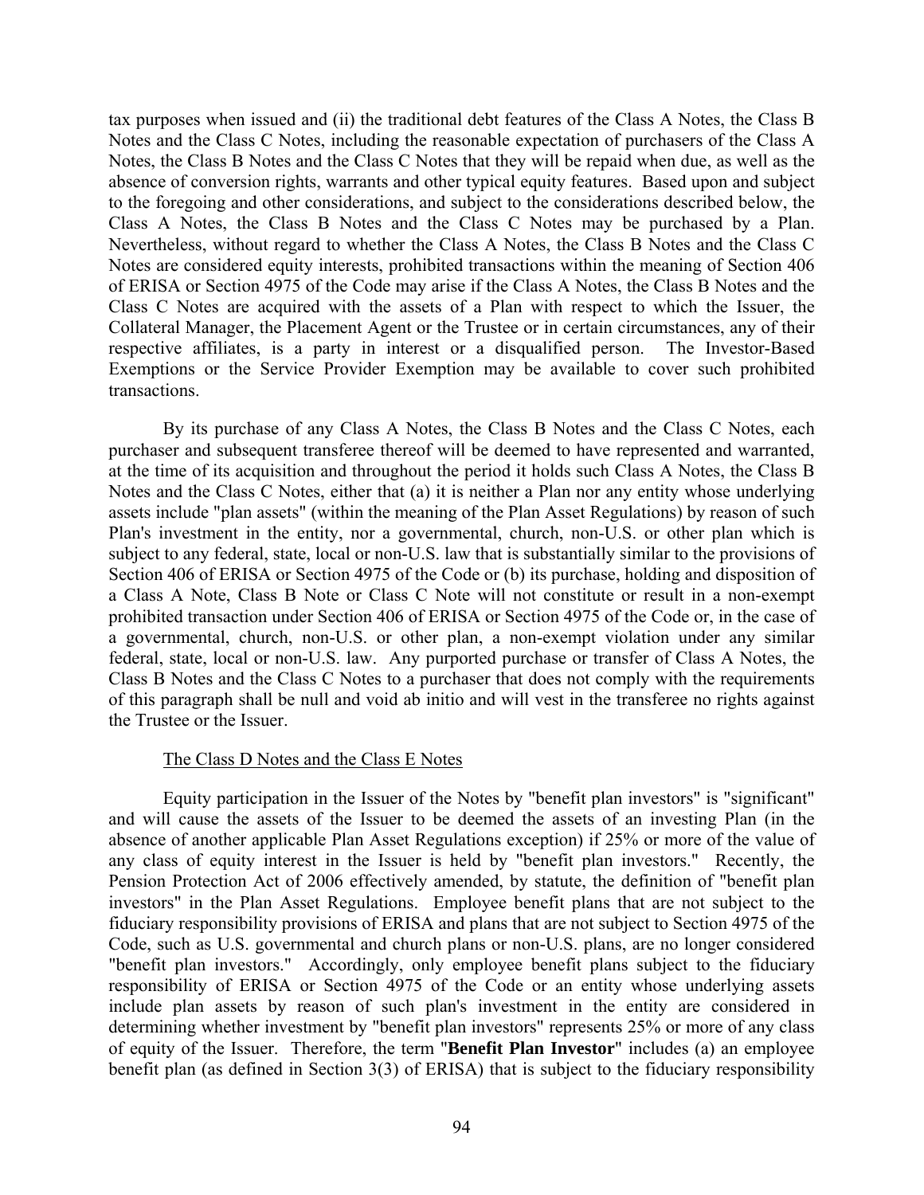tax purposes when issued and (ii) the traditional debt features of the Class A Notes, the Class B Notes and the Class C Notes, including the reasonable expectation of purchasers of the Class A Notes, the Class B Notes and the Class C Notes that they will be repaid when due, as well as the absence of conversion rights, warrants and other typical equity features. Based upon and subject to the foregoing and other considerations, and subject to the considerations described below, the Class A Notes, the Class B Notes and the Class C Notes may be purchased by a Plan. Nevertheless, without regard to whether the Class A Notes, the Class B Notes and the Class C Notes are considered equity interests, prohibited transactions within the meaning of Section 406 of ERISA or Section 4975 of the Code may arise if the Class A Notes, the Class B Notes and the Class C Notes are acquired with the assets of a Plan with respect to which the Issuer, the Collateral Manager, the Placement Agent or the Trustee or in certain circumstances, any of their respective affiliates, is a party in interest or a disqualified person. The Investor-Based Exemptions or the Service Provider Exemption may be available to cover such prohibited transactions.

By its purchase of any Class A Notes, the Class B Notes and the Class C Notes, each purchaser and subsequent transferee thereof will be deemed to have represented and warranted, at the time of its acquisition and throughout the period it holds such Class A Notes, the Class B Notes and the Class C Notes, either that (a) it is neither a Plan nor any entity whose underlying assets include "plan assets" (within the meaning of the Plan Asset Regulations) by reason of such Plan's investment in the entity, nor a governmental, church, non-U.S. or other plan which is subject to any federal, state, local or non-U.S. law that is substantially similar to the provisions of Section 406 of ERISA or Section 4975 of the Code or (b) its purchase, holding and disposition of a Class A Note, Class B Note or Class C Note will not constitute or result in a non-exempt prohibited transaction under Section 406 of ERISA or Section 4975 of the Code or, in the case of a governmental, church, non-U.S. or other plan, a non-exempt violation under any similar federal, state, local or non-U.S. law. Any purported purchase or transfer of Class A Notes, the Class B Notes and the Class C Notes to a purchaser that does not comply with the requirements of this paragraph shall be null and void ab initio and will vest in the transferee no rights against the Trustee or the Issuer.

The Class D Notes and the Class E Notes

Equity participation in the Issuer of the Notes by "benefit plan investors" is "significant" and will cause the assets of the Issuer to be deemed the assets of an investing Plan (in the absence of another applicable Plan Asset Regulations exception) if 25% or more of the value of any class of equity interest in the Issuer is held by "benefit plan investors." Recently, the Pension Protection Act of 2006 effectively amended, by statute, the definition of "benefit plan investors" in the Plan Asset Regulations. Employee benefit plans that are not subject to the fiduciary responsibility provisions of ERISA and plans that are not subject to Section 4975 of the Code, such as U.S. governmental and church plans or non-U.S. plans, are no longer considered "benefit plan investors." Accordingly, only employee benefit plans subject to the fiduciary responsibility of ERISA or Section 4975 of the Code or an entity whose underlying assets include plan assets by reason of such plan's investment in the entity are considered in determining whether investment by "benefit plan investors" represents 25% or more of any class of equity of the Issuer. Therefore, the term "**Benefit Plan Investor**" includes (a) an employee benefit plan (as defined in Section 3(3) of ERISA) that is subject to the fiduciary responsibility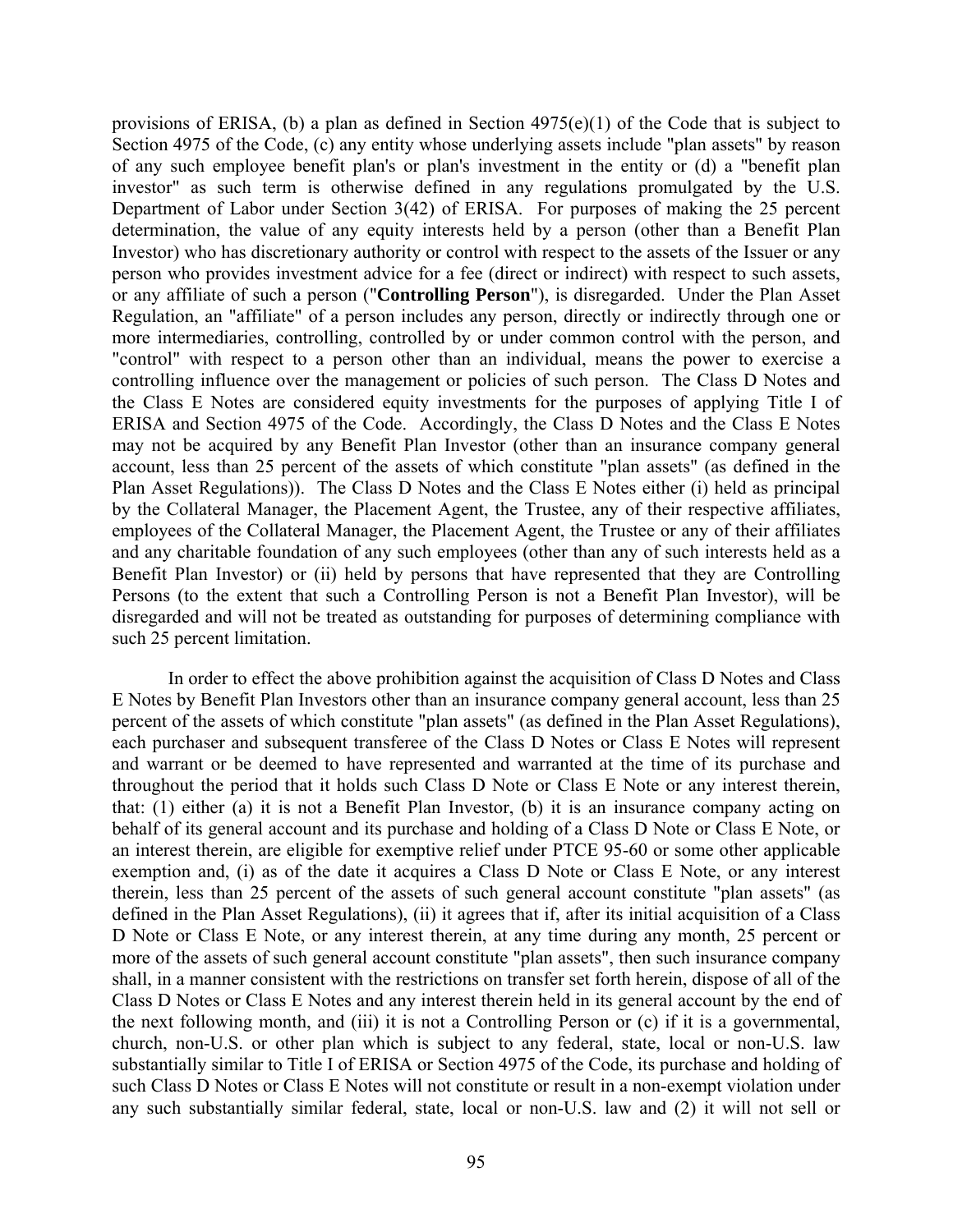provisions of ERISA, (b) a plan as defined in Section 4975(e)(1) of the Code that is subject to Section 4975 of the Code, (c) any entity whose underlying assets include "plan assets" by reason of any such employee benefit plan's or plan's investment in the entity or (d) a "benefit plan investor" as such term is otherwise defined in any regulations promulgated by the U.S. Department of Labor under Section 3(42) of ERISA. For purposes of making the 25 percent determination, the value of any equity interests held by a person (other than a Benefit Plan Investor) who has discretionary authority or control with respect to the assets of the Issuer or any person who provides investment advice for a fee (direct or indirect) with respect to such assets, or any affiliate of such a person ("**Controlling Person**"), is disregarded. Under the Plan Asset Regulation, an "affiliate" of a person includes any person, directly or indirectly through one or more intermediaries, controlling, controlled by or under common control with the person, and "control" with respect to a person other than an individual, means the power to exercise a controlling influence over the management or policies of such person. The Class D Notes and the Class E Notes are considered equity investments for the purposes of applying Title I of ERISA and Section 4975 of the Code. Accordingly, the Class D Notes and the Class E Notes may not be acquired by any Benefit Plan Investor (other than an insurance company general account, less than 25 percent of the assets of which constitute "plan assets" (as defined in the Plan Asset Regulations)). The Class D Notes and the Class E Notes either (i) held as principal by the Collateral Manager, the Placement Agent, the Trustee, any of their respective affiliates, employees of the Collateral Manager, the Placement Agent, the Trustee or any of their affiliates and any charitable foundation of any such employees (other than any of such interests held as a Benefit Plan Investor) or (ii) held by persons that have represented that they are Controlling Persons (to the extent that such a Controlling Person is not a Benefit Plan Investor), will be disregarded and will not be treated as outstanding for purposes of determining compliance with such 25 percent limitation.

In order to effect the above prohibition against the acquisition of Class D Notes and Class E Notes by Benefit Plan Investors other than an insurance company general account, less than 25 percent of the assets of which constitute "plan assets" (as defined in the Plan Asset Regulations), each purchaser and subsequent transferee of the Class D Notes or Class E Notes will represent and warrant or be deemed to have represented and warranted at the time of its purchase and throughout the period that it holds such Class D Note or Class E Note or any interest therein, that: (1) either (a) it is not a Benefit Plan Investor, (b) it is an insurance company acting on behalf of its general account and its purchase and holding of a Class D Note or Class E Note, or an interest therein, are eligible for exemptive relief under PTCE 95-60 or some other applicable exemption and, (i) as of the date it acquires a Class D Note or Class E Note, or any interest therein, less than 25 percent of the assets of such general account constitute "plan assets" (as defined in the Plan Asset Regulations), (ii) it agrees that if, after its initial acquisition of a Class D Note or Class E Note, or any interest therein, at any time during any month, 25 percent or more of the assets of such general account constitute "plan assets", then such insurance company shall, in a manner consistent with the restrictions on transfer set forth herein, dispose of all of the Class D Notes or Class E Notes and any interest therein held in its general account by the end of the next following month, and (iii) it is not a Controlling Person or (c) if it is a governmental, church, non-U.S. or other plan which is subject to any federal, state, local or non-U.S. law substantially similar to Title I of ERISA or Section 4975 of the Code, its purchase and holding of such Class D Notes or Class E Notes will not constitute or result in a non-exempt violation under any such substantially similar federal, state, local or non-U.S. law and (2) it will not sell or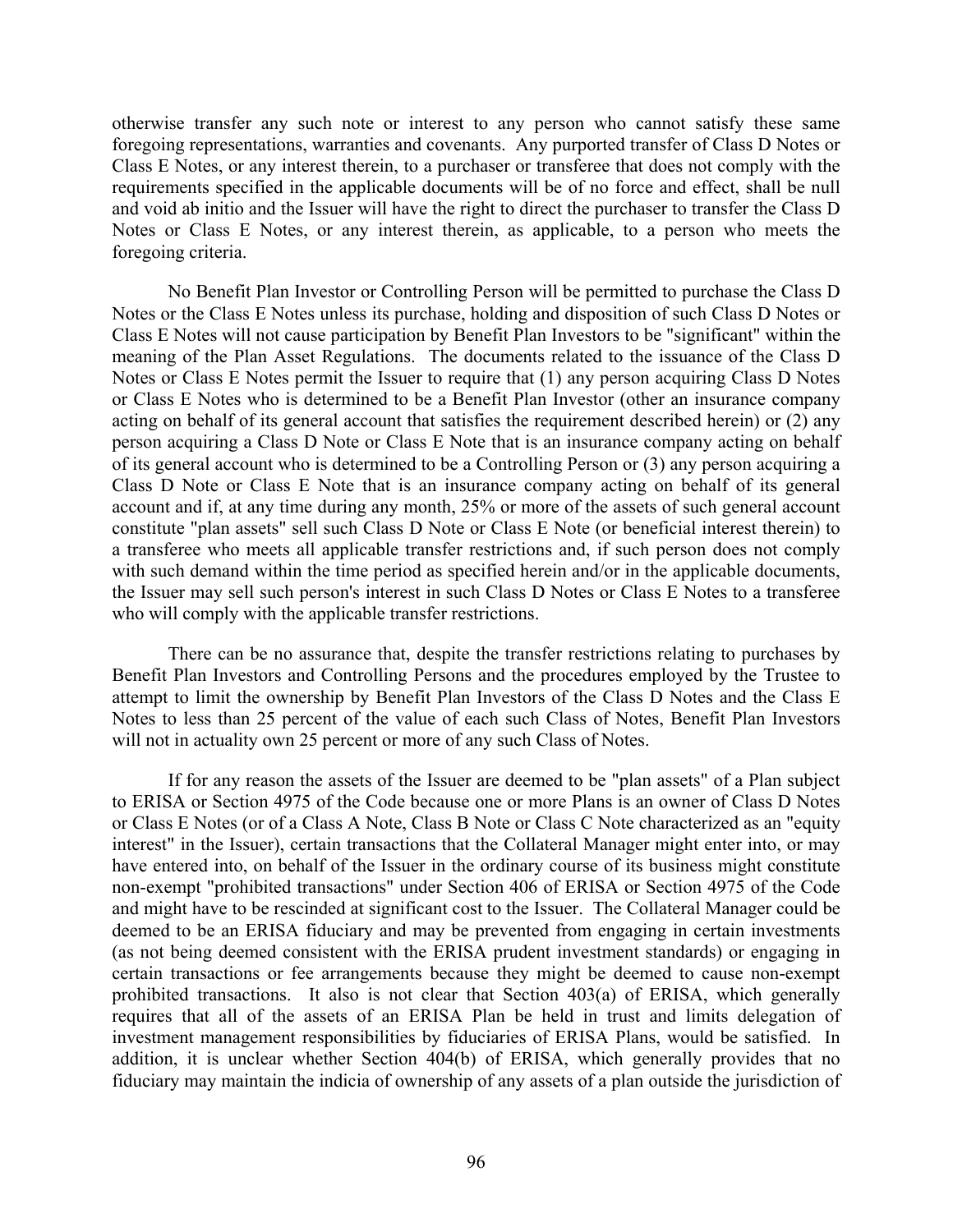otherwise transfer any such note or interest to any person who cannot satisfy these same foregoing representations, warranties and covenants. Any purported transfer of Class D Notes or Class E Notes, or any interest therein, to a purchaser or transferee that does not comply with the requirements specified in the applicable documents will be of no force and effect, shall be null and void ab initio and the Issuer will have the right to direct the purchaser to transfer the Class D Notes or Class E Notes, or any interest therein, as applicable, to a person who meets the foregoing criteria.

No Benefit Plan Investor or Controlling Person will be permitted to purchase the Class D Notes or the Class E Notes unless its purchase, holding and disposition of such Class D Notes or Class E Notes will not cause participation by Benefit Plan Investors to be "significant" within the meaning of the Plan Asset Regulations. The documents related to the issuance of the Class D Notes or Class E Notes permit the Issuer to require that (1) any person acquiring Class D Notes or Class E Notes who is determined to be a Benefit Plan Investor (other an insurance company acting on behalf of its general account that satisfies the requirement described herein) or (2) any person acquiring a Class D Note or Class E Note that is an insurance company acting on behalf of its general account who is determined to be a Controlling Person or (3) any person acquiring a Class D Note or Class E Note that is an insurance company acting on behalf of its general account and if, at any time during any month, 25% or more of the assets of such general account constitute "plan assets" sell such Class D Note or Class E Note (or beneficial interest therein) to a transferee who meets all applicable transfer restrictions and, if such person does not comply with such demand within the time period as specified herein and/or in the applicable documents, the Issuer may sell such person's interest in such Class D Notes or Class E Notes to a transferee who will comply with the applicable transfer restrictions.

There can be no assurance that, despite the transfer restrictions relating to purchases by Benefit Plan Investors and Controlling Persons and the procedures employed by the Trustee to attempt to limit the ownership by Benefit Plan Investors of the Class D Notes and the Class E Notes to less than 25 percent of the value of each such Class of Notes, Benefit Plan Investors will not in actuality own 25 percent or more of any such Class of Notes.

If for any reason the assets of the Issuer are deemed to be "plan assets" of a Plan subject to ERISA or Section 4975 of the Code because one or more Plans is an owner of Class D Notes or Class E Notes (or of a Class A Note, Class B Note or Class C Note characterized as an "equity interest" in the Issuer), certain transactions that the Collateral Manager might enter into, or may have entered into, on behalf of the Issuer in the ordinary course of its business might constitute non-exempt "prohibited transactions" under Section 406 of ERISA or Section 4975 of the Code and might have to be rescinded at significant cost to the Issuer. The Collateral Manager could be deemed to be an ERISA fiduciary and may be prevented from engaging in certain investments (as not being deemed consistent with the ERISA prudent investment standards) or engaging in certain transactions or fee arrangements because they might be deemed to cause non-exempt prohibited transactions. It also is not clear that Section 403(a) of ERISA, which generally requires that all of the assets of an ERISA Plan be held in trust and limits delegation of investment management responsibilities by fiduciaries of ERISA Plans, would be satisfied. In addition, it is unclear whether Section 404(b) of ERISA, which generally provides that no fiduciary may maintain the indicia of ownership of any assets of a plan outside the jurisdiction of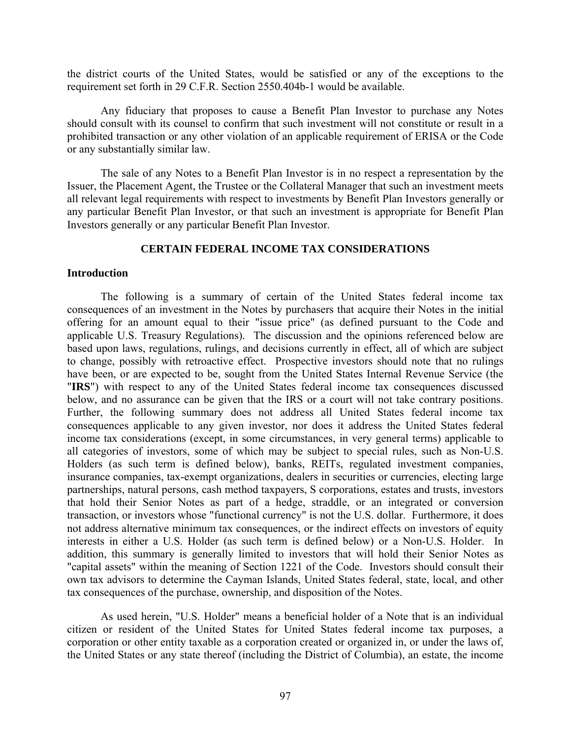the district courts of the United States, would be satisfied or any of the exceptions to the requirement set forth in 29 C.F.R. Section 2550.404b-1 would be available.

Any fiduciary that proposes to cause a Benefit Plan Investor to purchase any Notes should consult with its counsel to confirm that such investment will not constitute or result in a prohibited transaction or any other violation of an applicable requirement of ERISA or the Code or any substantially similar law.

The sale of any Notes to a Benefit Plan Investor is in no respect a representation by the Issuer, the Placement Agent, the Trustee or the Collateral Manager that such an investment meets all relevant legal requirements with respect to investments by Benefit Plan Investors generally or any particular Benefit Plan Investor, or that such an investment is appropriate for Benefit Plan Investors generally or any particular Benefit Plan Investor.

## CERTAIN FEDERAL INCOME TAX CONSIDERATIONS

### Introduction

The following is a summary of certain of the United States federal income tax consequences of an investment in the Notes by purchasers that acquire their Notes in the initial offering for an amount equal to their "issue price" (as defined pursuant to the Code and applicable U.S. Treasury Regulations). The discussion and the opinions referenced below are based upon laws, regulations, rulings, and decisions currently in effect, all of which are subject to change, possibly with retroactive effect. Prospective investors should note that no rulings have been, or are expected to be, sought from the United States Internal Revenue Service (the "**IRS**") with respect to any of the United States federal income tax consequences discussed below, and no assurance can be given that the IRS or a court will not take contrary positions. Further, the following summary does not address all United States federal income tax consequences applicable to any given investor, nor does it address the United States federal income tax considerations (except, in some circumstances, in very general terms) applicable to all categories of investors, some of which may be subject to special rules, such as Non-U.S. Holders (as such term is defined below), banks, REITs, regulated investment companies, insurance companies, tax-exempt organizations, dealers in securities or currencies, electing large partnerships, natural persons, cash method taxpayers, S corporations, estates and trusts, investors that hold their Senior Notes as part of a hedge, straddle, or an integrated or conversion transaction, or investors whose "functional currency" is not the U.S. dollar. Furthermore, it does not address alternative minimum tax consequences, or the indirect effects on investors of equity interests in either a U.S. Holder (as such term is defined below) or a Non-U.S. Holder. In addition, this summary is generally limited to investors that will hold their Senior Notes as "capital assets" within the meaning of Section 1221 of the Code. Investors should consult their own tax advisors to determine the Cayman Islands, United States federal, state, local, and other tax consequences of the purchase, ownership, and disposition of the Notes.

As used herein, "U.S. Holder" means a beneficial holder of a Note that is an individual citizen or resident of the United States for United States federal income tax purposes, a corporation or other entity taxable as a corporation created or organized in, or under the laws of, the United States or any state thereof (including the District of Columbia), an estate, the income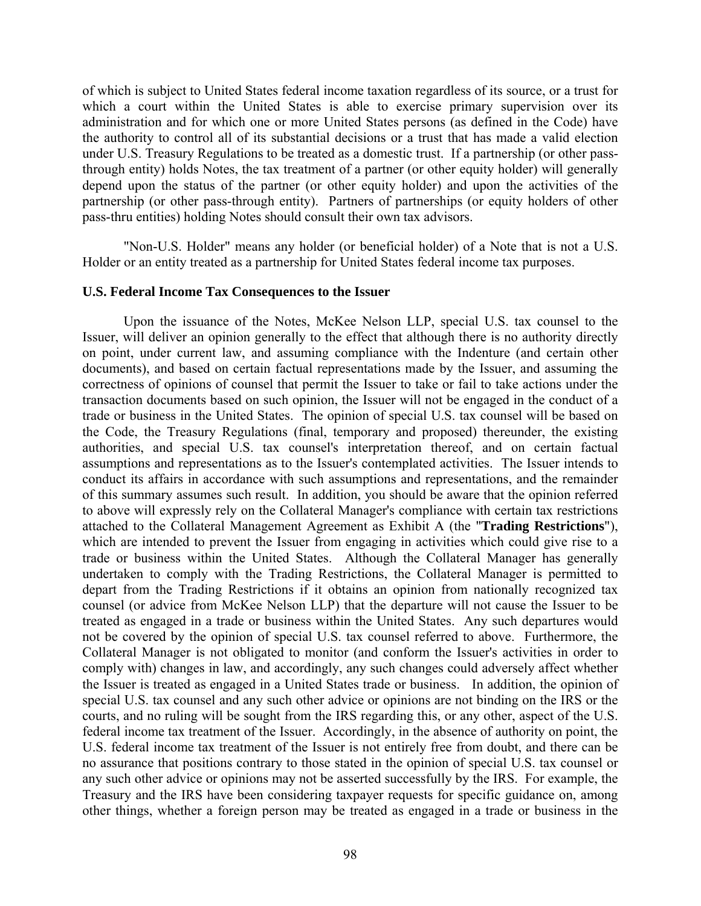of which is subject to United States federal income taxation regardless of its source, or a trust for which a court within the United States is able to exercise primary supervision over its administration and for which one or more United States persons (as defined in the Code) have the authority to control all of its substantial decisions or a trust that has made a valid election under U.S. Treasury Regulations to be treated as a domestic trust. If a partnership (or other pass-through entity) holds Notes, the tax treatment of a partner (or other equity holder) will generally depend upon the status of the partner (or other equity holder) and upon the activities of the partnership (or other pass-through entity). Partners of partnerships (or equity holders of other pass-thru entities) holding Notes should consult their own tax advisors.

"Non-U.S. Holder" means any holder (or beneficial holder) of a Note that is not a U.S. Holder or an entity treated as a partnership for United States federal income tax purposes.

**U.S. Federal Income Tax Consequences to the Issuer**

Upon the issuance of the Notes, McKee Nelson LLP, special U.S. tax counsel to the Issuer, will deliver an opinion generally to the effect that although there is no authority directly on point, under current law, and assuming compliance with the Indenture (and certain other documents), and based on certain factual representations made by the Issuer, and assuming the correctness of opinions of counsel that permit the Issuer to take or fail to take actions under the transaction documents based on such opinion, the Issuer will not be engaged in the conduct of a trade or business in the United States. The opinion of special U.S. tax counsel will be based on the Code, the Treasury Regulations (final, temporary and proposed) thereunder, the existing authorities, and special U.S. tax counsel's interpretation thereof, and on certain factual assumptions and representations as to the Issuer's contemplated activities. The Issuer intends to conduct its affairs in accordance with such assumptions and representations, and the remainder of this summary assumes such result. In addition, you should be aware that the opinion referred to above will expressly rely on the Collateral Manager's compliance with certain tax restrictions attached to the Collateral Management Agreement as Exhibit A (the "**Trading Restrictions**"), which are intended to prevent the Issuer from engaging in activities which could give rise to a trade or business within the United States. Although the Collateral Manager has generally undertaken to comply with the Trading Restrictions, the Collateral Manager is permitted to depart from the Trading Restrictions if it obtains an opinion from nationally recognized tax counsel (or advice from McKee Nelson LLP) that the departure will not cause the Issuer to be treated as engaged in a trade or business within the United States. Any such departures would not be covered by the opinion of special U.S. tax counsel referred to above. Furthermore, the Collateral Manager is not obligated to monitor (and conform the Issuer's activities in order to comply with) changes in law, and accordingly, any such changes could adversely affect whether the Issuer is treated as engaged in a United States trade or business. In addition, the opinion of special U.S. tax counsel and any such other advice or opinions are not binding on the IRS or the courts, and no ruling will be sought from the IRS regarding this, or any other, aspect of the U.S. federal income tax treatment of the Issuer. Accordingly, in the absence of authority on point, the U.S. federal income tax treatment of the Issuer is not entirely free from doubt, and there can be no assurance that positions contrary to those stated in the opinion of special U.S. tax counsel or any such other advice or opinions may not be asserted successfully by the IRS. For example, the Treasury and the IRS have been considering taxpayer requests for specific guidance on, among other things, whether a foreign person may be treated as engaged in a trade or business in the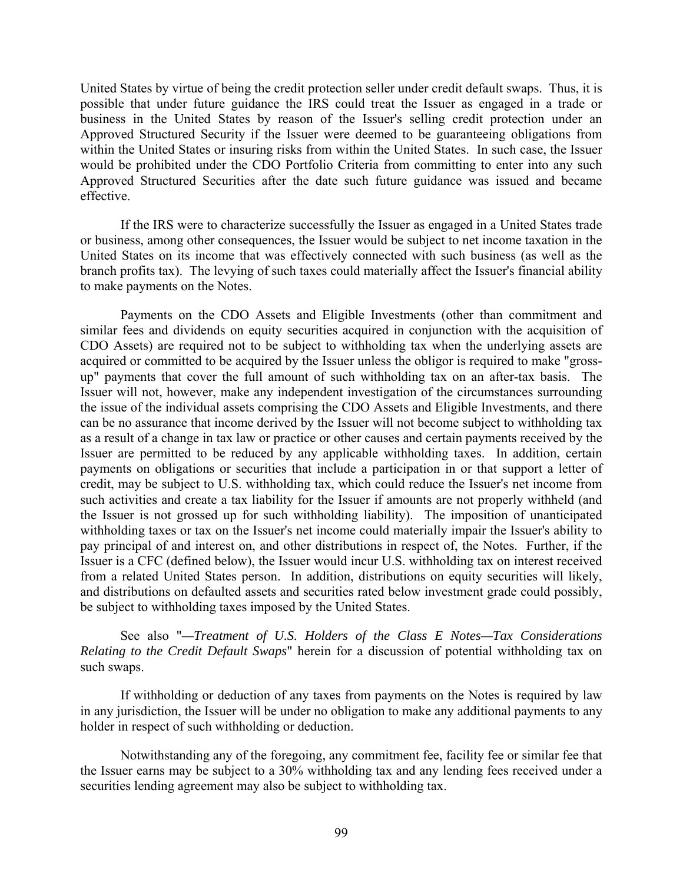United States by virtue of being the credit protection seller under credit default swaps. Thus, it is possible that under future guidance the IRS could treat the Issuer as engaged in a trade or business in the United States by reason of the Issuer's selling credit protection under an Approved Structured Security if the Issuer were deemed to be guaranteeing obligations from within the United States or insuring risks from within the United States. In such case, the Issuer would be prohibited under the CDO Portfolio Criteria from committing to enter into any such Approved Structured Securities after the date such future guidance was issued and became effective.

If the IRS were to characterize successfully the Issuer as engaged in a United States trade or business, among other consequences, the Issuer would be subject to net income taxation in the United States on its income that was effectively connected with such business (as well as the branch profits tax). The levying of such taxes could materially affect the Issuer's financial ability to make payments on the Notes.

Payments on the CDO Assets and Eligible Investments (other than commitment and similar fees and dividends on equity securities acquired in conjunction with the acquisition of CDO Assets) are required not to be subject to withholding tax when the underlying assets are acquired or committed to be acquired by the Issuer unless the obligor is required to make "gross-up" payments that cover the full amount of such withholding tax on an after-tax basis. The Issuer will not, however, make any independent investigation of the circumstances surrounding the issue of the individual assets comprising the CDO Assets and Eligible Investments, and there can be no assurance that income derived by the Issuer will not become subject to withholding tax as a result of a change in tax law or practice or other causes and certain payments received by the Issuer are permitted to be reduced by any applicable withholding taxes. In addition, certain payments on obligations or securities that include a participation in or that support a letter of credit, may be subject to U.S. withholding tax, which could reduce the Issuer's net income from such activities and create a tax liability for the Issuer if amounts are not properly withheld (and the Issuer is not grossed up for such withholding liability). The imposition of unanticipated withholding taxes or tax on the Issuer's net income could materially impair the Issuer's ability to pay principal of and interest on, and other distributions in respect of, the Notes. Further, if the Issuer is a CFC (defined below), the Issuer would incur U.S. withholding tax on interest received from a related United States person. In addition, distributions on equity securities will likely, and distributions on defaulted assets and securities rated below investment grade could possibly, be subject to withholding taxes imposed by the United States.

See also "*—Treatment of U.S. Holders of the Class E Notes—Tax Considerations Relating to the Credit Default Swaps*" herein for a discussion of potential withholding tax on such swaps.

If withholding or deduction of any taxes from payments on the Notes is required by law in any jurisdiction, the Issuer will be under no obligation to make any additional payments to any holder in respect of such withholding or deduction.

Notwithstanding any of the foregoing, any commitment fee, facility fee or similar fee that the Issuer earns may be subject to a 30% withholding tax and any lending fees received under a securities lending agreement may also be subject to withholding tax.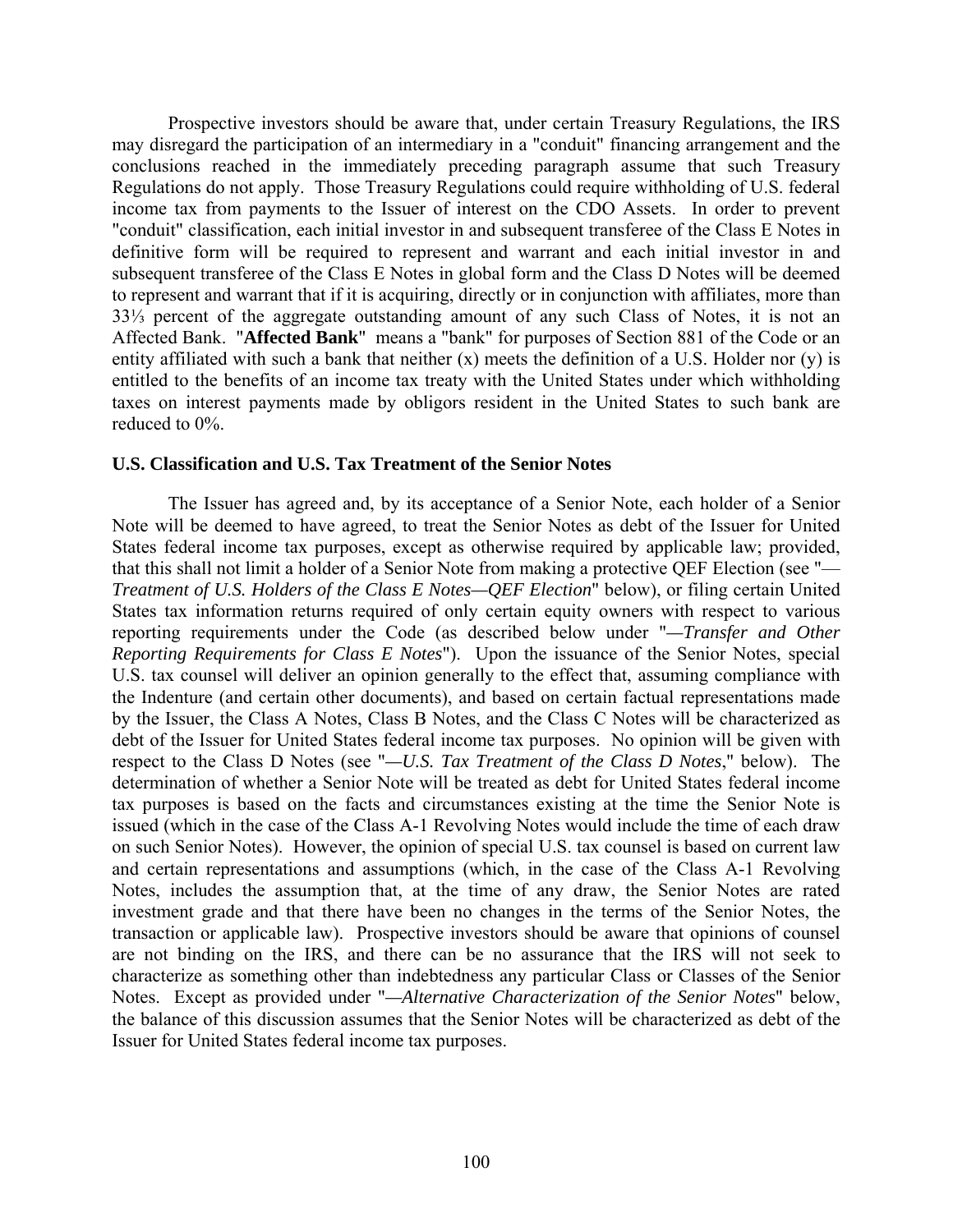Prospective investors should be aware that, under certain Treasury Regulations, the IRS may disregard the participation of an intermediary in a "conduit" financing arrangement and the conclusions reached in the immediately preceding paragraph assume that such Treasury Regulations do not apply. Those Treasury Regulations could require withholding of U.S. federal income tax from payments to the Issuer of interest on the CDO Assets. In order to prevent "conduit" classification, each initial investor in and subsequent transferee of the Class E Notes in definitive form will be required to represent and warrant and each initial investor in and subsequent transferee of the Class E Notes in global form and the Class D Notes will be deemed to represent and warrant that if it is acquiring, directly or in conjunction with affiliates, more than 33⅓ percent of the aggregate outstanding amount of any such Class of Notes, it is not an Affected Bank. "**Affected Bank**" means a "bank" for purposes of Section 881 of the Code or an entity affiliated with such a bank that neither (x) meets the definition of a U.S. Holder nor (y) is entitled to the benefits of an income tax treaty with the United States under which withholding taxes on interest payments made by obligors resident in the United States to such bank are reduced to 0%.

**U.S. Classification and U.S. Tax Treatment of the Senior Notes**

The Issuer has agreed and, by its acceptance of a Senior Note, each holder of a Senior Note will be deemed to have agreed, to treat the Senior Notes as debt of the Issuer for United States federal income tax purposes, except as otherwise required by applicable law; provided, that this shall not limit a holder of a Senior Note from making a protective QEF Election (see "*—Treatment of U.S. Holders of the Class E Notes—QEF Election*" below), or filing certain United States tax information returns required of only certain equity owners with respect to various reporting requirements under the Code (as described below under "*—Transfer and Other Reporting Requirements for Class E Notes*"). Upon the issuance of the Senior Notes, special U.S. tax counsel will deliver an opinion generally to the effect that, assuming compliance with the Indenture (and certain other documents), and based on certain factual representations made by the Issuer, the Class A Notes, Class B Notes, and the Class C Notes will be characterized as debt of the Issuer for United States federal income tax purposes. No opinion will be given with respect to the Class D Notes (see "*—U.S. Tax Treatment of the Class D Notes*," below). The determination of whether a Senior Note will be treated as debt for United States federal income tax purposes is based on the facts and circumstances existing at the time the Senior Note is issued (which in the case of the Class A-1 Revolving Notes would include the time of each draw on such Senior Notes). However, the opinion of special U.S. tax counsel is based on current law and certain representations and assumptions (which, in the case of the Class A-1 Revolving Notes, includes the assumption that, at the time of any draw, the Senior Notes are rated investment grade and that there have been no changes in the terms of the Senior Notes, the transaction or applicable law). Prospective investors should be aware that opinions of counsel are not binding on the IRS, and there can be no assurance that the IRS will not seek to characterize as something other than indebtedness any particular Class or Classes of the Senior Notes. Except as provided under "*—Alternative Characterization of the Senior Notes*" below, the balance of this discussion assumes that the Senior Notes will be characterized as debt of the Issuer for United States federal income tax purposes.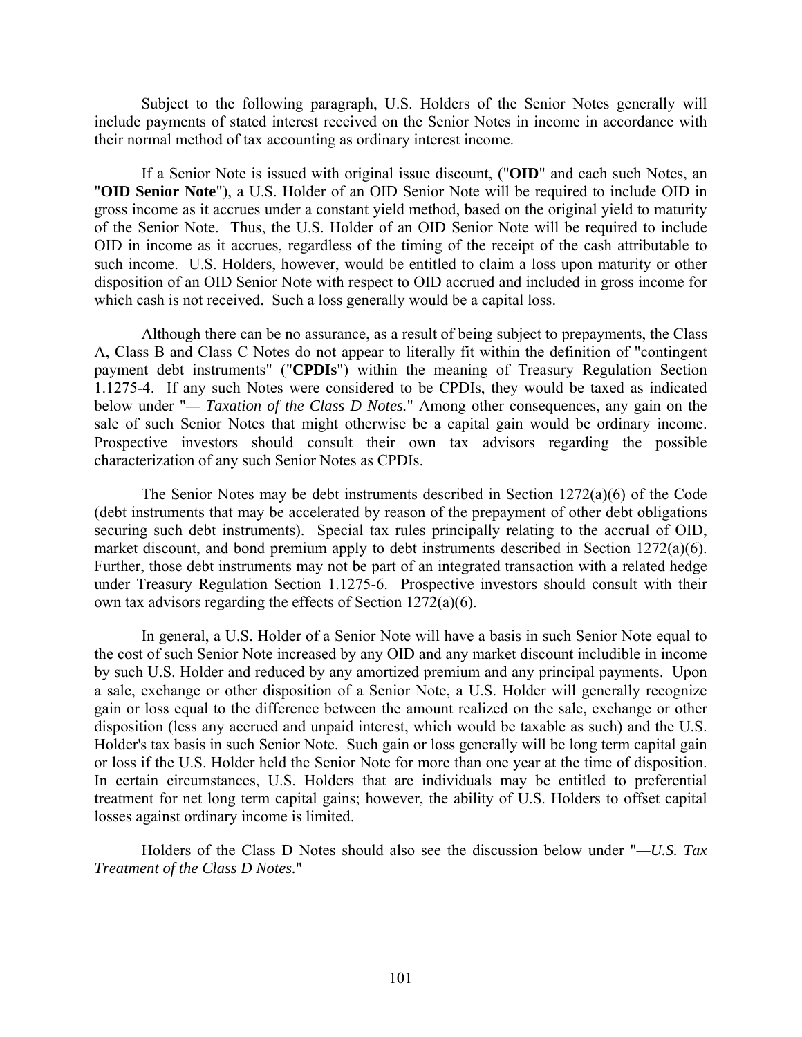Subject to the following paragraph, U.S. Holders of the Senior Notes generally will include payments of stated interest received on the Senior Notes in income in accordance with their normal method of tax accounting as ordinary interest income.

If a Senior Note is issued with original issue discount, ("**OID**" and each such Notes, an "**OID Senior Note**"), a U.S. Holder of an OID Senior Note will be required to include OID in gross income as it accrues under a constant yield method, based on the original yield to maturity of the Senior Note. Thus, the U.S. Holder of an OID Senior Note will be required to include OID in income as it accrues, regardless of the timing of the receipt of the cash attributable to such income. U.S. Holders, however, would be entitled to claim a loss upon maturity or other disposition of an OID Senior Note with respect to OID accrued and included in gross income for which cash is not received. Such a loss generally would be a capital loss.

Although there can be no assurance, as a result of being subject to prepayments, the Class A, Class B and Class C Notes do not appear to literally fit within the definition of "contingent payment debt instruments" ("**CPDIs**") within the meaning of Treasury Regulation Section 1.1275-4. If any such Notes were considered to be CPDIs, they would be taxed as indicated below under "*— Taxation of the Class D Notes.*" Among other consequences, any gain on the sale of such Senior Notes that might otherwise be a capital gain would be ordinary income. Prospective investors should consult their own tax advisors regarding the possible characterization of any such Senior Notes as CPDIs.

The Senior Notes may be debt instruments described in Section 1272(a)(6) of the Code (debt instruments that may be accelerated by reason of the prepayment of other debt obligations securing such debt instruments). Special tax rules principally relating to the accrual of OID, market discount, and bond premium apply to debt instruments described in Section 1272(a)(6). Further, those debt instruments may not be part of an integrated transaction with a related hedge under Treasury Regulation Section 1.1275-6. Prospective investors should consult with their own tax advisors regarding the effects of Section 1272(a)(6).

In general, a U.S. Holder of a Senior Note will have a basis in such Senior Note equal to the cost of such Senior Note increased by any OID and any market discount includible in income by such U.S. Holder and reduced by any amortized premium and any principal payments. Upon a sale, exchange or other disposition of a Senior Note, a U.S. Holder will generally recognize gain or loss equal to the difference between the amount realized on the sale, exchange or other disposition (less any accrued and unpaid interest, which would be taxable as such) and the U.S. Holder's tax basis in such Senior Note. Such gain or loss generally will be long term capital gain or loss if the U.S. Holder held the Senior Note for more than one year at the time of disposition. In certain circumstances, U.S. Holders that are individuals may be entitled to preferential treatment for net long term capital gains; however, the ability of U.S. Holders to offset capital losses against ordinary income is limited.

Holders of the Class D Notes should also see the discussion below under "*—U.S. Tax Treatment of the Class D Notes.*"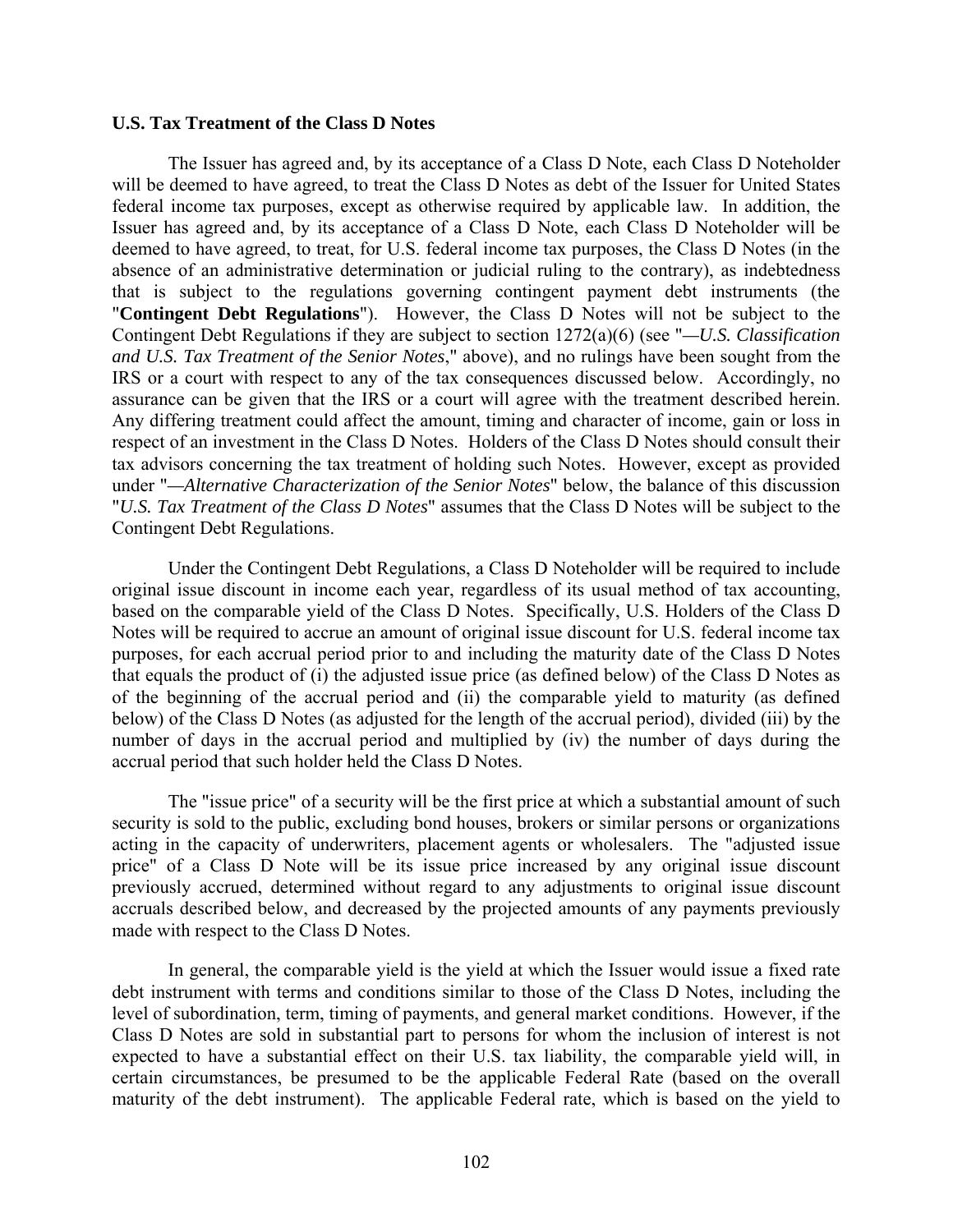**U.S. Tax Treatment of the Class D Notes**

The Issuer has agreed and, by its acceptance of a Class D Note, each Class D Noteholder will be deemed to have agreed, to treat the Class D Notes as debt of the Issuer for United States federal income tax purposes, except as otherwise required by applicable law. In addition, the Issuer has agreed and, by its acceptance of a Class D Note, each Class D Noteholder will be deemed to have agreed, to treat, for U.S. federal income tax purposes, the Class D Notes (in the absence of an administrative determination or judicial ruling to the contrary), as indebtedness that is subject to the regulations governing contingent payment debt instruments (the "**Contingent Debt Regulations**"). However, the Class D Notes will not be subject to the Contingent Debt Regulations if they are subject to section 1272(a)(6) (see "*—U.S. Classification and U.S. Tax Treatment of the Senior Notes*," above), and no rulings have been sought from the IRS or a court with respect to any of the tax consequences discussed below. Accordingly, no assurance can be given that the IRS or a court will agree with the treatment described herein. Any differing treatment could affect the amount, timing and character of income, gain or loss in respect of an investment in the Class D Notes. Holders of the Class D Notes should consult their tax advisors concerning the tax treatment of holding such Notes. However, except as provided under "*—Alternative Characterization of the Senior Notes*" below, the balance of this discussion "*U.S. Tax Treatment of the Class D Notes*" assumes that the Class D Notes will be subject to the Contingent Debt Regulations.

Under the Contingent Debt Regulations, a Class D Noteholder will be required to include original issue discount in income each year, regardless of its usual method of tax accounting, based on the comparable yield of the Class D Notes. Specifically, U.S. Holders of the Class D Notes will be required to accrue an amount of original issue discount for U.S. federal income tax purposes, for each accrual period prior to and including the maturity date of the Class D Notes that equals the product of (i) the adjusted issue price (as defined below) of the Class D Notes as of the beginning of the accrual period and (ii) the comparable yield to maturity (as defined below) of the Class D Notes (as adjusted for the length of the accrual period), divided (iii) by the number of days in the accrual period and multiplied by (iv) the number of days during the accrual period that such holder held the Class D Notes.

The "issue price" of a security will be the first price at which a substantial amount of such security is sold to the public, excluding bond houses, brokers or similar persons or organizations acting in the capacity of underwriters, placement agents or wholesalers. The "adjusted issue price" of a Class D Note will be its issue price increased by any original issue discount previously accrued, determined without regard to any adjustments to original issue discount accruals described below, and decreased by the projected amounts of any payments previously made with respect to the Class D Notes.

In general, the comparable yield is the yield at which the Issuer would issue a fixed rate debt instrument with terms and conditions similar to those of the Class D Notes, including the level of subordination, term, timing of payments, and general market conditions. However, if the Class D Notes are sold in substantial part to persons for whom the inclusion of interest is not expected to have a substantial effect on their U.S. tax liability, the comparable yield will, in certain circumstances, be presumed to be the applicable Federal Rate (based on the overall maturity of the debt instrument). The applicable Federal rate, which is based on the yield to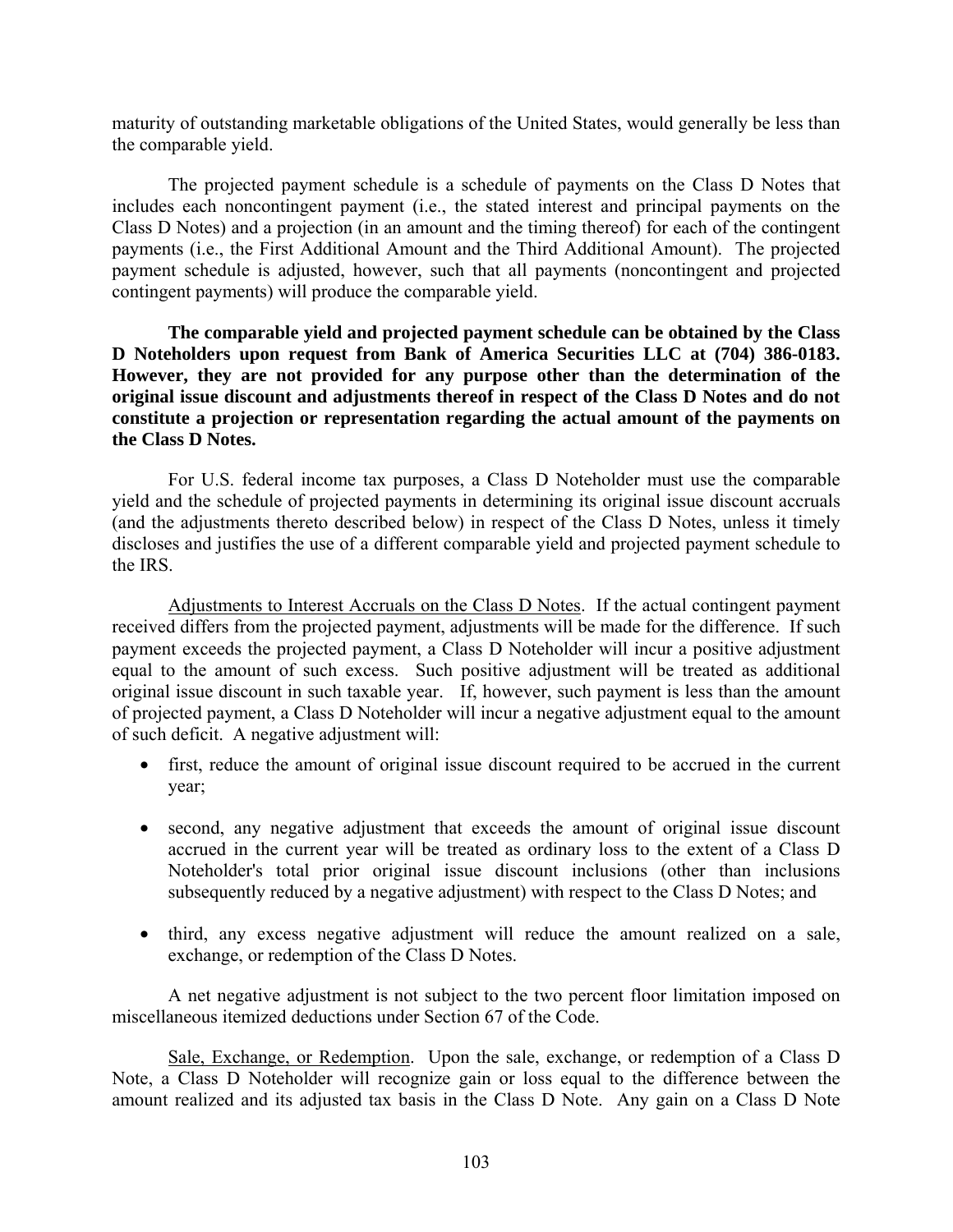maturity of outstanding marketable obligations of the United States, would generally be less than the comparable yield.

The projected payment schedule is a schedule of payments on the Class D Notes that includes each noncontingent payment (i.e., the stated interest and principal payments on the Class D Notes) and a projection (in an amount and the timing thereof) for each of the contingent payments (i.e., the First Additional Amount and the Third Additional Amount). The projected payment schedule is adjusted, however, such that all payments (noncontingent and projected contingent payments) will produce the comparable yield.

**The comparable yield and projected payment schedule can be obtained by the Class D Noteholders upon request from Bank of America Securities LLC at (704) 386-0183. However, they are not provided for any purpose other than the determination of the original issue discount and adjustments thereof in respect of the Class D Notes and do not constitute a projection or representation regarding the actual amount of the payments on the Class D Notes.**

For U.S. federal income tax purposes, a Class D Noteholder must use the comparable yield and the schedule of projected payments in determining its original issue discount accruals (and the adjustments thereto described below) in respect of the Class D Notes, unless it timely discloses and justifies the use of a different comparable yield and projected payment schedule to the IRS.

Adjustments to Interest Accruals on the Class D Notes. If the actual contingent payment received differs from the projected payment, adjustments will be made for the difference. If such payment exceeds the projected payment, a Class D Noteholder will incur a positive adjustment equal to the amount of such excess. Such positive adjustment will be treated as additional original issue discount in such taxable year. If, however, such payment is less than the amount of projected payment, a Class D Noteholder will incur a negative adjustment equal to the amount of such deficit. A negative adjustment will:

- first, reduce the amount of original issue discount required to be accrued in the current year;
- second, any negative adjustment that exceeds the amount of original issue discount accrued in the current year will be treated as ordinary loss to the extent of a Class D Noteholder's total prior original issue discount inclusions (other than inclusions subsequently reduced by a negative adjustment) with respect to the Class D Notes; and
- third, any excess negative adjustment will reduce the amount realized on a sale, exchange, or redemption of the Class D Notes.

A net negative adjustment is not subject to the two percent floor limitation imposed on miscellaneous itemized deductions under Section 67 of the Code.

Sale, Exchange, or Redemption. Upon the sale, exchange, or redemption of a Class D Note, a Class D Noteholder will recognize gain or loss equal to the difference between the amount realized and its adjusted tax basis in the Class D Note. Any gain on a Class D Note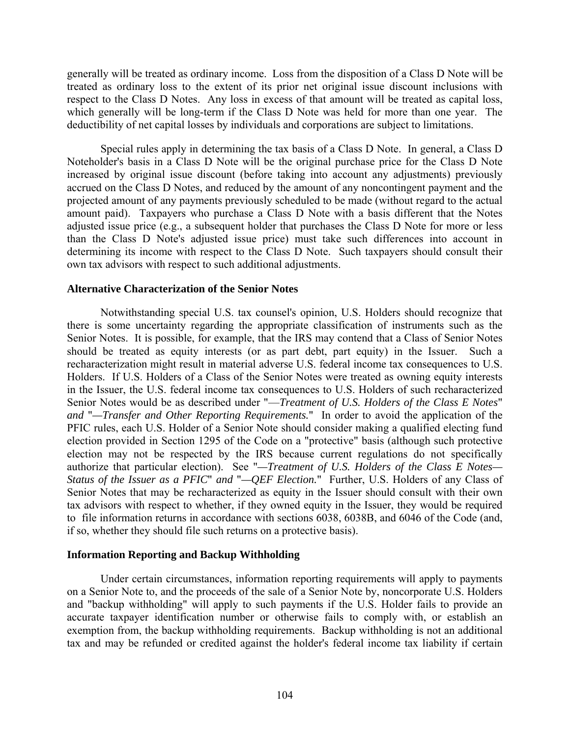generally will be treated as ordinary income. Loss from the disposition of a Class D Note will be treated as ordinary loss to the extent of its prior net original issue discount inclusions with respect to the Class D Notes. Any loss in excess of that amount will be treated as capital loss, which generally will be long-term if the Class D Note was held for more than one year. The deductibility of net capital losses by individuals and corporations are subject to limitations.

Special rules apply in determining the tax basis of a Class D Note. In general, a Class D Noteholder's basis in a Class D Note will be the original purchase price for the Class D Note increased by original issue discount (before taking into account any adjustments) previously accrued on the Class D Notes, and reduced by the amount of any noncontingent payment and the projected amount of any payments previously scheduled to be made (without regard to the actual amount paid). Taxpayers who purchase a Class D Note with a basis different that the Notes adjusted issue price (e.g., a subsequent holder that purchases the Class D Note for more or less than the Class D Note's adjusted issue price) must take such differences into account in determining its income with respect to the Class D Note. Such taxpayers should consult their own tax advisors with respect to such additional adjustments.

**Alternative Characterization of the Senior Notes**

Notwithstanding special U.S. tax counsel's opinion, U.S. Holders should recognize that there is some uncertainty regarding the appropriate classification of instruments such as the Senior Notes. It is possible, for example, that the IRS may contend that a Class of Senior Notes should be treated as equity interests (or as part debt, part equity) in the Issuer. Such a recharacterization might result in material adverse U.S. federal income tax consequences to U.S. Holders. If U.S. Holders of a Class of the Senior Notes were treated as owning equity interests in the Issuer, the U.S. federal income tax consequences to U.S. Holders of such recharacterized Senior Notes would be as described under "*—Treatment of U.S. Holders of the Class E Notes*" *and* "*—Transfer and Other Reporting Requirements.*" In order to avoid the application of the PFIC rules, each U.S. Holder of a Senior Note should consider making a qualified electing fund election provided in Section 1295 of the Code on a "protective" basis (although such protective election may not be respected by the IRS because current regulations do not specifically authorize that particular election). See "*—Treatment of U.S. Holders of the Class E Notes—Status of the Issuer as a PFIC*" *and* "*—QEF Election.*" Further, U.S. Holders of any Class of Senior Notes that may be recharacterized as equity in the Issuer should consult with their own tax advisors with respect to whether, if they owned equity in the Issuer, they would be required to file information returns in accordance with sections 6038, 6038B, and 6046 of the Code (and, if so, whether they should file such returns on a protective basis).

**Information Reporting and Backup Withholding**

Under certain circumstances, information reporting requirements will apply to payments on a Senior Note to, and the proceeds of the sale of a Senior Note by, noncorporate U.S. Holders and "backup withholding" will apply to such payments if the U.S. Holder fails to provide an accurate taxpayer identification number or otherwise fails to comply with, or establish an exemption from, the backup withholding requirements. Backup withholding is not an additional tax and may be refunded or credited against the holder's federal income tax liability if certain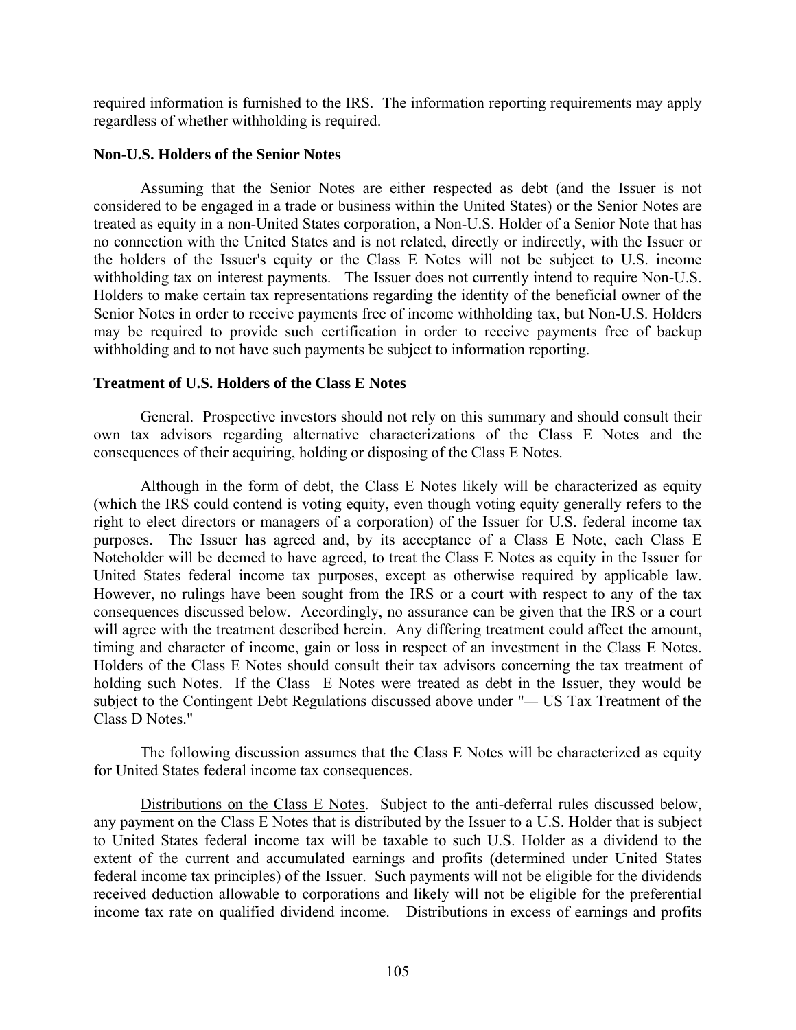required information is furnished to the IRS. The information reporting requirements may apply regardless of whether withholding is required.

**Non-U.S. Holders of the Senior Notes**

Assuming that the Senior Notes are either respected as debt (and the Issuer is not considered to be engaged in a trade or business within the United States) or the Senior Notes are treated as equity in a non-United States corporation, a Non-U.S. Holder of a Senior Note that has no connection with the United States and is not related, directly or indirectly, with the Issuer or the holders of the Issuer's equity or the Class E Notes will not be subject to U.S. income withholding tax on interest payments. The Issuer does not currently intend to require Non-U.S. Holders to make certain tax representations regarding the identity of the beneficial owner of the Senior Notes in order to receive payments free of income withholding tax, but Non-U.S. Holders may be required to provide such certification in order to receive payments free of backup withholding and to not have such payments be subject to information reporting.

**Treatment of U.S. Holders of the Class E Notes**

General. Prospective investors should not rely on this summary and should consult their own tax advisors regarding alternative characterizations of the Class E Notes and the consequences of their acquiring, holding or disposing of the Class E Notes.

Although in the form of debt, the Class E Notes likely will be characterized as equity (which the IRS could contend is voting equity, even though voting equity generally refers to the right to elect directors or managers of a corporation) of the Issuer for U.S. federal income tax purposes. The Issuer has agreed and, by its acceptance of a Class E Note, each Class E Noteholder will be deemed to have agreed, to treat the Class E Notes as equity in the Issuer for United States federal income tax purposes, except as otherwise required by applicable law. However, no rulings have been sought from the IRS or a court with respect to any of the tax consequences discussed below. Accordingly, no assurance can be given that the IRS or a court will agree with the treatment described herein. Any differing treatment could affect the amount, timing and character of income, gain or loss in respect of an investment in the Class E Notes. Holders of the Class E Notes should consult their tax advisors concerning the tax treatment of holding such Notes. If the Class E Notes were treated as debt in the Issuer, they would be subject to the Contingent Debt Regulations discussed above under "— US Tax Treatment of the Class D Notes."

The following discussion assumes that the Class E Notes will be characterized as equity for United States federal income tax consequences.

Distributions on the Class E Notes. Subject to the anti-deferral rules discussed below, any payment on the Class E Notes that is distributed by the Issuer to a U.S. Holder that is subject to United States federal income tax will be taxable to such U.S. Holder as a dividend to the extent of the current and accumulated earnings and profits (determined under United States federal income tax principles) of the Issuer. Such payments will not be eligible for the dividends received deduction allowable to corporations and likely will not be eligible for the preferential income tax rate on qualified dividend income. Distributions in excess of earnings and profits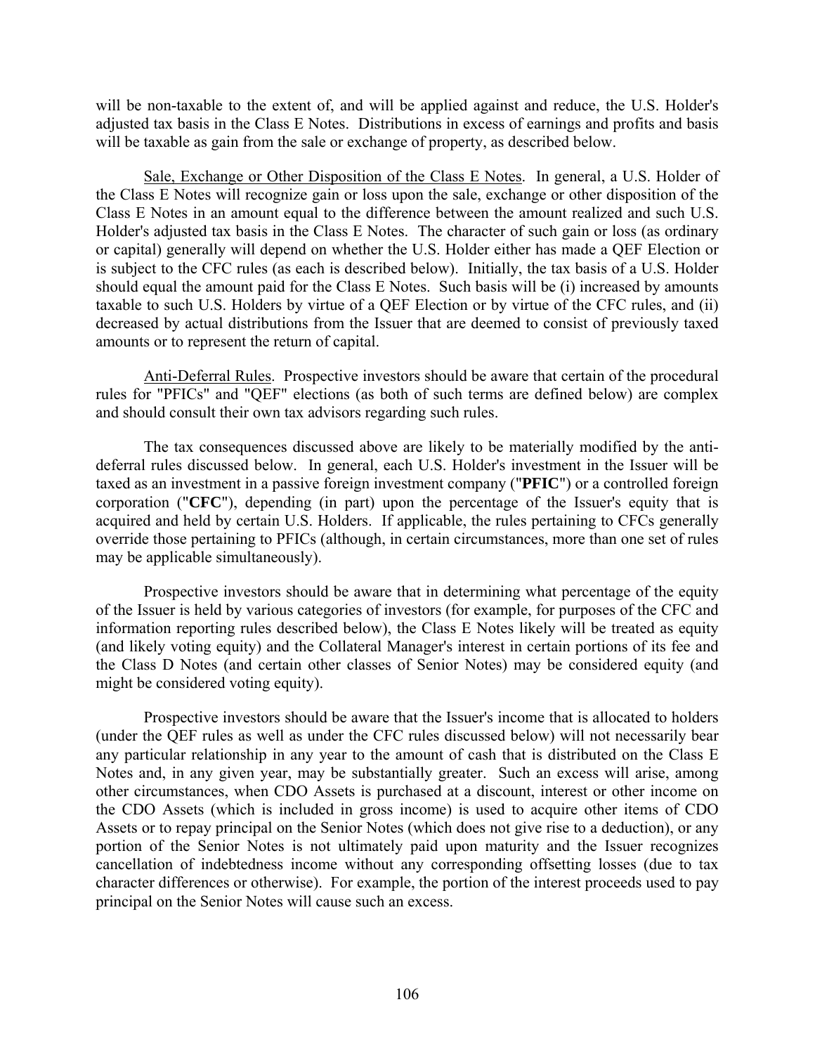will be non-taxable to the extent of, and will be applied against and reduce, the U.S. Holder's adjusted tax basis in the Class E Notes. Distributions in excess of earnings and profits and basis will be taxable as gain from the sale or exchange of property, as described below.

Sale, Exchange or Other Disposition of the Class E Notes. In general, a U.S. Holder of the Class E Notes will recognize gain or loss upon the sale, exchange or other disposition of the Class E Notes in an amount equal to the difference between the amount realized and such U.S. Holder's adjusted tax basis in the Class E Notes. The character of such gain or loss (as ordinary or capital) generally will depend on whether the U.S. Holder either has made a QEF Election or is subject to the CFC rules (as each is described below). Initially, the tax basis of a U.S. Holder should equal the amount paid for the Class E Notes. Such basis will be (i) increased by amounts taxable to such U.S. Holders by virtue of a QEF Election or by virtue of the CFC rules, and (ii) decreased by actual distributions from the Issuer that are deemed to consist of previously taxed amounts or to represent the return of capital.

Anti-Deferral Rules. Prospective investors should be aware that certain of the procedural rules for "PFICs" and "QEF" elections (as both of such terms are defined below) are complex and should consult their own tax advisors regarding such rules.

The tax consequences discussed above are likely to be materially modified by the anti-deferral rules discussed below. In general, each U.S. Holder's investment in the Issuer will be taxed as an investment in a passive foreign investment company ("**PFIC**") or a controlled foreign corporation ("**CFC**"), depending (in part) upon the percentage of the Issuer's equity that is acquired and held by certain U.S. Holders. If applicable, the rules pertaining to CFCs generally override those pertaining to PFICs (although, in certain circumstances, more than one set of rules may be applicable simultaneously).

Prospective investors should be aware that in determining what percentage of the equity of the Issuer is held by various categories of investors (for example, for purposes of the CFC and information reporting rules described below), the Class E Notes likely will be treated as equity (and likely voting equity) and the Collateral Manager's interest in certain portions of its fee and the Class D Notes (and certain other classes of Senior Notes) may be considered equity (and might be considered voting equity).

Prospective investors should be aware that the Issuer's income that is allocated to holders (under the QEF rules as well as under the CFC rules discussed below) will not necessarily bear any particular relationship in any year to the amount of cash that is distributed on the Class E Notes and, in any given year, may be substantially greater. Such an excess will arise, among other circumstances, when CDO Assets is purchased at a discount, interest or other income on the CDO Assets (which is included in gross income) is used to acquire other items of CDO Assets or to repay principal on the Senior Notes (which does not give rise to a deduction), or any portion of the Senior Notes is not ultimately paid upon maturity and the Issuer recognizes cancellation of indebtedness income without any corresponding offsetting losses (due to tax character differences or otherwise). For example, the portion of the interest proceeds used to pay principal on the Senior Notes will cause such an excess.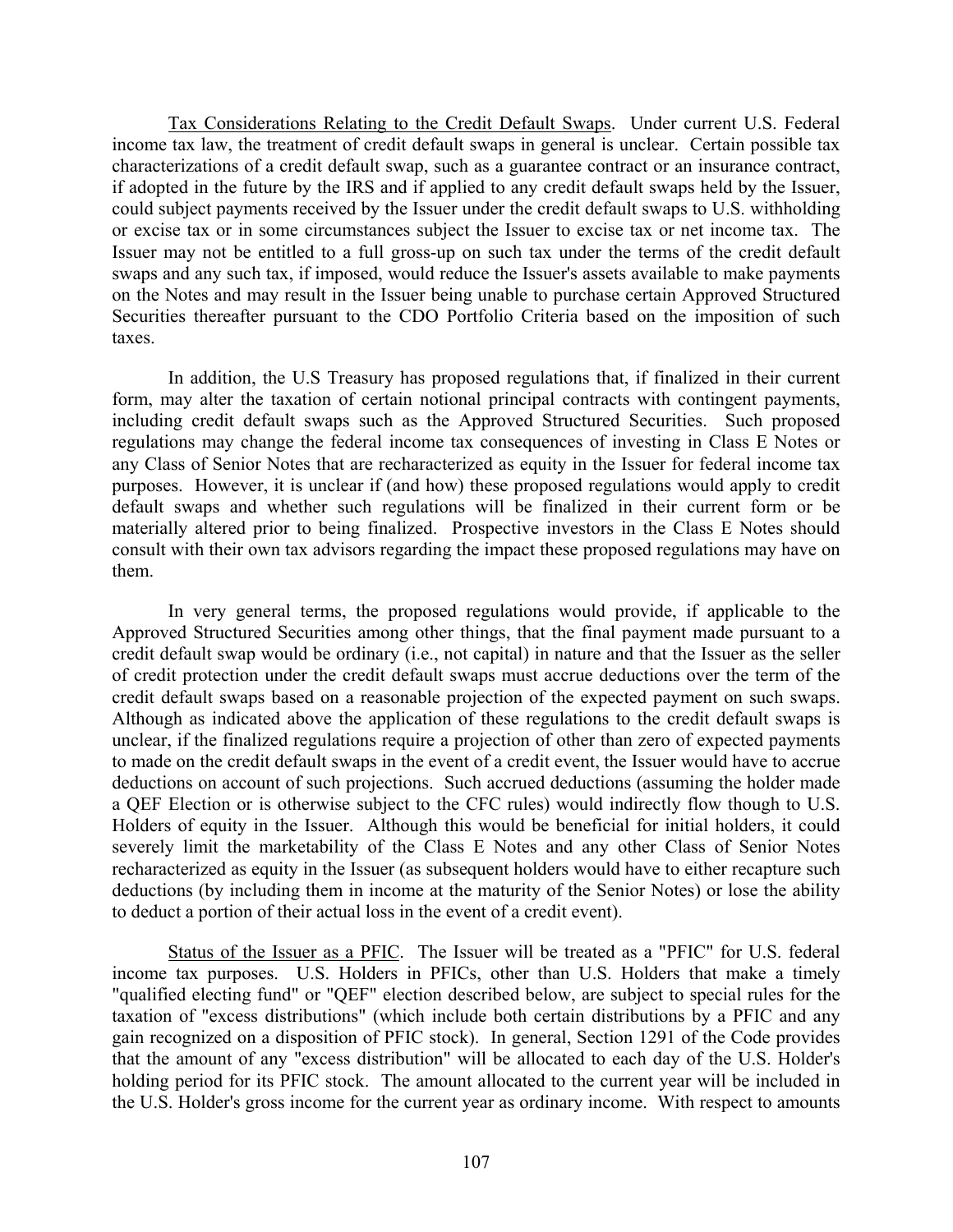Tax Considerations Relating to the Credit Default Swaps. Under current U.S. Federal income tax law, the treatment of credit default swaps in general is unclear. Certain possible tax characterizations of a credit default swap, such as a guarantee contract or an insurance contract, if adopted in the future by the IRS and if applied to any credit default swaps held by the Issuer, could subject payments received by the Issuer under the credit default swaps to U.S. withholding or excise tax or in some circumstances subject the Issuer to excise tax or net income tax. The Issuer may not be entitled to a full gross-up on such tax under the terms of the credit default swaps and any such tax, if imposed, would reduce the Issuer's assets available to make payments on the Notes and may result in the Issuer being unable to purchase certain Approved Structured Securities thereafter pursuant to the CDO Portfolio Criteria based on the imposition of such taxes.

In addition, the U.S Treasury has proposed regulations that, if finalized in their current form, may alter the taxation of certain notional principal contracts with contingent payments, including credit default swaps such as the Approved Structured Securities. Such proposed regulations may change the federal income tax consequences of investing in Class E Notes or any Class of Senior Notes that are recharacterized as equity in the Issuer for federal income tax purposes. However, it is unclear if (and how) these proposed regulations would apply to credit default swaps and whether such regulations will be finalized in their current form or be materially altered prior to being finalized. Prospective investors in the Class E Notes should consult with their own tax advisors regarding the impact these proposed regulations may have on them.

In very general terms, the proposed regulations would provide, if applicable to the Approved Structured Securities among other things, that the final payment made pursuant to a credit default swap would be ordinary (i.e., not capital) in nature and that the Issuer as the seller of credit protection under the credit default swaps must accrue deductions over the term of the credit default swaps based on a reasonable projection of the expected payment on such swaps. Although as indicated above the application of these regulations to the credit default swaps is unclear, if the finalized regulations require a projection of other than zero of expected payments to made on the credit default swaps in the event of a credit event, the Issuer would have to accrue deductions on account of such projections. Such accrued deductions (assuming the holder made a QEF Election or is otherwise subject to the CFC rules) would indirectly flow though to U.S. Holders of equity in the Issuer. Although this would be beneficial for initial holders, it could severely limit the marketability of the Class E Notes and any other Class of Senior Notes recharacterized as equity in the Issuer (as subsequent holders would have to either recapture such deductions (by including them in income at the maturity of the Senior Notes) or lose the ability to deduct a portion of their actual loss in the event of a credit event).

Status of the Issuer as a PFIC. The Issuer will be treated as a "PFIC" for U.S. federal income tax purposes. U.S. Holders in PFICs, other than U.S. Holders that make a timely "qualified electing fund" or "QEF" election described below, are subject to special rules for the taxation of "excess distributions" (which include both certain distributions by a PFIC and any gain recognized on a disposition of PFIC stock). In general, Section 1291 of the Code provides that the amount of any "excess distribution" will be allocated to each day of the U.S. Holder's holding period for its PFIC stock. The amount allocated to the current year will be included in the U.S. Holder's gross income for the current year as ordinary income. With respect to amounts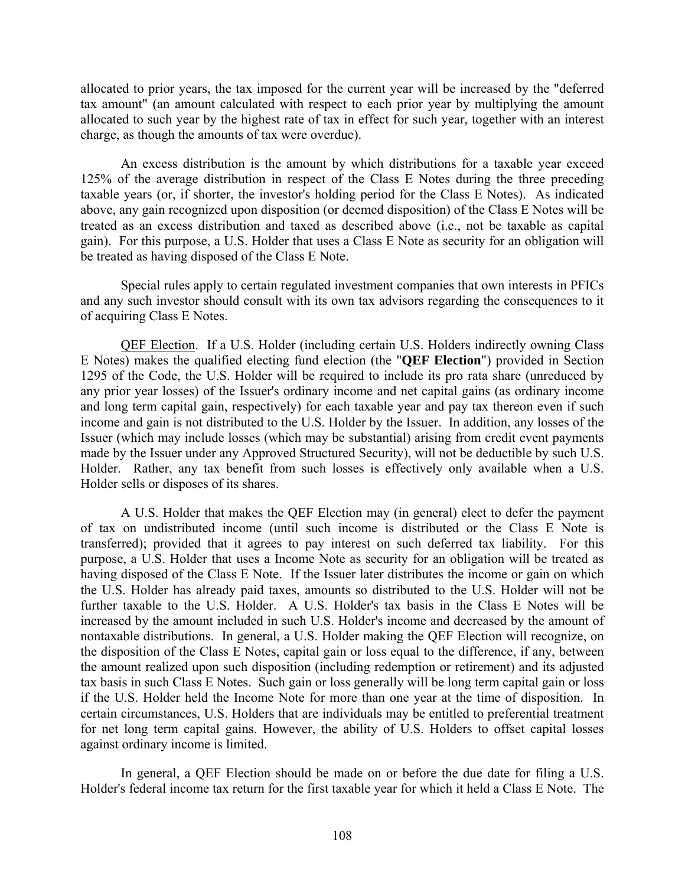allocated to prior years, the tax imposed for the current year will be increased by the "deferred tax amount" (an amount calculated with respect to each prior year by multiplying the amount allocated to such year by the highest rate of tax in effect for such year, together with an interest charge, as though the amounts of tax were overdue).

An excess distribution is the amount by which distributions for a taxable year exceed 125% of the average distribution in respect of the Class E Notes during the three preceding taxable years (or, if shorter, the investor's holding period for the Class E Notes). As indicated above, any gain recognized upon disposition (or deemed disposition) of the Class E Notes will be treated as an excess distribution and taxed as described above (i.e., not be taxable as capital gain). For this purpose, a U.S. Holder that uses a Class E Note as security for an obligation will be treated as having disposed of the Class E Note.

Special rules apply to certain regulated investment companies that own interests in PFICs and any such investor should consult with its own tax advisors regarding the consequences to it of acquiring Class E Notes.

QEF Election. If a U.S. Holder (including certain U.S. Holders indirectly owning Class E Notes) makes the qualified electing fund election (the "**QEF Election**") provided in Section 1295 of the Code, the U.S. Holder will be required to include its pro rata share (unreduced by any prior year losses) of the Issuer's ordinary income and net capital gains (as ordinary income and long term capital gain, respectively) for each taxable year and pay tax thereon even if such income and gain is not distributed to the U.S. Holder by the Issuer. In addition, any losses of the Issuer (which may include losses (which may be substantial) arising from credit event payments made by the Issuer under any Approved Structured Security), will not be deductible by such U.S. Holder. Rather, any tax benefit from such losses is effectively only available when a U.S. Holder sells or disposes of its shares.

A U.S. Holder that makes the QEF Election may (in general) elect to defer the payment of tax on undistributed income (until such income is distributed or the Class E Note is transferred); provided that it agrees to pay interest on such deferred tax liability. For this purpose, a U.S. Holder that uses a Income Note as security for an obligation will be treated as having disposed of the Class E Note. If the Issuer later distributes the income or gain on which the U.S. Holder has already paid taxes, amounts so distributed to the U.S. Holder will not be further taxable to the U.S. Holder. A U.S. Holder's tax basis in the Class E Notes will be increased by the amount included in such U.S. Holder's income and decreased by the amount of nontaxable distributions. In general, a U.S. Holder making the QEF Election will recognize, on the disposition of the Class E Notes, capital gain or loss equal to the difference, if any, between the amount realized upon such disposition (including redemption or retirement) and its adjusted tax basis in such Class E Notes. Such gain or loss generally will be long term capital gain or loss if the U.S. Holder held the Income Note for more than one year at the time of disposition. In certain circumstances, U.S. Holders that are individuals may be entitled to preferential treatment for net long term capital gains. However, the ability of U.S. Holders to offset capital losses against ordinary income is limited.

In general, a QEF Election should be made on or before the due date for filing a U.S. Holder's federal income tax return for the first taxable year for which it held a Class E Note. The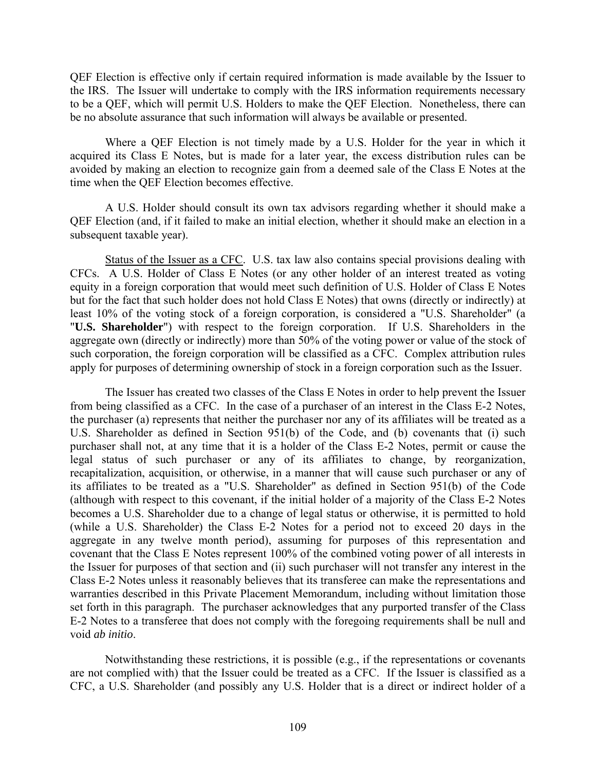QEF Election is effective only if certain required information is made available by the Issuer to the IRS. The Issuer will undertake to comply with the IRS information requirements necessary to be a QEF, which will permit U.S. Holders to make the QEF Election. Nonetheless, there can be no absolute assurance that such information will always be available or presented.

Where a QEF Election is not timely made by a U.S. Holder for the year in which it acquired its Class E Notes, but is made for a later year, the excess distribution rules can be avoided by making an election to recognize gain from a deemed sale of the Class E Notes at the time when the QEF Election becomes effective.

A U.S. Holder should consult its own tax advisors regarding whether it should make a QEF Election (and, if it failed to make an initial election, whether it should make an election in a subsequent taxable year).

Status of the Issuer as a CFC. U.S. tax law also contains special provisions dealing with CFCs. A U.S. Holder of Class E Notes (or any other holder of an interest treated as voting equity in a foreign corporation that would meet such definition of U.S. Holder of Class E Notes but for the fact that such holder does not hold Class E Notes) that owns (directly or indirectly) at least 10% of the voting stock of a foreign corporation, is considered a "U.S. Shareholder" (a "**U.S. Shareholder**") with respect to the foreign corporation. If U.S. Shareholders in the aggregate own (directly or indirectly) more than 50% of the voting power or value of the stock of such corporation, the foreign corporation will be classified as a CFC. Complex attribution rules apply for purposes of determining ownership of stock in a foreign corporation such as the Issuer.

The Issuer has created two classes of the Class E Notes in order to help prevent the Issuer from being classified as a CFC. In the case of a purchaser of an interest in the Class E-2 Notes, the purchaser (a) represents that neither the purchaser nor any of its affiliates will be treated as a U.S. Shareholder as defined in Section 951(b) of the Code, and (b) covenants that (i) such purchaser shall not, at any time that it is a holder of the Class E-2 Notes, permit or cause the legal status of such purchaser or any of its affiliates to change, by reorganization, recapitalization, acquisition, or otherwise, in a manner that will cause such purchaser or any of its affiliates to be treated as a "U.S. Shareholder" as defined in Section 951(b) of the Code (although with respect to this covenant, if the initial holder of a majority of the Class E-2 Notes becomes a U.S. Shareholder due to a change of legal status or otherwise, it is permitted to hold (while a U.S. Shareholder) the Class E-2 Notes for a period not to exceed 20 days in the aggregate in any twelve month period), assuming for purposes of this representation and covenant that the Class E Notes represent 100% of the combined voting power of all interests in the Issuer for purposes of that section and (ii) such purchaser will not transfer any interest in the Class E-2 Notes unless it reasonably believes that its transferee can make the representations and warranties described in this Private Placement Memorandum, including without limitation those set forth in this paragraph. The purchaser acknowledges that any purported transfer of the Class E-2 Notes to a transferee that does not comply with the foregoing requirements shall be null and void *ab initio*.

Notwithstanding these restrictions, it is possible (e.g., if the representations or covenants are not complied with) that the Issuer could be treated as a CFC. If the Issuer is classified as a CFC, a U.S. Shareholder (and possibly any U.S. Holder that is a direct or indirect holder of a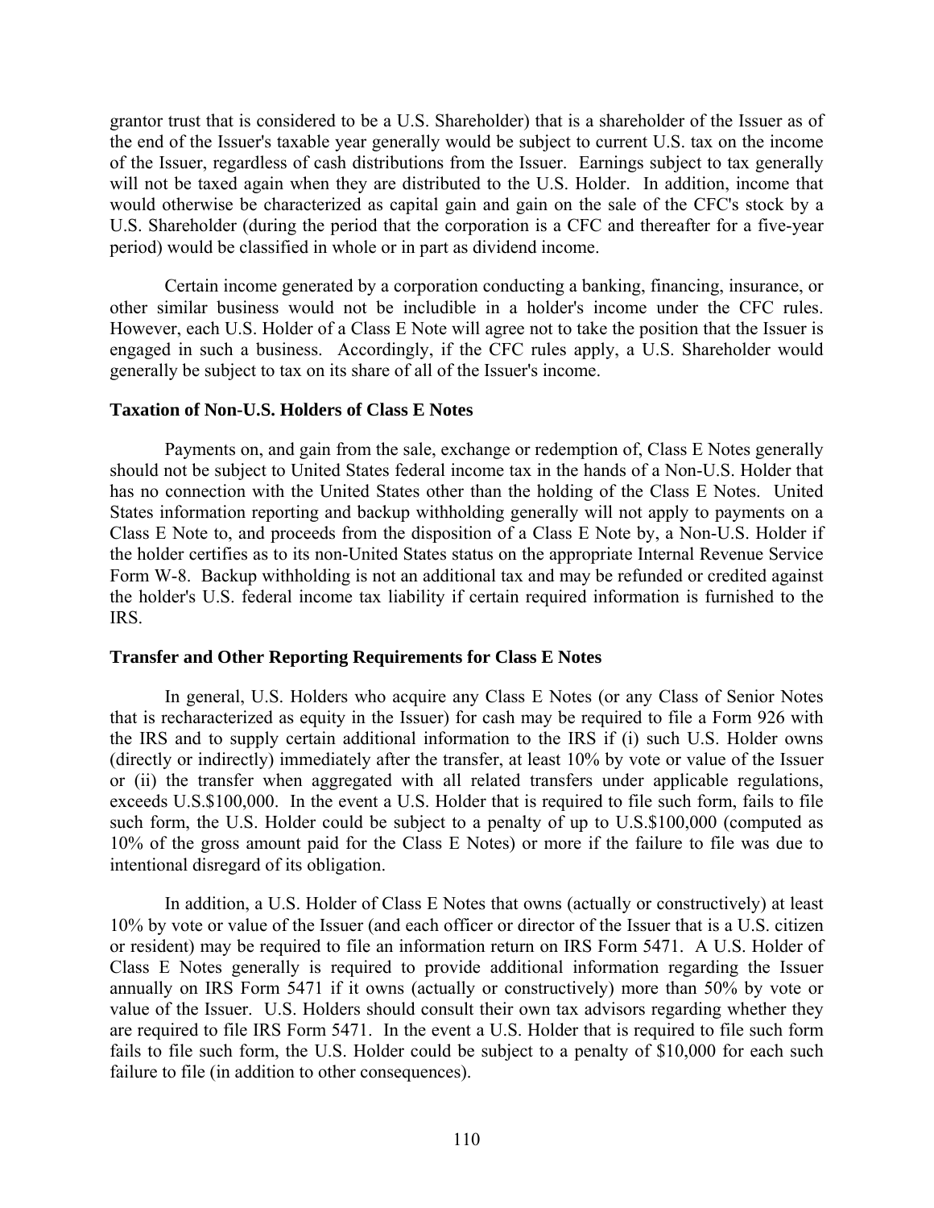grantor trust that is considered to be a U.S. Shareholder) that is a shareholder of the Issuer as of the end of the Issuer's taxable year generally would be subject to current U.S. tax on the income of the Issuer, regardless of cash distributions from the Issuer. Earnings subject to tax generally will not be taxed again when they are distributed to the U.S. Holder. In addition, income that would otherwise be characterized as capital gain and gain on the sale of the CFC's stock by a U.S. Shareholder (during the period that the corporation is a CFC and thereafter for a five-year period) would be classified in whole or in part as dividend income.

Certain income generated by a corporation conducting a banking, financing, insurance, or other similar business would not be includible in a holder's income under the CFC rules. However, each U.S. Holder of a Class E Note will agree not to take the position that the Issuer is engaged in such a business. Accordingly, if the CFC rules apply, a U.S. Shareholder would generally be subject to tax on its share of all of the Issuer's income.

### Taxation of Non-U.S. Holders of Class E Notes

Payments on, and gain from the sale, exchange or redemption of, Class E Notes generally should not be subject to United States federal income tax in the hands of a Non-U.S. Holder that has no connection with the United States other than the holding of the Class E Notes. United States information reporting and backup withholding generally will not apply to payments on a Class E Note to, and proceeds from the disposition of a Class E Note by, a Non-U.S. Holder if the holder certifies as to its non-United States status on the appropriate Internal Revenue Service Form W-8. Backup withholding is not an additional tax and may be refunded or credited against the holder's U.S. federal income tax liability if certain required information is furnished to the IRS.

### Transfer and Other Reporting Requirements for Class E Notes

In general, U.S. Holders who acquire any Class E Notes (or any Class of Senior Notes that is recharacterized as equity in the Issuer) for cash may be required to file a Form 926 with the IRS and to supply certain additional information to the IRS if (i) such U.S. Holder owns (directly or indirectly) immediately after the transfer, at least 10% by vote or value of the Issuer or (ii) the transfer when aggregated with all related transfers under applicable regulations, exceeds U.S.$100,000. In the event a U.S. Holder that is required to file such form, fails to file such form, the U.S. Holder could be subject to a penalty of up to U.S.$100,000 (computed as 10% of the gross amount paid for the Class E Notes) or more if the failure to file was due to intentional disregard of its obligation.

In addition, a U.S. Holder of Class E Notes that owns (actually or constructively) at least 10% by vote or value of the Issuer (and each officer or director of the Issuer that is a U.S. citizen or resident) may be required to file an information return on IRS Form 5471. A U.S. Holder of Class E Notes generally is required to provide additional information regarding the Issuer annually on IRS Form 5471 if it owns (actually or constructively) more than 50% by vote or value of the Issuer. U.S. Holders should consult their own tax advisors regarding whether they are required to file IRS Form 5471. In the event a U.S. Holder that is required to file such form fails to file such form, the U.S. Holder could be subject to a penalty of $10,000 for each such failure to file (in addition to other consequences).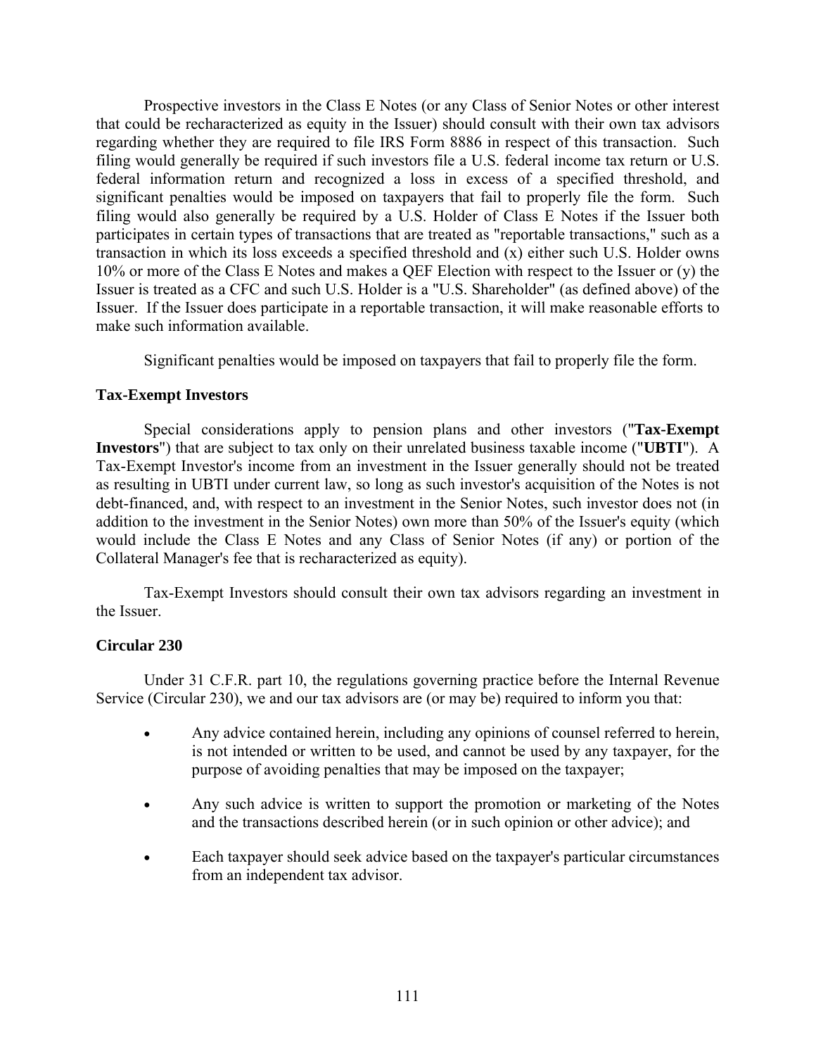Prospective investors in the Class E Notes (or any Class of Senior Notes or other interest that could be recharacterized as equity in the Issuer) should consult with their own tax advisors regarding whether they are required to file IRS Form 8886 in respect of this transaction. Such filing would generally be required if such investors file a U.S. federal income tax return or U.S. federal information return and recognized a loss in excess of a specified threshold, and significant penalties would be imposed on taxpayers that fail to properly file the form. Such filing would also generally be required by a U.S. Holder of Class E Notes if the Issuer both participates in certain types of transactions that are treated as "reportable transactions," such as a transaction in which its loss exceeds a specified threshold and (x) either such U.S. Holder owns 10% or more of the Class E Notes and makes a QEF Election with respect to the Issuer or (y) the Issuer is treated as a CFC and such U.S. Holder is a "U.S. Shareholder" (as defined above) of the Issuer. If the Issuer does participate in a reportable transaction, it will make reasonable efforts to make such information available.

Significant penalties would be imposed on taxpayers that fail to properly file the form.

**Tax-Exempt Investors**

Special considerations apply to pension plans and other investors ("**Tax-Exempt Investors**") that are subject to tax only on their unrelated business taxable income ("**UBTI**"). A Tax-Exempt Investor's income from an investment in the Issuer generally should not be treated as resulting in UBTI under current law, so long as such investor's acquisition of the Notes is not debt-financed, and, with respect to an investment in the Senior Notes, such investor does not (in addition to the investment in the Senior Notes) own more than 50% of the Issuer's equity (which would include the Class E Notes and any Class of Senior Notes (if any) or portion of the Collateral Manager's fee that is recharacterized as equity).

Tax-Exempt Investors should consult their own tax advisors regarding an investment in the Issuer.

**Circular 230**

Under 31 C.F.R. part 10, the regulations governing practice before the Internal Revenue Service (Circular 230), we and our tax advisors are (or may be) required to inform you that:

- Any advice contained herein, including any opinions of counsel referred to herein, is not intended or written to be used, and cannot be used by any taxpayer, for the purpose of avoiding penalties that may be imposed on the taxpayer;
- Any such advice is written to support the promotion or marketing of the Notes and the transactions described herein (or in such opinion or other advice); and
- Each taxpayer should seek advice based on the taxpayer's particular circumstances from an independent tax advisor.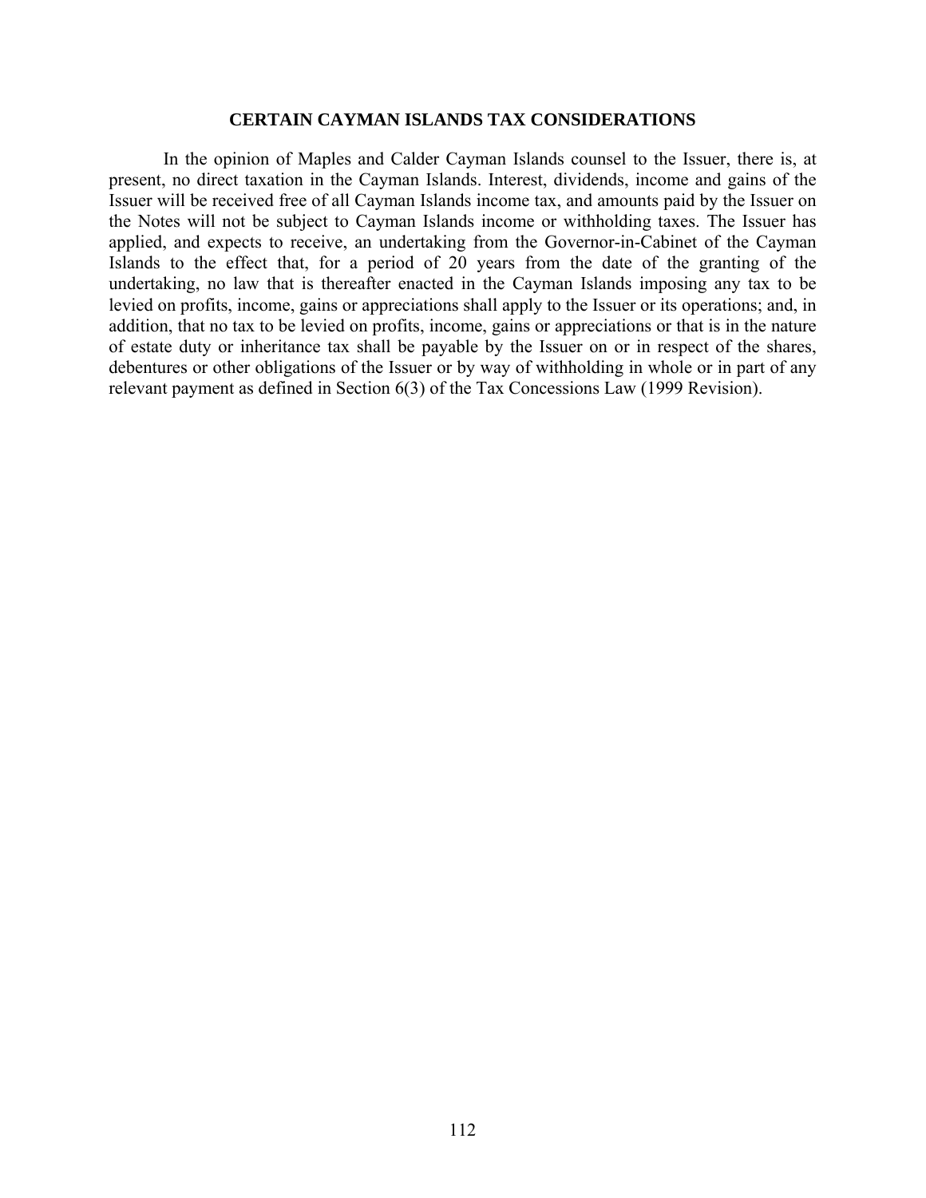## CERTAIN CAYMAN ISLANDS TAX CONSIDERATIONS

In the opinion of Maples and Calder Cayman Islands counsel to the Issuer, there is, at present, no direct taxation in the Cayman Islands. Interest, dividends, income and gains of the Issuer will be received free of all Cayman Islands income tax, and amounts paid by the Issuer on the Notes will not be subject to Cayman Islands income or withholding taxes. The Issuer has applied, and expects to receive, an undertaking from the Governor-in-Cabinet of the Cayman Islands to the effect that, for a period of 20 years from the date of the granting of the undertaking, no law that is thereafter enacted in the Cayman Islands imposing any tax to be levied on profits, income, gains or appreciations shall apply to the Issuer or its operations; and, in addition, that no tax to be levied on profits, income, gains or appreciations or that is in the nature of estate duty or inheritance tax shall be payable by the Issuer on or in respect of the shares, debentures or other obligations of the Issuer or by way of withholding in whole or in part of any relevant payment as defined in Section 6(3) of the Tax Concessions Law (1999 Revision).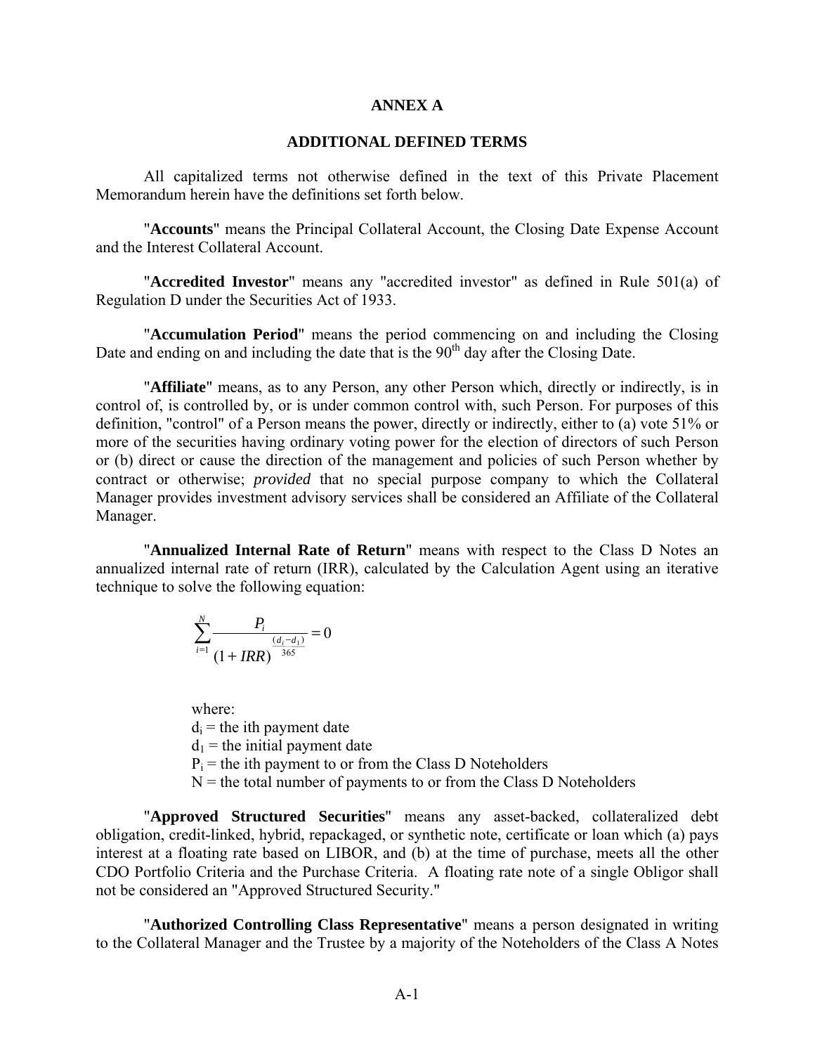# ANNEX A

## ADDITIONAL DEFINED TERMS

All capitalized terms not otherwise defined in the text of this Private Placement Memorandum herein have the definitions set forth below.

"**Accounts**" means the Principal Collateral Account, the Closing Date Expense Account and the Interest Collateral Account.

"**Accredited Investor**" means any "accredited investor" as defined in Rule 501(a) of Regulation D under the Securities Act of 1933.

"**Accumulation Period**" means the period commencing on and including the Closing Date and ending on and including the date that is the 90th day after the Closing Date.

"**Affiliate**" means, as to any Person, any other Person which, directly or indirectly, is in control of, is controlled by, or is under common control with, such Person. For purposes of this definition, "control" of a Person means the power, directly or indirectly, either to (a) vote 51% or more of the securities having ordinary voting power for the election of directors of such Person or (b) direct or cause the direction of the management and policies of such Person whether by contract or otherwise; *provided* that no special purpose company to which the Collateral Manager provides investment advisory services shall be considered an Affiliate of the Collateral Manager.

"**Annualized Internal Rate of Return**" means with respect to the Class D Notes an annualized internal rate of return (IRR), calculated by the Calculation Agent using an iterative technique to solve the following equation:

$$\sum_{i=1}^{N} \frac{P_i}{(1+IRR)^{\frac{(d_i - d_1)}{365}}} = 0$$

where:
$d_i$ = the ith payment date
$d_1$ = the initial payment date
$P_i$ = the ith payment to or from the Class D Noteholders
N = the total number of payments to or from the Class D Noteholders

"**Approved Structured Securities**" means any asset-backed, collateralized debt obligation, credit-linked, hybrid, repackaged, or synthetic note, certificate or loan which (a) pays interest at a floating rate based on LIBOR, and (b) at the time of purchase, meets all the other CDO Portfolio Criteria and the Purchase Criteria. A floating rate note of a single Obligor shall not be considered an "Approved Structured Security."

"**Authorized Controlling Class Representative**" means a person designated in writing to the Collateral Manager and the Trustee by a majority of the Noteholders of the Class A Notes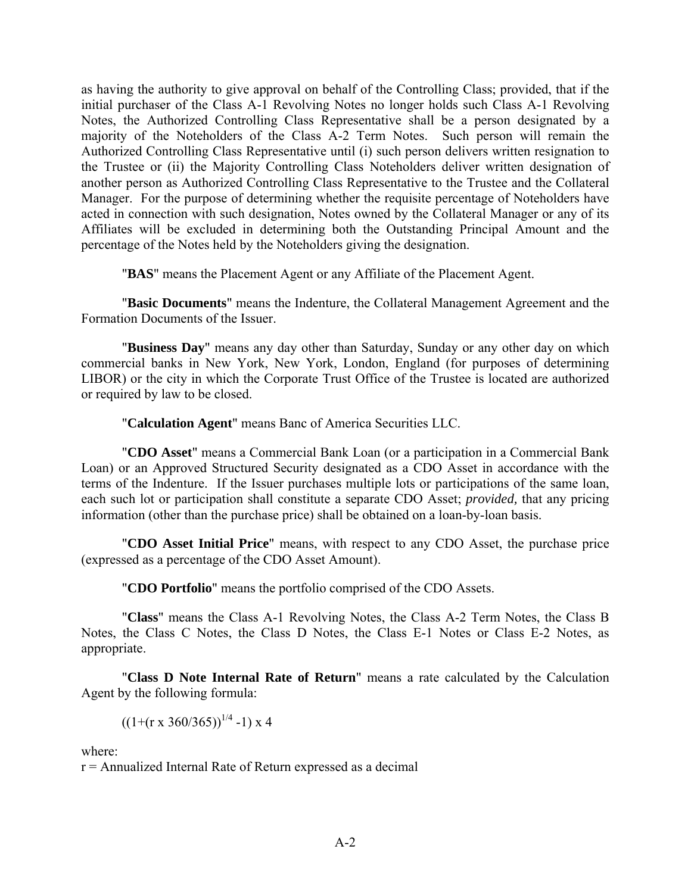as having the authority to give approval on behalf of the Controlling Class; provided, that if the initial purchaser of the Class A-1 Revolving Notes no longer holds such Class A-1 Revolving Notes, the Authorized Controlling Class Representative shall be a person designated by a majority of the Noteholders of the Class A-2 Term Notes. Such person will remain the Authorized Controlling Class Representative until (i) such person delivers written resignation to the Trustee or (ii) the Majority Controlling Class Noteholders deliver written designation of another person as Authorized Controlling Class Representative to the Trustee and the Collateral Manager. For the purpose of determining whether the requisite percentage of Noteholders have acted in connection with such designation, Notes owned by the Collateral Manager or any of its Affiliates will be excluded in determining both the Outstanding Principal Amount and the percentage of the Notes held by the Noteholders giving the designation.

"**BAS**" means the Placement Agent or any Affiliate of the Placement Agent.

"**Basic Documents**" means the Indenture, the Collateral Management Agreement and the Formation Documents of the Issuer.

"**Business Day**" means any day other than Saturday, Sunday or any other day on which commercial banks in New York, New York, London, England (for purposes of determining LIBOR) or the city in which the Corporate Trust Office of the Trustee is located are authorized or required by law to be closed.

"**Calculation Agent**" means Banc of America Securities LLC.

"**CDO Asset**" means a Commercial Bank Loan (or a participation in a Commercial Bank Loan) or an Approved Structured Security designated as a CDO Asset in accordance with the terms of the Indenture. If the Issuer purchases multiple lots or participations of the same loan, each such lot or participation shall constitute a separate CDO Asset; *provided,* that any pricing information (other than the purchase price) shall be obtained on a loan-by-loan basis.

"**CDO Asset Initial Price**" means, with respect to any CDO Asset, the purchase price (expressed as a percentage of the CDO Asset Amount).

"**CDO Portfolio**" means the portfolio comprised of the CDO Assets.

"**Class**" means the Class A-1 Revolving Notes, the Class A-2 Term Notes, the Class B Notes, the Class C Notes, the Class D Notes, the Class E-1 Notes or Class E-2 Notes, as appropriate.

"**Class D Note Internal Rate of Return**" means a rate calculated by the Calculation Agent by the following formula:

$$((1+(r \times 360/365))^{1/4} - 1) \times 4$$

where:
r = Annualized Internal Rate of Return expressed as a decimal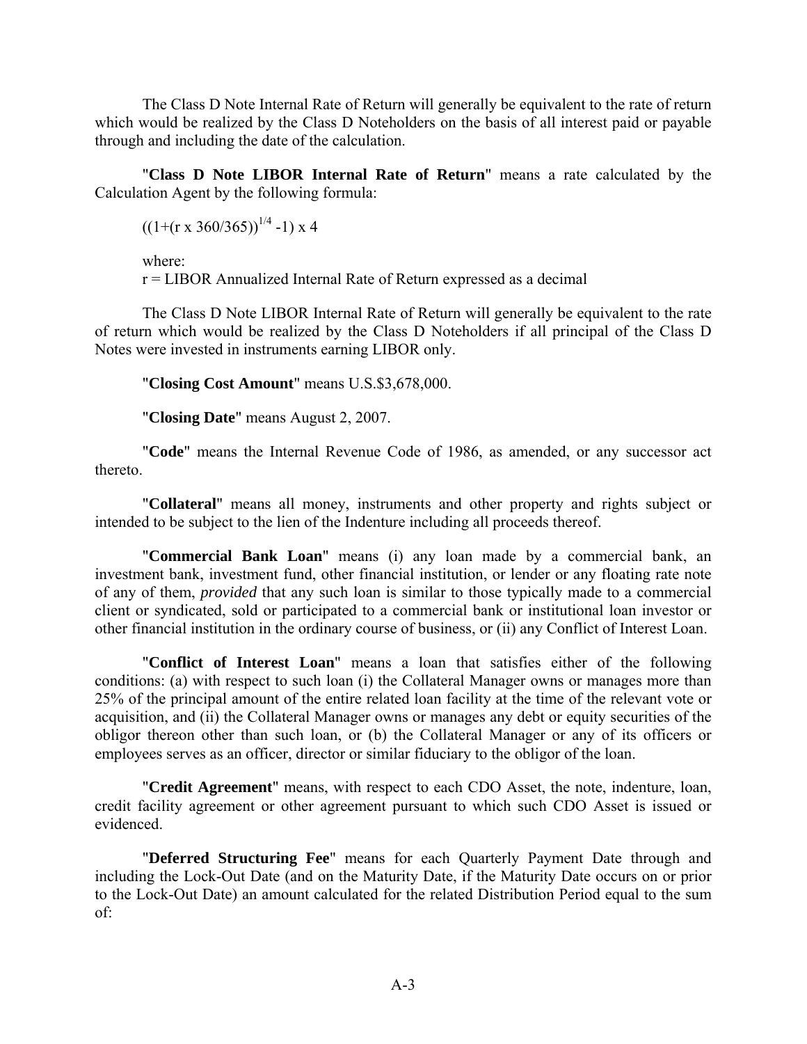The Class D Note Internal Rate of Return will generally be equivalent to the rate of return which would be realized by the Class D Noteholders on the basis of all interest paid or payable through and including the date of the calculation.

"**Class D Note LIBOR Internal Rate of Return**" means a rate calculated by the Calculation Agent by the following formula:

$$((1+(r \times 360/365))^{1/4} - 1) \times 4$$

where:
r = LIBOR Annualized Internal Rate of Return expressed as a decimal

The Class D Note LIBOR Internal Rate of Return will generally be equivalent to the rate of return which would be realized by the Class D Noteholders if all principal of the Class D Notes were invested in instruments earning LIBOR only.

"**Closing Cost Amount**" means U.S.$3,678,000.

"**Closing Date**" means August 2, 2007.

"**Code**" means the Internal Revenue Code of 1986, as amended, or any successor act thereto.

"**Collateral**" means all money, instruments and other property and rights subject or intended to be subject to the lien of the Indenture including all proceeds thereof.

"**Commercial Bank Loan**" means (i) any loan made by a commercial bank, an investment bank, investment fund, other financial institution, or lender or any floating rate note of any of them, *provided* that any such loan is similar to those typically made to a commercial client or syndicated, sold or participated to a commercial bank or institutional loan investor or other financial institution in the ordinary course of business, or (ii) any Conflict of Interest Loan.

"**Conflict of Interest Loan**" means a loan that satisfies either of the following conditions: (a) with respect to such loan (i) the Collateral Manager owns or manages more than 25% of the principal amount of the entire related loan facility at the time of the relevant vote or acquisition, and (ii) the Collateral Manager owns or manages any debt or equity securities of the obligor thereon other than such loan, or (b) the Collateral Manager or any of its officers or employees serves as an officer, director or similar fiduciary to the obligor of the loan.

"**Credit Agreement**" means, with respect to each CDO Asset, the note, indenture, loan, credit facility agreement or other agreement pursuant to which such CDO Asset is issued or evidenced.

"**Deferred Structuring Fee**" means for each Quarterly Payment Date through and including the Lock-Out Date (and on the Maturity Date, if the Maturity Date occurs on or prior to the Lock-Out Date) an amount calculated for the related Distribution Period equal to the sum of: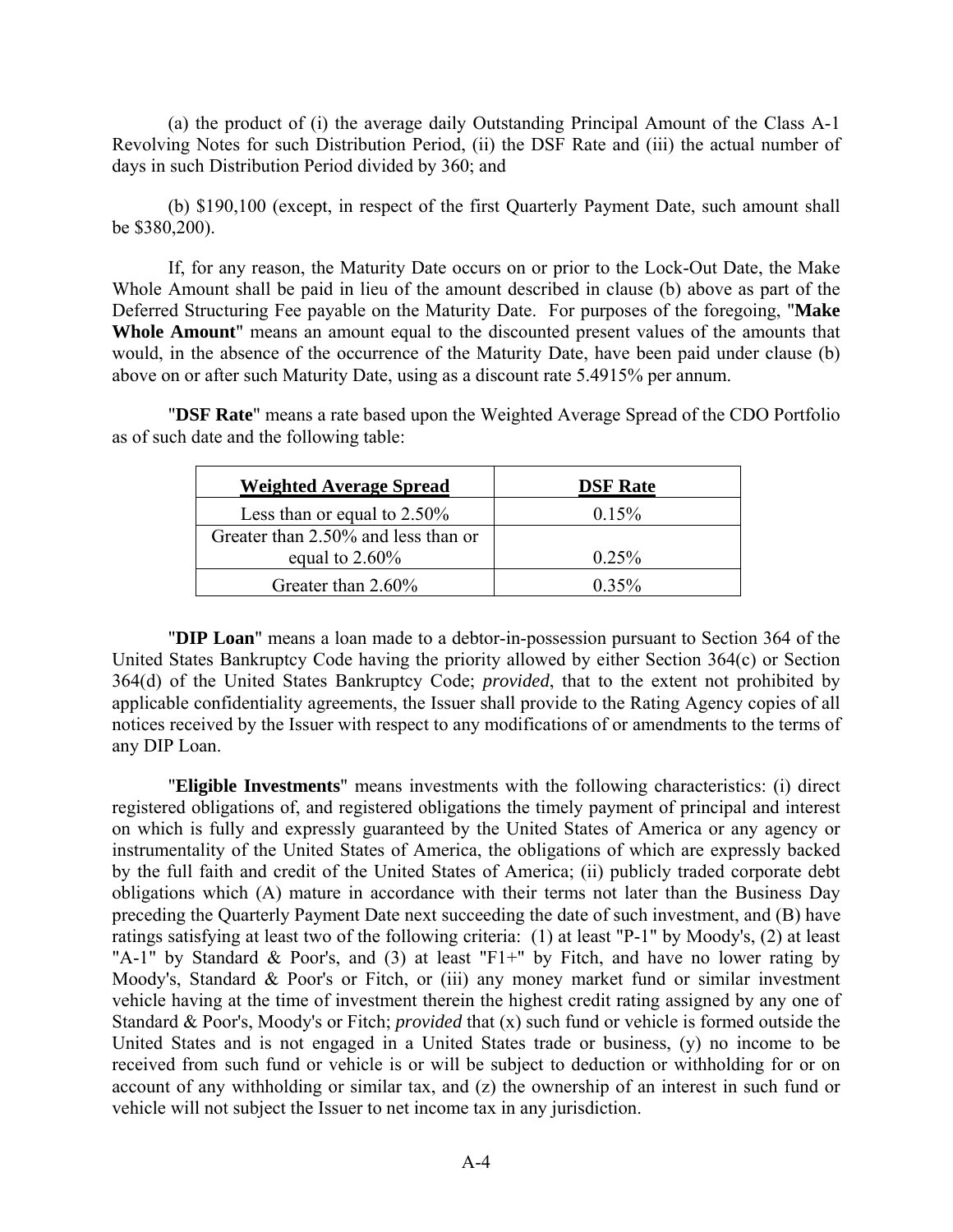(a) the product of (i) the average daily Outstanding Principal Amount of the Class A-1 Revolving Notes for such Distribution Period, (ii) the DSF Rate and (iii) the actual number of days in such Distribution Period divided by 360; and

(b) $190,100 (except, in respect of the first Quarterly Payment Date, such amount shall be $380,200).

If, for any reason, the Maturity Date occurs on or prior to the Lock-Out Date, the Make Whole Amount shall be paid in lieu of the amount described in clause (b) above as part of the Deferred Structuring Fee payable on the Maturity Date. For purposes of the foregoing, "**Make Whole Amount**" means an amount equal to the discounted present values of the amounts that would, in the absence of the occurrence of the Maturity Date, have been paid under clause (b) above on or after such Maturity Date, using as a discount rate 5.4915% per annum.

"**DSF Rate**" means a rate based upon the Weighted Average Spread of the CDO Portfolio as of such date and the following table:

| **Weighted Average Spread** | **DSF Rate** |
|---|---|
| Less than or equal to 2.50% | 0.15% |
| Greater than 2.50% and less than or equal to 2.60% | 0.25% |
| Greater than 2.60% | 0.35% |

"**DIP Loan**" means a loan made to a debtor-in-possession pursuant to Section 364 of the United States Bankruptcy Code having the priority allowed by either Section 364(c) or Section 364(d) of the United States Bankruptcy Code; *provided*, that to the extent not prohibited by applicable confidentiality agreements, the Issuer shall provide to the Rating Agency copies of all notices received by the Issuer with respect to any modifications of or amendments to the terms of any DIP Loan.

"**Eligible Investments**" means investments with the following characteristics: (i) direct registered obligations of, and registered obligations the timely payment of principal and interest on which is fully and expressly guaranteed by the United States of America or any agency or instrumentality of the United States of America, the obligations of which are expressly backed by the full faith and credit of the United States of America; (ii) publicly traded corporate debt obligations which (A) mature in accordance with their terms not later than the Business Day preceding the Quarterly Payment Date next succeeding the date of such investment, and (B) have ratings satisfying at least two of the following criteria: (1) at least "P-1" by Moody's, (2) at least "A-1" by Standard & Poor's, and (3) at least "F1+" by Fitch, and have no lower rating by Moody's, Standard & Poor's or Fitch, or (iii) any money market fund or similar investment vehicle having at the time of investment therein the highest credit rating assigned by any one of Standard & Poor's, Moody's or Fitch; *provided* that (x) such fund or vehicle is formed outside the United States and is not engaged in a United States trade or business, (y) no income to be received from such fund or vehicle is or will be subject to deduction or withholding for or on account of any withholding or similar tax, and (z) the ownership of an interest in such fund or vehicle will not subject the Issuer to net income tax in any jurisdiction.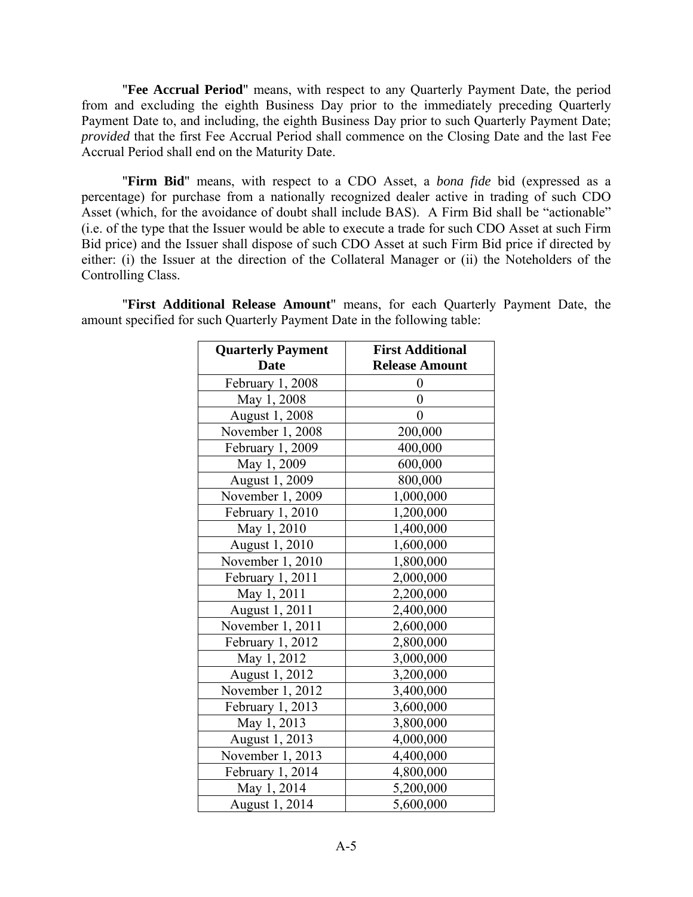"**Fee Accrual Period**" means, with respect to any Quarterly Payment Date, the period from and excluding the eighth Business Day prior to the immediately preceding Quarterly Payment Date to, and including, the eighth Business Day prior to such Quarterly Payment Date; *provided* that the first Fee Accrual Period shall commence on the Closing Date and the last Fee Accrual Period shall end on the Maturity Date.

"**Firm Bid**" means, with respect to a CDO Asset, a *bona fide* bid (expressed as a percentage) for purchase from a nationally recognized dealer active in trading of such CDO Asset (which, for the avoidance of doubt shall include BAS). A Firm Bid shall be "actionable" (i.e. of the type that the Issuer would be able to execute a trade for such CDO Asset at such Firm Bid price) and the Issuer shall dispose of such CDO Asset at such Firm Bid price if directed by either: (i) the Issuer at the direction of the Collateral Manager or (ii) the Noteholders of the Controlling Class.

"**First Additional Release Amount**" means, for each Quarterly Payment Date, the amount specified for such Quarterly Payment Date in the following table:

| Quarterly Payment Date | First Additional Release Amount |
|---|---|
| February 1, 2008 | 0 |
| May 1, 2008 | 0 |
| August 1, 2008 | 0 |
| November 1, 2008 | 200,000 |
| February 1, 2009 | 400,000 |
| May 1, 2009 | 600,000 |
| August 1, 2009 | 800,000 |
| November 1, 2009 | 1,000,000 |
| February 1, 2010 | 1,200,000 |
| May 1, 2010 | 1,400,000 |
| August 1, 2010 | 1,600,000 |
| November 1, 2010 | 1,800,000 |
| February 1, 2011 | 2,000,000 |
| May 1, 2011 | 2,200,000 |
| August 1, 2011 | 2,400,000 |
| November 1, 2011 | 2,600,000 |
| February 1, 2012 | 2,800,000 |
| May 1, 2012 | 3,000,000 |
| August 1, 2012 | 3,200,000 |
| November 1, 2012 | 3,400,000 |
| February 1, 2013 | 3,600,000 |
| May 1, 2013 | 3,800,000 |
| August 1, 2013 | 4,000,000 |
| November 1, 2013 | 4,400,000 |
| February 1, 2014 | 4,800,000 |
| May 1, 2014 | 5,200,000 |
| August 1, 2014 | 5,600,000 |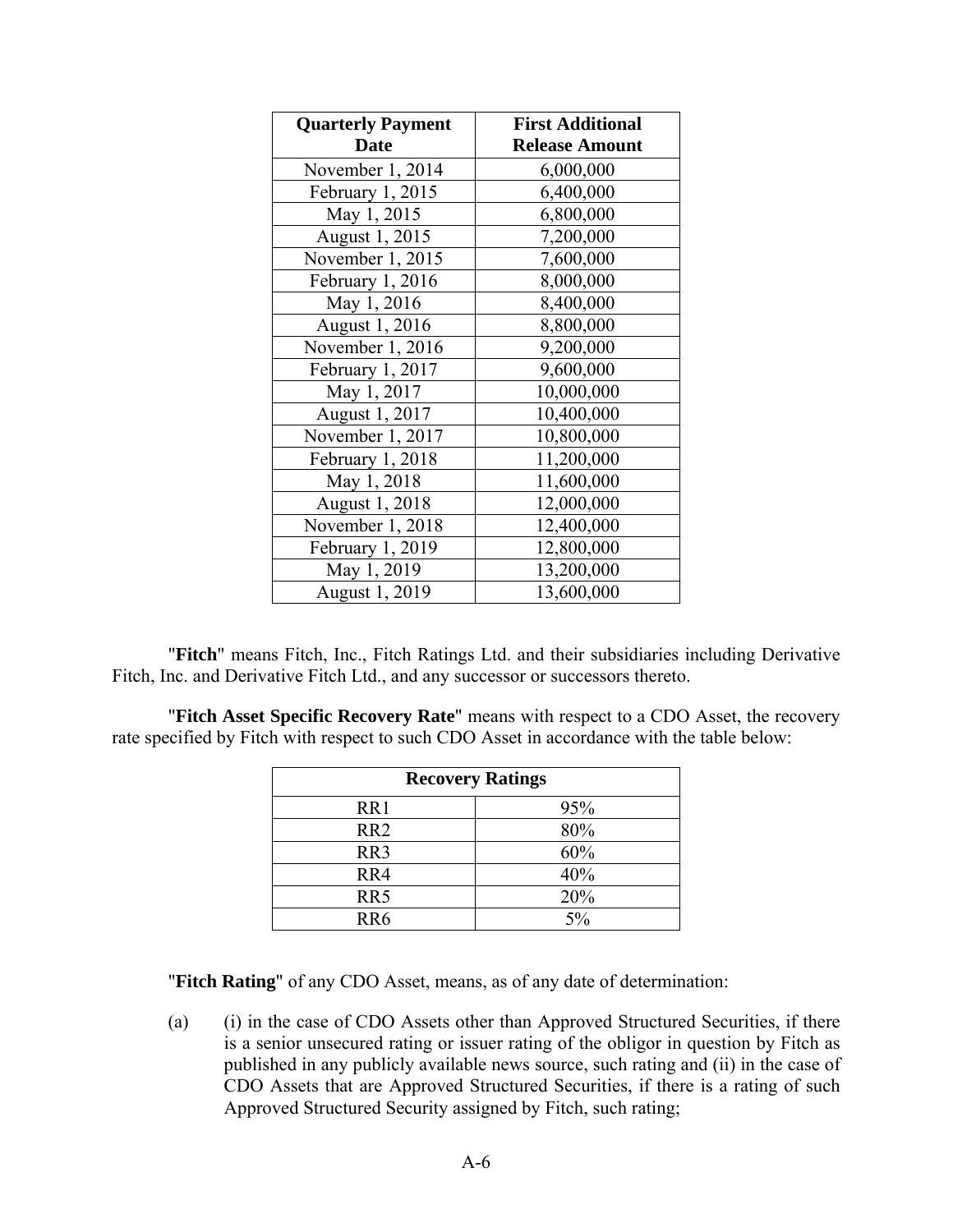| Quarterly Payment Date | First Additional Release Amount |
|---|---|
| November 1, 2014 | 6,000,000 |
| February 1, 2015 | 6,400,000 |
| May 1, 2015 | 6,800,000 |
| August 1, 2015 | 7,200,000 |
| November 1, 2015 | 7,600,000 |
| February 1, 2016 | 8,000,000 |
| May 1, 2016 | 8,400,000 |
| August 1, 2016 | 8,800,000 |
| November 1, 2016 | 9,200,000 |
| February 1, 2017 | 9,600,000 |
| May 1, 2017 | 10,000,000 |
| August 1, 2017 | 10,400,000 |
| November 1, 2017 | 10,800,000 |
| February 1, 2018 | 11,200,000 |
| May 1, 2018 | 11,600,000 |
| August 1, 2018 | 12,000,000 |
| November 1, 2018 | 12,400,000 |
| February 1, 2019 | 12,800,000 |
| May 1, 2019 | 13,200,000 |
| August 1, 2019 | 13,600,000 |

"**Fitch**" means Fitch, Inc., Fitch Ratings Ltd. and their subsidiaries including Derivative Fitch, Inc. and Derivative Fitch Ltd., and any successor or successors thereto.

"**Fitch Asset Specific Recovery Rate**" means with respect to a CDO Asset, the recovery rate specified by Fitch with respect to such CDO Asset in accordance with the table below:

| Recovery Ratings | |
|---|---|
| RR1 | 95% |
| RR2 | 80% |
| RR3 | 60% |
| RR4 | 40% |
| RR5 | 20% |
| RR6 | 5% |

"**Fitch Rating**" of any CDO Asset, means, as of any date of determination:

(a) (i) in the case of CDO Assets other than Approved Structured Securities, if there is a senior unsecured rating or issuer rating of the obligor in question by Fitch as published in any publicly available news source, such rating and (ii) in the case of CDO Assets that are Approved Structured Securities, if there is a rating of such Approved Structured Security assigned by Fitch, such rating;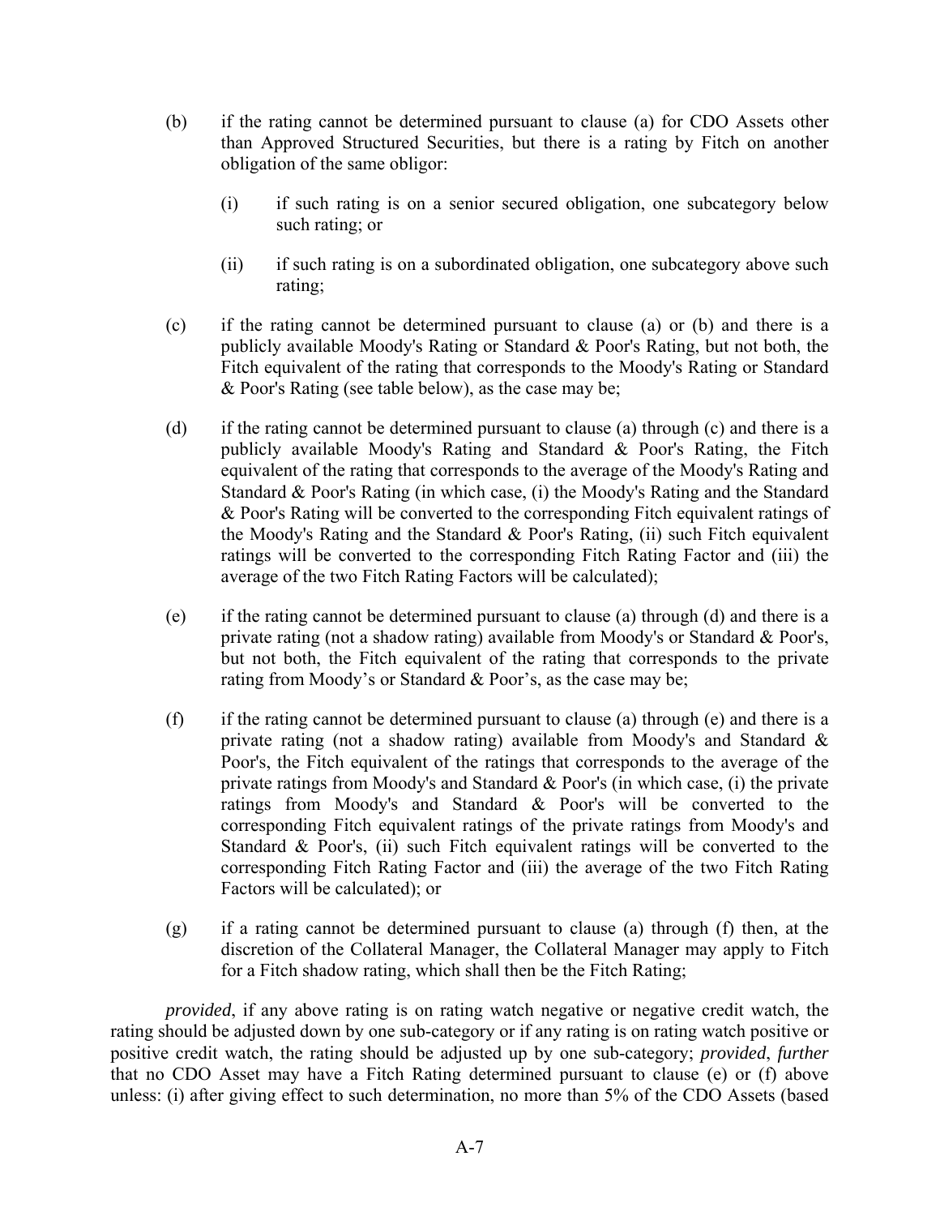(b) if the rating cannot be determined pursuant to clause (a) for CDO Assets other than Approved Structured Securities, but there is a rating by Fitch on another obligation of the same obligor:

   (i) if such rating is on a senior secured obligation, one subcategory below such rating; or

   (ii) if such rating is on a subordinated obligation, one subcategory above such rating;

(c) if the rating cannot be determined pursuant to clause (a) or (b) and there is a publicly available Moody's Rating or Standard & Poor's Rating, but not both, the Fitch equivalent of the rating that corresponds to the Moody's Rating or Standard & Poor's Rating (see table below), as the case may be;

(d) if the rating cannot be determined pursuant to clause (a) through (c) and there is a publicly available Moody's Rating and Standard & Poor's Rating, the Fitch equivalent of the rating that corresponds to the average of the Moody's Rating and Standard & Poor's Rating (in which case, (i) the Moody's Rating and the Standard & Poor's Rating will be converted to the corresponding Fitch equivalent ratings of the Moody's Rating and the Standard & Poor's Rating, (ii) such Fitch equivalent ratings will be converted to the corresponding Fitch Rating Factor and (iii) the average of the two Fitch Rating Factors will be calculated);

(e) if the rating cannot be determined pursuant to clause (a) through (d) and there is a private rating (not a shadow rating) available from Moody's or Standard & Poor's, but not both, the Fitch equivalent of the rating that corresponds to the private rating from Moody's or Standard & Poor's, as the case may be;

(f) if the rating cannot be determined pursuant to clause (a) through (e) and there is a private rating (not a shadow rating) available from Moody's and Standard & Poor's, the Fitch equivalent of the ratings that corresponds to the average of the private ratings from Moody's and Standard & Poor's (in which case, (i) the private ratings from Moody's and Standard & Poor's will be converted to the corresponding Fitch equivalent ratings of the private ratings from Moody's and Standard & Poor's, (ii) such Fitch equivalent ratings will be converted to the corresponding Fitch Rating Factor and (iii) the average of the two Fitch Rating Factors will be calculated); or

(g) if a rating cannot be determined pursuant to clause (a) through (f) then, at the discretion of the Collateral Manager, the Collateral Manager may apply to Fitch for a Fitch shadow rating, which shall then be the Fitch Rating;

*provided*, if any above rating is on rating watch negative or negative credit watch, the rating should be adjusted down by one sub-category or if any rating is on rating watch positive or positive credit watch, the rating should be adjusted up by one sub-category; *provided*, *further* that no CDO Asset may have a Fitch Rating determined pursuant to clause (e) or (f) above unless: (i) after giving effect to such determination, no more than 5% of the CDO Assets (based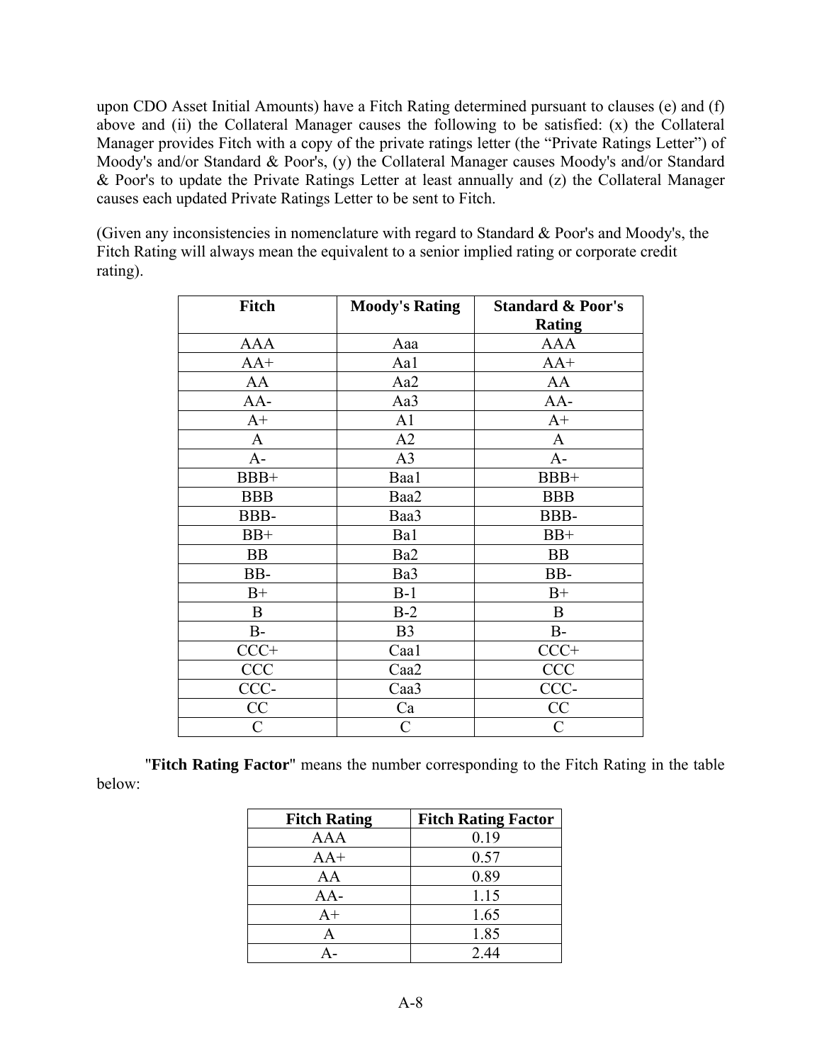upon CDO Asset Initial Amounts) have a Fitch Rating determined pursuant to clauses (e) and (f) above and (ii) the Collateral Manager causes the following to be satisfied: (x) the Collateral Manager provides Fitch with a copy of the private ratings letter (the "Private Ratings Letter") of Moody's and/or Standard & Poor's, (y) the Collateral Manager causes Moody's and/or Standard & Poor's to update the Private Ratings Letter at least annually and (z) the Collateral Manager causes each updated Private Ratings Letter to be sent to Fitch.

(Given any inconsistencies in nomenclature with regard to Standard & Poor's and Moody's, the Fitch Rating will always mean the equivalent to a senior implied rating or corporate credit rating).

| Fitch | Moody's Rating | Standard & Poor's Rating |
|---|---|---|
| AAA | Aaa | AAA |
| AA+ | Aa1 | AA+ |
| AA | Aa2 | AA |
| AA- | Aa3 | AA- |
| A+ | A1 | A+ |
| A | A2 | A |
| A- | A3 | A- |
| BBB+ | Baa1 | BBB+ |
| BBB | Baa2 | BBB |
| BBB- | Baa3 | BBB- |
| BB+ | Ba1 | BB+ |
| BB | Ba2 | BB |
| BB- | Ba3 | BB- |
| B+ | B-1 | B+ |
| B | B-2 | B |
| B- | B3 | B- |
| CCC+ | Caa1 | CCC+ |
| CCC | Caa2 | CCC |
| CCC- | Caa3 | CCC- |
| CC | Ca | CC |
| C | C | C |

"**Fitch Rating Factor**" means the number corresponding to the Fitch Rating in the table below:

| Fitch Rating | Fitch Rating Factor |
|---|---|
| AAA | 0.19 |
| AA+ | 0.57 |
| AA | 0.89 |
| AA- | 1.15 |
| A+ | 1.65 |
| A | 1.85 |
| A- | 2.44 |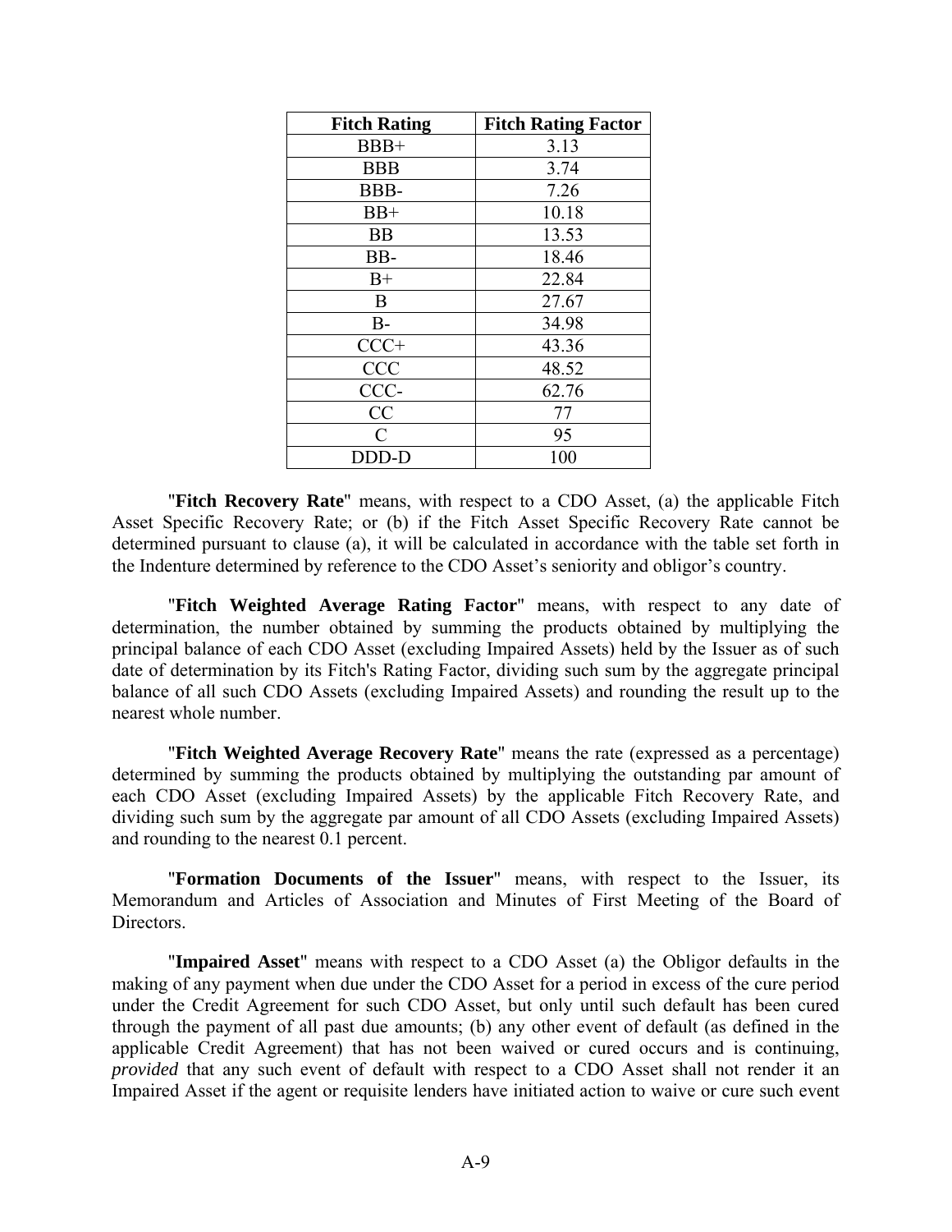| Fitch Rating | Fitch Rating Factor |
|---|---|
| BBB+ | 3.13 |
| BBB | 3.74 |
| BBB- | 7.26 |
| BB+ | 10.18 |
| BB | 13.53 |
| BB- | 18.46 |
| B+ | 22.84 |
| B | 27.67 |
| B- | 34.98 |
| CCC+ | 43.36 |
| CCC | 48.52 |
| CCC- | 62.76 |
| CC | 77 |
| C | 95 |
| DDD-D | 100 |

"**Fitch Recovery Rate**" means, with respect to a CDO Asset, (a) the applicable Fitch Asset Specific Recovery Rate; or (b) if the Fitch Asset Specific Recovery Rate cannot be determined pursuant to clause (a), it will be calculated in accordance with the table set forth in the Indenture determined by reference to the CDO Asset's seniority and obligor's country.

"**Fitch Weighted Average Rating Factor**" means, with respect to any date of determination, the number obtained by summing the products obtained by multiplying the principal balance of each CDO Asset (excluding Impaired Assets) held by the Issuer as of such date of determination by its Fitch's Rating Factor, dividing such sum by the aggregate principal balance of all such CDO Assets (excluding Impaired Assets) and rounding the result up to the nearest whole number.

"**Fitch Weighted Average Recovery Rate**" means the rate (expressed as a percentage) determined by summing the products obtained by multiplying the outstanding par amount of each CDO Asset (excluding Impaired Assets) by the applicable Fitch Recovery Rate, and dividing such sum by the aggregate par amount of all CDO Assets (excluding Impaired Assets) and rounding to the nearest 0.1 percent.

"**Formation Documents of the Issuer**" means, with respect to the Issuer, its Memorandum and Articles of Association and Minutes of First Meeting of the Board of Directors.

"**Impaired Asset**" means with respect to a CDO Asset (a) the Obligor defaults in the making of any payment when due under the CDO Asset for a period in excess of the cure period under the Credit Agreement for such CDO Asset, but only until such default has been cured through the payment of all past due amounts; (b) any other event of default (as defined in the applicable Credit Agreement) that has not been waived or cured occurs and is continuing, *provided* that any such event of default with respect to a CDO Asset shall not render it an Impaired Asset if the agent or requisite lenders have initiated action to waive or cure such event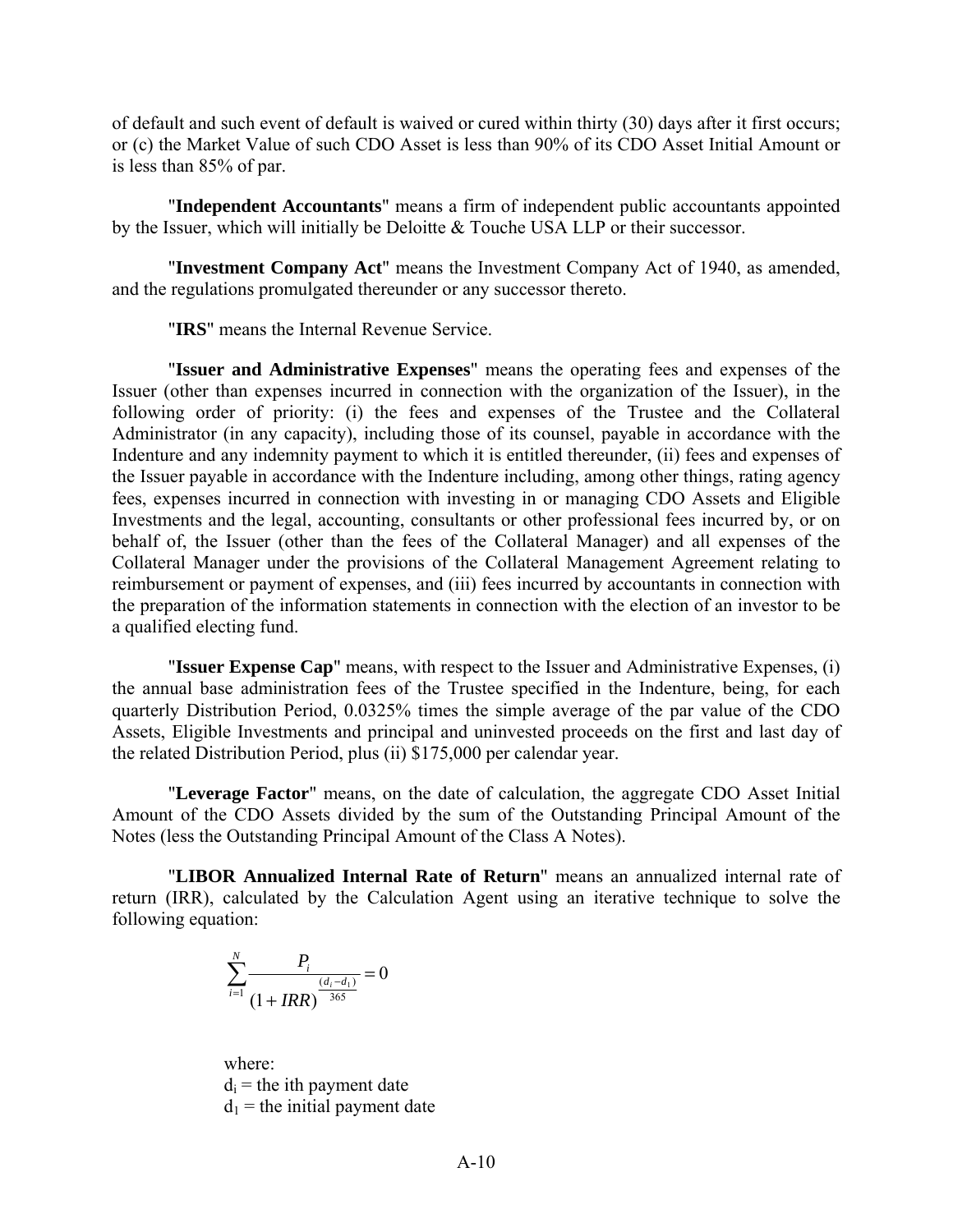of default and such event of default is waived or cured within thirty (30) days after it first occurs; or (c) the Market Value of such CDO Asset is less than 90% of its CDO Asset Initial Amount or is less than 85% of par.

"**Independent Accountants**" means a firm of independent public accountants appointed by the Issuer, which will initially be Deloitte & Touche USA LLP or their successor.

"**Investment Company Act**" means the Investment Company Act of 1940, as amended, and the regulations promulgated thereunder or any successor thereto.

"**IRS**" means the Internal Revenue Service.

"**Issuer and Administrative Expenses**" means the operating fees and expenses of the Issuer (other than expenses incurred in connection with the organization of the Issuer), in the following order of priority: (i) the fees and expenses of the Trustee and the Collateral Administrator (in any capacity), including those of its counsel, payable in accordance with the Indenture and any indemnity payment to which it is entitled thereunder, (ii) fees and expenses of the Issuer payable in accordance with the Indenture including, among other things, rating agency fees, expenses incurred in connection with investing in or managing CDO Assets and Eligible Investments and the legal, accounting, consultants or other professional fees incurred by, or on behalf of, the Issuer (other than the fees of the Collateral Manager) and all expenses of the Collateral Manager under the provisions of the Collateral Management Agreement relating to reimbursement or payment of expenses, and (iii) fees incurred by accountants in connection with the preparation of the information statements in connection with the election of an investor to be a qualified electing fund.

"**Issuer Expense Cap**" means, with respect to the Issuer and Administrative Expenses, (i) the annual base administration fees of the Trustee specified in the Indenture, being, for each quarterly Distribution Period, 0.0325% times the simple average of the par value of the CDO Assets, Eligible Investments and principal and uninvested proceeds on the first and last day of the related Distribution Period, plus (ii) $175,000 per calendar year.

"**Leverage Factor**" means, on the date of calculation, the aggregate CDO Asset Initial Amount of the CDO Assets divided by the sum of the Outstanding Principal Amount of the Notes (less the Outstanding Principal Amount of the Class A Notes).

"**LIBOR Annualized Internal Rate of Return**" means an annualized internal rate of return (IRR), calculated by the Calculation Agent using an iterative technique to solve the following equation:

$$\sum_{i=1}^{N} \frac{P_i}{(1+IRR)^{\frac{(d_i - d_1)}{365}}} = 0$$

where:
$d_i$ = the ith payment date
$d_1$ = the initial payment date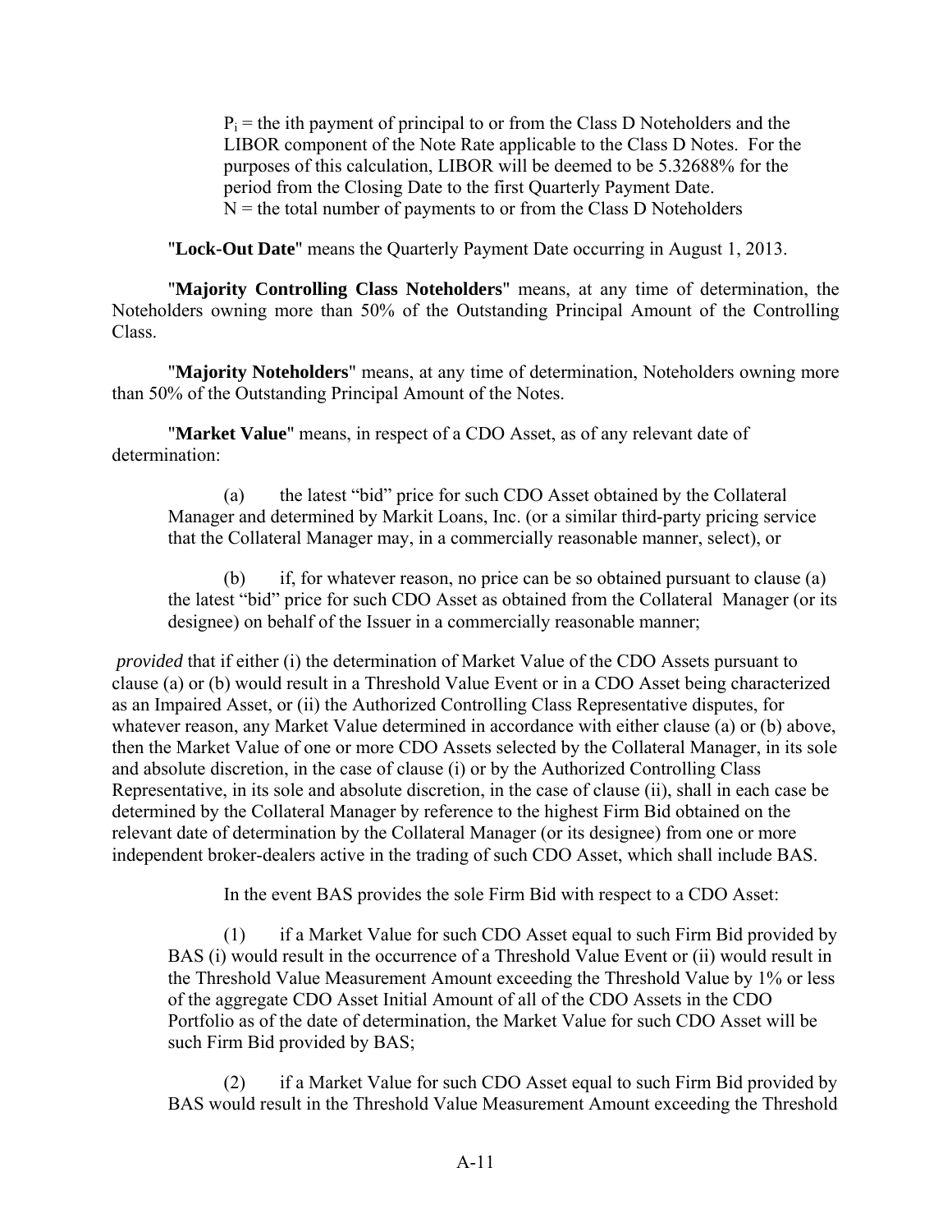$P_i$ = the ith payment of principal to or from the Class D Noteholders and the LIBOR component of the Note Rate applicable to the Class D Notes. For the purposes of this calculation, LIBOR will be deemed to be 5.32688% for the period from the Closing Date to the first Quarterly Payment Date.
N = the total number of payments to or from the Class D Noteholders

"**Lock-Out Date**" means the Quarterly Payment Date occurring in August 1, 2013.

"**Majority Controlling Class Noteholders**" means, at any time of determination, the Noteholders owning more than 50% of the Outstanding Principal Amount of the Controlling Class.

"**Majority Noteholders**" means, at any time of determination, Noteholders owning more than 50% of the Outstanding Principal Amount of the Notes.

"**Market Value**" means, in respect of a CDO Asset, as of any relevant date of determination:

(a) the latest "bid" price for such CDO Asset obtained by the Collateral Manager and determined by Markit Loans, Inc. (or a similar third-party pricing service that the Collateral Manager may, in a commercially reasonable manner, select), or

(b) if, for whatever reason, no price can be so obtained pursuant to clause (a) the latest "bid" price for such CDO Asset as obtained from the Collateral Manager (or its designee) on behalf of the Issuer in a commercially reasonable manner;

*provided* that if either (i) the determination of Market Value of the CDO Assets pursuant to clause (a) or (b) would result in a Threshold Value Event or in a CDO Asset being characterized as an Impaired Asset, or (ii) the Authorized Controlling Class Representative disputes, for whatever reason, any Market Value determined in accordance with either clause (a) or (b) above, then the Market Value of one or more CDO Assets selected by the Collateral Manager, in its sole and absolute discretion, in the case of clause (i) or by the Authorized Controlling Class Representative, in its sole and absolute discretion, in the case of clause (ii), shall in each case be determined by the Collateral Manager by reference to the highest Firm Bid obtained on the relevant date of determination by the Collateral Manager (or its designee) from one or more independent broker-dealers active in the trading of such CDO Asset, which shall include BAS.

In the event BAS provides the sole Firm Bid with respect to a CDO Asset:

(1) if a Market Value for such CDO Asset equal to such Firm Bid provided by BAS (i) would result in the occurrence of a Threshold Value Event or (ii) would result in the Threshold Value Measurement Amount exceeding the Threshold Value by 1% or less of the aggregate CDO Asset Initial Amount of all of the CDO Assets in the CDO Portfolio as of the date of determination, the Market Value for such CDO Asset will be such Firm Bid provided by BAS;

(2) if a Market Value for such CDO Asset equal to such Firm Bid provided by BAS would result in the Threshold Value Measurement Amount exceeding the Threshold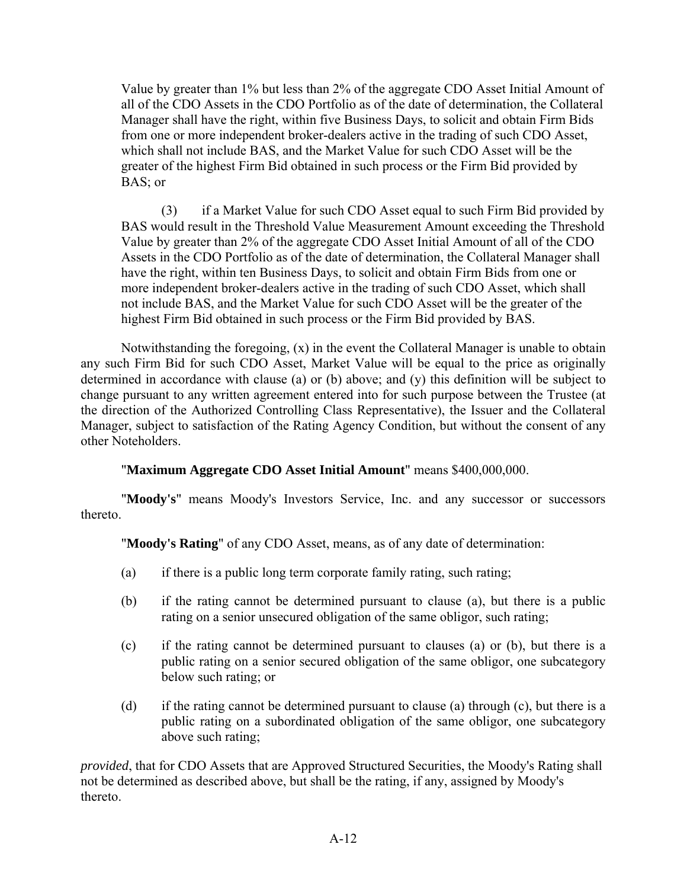Value by greater than 1% but less than 2% of the aggregate CDO Asset Initial Amount of all of the CDO Assets in the CDO Portfolio as of the date of determination, the Collateral Manager shall have the right, within five Business Days, to solicit and obtain Firm Bids from one or more independent broker-dealers active in the trading of such CDO Asset, which shall not include BAS, and the Market Value for such CDO Asset will be the greater of the highest Firm Bid obtained in such process or the Firm Bid provided by BAS; or

(3) if a Market Value for such CDO Asset equal to such Firm Bid provided by BAS would result in the Threshold Value Measurement Amount exceeding the Threshold Value by greater than 2% of the aggregate CDO Asset Initial Amount of all of the CDO Assets in the CDO Portfolio as of the date of determination, the Collateral Manager shall have the right, within ten Business Days, to solicit and obtain Firm Bids from one or more independent broker-dealers active in the trading of such CDO Asset, which shall not include BAS, and the Market Value for such CDO Asset will be the greater of the highest Firm Bid obtained in such process or the Firm Bid provided by BAS.

Notwithstanding the foregoing, (x) in the event the Collateral Manager is unable to obtain any such Firm Bid for such CDO Asset, Market Value will be equal to the price as originally determined in accordance with clause (a) or (b) above; and (y) this definition will be subject to change pursuant to any written agreement entered into for such purpose between the Trustee (at the direction of the Authorized Controlling Class Representative), the Issuer and the Collateral Manager, subject to satisfaction of the Rating Agency Condition, but without the consent of any other Noteholders.

"**Maximum Aggregate CDO Asset Initial Amount**" means $400,000,000.

"**Moody's**" means Moody's Investors Service, Inc. and any successor or successors thereto.

"**Moody's Rating**" of any CDO Asset, means, as of any date of determination:

(a) if there is a public long term corporate family rating, such rating;

(b) if the rating cannot be determined pursuant to clause (a), but there is a public rating on a senior unsecured obligation of the same obligor, such rating;

(c) if the rating cannot be determined pursuant to clauses (a) or (b), but there is a public rating on a senior secured obligation of the same obligor, one subcategory below such rating; or

(d) if the rating cannot be determined pursuant to clause (a) through (c), but there is a public rating on a subordinated obligation of the same obligor, one subcategory above such rating;

*provided*, that for CDO Assets that are Approved Structured Securities, the Moody's Rating shall not be determined as described above, but shall be the rating, if any, assigned by Moody's thereto.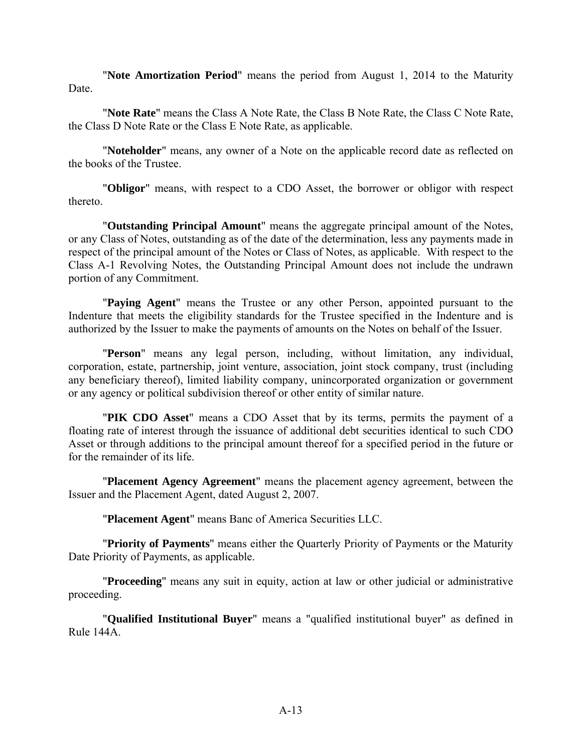"**Note Amortization Period**" means the period from August 1, 2014 to the Maturity Date.

"**Note Rate**" means the Class A Note Rate, the Class B Note Rate, the Class C Note Rate, the Class D Note Rate or the Class E Note Rate, as applicable.

"**Noteholder**" means, any owner of a Note on the applicable record date as reflected on the books of the Trustee.

"**Obligor**" means, with respect to a CDO Asset, the borrower or obligor with respect thereto.

"**Outstanding Principal Amount**" means the aggregate principal amount of the Notes, or any Class of Notes, outstanding as of the date of the determination, less any payments made in respect of the principal amount of the Notes or Class of Notes, as applicable. With respect to the Class A-1 Revolving Notes, the Outstanding Principal Amount does not include the undrawn portion of any Commitment.

"**Paying Agent**" means the Trustee or any other Person, appointed pursuant to the Indenture that meets the eligibility standards for the Trustee specified in the Indenture and is authorized by the Issuer to make the payments of amounts on the Notes on behalf of the Issuer.

"**Person**" means any legal person, including, without limitation, any individual, corporation, estate, partnership, joint venture, association, joint stock company, trust (including any beneficiary thereof), limited liability company, unincorporated organization or government or any agency or political subdivision thereof or other entity of similar nature.

"**PIK CDO Asset**" means a CDO Asset that by its terms, permits the payment of a floating rate of interest through the issuance of additional debt securities identical to such CDO Asset or through additions to the principal amount thereof for a specified period in the future or for the remainder of its life.

"**Placement Agency Agreement**" means the placement agency agreement, between the Issuer and the Placement Agent, dated August 2, 2007.

"**Placement Agent**" means Banc of America Securities LLC.

"**Priority of Payments**" means either the Quarterly Priority of Payments or the Maturity Date Priority of Payments, as applicable.

"**Proceeding**" means any suit in equity, action at law or other judicial or administrative proceeding.

"**Qualified Institutional Buyer**" means a "qualified institutional buyer" as defined in Rule 144A.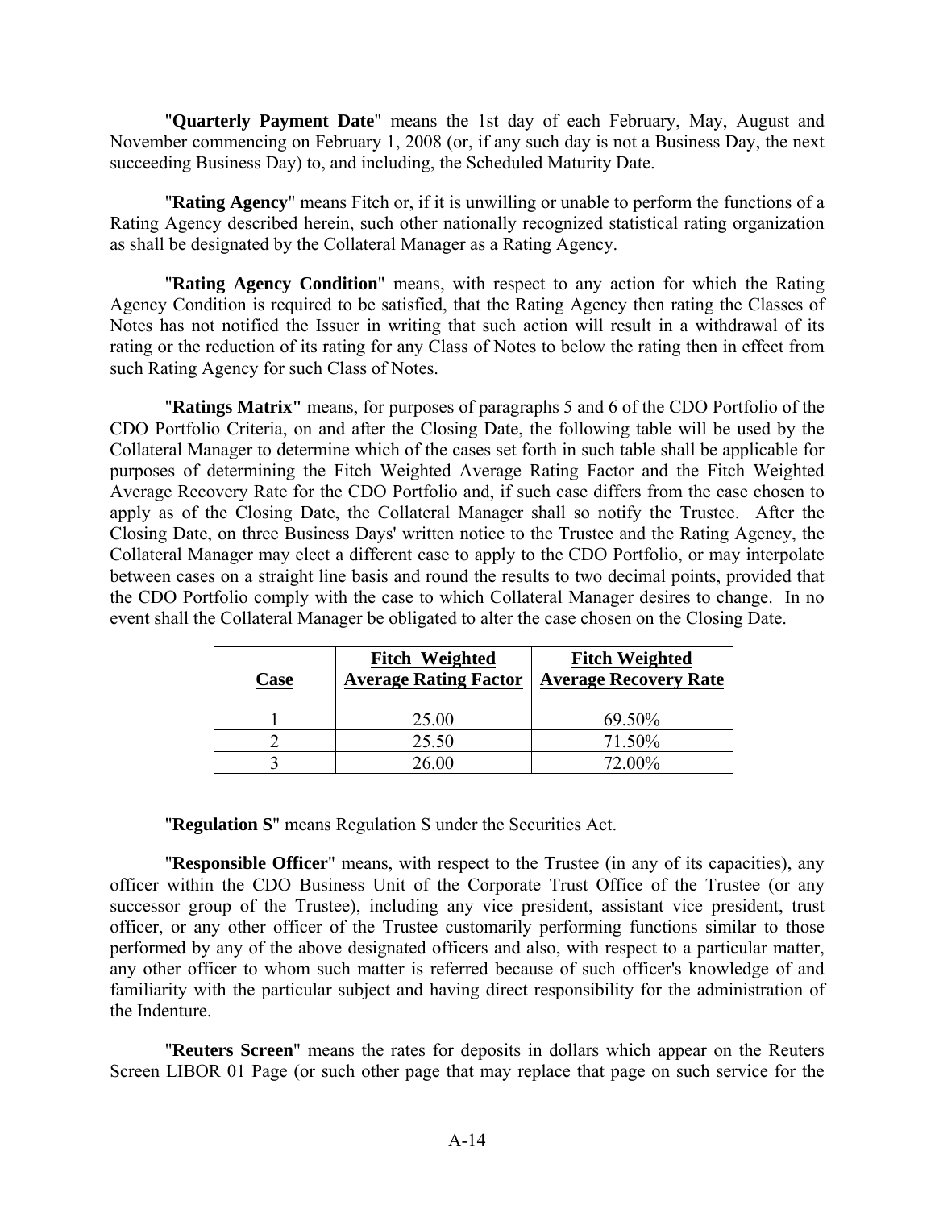"**Quarterly Payment Date**" means the 1st day of each February, May, August and November commencing on February 1, 2008 (or, if any such day is not a Business Day, the next succeeding Business Day) to, and including, the Scheduled Maturity Date.

"**Rating Agency**" means Fitch or, if it is unwilling or unable to perform the functions of a Rating Agency described herein, such other nationally recognized statistical rating organization as shall be designated by the Collateral Manager as a Rating Agency.

"**Rating Agency Condition**" means, with respect to any action for which the Rating Agency Condition is required to be satisfied, that the Rating Agency then rating the Classes of Notes has not notified the Issuer in writing that such action will result in a withdrawal of its rating or the reduction of its rating for any Class of Notes to below the rating then in effect from such Rating Agency for such Class of Notes.

"**Ratings Matrix**" means, for purposes of paragraphs 5 and 6 of the CDO Portfolio of the CDO Portfolio Criteria, on and after the Closing Date, the following table will be used by the Collateral Manager to determine which of the cases set forth in such table shall be applicable for purposes of determining the Fitch Weighted Average Rating Factor and the Fitch Weighted Average Recovery Rate for the CDO Portfolio and, if such case differs from the case chosen to apply as of the Closing Date, the Collateral Manager shall so notify the Trustee. After the Closing Date, on three Business Days' written notice to the Trustee and the Rating Agency, the Collateral Manager may elect a different case to apply to the CDO Portfolio, or may interpolate between cases on a straight line basis and round the results to two decimal points, provided that the CDO Portfolio comply with the case to which Collateral Manager desires to change. In no event shall the Collateral Manager be obligated to alter the case chosen on the Closing Date.

| Case | Fitch Weighted Average Rating Factor | Fitch Weighted Average Recovery Rate |
|---|---|---|
| 1 | 25.00 | 69.50% |
| 2 | 25.50 | 71.50% |
| 3 | 26.00 | 72.00% |

"**Regulation S**" means Regulation S under the Securities Act.

"**Responsible Officer**" means, with respect to the Trustee (in any of its capacities), any officer within the CDO Business Unit of the Corporate Trust Office of the Trustee (or any successor group of the Trustee), including any vice president, assistant vice president, trust officer, or any other officer of the Trustee customarily performing functions similar to those performed by any of the above designated officers and also, with respect to a particular matter, any other officer to whom such matter is referred because of such officer's knowledge of and familiarity with the particular subject and having direct responsibility for the administration of the Indenture.

"**Reuters Screen**" means the rates for deposits in dollars which appear on the Reuters Screen LIBOR 01 Page (or such other page that may replace that page on such service for the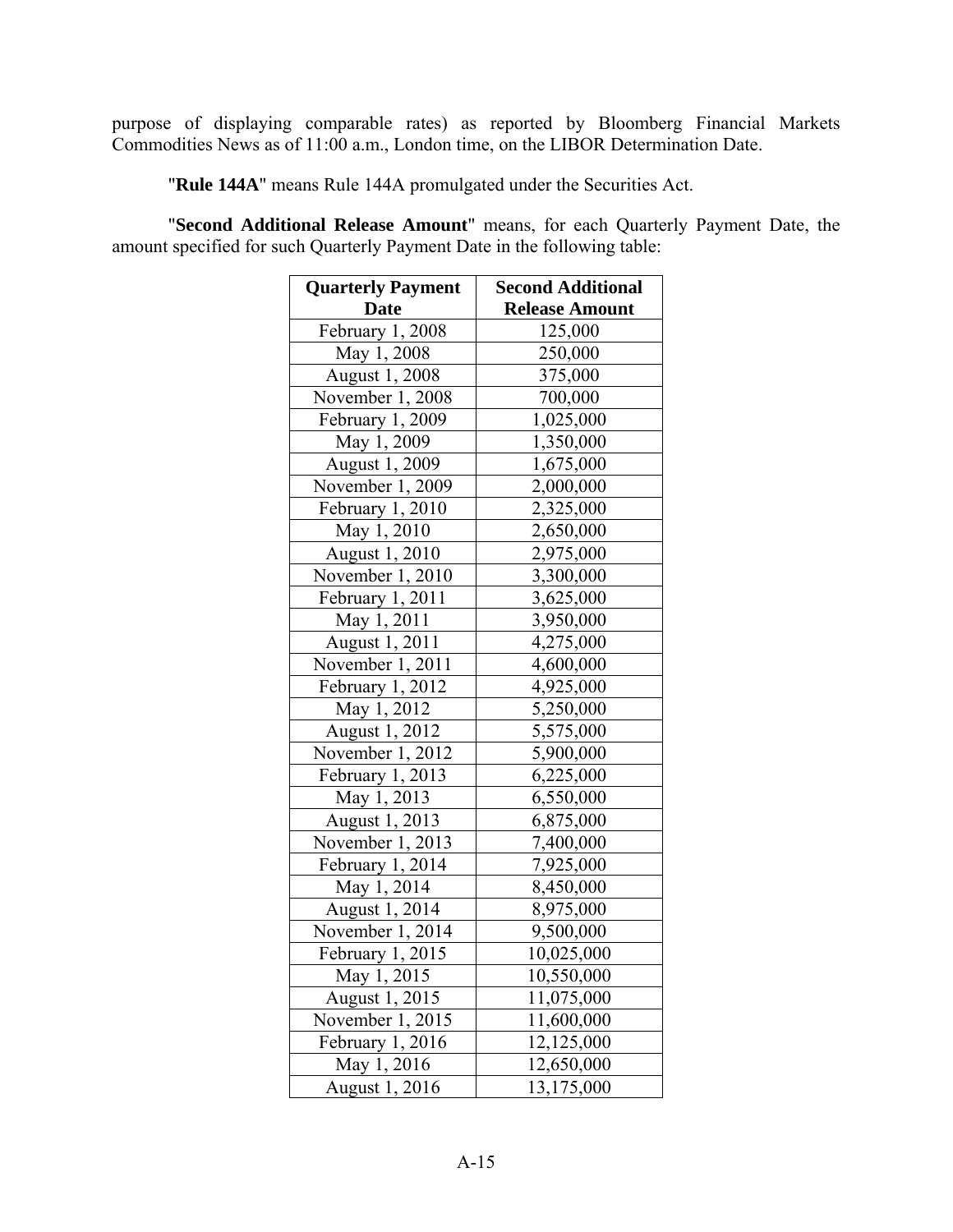purpose of displaying comparable rates) as reported by Bloomberg Financial Markets Commodities News as of 11:00 a.m., London time, on the LIBOR Determination Date.

"**Rule 144A**" means Rule 144A promulgated under the Securities Act.

"**Second Additional Release Amount**" means, for each Quarterly Payment Date, the amount specified for such Quarterly Payment Date in the following table:

| Quarterly Payment Date | Second Additional Release Amount |
|---|---|
| February 1, 2008 | 125,000 |
| May 1, 2008 | 250,000 |
| August 1, 2008 | 375,000 |
| November 1, 2008 | 700,000 |
| February 1, 2009 | 1,025,000 |
| May 1, 2009 | 1,350,000 |
| August 1, 2009 | 1,675,000 |
| November 1, 2009 | 2,000,000 |
| February 1, 2010 | 2,325,000 |
| May 1, 2010 | 2,650,000 |
| August 1, 2010 | 2,975,000 |
| November 1, 2010 | 3,300,000 |
| February 1, 2011 | 3,625,000 |
| May 1, 2011 | 3,950,000 |
| August 1, 2011 | 4,275,000 |
| November 1, 2011 | 4,600,000 |
| February 1, 2012 | 4,925,000 |
| May 1, 2012 | 5,250,000 |
| August 1, 2012 | 5,575,000 |
| November 1, 2012 | 5,900,000 |
| February 1, 2013 | 6,225,000 |
| May 1, 2013 | 6,550,000 |
| August 1, 2013 | 6,875,000 |
| November 1, 2013 | 7,400,000 |
| February 1, 2014 | 7,925,000 |
| May 1, 2014 | 8,450,000 |
| August 1, 2014 | 8,975,000 |
| November 1, 2014 | 9,500,000 |
| February 1, 2015 | 10,025,000 |
| May 1, 2015 | 10,550,000 |
| August 1, 2015 | 11,075,000 |
| November 1, 2015 | 11,600,000 |
| February 1, 2016 | 12,125,000 |
| May 1, 2016 | 12,650,000 |
| August 1, 2016 | 13,175,000 |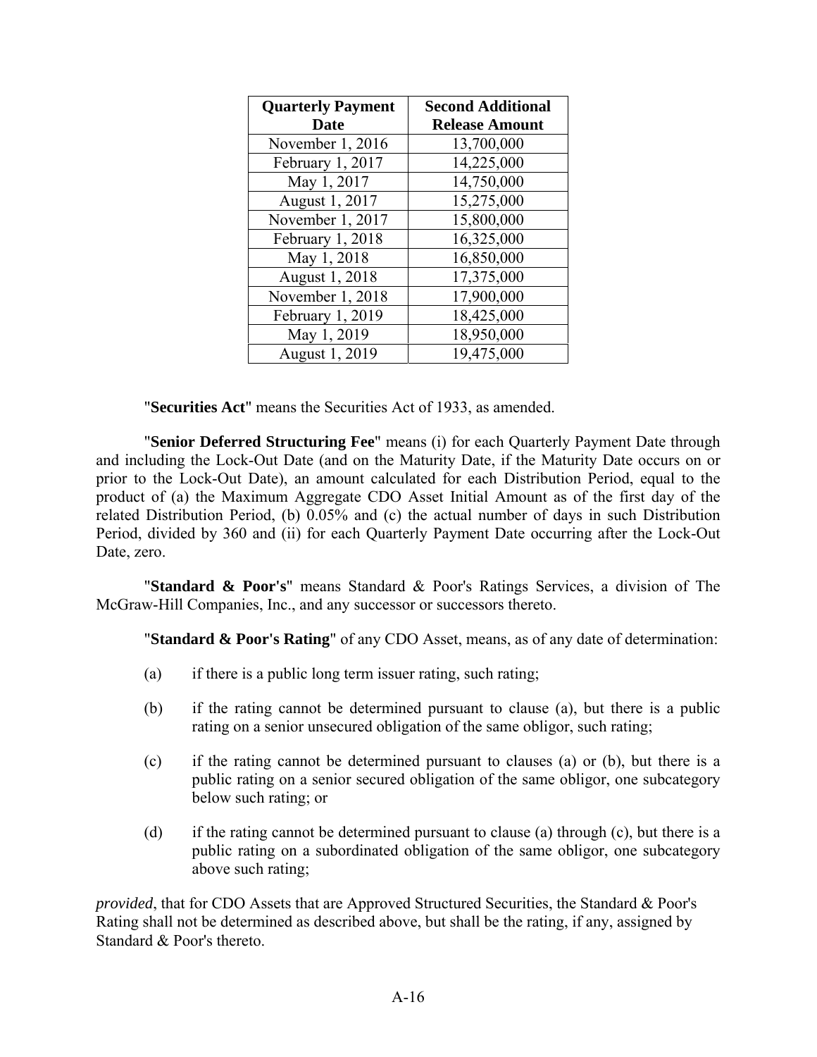| Quarterly Payment Date | Second Additional Release Amount |
|---|---|
| November 1, 2016 | 13,700,000 |
| February 1, 2017 | 14,225,000 |
| May 1, 2017 | 14,750,000 |
| August 1, 2017 | 15,275,000 |
| November 1, 2017 | 15,800,000 |
| February 1, 2018 | 16,325,000 |
| May 1, 2018 | 16,850,000 |
| August 1, 2018 | 17,375,000 |
| November 1, 2018 | 17,900,000 |
| February 1, 2019 | 18,425,000 |
| May 1, 2019 | 18,950,000 |
| August 1, 2019 | 19,475,000 |

"**Securities Act**" means the Securities Act of 1933, as amended.

"**Senior Deferred Structuring Fee**" means (i) for each Quarterly Payment Date through and including the Lock-Out Date (and on the Maturity Date, if the Maturity Date occurs on or prior to the Lock-Out Date), an amount calculated for each Distribution Period, equal to the product of (a) the Maximum Aggregate CDO Asset Initial Amount as of the first day of the related Distribution Period, (b) 0.05% and (c) the actual number of days in such Distribution Period, divided by 360 and (ii) for each Quarterly Payment Date occurring after the Lock-Out Date, zero.

"**Standard & Poor's**" means Standard & Poor's Ratings Services, a division of The McGraw-Hill Companies, Inc., and any successor or successors thereto.

"**Standard & Poor's Rating**" of any CDO Asset, means, as of any date of determination:

(a) if there is a public long term issuer rating, such rating;

(b) if the rating cannot be determined pursuant to clause (a), but there is a public rating on a senior unsecured obligation of the same obligor, such rating;

(c) if the rating cannot be determined pursuant to clauses (a) or (b), but there is a public rating on a senior secured obligation of the same obligor, one subcategory below such rating; or

(d) if the rating cannot be determined pursuant to clause (a) through (c), but there is a public rating on a subordinated obligation of the same obligor, one subcategory above such rating;

*provided*, that for CDO Assets that are Approved Structured Securities, the Standard & Poor's Rating shall not be determined as described above, but shall be the rating, if any, assigned by Standard & Poor's thereto.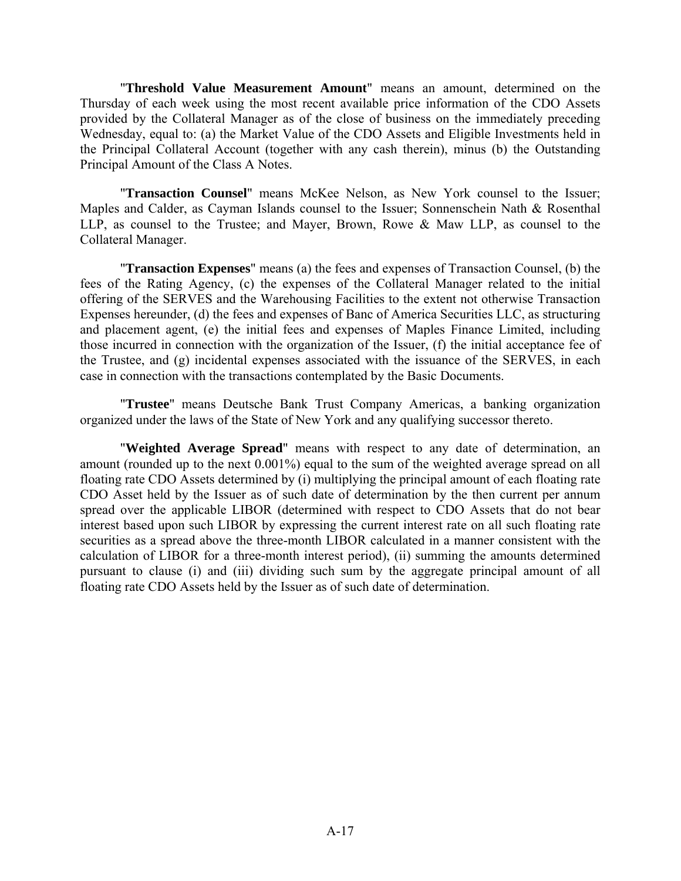"**Threshold Value Measurement Amount**" means an amount, determined on the Thursday of each week using the most recent available price information of the CDO Assets provided by the Collateral Manager as of the close of business on the immediately preceding Wednesday, equal to: (a) the Market Value of the CDO Assets and Eligible Investments held in the Principal Collateral Account (together with any cash therein), minus (b) the Outstanding Principal Amount of the Class A Notes.

"**Transaction Counsel**" means McKee Nelson, as New York counsel to the Issuer; Maples and Calder, as Cayman Islands counsel to the Issuer; Sonnenschein Nath & Rosenthal LLP, as counsel to the Trustee; and Mayer, Brown, Rowe & Maw LLP, as counsel to the Collateral Manager.

"**Transaction Expenses**" means (a) the fees and expenses of Transaction Counsel, (b) the fees of the Rating Agency, (c) the expenses of the Collateral Manager related to the initial offering of the SERVES and the Warehousing Facilities to the extent not otherwise Transaction Expenses hereunder, (d) the fees and expenses of Banc of America Securities LLC, as structuring and placement agent, (e) the initial fees and expenses of Maples Finance Limited, including those incurred in connection with the organization of the Issuer, (f) the initial acceptance fee of the Trustee, and (g) incidental expenses associated with the issuance of the SERVES, in each case in connection with the transactions contemplated by the Basic Documents.

"**Trustee**" means Deutsche Bank Trust Company Americas, a banking organization organized under the laws of the State of New York and any qualifying successor thereto.

"**Weighted Average Spread**" means with respect to any date of determination, an amount (rounded up to the next 0.001%) equal to the sum of the weighted average spread on all floating rate CDO Assets determined by (i) multiplying the principal amount of each floating rate CDO Asset held by the Issuer as of such date of determination by the then current per annum spread over the applicable LIBOR (determined with respect to CDO Assets that do not bear interest based upon such LIBOR by expressing the current interest rate on all such floating rate securities as a spread above the three-month LIBOR calculated in a manner consistent with the calculation of LIBOR for a three-month interest period), (ii) summing the amounts determined pursuant to clause (i) and (iii) dividing such sum by the aggregate principal amount of all floating rate CDO Assets held by the Issuer as of such date of determination.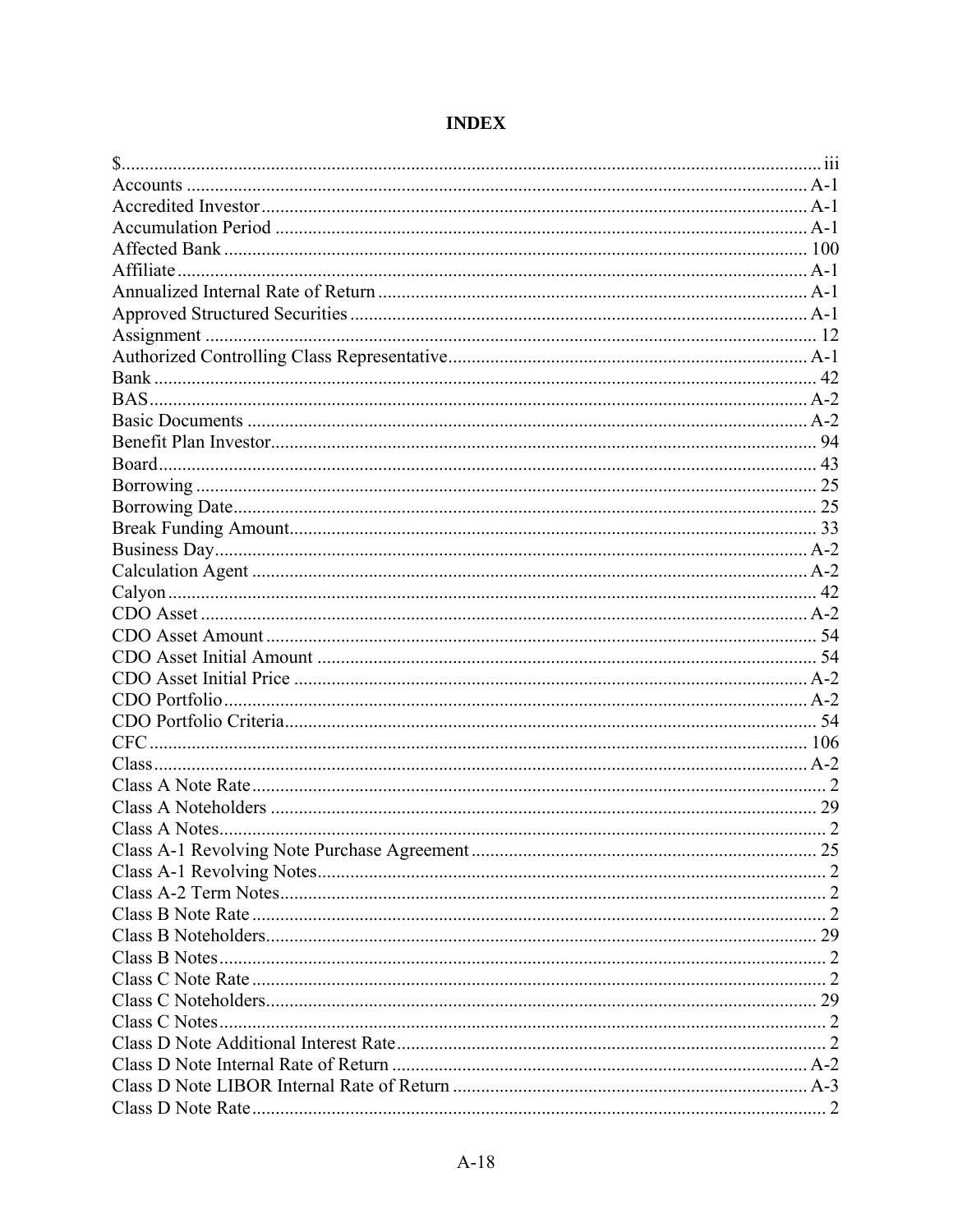# INDEX

$ .... iii
Accounts .... A-1
Accredited Investor .... A-1
Accumulation Period .... A-1
Affected Bank .... 100
Affiliate .... A-1
Annualized Internal Rate of Return .... A-1
Approved Structured Securities .... A-1
Assignment .... 12
Authorized Controlling Class Representative .... A-1
Bank .... 42
BAS .... A-2
Basic Documents .... A-2
Benefit Plan Investor .... 94
Board .... 43
Borrowing .... 25
Borrowing Date .... 25
Break Funding Amount .... 33
Business Day .... A-2
Calculation Agent .... A-2
Calyon .... 42
CDO Asset .... A-2
CDO Asset Amount .... 54
CDO Asset Initial Amount .... 54
CDO Asset Initial Price .... A-2
CDO Portfolio .... A-2
CDO Portfolio Criteria .... 54
CFC .... 106
Class .... A-2
Class A Note Rate .... 2
Class A Noteholders .... 29
Class A Notes .... 2
Class A-1 Revolving Note Purchase Agreement .... 25
Class A-1 Revolving Notes .... 2
Class A-2 Term Notes .... 2
Class B Note Rate .... 2
Class B Noteholders .... 29
Class B Notes .... 2
Class C Note Rate .... 2
Class C Noteholders .... 29
Class C Notes .... 2
Class D Note Additional Interest Rate .... 2
Class D Note Internal Rate of Return .... A-2
Class D Note LIBOR Internal Rate of Return .... A-3
Class D Note Rate .... 2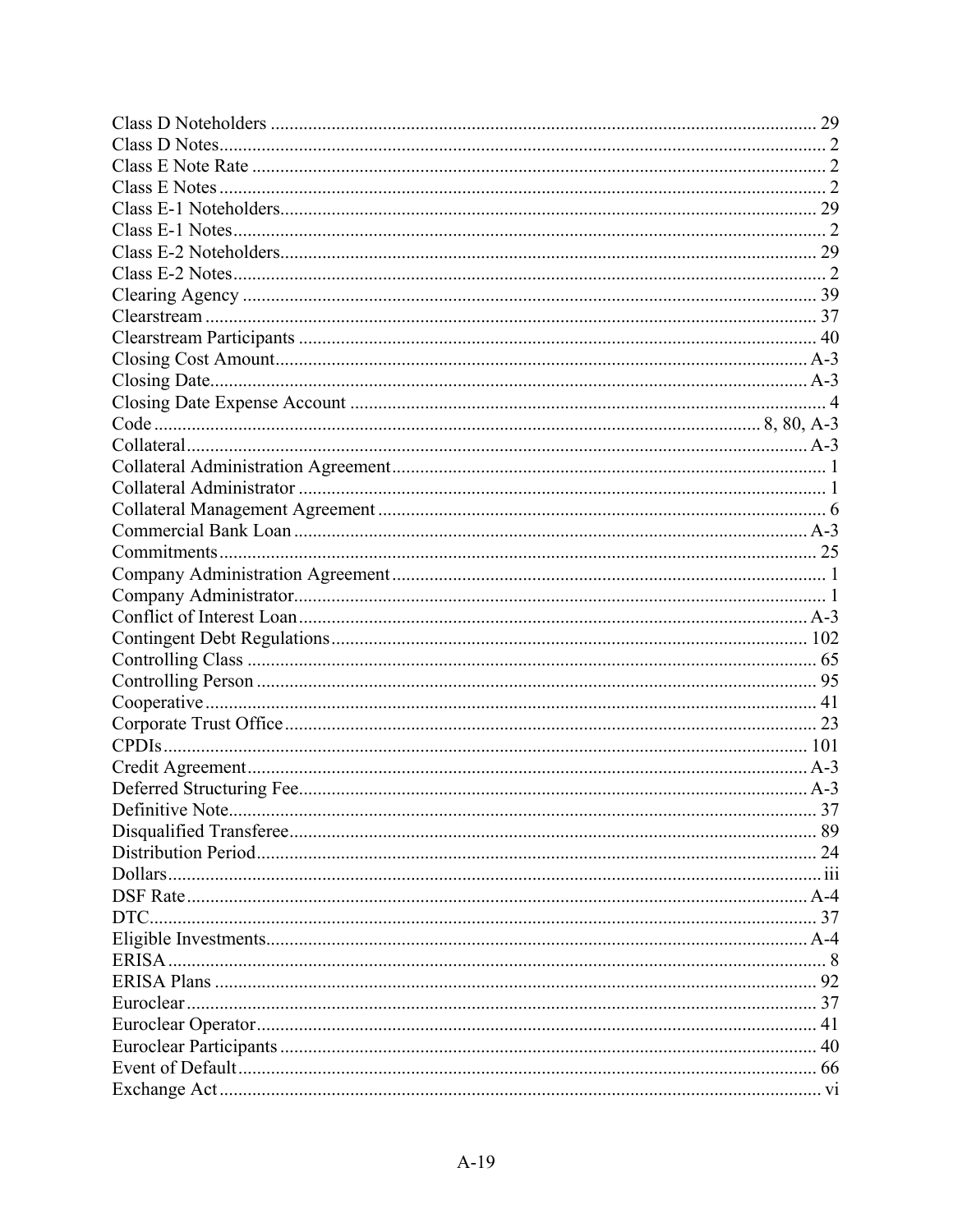Class D Noteholders .................................................................................................................... 29
Class D Notes................................................................................................................................ 2
Class E Note Rate .......................................................................................................................... 2
Class E Notes ................................................................................................................................ 2
Class E-1 Noteholders.................................................................................................................. 29
Class E-1 Notes.............................................................................................................................. 2
Class E-2 Noteholders.................................................................................................................. 29
Class E-2 Notes.............................................................................................................................. 2
Clearing Agency .......................................................................................................................... 39
Clearstream .................................................................................................................................. 37
Clearstream Participants .............................................................................................................. 40
Closing Cost Amount................................................................................................................. A-3
Closing Date............................................................................................................................... A-3
Closing Date Expense Account .................................................................................................... 4
Code ............................................................................................................................ 8, 80, A-3
Collateral.................................................................................................................................... A-3
Collateral Administration Agreement............................................................................................ 1
Collateral Administrator ................................................................................................................ 1
Collateral Management Agreement ............................................................................................... 6
Commercial Bank Loan ............................................................................................................. A-3
Commitments .............................................................................................................................. 25
Company Administration Agreement ........................................................................................... 1
Company Administrator................................................................................................................. 1
Conflict of Interest Loan ............................................................................................................ A-3
Contingent Debt Regulations ..................................................................................................... 102
Controlling Class ......................................................................................................................... 65
Controlling Person ....................................................................................................................... 95
Cooperative ................................................................................................................................. 41
Corporate Trust Office ................................................................................................................. 23
CPDIs......................................................................................................................................... 101
Credit Agreement....................................................................................................................... A-3
Deferred Structuring Fee............................................................................................................ A-3
Definitive Note............................................................................................................................. 37
Disqualified Transferee................................................................................................................ 89
Distribution Period....................................................................................................................... 24
Dollars.......................................................................................................................................... iii
DSF Rate .................................................................................................................................... A-4
DTC............................................................................................................................................. 37
Eligible Investments................................................................................................................... A-4
ERISA ........................................................................................................................................... 8
ERISA Plans ................................................................................................................................ 92
Euroclear ..................................................................................................................................... 37
Euroclear Operator....................................................................................................................... 41
Euroclear Participants .................................................................................................................. 40
Event of Default........................................................................................................................... 66
Exchange Act ............................................................................................................................... vi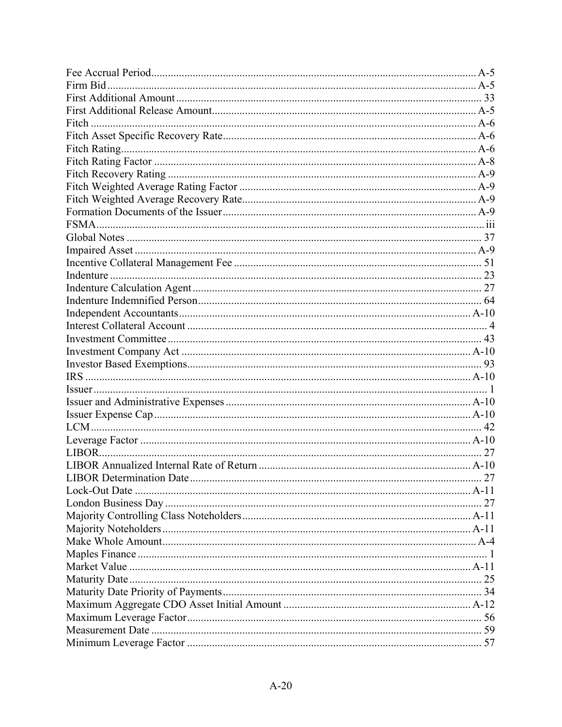Fee Accrual Period ........ A-5
Firm Bid ........ A-5
First Additional Amount ........ 33
First Additional Release Amount ........ A-5
Fitch ........ A-6
Fitch Asset Specific Recovery Rate ........ A-6
Fitch Rating ........ A-6
Fitch Rating Factor ........ A-8
Fitch Recovery Rating ........ A-9
Fitch Weighted Average Rating Factor ........ A-9
Fitch Weighted Average Recovery Rate ........ A-9
Formation Documents of the Issuer ........ A-9
FSMA ........ iii
Global Notes ........ 37
Impaired Asset ........ A-9
Incentive Collateral Management Fee ........ 51
Indenture ........ 23
Indenture Calculation Agent ........ 27
Indenture Indemnified Person ........ 64
Independent Accountants ........ A-10
Interest Collateral Account ........ 4
Investment Committee ........ 43
Investment Company Act ........ A-10
Investor Based Exemptions ........ 93
IRS ........ A-10
Issuer ........ 1
Issuer and Administrative Expenses ........ A-10
Issuer Expense Cap ........ A-10
LCM ........ 42
Leverage Factor ........ A-10
LIBOR ........ 27
LIBOR Annualized Internal Rate of Return ........ A-10
LIBOR Determination Date ........ 27
Lock-Out Date ........ A-11
London Business Day ........ 27
Majority Controlling Class Noteholders ........ A-11
Majority Noteholders ........ A-11
Make Whole Amount ........ A-4
Maples Finance ........ 1
Market Value ........ A-11
Maturity Date ........ 25
Maturity Date Priority of Payments ........ 34
Maximum Aggregate CDO Asset Initial Amount ........ A-12
Maximum Leverage Factor ........ 56
Measurement Date ........ 59
Minimum Leverage Factor ........ 57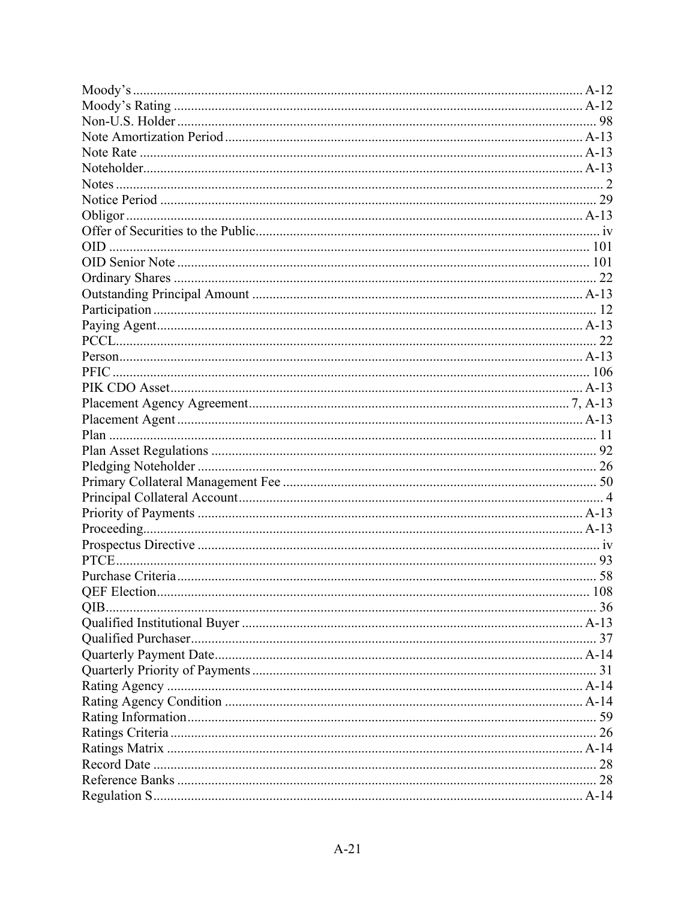Moody's ........................................................................................................................ A-12
Moody's Rating ............................................................................................................. A-12
Non-U.S. Holder .............................................................................................................. 98
Note Amortization Period ............................................................................................. A-13
Note Rate ...................................................................................................................... A-13
Noteholder..................................................................................................................... A-13
Notes ................................................................................................................................. 2
Notice Period .................................................................................................................... 29
Obligor .......................................................................................................................... A-13
Offer of Securities to the Public........................................................................................ iv
OID ................................................................................................................................. 101
OID Senior Note ............................................................................................................. 101
Ordinary Shares ................................................................................................................ 22
Outstanding Principal Amount ..................................................................................... A-13
Participation ...................................................................................................................... 12
Paying Agent.................................................................................................................. A-13
PCCL................................................................................................................................. 22
Person............................................................................................................................. A-13
PFIC ................................................................................................................................ 106
PIK CDO Asset.............................................................................................................. A-13
Placement Agency Agreement................................................................................... 7, A-13
Placement Agent ............................................................................................................ A-13
Plan ................................................................................................................................... 11
Plan Asset Regulations ..................................................................................................... 92
Pledging Noteholder ......................................................................................................... 26
Primary Collateral Management Fee ................................................................................ 50
Principal Collateral Account................................................................................................ 4
Priority of Payments ...................................................................................................... A-13
Proceeding...................................................................................................................... A-13
Prospectus Directive ......................................................................................................... iv
PTCE................................................................................................................................. 93
Purchase Criteria ............................................................................................................... 58
QEF Election................................................................................................................... 108
QIB.................................................................................................................................... 36
Qualified Institutional Buyer ......................................................................................... A-13
Qualified Purchaser........................................................................................................... 37
Quarterly Payment Date.................................................................................................. A-14
Quarterly Priority of Payments ......................................................................................... 31
Rating Agency ............................................................................................................... A-14
Rating Agency Condition ............................................................................................... A-14
Rating Information............................................................................................................ 59
Ratings Criteria ................................................................................................................. 26
Ratings Matrix ............................................................................................................... A-14
Record Date ...................................................................................................................... 28
Reference Banks ............................................................................................................... 28
Regulation S................................................................................................................... A-14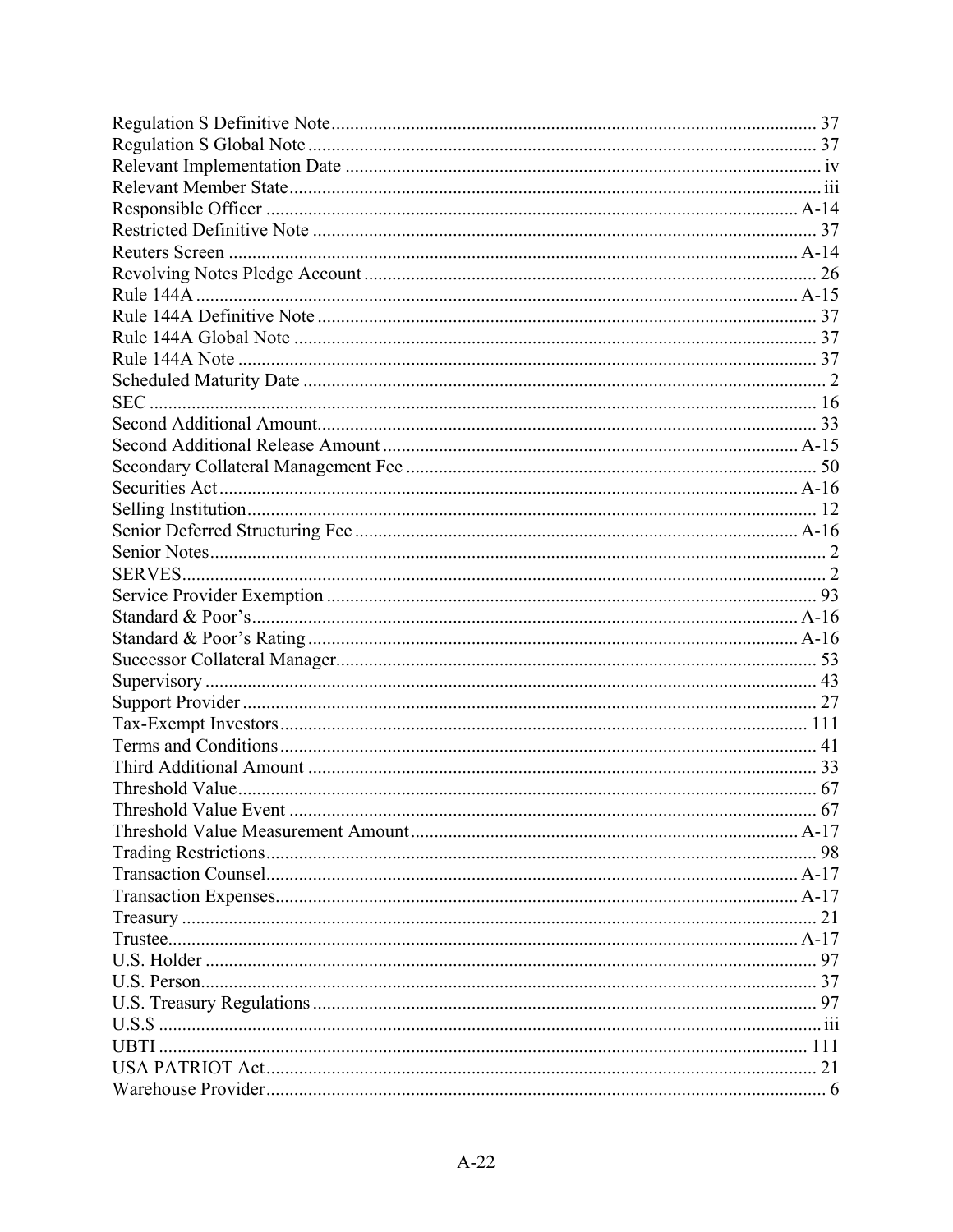Regulation S Definitive Note ........................................ 37
Regulation S Global Note ........................................ 37
Relevant Implementation Date ........................................ iv
Relevant Member State ........................................ iii
Responsible Officer ........................................ A-14
Restricted Definitive Note ........................................ 37
Reuters Screen ........................................ A-14
Revolving Notes Pledge Account ........................................ 26
Rule 144A ........................................ A-15
Rule 144A Definitive Note ........................................ 37
Rule 144A Global Note ........................................ 37
Rule 144A Note ........................................ 37
Scheduled Maturity Date ........................................ 2
SEC ........................................ 16
Second Additional Amount ........................................ 33
Second Additional Release Amount ........................................ A-15
Secondary Collateral Management Fee ........................................ 50
Securities Act ........................................ A-16
Selling Institution ........................................ 12
Senior Deferred Structuring Fee ........................................ A-16
Senior Notes ........................................ 2
SERVES ........................................ 2
Service Provider Exemption ........................................ 93
Standard & Poor's ........................................ A-16
Standard & Poor's Rating ........................................ A-16
Successor Collateral Manager ........................................ 53
Supervisory ........................................ 43
Support Provider ........................................ 27
Tax-Exempt Investors ........................................ 111
Terms and Conditions ........................................ 41
Third Additional Amount ........................................ 33
Threshold Value ........................................ 67
Threshold Value Event ........................................ 67
Threshold Value Measurement Amount ........................................ A-17
Trading Restrictions ........................................ 98
Transaction Counsel ........................................ A-17
Transaction Expenses ........................................ A-17
Treasury ........................................ 21
Trustee ........................................ A-17
U.S. Holder ........................................ 97
U.S. Person ........................................ 37
U.S. Treasury Regulations ........................................ 97
U.S.$ ........................................ iii
UBTI ........................................ 111
USA PATRIOT Act ........................................ 21
Warehouse Provider ........................................ 6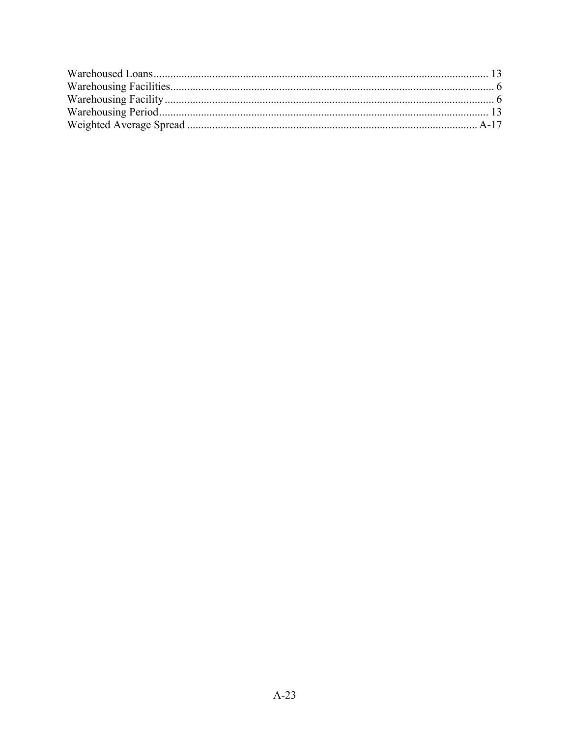Warehoused Loans........................................................................................................................ 13
Warehousing Facilities.................................................................................................................... 6
Warehousing Facility ...................................................................................................................... 6
Warehousing Period...................................................................................................................... 13
Weighted Average Spread ........................................................................................................ A-17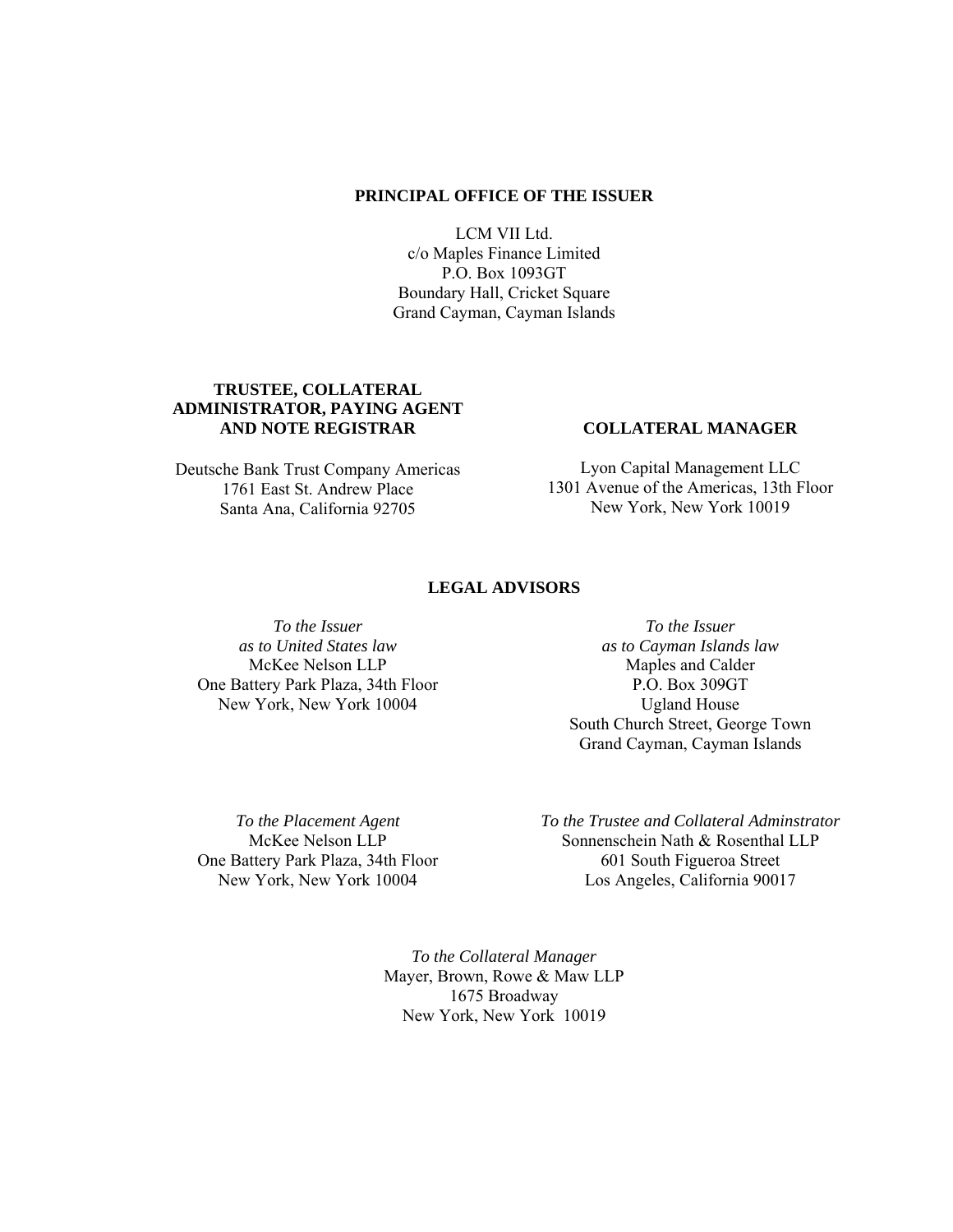**PRINCIPAL OFFICE OF THE ISSUER**

LCM VII Ltd.
c/o Maples Finance Limited
P.O. Box 1093GT
Boundary Hall, Cricket Square
Grand Cayman, Cayman Islands

**TRUSTEE, COLLATERAL ADMINISTRATOR, PAYING AGENT AND NOTE REGISTRAR**

Deutsche Bank Trust Company Americas
1761 East St. Andrew Place
Santa Ana, California 92705

**COLLATERAL MANAGER**

Lyon Capital Management LLC
1301 Avenue of the Americas, 13th Floor
New York, New York 10019

**LEGAL ADVISORS**

*To the Issuer*
*as to United States law*
McKee Nelson LLP
One Battery Park Plaza, 34th Floor
New York, New York 10004

*To the Issuer*
*as to Cayman Islands law*
Maples and Calder
P.O. Box 309GT
Ugland House
South Church Street, George Town
Grand Cayman, Cayman Islands

*To the Placement Agent*
McKee Nelson LLP
One Battery Park Plaza, 34th Floor
New York, New York 10004

*To the Trustee and Collateral Adminstrator*
Sonnenschein Nath & Rosenthal LLP
601 South Figueroa Street
Los Angeles, California 90017

*To the Collateral Manager*
Mayer, Brown, Rowe & Maw LLP
1675 Broadway
New York, New York 10019